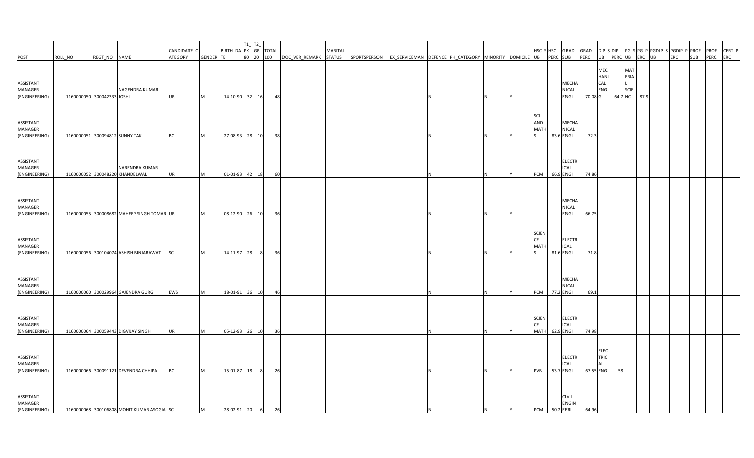| POST | ROLL_NO | REGT_NO | NAME | CANDIDATE_CATEGORY | GENDER | BIRTH_DATE | T1_PK_80 | T2_GR_20 | TOTAL_100 | DOC_VER_REMARK | MARITAL_STATUS | SPORTSPERSON | EX_SERVICEMAN | DEFENCE | PH_CATEGORY | MINORITY | DOMICILE | HSC_SUB | HSC_PERC | GRAD_SUB | GRAD_PERC | DIP_SUB | DIP_PERC | PG_SUB | PG_PERC | PGDIP_SUB | PGDIP_PERC | PROF_SUB | PROF_PERC | CERT_PERC |
|---|---|---|---|---|---|---|---|---|---|---|---|---|---|---|---|---|---|---|---|---|---|---|---|---|---|---|---|---|---|---|
| ASSISTANT MANAGER (ENGINEERING) | 1160000050 | 300042333 | NAGENDRA KUMAR JOSHI | UR | M | 14-10-90 | 32 | 16 | 48 | | | | | N | | N | Y | | | MECHANICAL ENGI | 70.08 | MECHANICAL ENGG | 64.7 | MATERIAL SCIENC | 87.9 | | | | | |
| ASSISTANT MANAGER (ENGINEERING) | 1160000051 | 300094812 | SUNNY TAK | BC | M | 27-08-93 | 28 | 10 | 38 | | | | | N | | N | Y | SCI AND MATHS | 83.6 | MECHANICAL ENGI | 72.3 | | | | | | | | | |
| ASSISTANT MANAGER (ENGINEERING) | 1160000052 | 300048220 | NARENDRA KUMAR KHANDELWAL | UR | M | 01-01-93 | 42 | 18 | 60 | | | | | N | | N | Y | PCM | 66.9 | ELECTRICAL ENGI | 74.86 | | | | | | | | | |
| ASSISTANT MANAGER (ENGINEERING) | 1160000055 | 300008682 | MAHEEP SINGH TOMAR | UR | M | 08-12-90 | 26 | 10 | 36 | | | | | N | | N | Y | | | MECHANICAL ENGI | 66.75 | | | | | | | | | |
| ASSISTANT MANAGER (ENGINEERING) | 1160000056 | 300104074 | ASHISH BINJARAWAT | SC | M | 14-11-97 | 28 | 8 | 36 | | | | | N | | N | Y | SCIENCE MATHS | 81.6 | ELECTRICAL ENGI | 71.8 | | | | | | | | | |
| ASSISTANT MANAGER (ENGINEERING) | 1160000060 | 300029964 | GAJENDRA GURG | EWS | M | 18-01-91 | 36 | 10 | 46 | | | | | N | | N | Y | PCM | 77.2 | MECHANICAL ENGI | 69.1 | | | | | | | | | |
| ASSISTANT MANAGER (ENGINEERING) | 1160000064 | 300059443 | DIGVIJAY SINGH | UR | M | 05-12-93 | 26 | 10 | 36 | | | | | N | | N | Y | SCIENCE MATH | 62.9 | ELECTRICAL ENGI | 74.98 | | | | | | | | | |
| ASSISTANT MANAGER (ENGINEERING) | 1160000066 | 300091121 | DEVENDRA CHHIPA | BC | M | 15-01-87 | 18 | 8 | 26 | | | | | N | | N | Y | PVB | 53.7 | ELECTRICAL ENGI | 67.55 | ELECTRICAL ENG | 58 | | | | | | | |
| ASSISTANT MANAGER (ENGINEERING) | 1160000068 | 300106808 | MOHIT KUMAR ASOGIA | SC | M | 28-02-91 | 20 | 6 | 26 | | | | | N | | N | Y | PCM | 50.2 | CIVIL ENGINEERI | 64.96 | | | | | | | | | |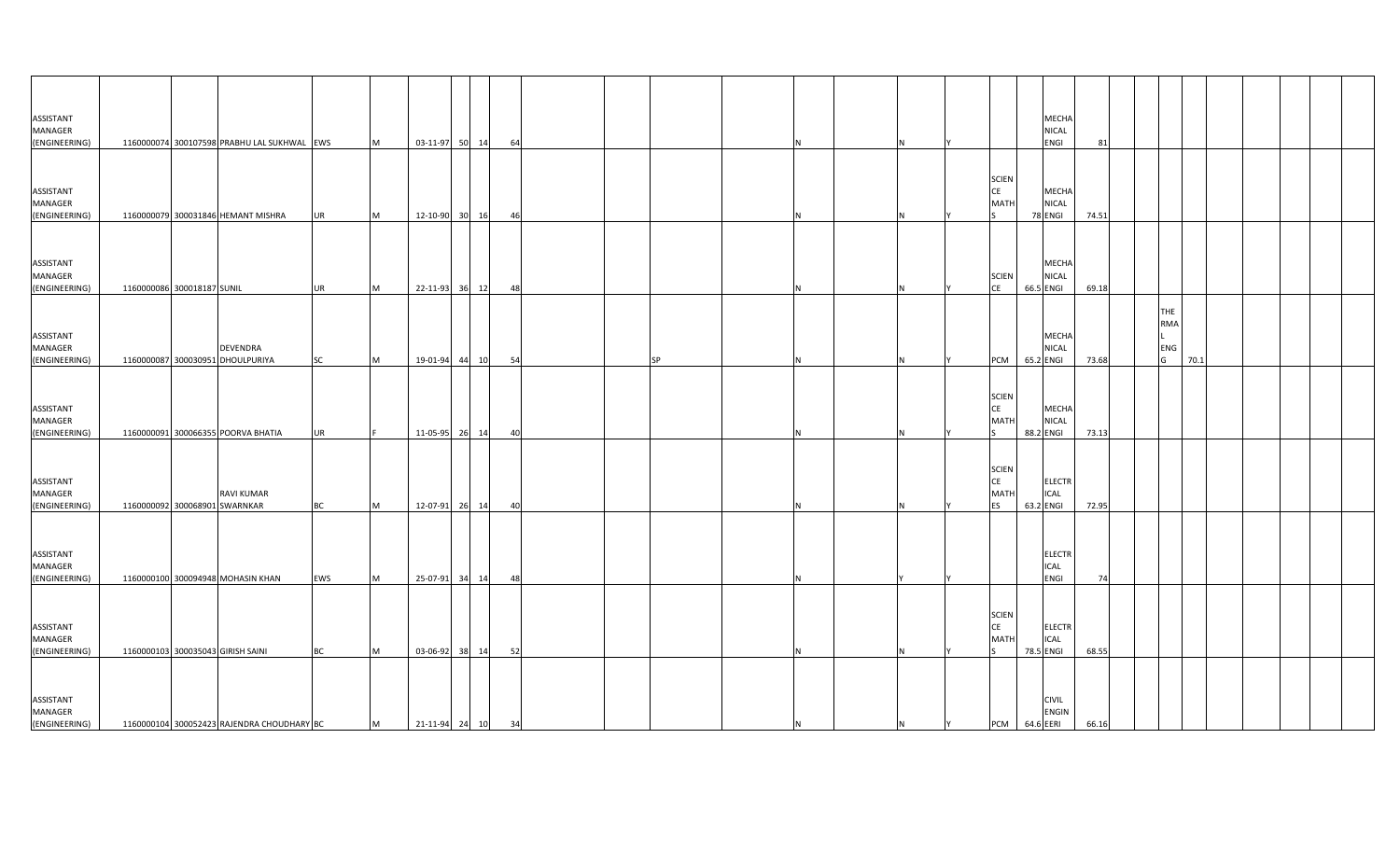| | | | | | | | | | | | | | | | | | | | | | | | | | | | | | |
|---|---|---|---|---|---|---|---|---|---|---|---|---|---|---|---|---|---|---|---|---|---|---|---|---|---|---|---|---|---|
| ASSISTANT MANAGER (ENGINEERING) | 1160000074 | 300107598 | PRABHU LAL SUKHWAL | EWS | M | 03-11-97 | 50 | 14 | 64 | | | | | N | | N | Y | | | MECHANICAL ENGI | 81 | | | | | | | | |
| ASSISTANT MANAGER (ENGINEERING) | 1160000079 | 300031846 | HEMANT MISHRA | UR | M | 12-10-90 | 30 | 16 | 46 | | | | | N | | N | Y | SCIENCE MATHS | 78 | MECHANICAL ENGI | 74.51 | | | | | | | | |
| ASSISTANT MANAGER (ENGINEERING) | 1160000086 | 300018187 | SUNIL | UR | M | 22-11-93 | 36 | 12 | 48 | | | | | N | | N | Y | SCIENCE | 66.5 | MECHANICAL ENGI | 69.18 | | | | | | | | |
| ASSISTANT MANAGER (ENGINEERING) | 1160000087 | 300030951 | DEVENDRA DHOULPURIYA | SC | M | 19-01-94 | 44 | 10 | 54 | | | SP | | N | | N | Y | PCM | 65.2 | MECHANICAL ENGI | 73.68 | | THERMAL ENGG | 70.1 | | | | | |
| ASSISTANT MANAGER (ENGINEERING) | 1160000091 | 300066355 | POORVA BHATIA | UR | F | 11-05-95 | 26 | 14 | 40 | | | | | N | | N | Y | SCIENCE MATHS | 88.2 | MECHANICAL ENGI | 73.13 | | | | | | | | |
| ASSISTANT MANAGER (ENGINEERING) | 1160000092 | 300068901 | RAVI KUMAR SWARNKAR | BC | M | 12-07-91 | 26 | 14 | 40 | | | | | N | | N | Y | SCIENCE MATHES | 63.2 | ELECTRICAL ENGI | 72.95 | | | | | | | | |
| ASSISTANT MANAGER (ENGINEERING) | 1160000100 | 300094948 | MOHASIN KHAN | EWS | M | 25-07-91 | 34 | 14 | 48 | | | | | N | | Y | Y | | | ELECTRICAL ENGI | 74 | | | | | | | | |
| ASSISTANT MANAGER (ENGINEERING) | 1160000103 | 300035043 | GIRISH SAINI | BC | M | 03-06-92 | 38 | 14 | 52 | | | | | N | | N | Y | SCIENCE MATHS | 78.5 | ELECTRICAL ENGI | 68.55 | | | | | | | | |
| ASSISTANT MANAGER (ENGINEERING) | 1160000104 | 300052423 | RAJENDRA CHOUDHARY | BC | M | 21-11-94 | 24 | 10 | 34 | | | | | N | | N | Y | PCM | 64.6 | CIVIL ENGINEERI | 66.16 | | | | | | | | |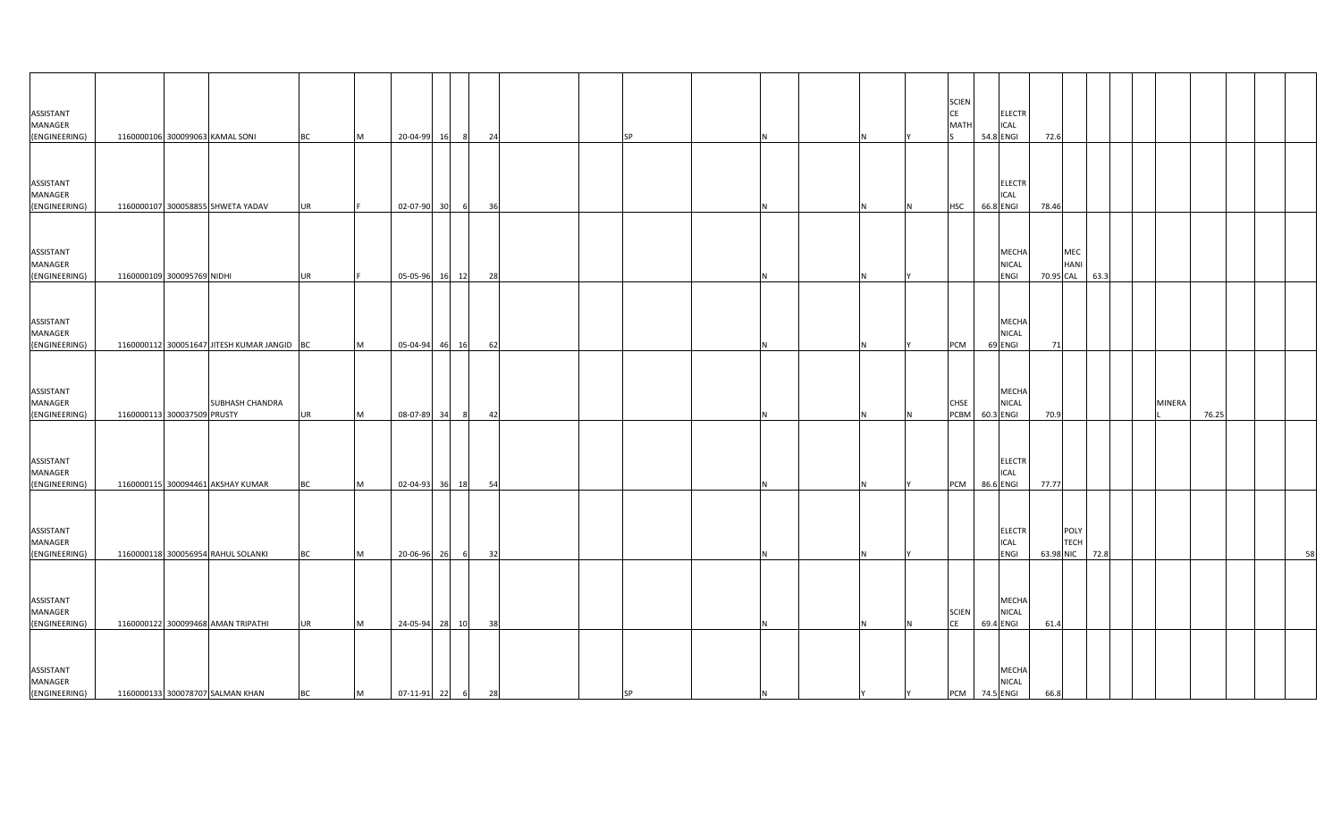| | | | | | | | | | | | | | | | | | | | | | | | | | | | | | | |
|---|---|---|---|---|---|---|---|---|---|---|---|---|---|---|---|---|---|---|---|---|---|---|---|---|---|---|---|---|---|---|
| ASSISTANT MANAGER (ENGINEERING) | 1160000106 | 300099063 | KAMAL SONI | BC | M | 20-04-99 | 16 | 8 | 24 | | | SP | | N | | N | Y | SCIENCE MATHS | 54.8 | ELECTRICAL ENGI | 72.6 | | | | | | | | | |
| ASSISTANT MANAGER (ENGINEERING) | 1160000107 | 300058855 | SHWETA YADAV | UR | F | 02-07-90 | 30 | 6 | 36 | | | | | N | | N | N | HSC | 66.8 | ELECTRICAL ENGI | 78.46 | | | | | | | | | |
| ASSISTANT MANAGER (ENGINEERING) | 1160000109 | 300095769 | NIDHI | UR | F | 05-05-96 | 16 | 12 | 28 | | | | | N | | N | Y | | | MECHANICAL ENGI | 70.95 | MECHANICAL | 63.3 | | | | | | | |
| ASSISTANT MANAGER (ENGINEERING) | 1160000112 | 300051647 | JITESH KUMAR JANGID | BC | M | 05-04-94 | 46 | 16 | 62 | | | | | N | | N | Y | PCM | 69 | MECHANICAL ENGI | 71 | | | | | | | | | |
| ASSISTANT MANAGER (ENGINEERING) | 1160000113 | 300037509 | SUBHASH CHANDRA PRUSTY | UR | M | 08-07-89 | 34 | 8 | 42 | | | | | N | | N | N | CHSE PCBM | 60.3 | MECHANICAL ENGI | 70.9 | | | | | MINERAL | 76.25 | | | |
| ASSISTANT MANAGER (ENGINEERING) | 1160000115 | 300094461 | AKSHAY KUMAR | BC | M | 02-04-93 | 36 | 18 | 54 | | | | | N | | N | Y | PCM | 86.6 | ELECTRICAL ENGI | 77.77 | | | | | | | | | |
| ASSISTANT MANAGER (ENGINEERING) | 1160000118 | 300056954 | RAHUL SOLANKI | BC | M | 20-06-96 | 26 | 6 | 32 | | | | | N | | N | Y | | | ELECTRICAL ENGI | 63.98 | POLYTECHNIC | 72.8 | | | | | | | 58 |
| ASSISTANT MANAGER (ENGINEERING) | 1160000122 | 300099468 | AMAN TRIPATHI | UR | M | 24-05-94 | 28 | 10 | 38 | | | | | N | | N | N | SCIENCE | 69.4 | MECHANICAL ENGI | 61.4 | | | | | | | | | |
| ASSISTANT MANAGER (ENGINEERING) | 1160000133 | 300078707 | SALMAN KHAN | BC | M | 07-11-91 | 22 | 6 | 28 | | | SP | | N | | Y | Y | PCM | 74.5 | MECHANICAL ENGI | 66.8 | | | | | | | | | |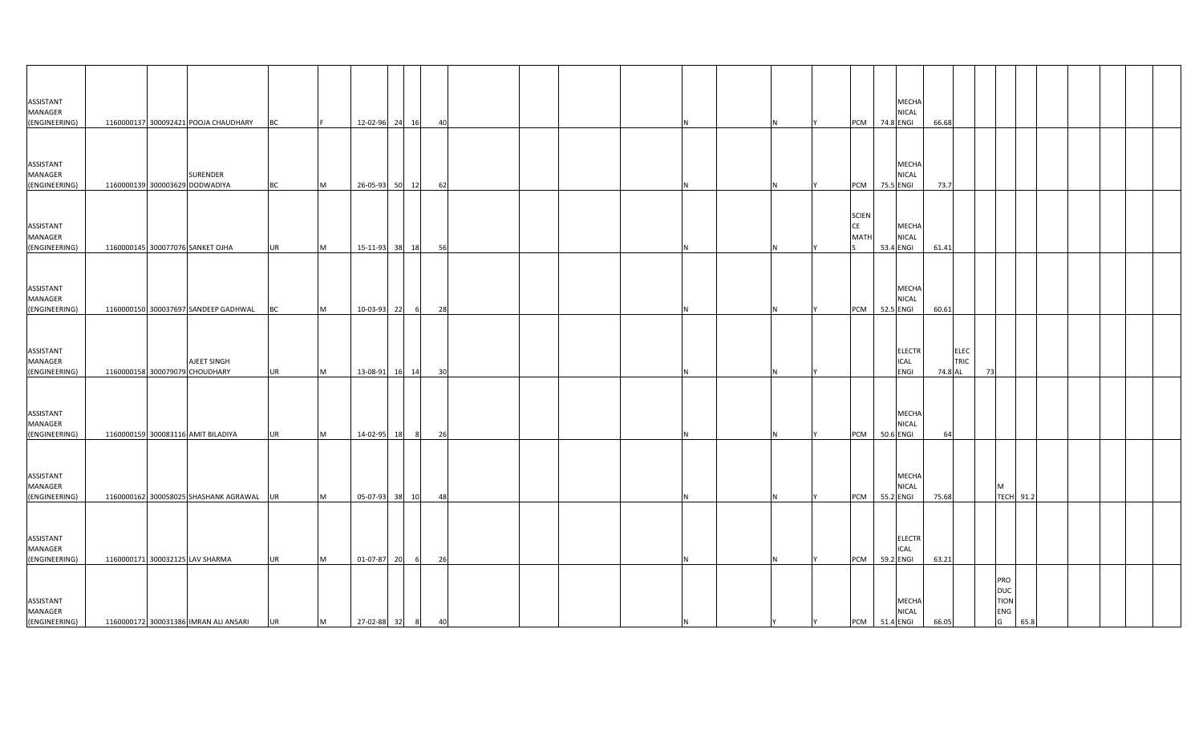| | | | | | | | | | | | | | | | | | | | | | | | | | | | | | | |
|---|---|---|---|---|---|---|---|---|---|---|---|---|---|---|---|---|---|---|---|---|---|---|---|---|---|---|---|---|---|---|
| ASSISTANT MANAGER (ENGINEERING) | 1160000137 | 300092421 | POOJA CHAUDHARY | BC | F | 12-02-96 | 24 | 16 | 40 | | | | | N | | N | Y | PCM | 74.8 | MECHANICAL ENGI | 66.68 | | | | | | | | | |
| ASSISTANT MANAGER (ENGINEERING) | 1160000139 | 300003629 | SURENDER DODWADIYA | BC | M | 26-05-93 | 50 | 12 | 62 | | | | | N | | N | Y | PCM | 75.5 | MECHANICAL ENGI | 73.7 | | | | | | | | | |
| ASSISTANT MANAGER (ENGINEERING) | 1160000145 | 300077076 | SANKET OJHA | UR | M | 15-11-93 | 38 | 18 | 56 | | | | | N | | N | Y | SCIENCE MATHS | 53.4 | MECHANICAL ENGI | 61.41 | | | | | | | | | |
| ASSISTANT MANAGER (ENGINEERING) | 1160000150 | 300037697 | SANDEEP GADHWAL | BC | M | 10-03-93 | 22 | 6 | 28 | | | | | N | | N | Y | PCM | 52.5 | MECHANICAL ENGI | 60.61 | | | | | | | | | |
| ASSISTANT MANAGER (ENGINEERING) | 1160000158 | 300079079 | AJEET SINGH CHOUDHARY | UR | M | 13-08-91 | 16 | 14 | 30 | | | | | N | | N | Y | | | ELECTRICAL ENGI | 74.8 | ELECTRICAL | 73 | | | | | | | |
| ASSISTANT MANAGER (ENGINEERING) | 1160000159 | 300083116 | AMIT BILADIYA | UR | M | 14-02-95 | 18 | 8 | 26 | | | | | N | | N | Y | PCM | 50.6 | MECHANICAL ENGI | 64 | | | | | | | | | |
| ASSISTANT MANAGER (ENGINEERING) | 1160000162 | 300058025 | SHASHANK AGRAWAL | UR | M | 05-07-93 | 38 | 10 | 48 | | | | | N | | N | Y | PCM | 55.2 | MECHANICAL ENGI | 75.68 | | | M TECH | 91.2 | | | | | |
| ASSISTANT MANAGER (ENGINEERING) | 1160000171 | 300032125 | LAV SHARMA | UR | M | 01-07-87 | 20 | 6 | 26 | | | | | N | | N | Y | PCM | 59.2 | ELECTRICAL ENGI | 63.21 | | | | | | | | | |
| ASSISTANT MANAGER (ENGINEERING) | 1160000172 | 300031386 | IMRAN ALI ANSARI | UR | M | 27-02-88 | 32 | 8 | 40 | | | | | N | | Y | Y | PCM | 51.4 | MECHANICAL ENGI | 66.05 | | | PRODUCTION ENGG | 65.8 | | | | | |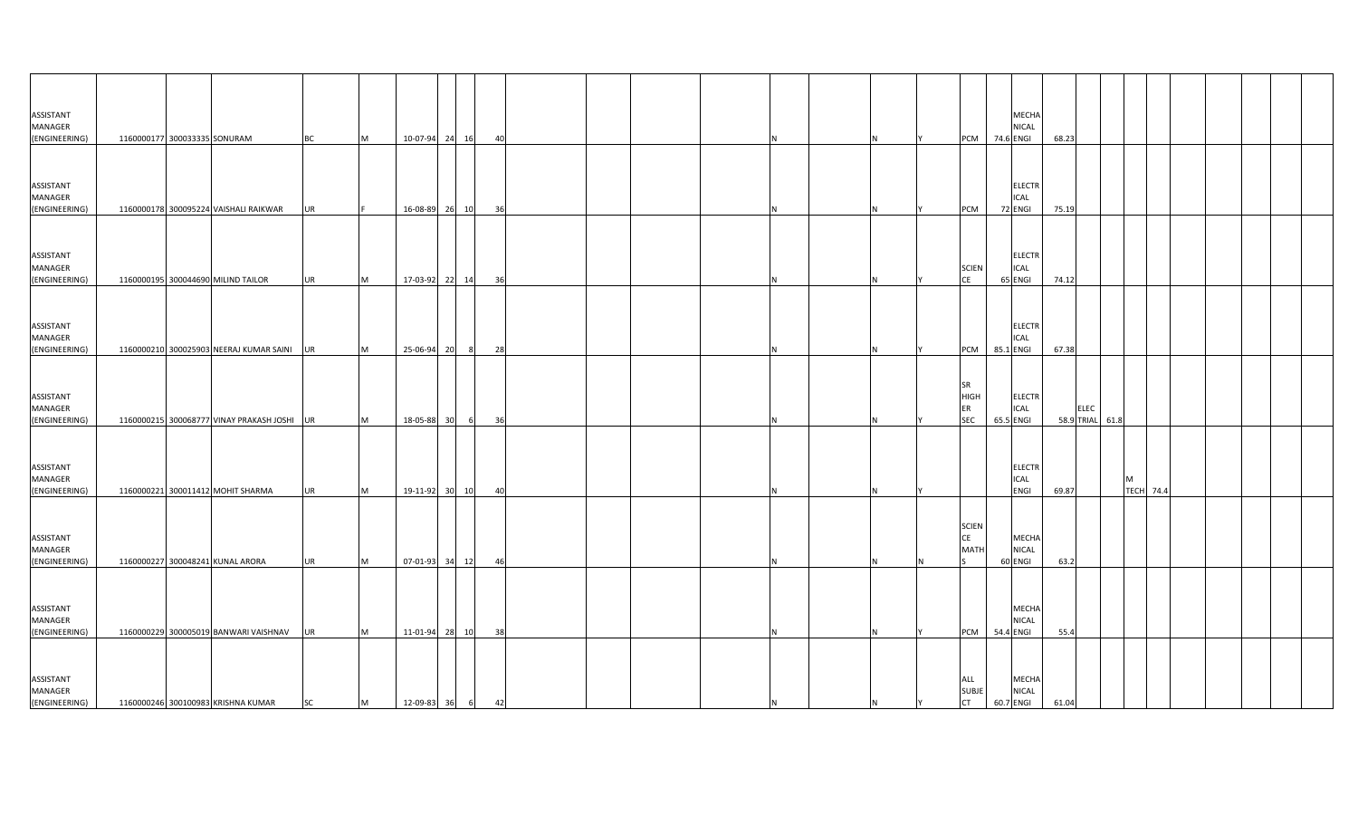| | | | | | | | | | | | | | | | | | | | | | | | | | | | | | | | |
|---|---|---|---|---|---|---|---|---|---|---|---|---|---|---|---|---|---|---|---|---|---|---|---|---|---|---|---|---|---|---|---|
| ASSISTANT MANAGER (ENGINEERING) | 1160000177 | 300033335 | SONURAM | BC | M | 10-07-94 | 24 | 16 | 40 | | | | | N | | N | Y | PCM | 74.6 | MECHANICAL ENGI | 68.23 | | | | | | | | | | |
| ASSISTANT MANAGER (ENGINEERING) | 1160000178 | 300095224 | VAISHALI RAIKWAR | UR | F | 16-08-89 | 26 | 10 | 36 | | | | | N | | N | Y | PCM | 72 | ELECTRICAL ENGI | 75.19 | | | | | | | | | | |
| ASSISTANT MANAGER (ENGINEERING) | 1160000195 | 300044690 | MILIND TAILOR | UR | M | 17-03-92 | 22 | 14 | 36 | | | | | N | | N | Y | SCIENCE | 65 | ELECTRICAL ENGI | 74.12 | | | | | | | | | | |
| ASSISTANT MANAGER (ENGINEERING) | 1160000210 | 300025903 | NEERAJ KUMAR SAINI | UR | M | 25-06-94 | 20 | 8 | 28 | | | | | N | | N | Y | PCM | 85.1 | ELECTRICAL ENGI | 67.38 | | | | | | | | | | |
| ASSISTANT MANAGER (ENGINEERING) | 1160000215 | 300068777 | VINAY PRAKASH JOSHI | UR | M | 18-05-88 | 30 | 6 | 36 | | | | | N | | N | Y | SR HIGHER SEC | 65.5 | ELECTRICAL ENGI | 58.9 | ELEC TRIAL | 61.8 | | | | | | | | |
| ASSISTANT MANAGER (ENGINEERING) | 1160000221 | 300011412 | MOHIT SHARMA | UR | M | 19-11-92 | 30 | 10 | 40 | | | | | N | | N | Y | | | ELECTRICAL ENGI | 69.87 | | | M TECH | 74.4 | | | | | | |
| ASSISTANT MANAGER (ENGINEERING) | 1160000227 | 300048241 | KUNAL ARORA | UR | M | 07-01-93 | 34 | 12 | 46 | | | | | N | | N | N | SCIENCE MATHS | 60 | MECHANICAL ENGI | 63.2 | | | | | | | | | | |
| ASSISTANT MANAGER (ENGINEERING) | 1160000229 | 300005019 | BANWARI VAISHNAV | UR | M | 11-01-94 | 28 | 10 | 38 | | | | | N | | N | Y | PCM | 54.4 | MECHANICAL ENGI | 55.4 | | | | | | | | | | |
| ASSISTANT MANAGER (ENGINEERING) | 1160000246 | 300100983 | KRISHNA KUMAR | SC | M | 12-09-83 | 36 | 6 | 42 | | | | | N | | N | Y | ALL SUBJECT | 60.7 | MECHANICAL ENGI | 61.04 | | | | | | | | | | |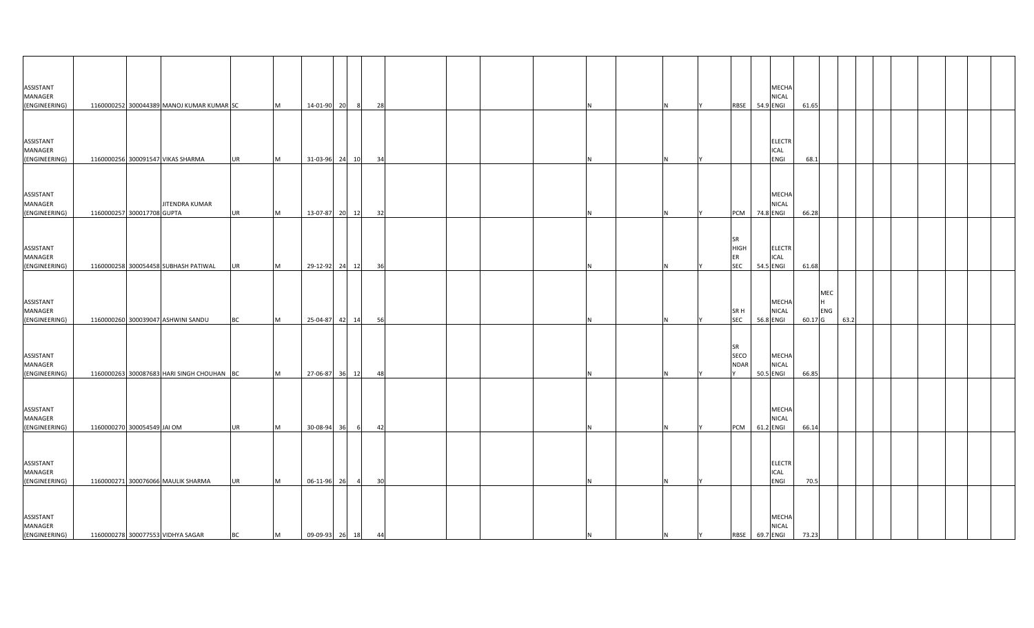| | | | | | | | | | | | | | | | | | | | | | | | | | | | | | | | |
|---|---|---|---|---|---|---|---|---|---|---|---|---|---|---|---|---|---|---|---|---|---|---|---|---|---|---|---|---|---|---|---|
| ASSISTANT MANAGER (ENGINEERING) | 1160000252 | 300044389 | MANOJ KUMAR KUMAR | SC | M | 14-01-90 | 20 | 8 | 28 | | | | | N | | N | Y | RBSE | 54.9 | MECHANICAL ENGI | 61.65 | | | | | | | | | | |
| ASSISTANT MANAGER (ENGINEERING) | 1160000256 | 300091547 | VIKAS SHARMA | UR | M | 31-03-96 | 24 | 10 | 34 | | | | | N | | N | Y | | | ELECTRICAL ENGI | 68.1 | | | | | | | | | | |
| ASSISTANT MANAGER (ENGINEERING) | 1160000257 | 300017708 | JITENDRA KUMAR GUPTA | UR | M | 13-07-87 | 20 | 12 | 32 | | | | | N | | N | Y | PCM | 74.8 | MECHANICAL ENGI | 66.28 | | | | | | | | | | |
| ASSISTANT MANAGER (ENGINEERING) | 1160000258 | 300054458 | SUBHASH PATIWAL | UR | M | 29-12-92 | 24 | 12 | 36 | | | | | N | | N | Y | SR HIGHER SEC | 54.5 | ELECTRICAL ENGI | 61.68 | | | | | | | | | | |
| ASSISTANT MANAGER (ENGINEERING) | 1160000260 | 300039047 | ASHWINI SANDU | BC | M | 25-04-87 | 42 | 14 | 56 | | | | | N | | N | Y | SR H SEC | 56.8 | MECHANICAL ENGI | 60.17 | MECH ENGG | 63.2 | | | | | | | | |
| ASSISTANT MANAGER (ENGINEERING) | 1160000263 | 300087683 | HARI SINGH CHOUHAN | BC | M | 27-06-87 | 36 | 12 | 48 | | | | | N | | N | Y | SR SECONDARY | 50.5 | MECHANICAL ENGI | 66.85 | | | | | | | | | | |
| ASSISTANT MANAGER (ENGINEERING) | 1160000270 | 300054549 | JAI OM | UR | M | 30-08-94 | 36 | 6 | 42 | | | | | N | | N | Y | PCM | 61.2 | MECHANICAL ENGI | 66.14 | | | | | | | | | | |
| ASSISTANT MANAGER (ENGINEERING) | 1160000271 | 300076066 | MAULIK SHARMA | UR | M | 06-11-96 | 26 | 4 | 30 | | | | | N | | N | Y | | | ELECTRICAL ENGI | 70.5 | | | | | | | | | | |
| ASSISTANT MANAGER (ENGINEERING) | 1160000278 | 300077553 | VIDHYA SAGAR | BC | M | 09-09-93 | 26 | 18 | 44 | | | | | N | | N | Y | RBSE | 69.7 | MECHANICAL ENGI | 73.23 | | | | | | | | | | |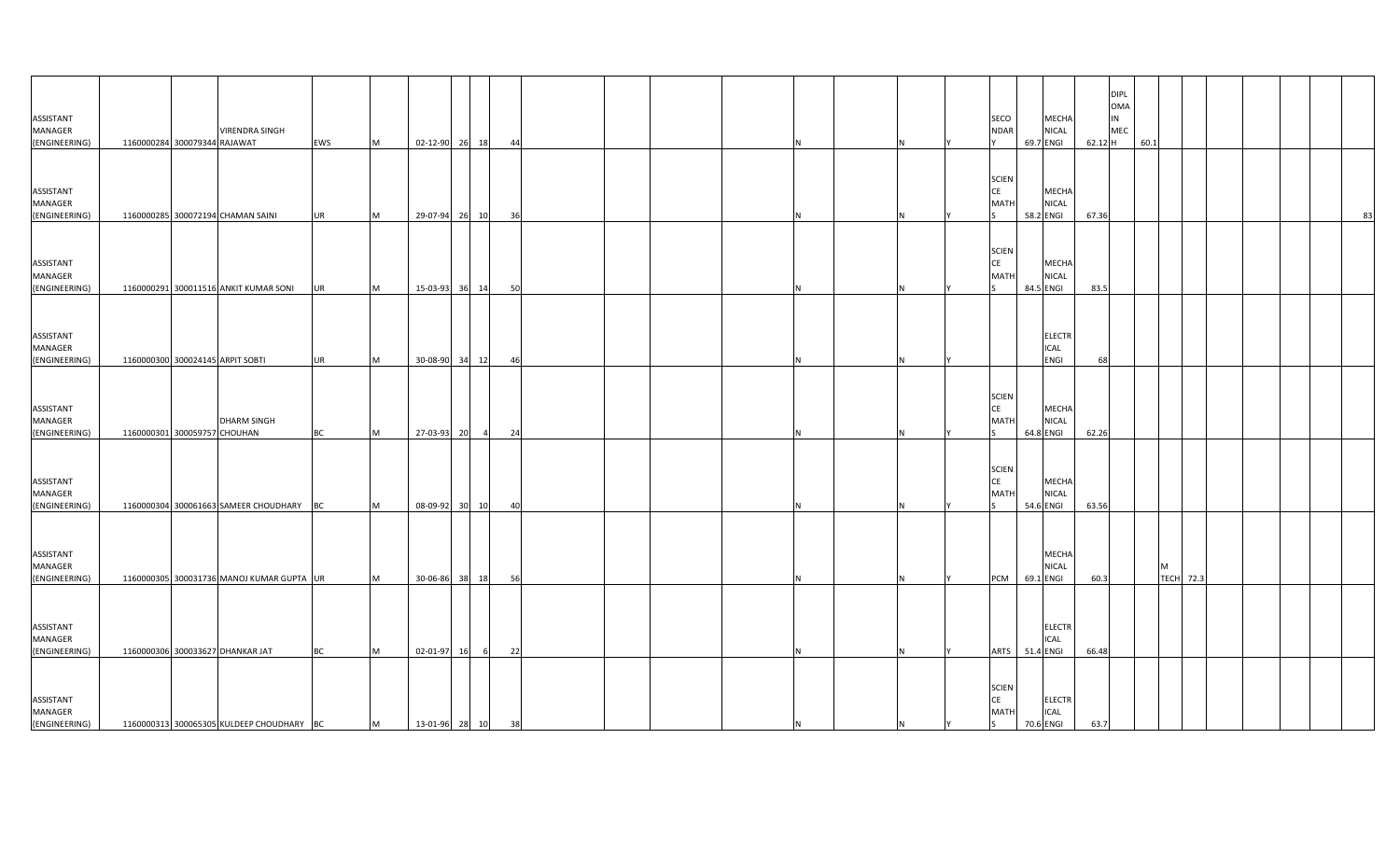| | | | | | | | | | | | | | | | | | | | | | | | | | | | | | | |
|---|---|---|---|---|---|---|---|---|---|---|---|---|---|---|---|---|---|---|---|---|---|---|---|---|---|---|---|---|---|---|
| ASSISTANT MANAGER (ENGINEERING) | 1160000284 | 300079344 | VIRENDRA SINGH RAJAWAT | EWS | M | 02-12-90 | 26 | 18 | 44 | | | | | N | | N | Y | SECONDARY | 69.7 | MECHANICAL ENGI | 62.12 | DIPLOMA IN MECH | 60.1 | | | | | | | |
| ASSISTANT MANAGER (ENGINEERING) | 1160000285 | 300072194 | CHAMAN SAINI | UR | M | 29-07-94 | 26 | 10 | 36 | | | | | N | | N | Y | SCIENCE MATHS | 58.2 | MECHANICAL ENGI | 67.36 | | | | | | | | | 83 |
| ASSISTANT MANAGER (ENGINEERING) | 1160000291 | 300011516 | ANKIT KUMAR SONI | UR | M | 15-03-93 | 36 | 14 | 50 | | | | | N | | N | Y | SCIENCE MATHS | 84.5 | MECHANICAL ENGI | 83.5 | | | | | | | | | |
| ASSISTANT MANAGER (ENGINEERING) | 1160000300 | 300024145 | ARPIT SOBTI | UR | M | 30-08-90 | 34 | 12 | 46 | | | | | N | | N | Y | | | ELECTRICAL ENGI | 68 | | | | | | | | | |
| ASSISTANT MANAGER (ENGINEERING) | 1160000301 | 300059757 | DHARM SINGH CHOUHAN | BC | M | 27-03-93 | 20 | 4 | 24 | | | | | N | | N | Y | SCIENCE MATHS | 64.8 | MECHANICAL ENGI | 62.26 | | | | | | | | | |
| ASSISTANT MANAGER (ENGINEERING) | 1160000304 | 300061663 | SAMEER CHOUDHARY | BC | M | 08-09-92 | 30 | 10 | 40 | | | | | N | | N | Y | SCIENCE MATHS | 54.6 | MECHANICAL ENGI | 63.56 | | | | | | | | | |
| ASSISTANT MANAGER (ENGINEERING) | 1160000305 | 300031736 | MANOJ KUMAR GUPTA | UR | M | 30-06-86 | 38 | 18 | 56 | | | | | N | | N | Y | PCM | 69.1 | MECHANICAL ENGI | 60.3 | | | M TECH | 72.3 | | | | | |
| ASSISTANT MANAGER (ENGINEERING) | 1160000306 | 300033627 | DHANKAR JAT | BC | M | 02-01-97 | 16 | 6 | 22 | | | | | N | | N | Y | ARTS | 51.4 | ELECTRICAL ENGI | 66.48 | | | | | | | | | |
| ASSISTANT MANAGER (ENGINEERING) | 1160000313 | 300065305 | KULDEEP CHOUDHARY | BC | M | 13-01-96 | 28 | 10 | 38 | | | | | N | | N | Y | SCIENCE MATHS | 70.6 | ELECTRICAL ENGI | 63.7 | | | | | | | | | |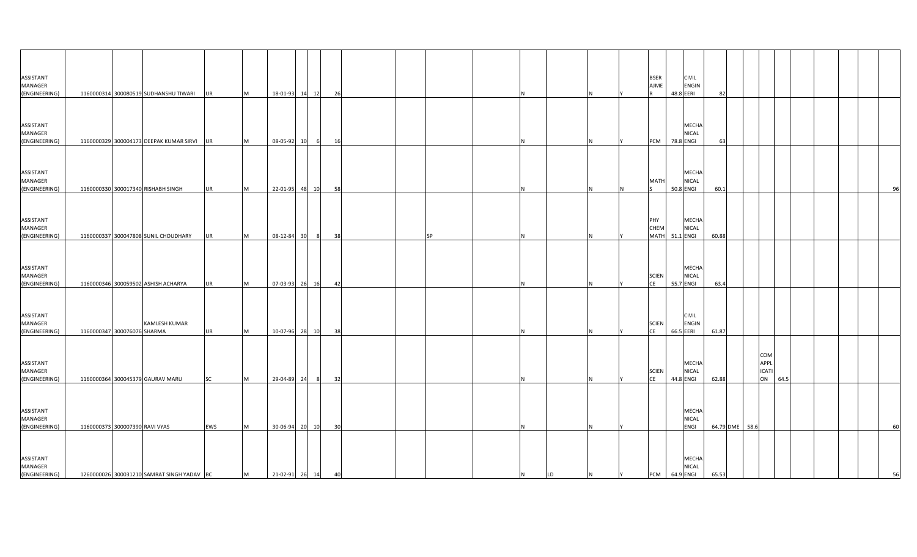| | | | | | | | | | | | | | | | | | | | | | | | | | | | | | | |
|---|---|---|---|---|---|---|---|---|---|---|---|---|---|---|---|---|---|---|---|---|---|---|---|---|---|---|---|---|---|---|
| ASSISTANT MANAGER (ENGINEERING) | 1160000314 | 300080519 | SUDHANSHU TIWARI | UR | M | 18-01-93 | 14 | 12 | 26 | | | | N | | N | Y | BSER AJMER | 48.8 | CIVIL ENGINEERI | 82 | | | | | | | | | | |
| ASSISTANT MANAGER (ENGINEERING) | 1160000329 | 300004173 | DEEPAK KUMAR SIRVI | UR | M | 08-05-92 | 10 | 6 | 16 | | | | N | | N | Y | PCM | 78.8 | MECHANICAL ENGI | 63 | | | | | | | | | | |
| ASSISTANT MANAGER (ENGINEERING) | 1160000330 | 300017340 | RISHABH SINGH | UR | M | 22-01-95 | 48 | 10 | 58 | | | | N | | N | N | MATHS | 50.8 | MECHANICAL ENGI | 60.1 | | | | | | | | | | 96 |
| ASSISTANT MANAGER (ENGINEERING) | 1160000337 | 300047808 | SUNIL CHOUDHARY | UR | M | 08-12-84 | 30 | 8 | 38 | | | SP | N | | N | Y | PHY CHEM MATH | 51.1 | MECHANICAL ENGI | 60.88 | | | | | | | | | | |
| ASSISTANT MANAGER (ENGINEERING) | 1160000346 | 300059502 | ASHISH ACHARYA | UR | M | 07-03-93 | 26 | 16 | 42 | | | | N | | N | Y | SCIENCE | 55.7 | MECHANICAL ENGI | 63.4 | | | | | | | | | | |
| ASSISTANT MANAGER (ENGINEERING) | 1160000347 | 300076076 | KAMLESH KUMAR SHARMA | UR | M | 10-07-96 | 28 | 10 | 38 | | | | N | | N | Y | SCIENCE | 66.5 | CIVIL ENGINEERI | 61.87 | | | | | | | | | | |
| ASSISTANT MANAGER (ENGINEERING) | 1160000364 | 300045379 | GAURAV MARU | SC | M | 29-04-89 | 24 | 8 | 32 | | | | N | | N | Y | SCIENCE | 44.8 | MECHANICAL ENGI | 62.88 | | | COM APPLICATION | 64.5 | | | | | | |
| ASSISTANT MANAGER (ENGINEERING) | 1160000373 | 300007390 | RAVI VYAS | EWS | M | 30-06-94 | 20 | 10 | 30 | | | | N | | N | Y | | | MECHANICAL ENGI | 64.79 | DME | 58.6 | | | | | | | | 60 |
| ASSISTANT MANAGER (ENGINEERING) | 1260000026 | 300031210 | SAMRAT SINGH YADAV | BC | M | 21-02-91 | 26 | 14 | 40 | | | | N | LD | N | Y | PCM | 64.9 | MECHANICAL ENGI | 65.53 | | | | | | | | | | 56 |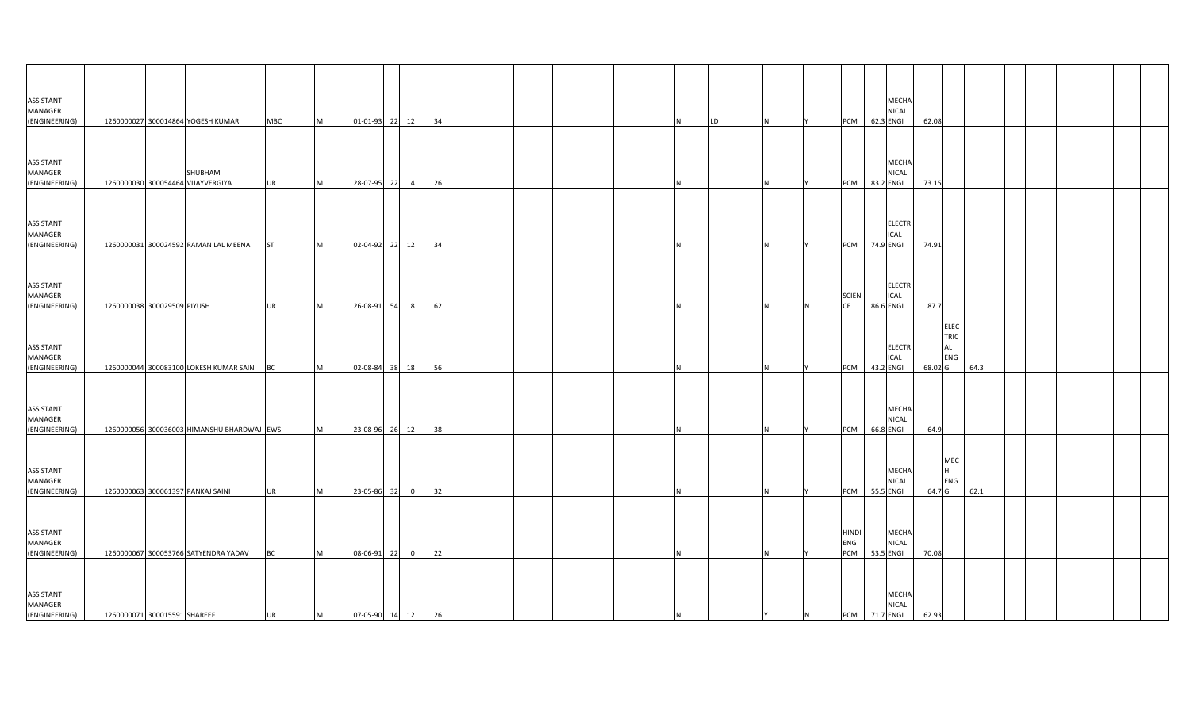| | | | | | | | | | | | | | | | | | | | | | | | | | | | | | | | |
|---|---|---|---|---|---|---|---|---|---|---|---|---|---|---|---|---|---|---|---|---|---|---|---|---|---|---|---|---|---|---|---|
| ASSISTANT MANAGER (ENGINEERING) | 1260000027 | 300014864 | YOGESH KUMAR | MBC | M | 01-01-93 | 22 | 12 | 34 | | | | | | N | LD | N | Y | PCM | 62.3 | MECHANICAL ENGI | 62.08 | | | | | | | | | |
| ASSISTANT MANAGER (ENGINEERING) | 1260000030 | 300054464 | SHUBHAM VIJAYVERGIYA | UR | M | 28-07-95 | 22 | 4 | 26 | | | | | | N | | N | Y | PCM | 83.2 | MECHANICAL ENGI | 73.15 | | | | | | | | | |
| ASSISTANT MANAGER (ENGINEERING) | 1260000031 | 300024592 | RAMAN LAL MEENA | ST | M | 02-04-92 | 22 | 12 | 34 | | | | | | N | | N | Y | PCM | 74.9 | ELECTRICAL ENGI | 74.91 | | | | | | | | | |
| ASSISTANT MANAGER (ENGINEERING) | 1260000038 | 300029509 | PIYUSH | UR | M | 26-08-91 | 54 | 8 | 62 | | | | | | N | | N | N | SCIENCE | 86.6 | ELECTRICAL ENGI | 87.7 | | | | | | | | | |
| ASSISTANT MANAGER (ENGINEERING) | 1260000044 | 300083100 | LOKESH KUMAR SAIN | BC | M | 02-08-84 | 38 | 18 | 56 | | | | | | N | | N | Y | PCM | 43.2 | ELECTRICAL ENGI | 68.02 | ELECTRICAL ENGG | 64.3 | | | | | | | |
| ASSISTANT MANAGER (ENGINEERING) | 1260000056 | 300036003 | HIMANSHU BHARDWAJ | EWS | M | 23-08-96 | 26 | 12 | 38 | | | | | | N | | N | Y | PCM | 66.8 | MECHANICAL ENGI | 64.9 | | | | | | | | | |
| ASSISTANT MANAGER (ENGINEERING) | 1260000063 | 300061397 | PANKAJ SAINI | UR | M | 23-05-86 | 32 | 0 | 32 | | | | | | N | | N | Y | PCM | 55.5 | MECHANICAL ENGI | 64.7 | MECH ENGG | 62.1 | | | | | | | |
| ASSISTANT MANAGER (ENGINEERING) | 1260000067 | 300053766 | SATYENDRA YADAV | BC | M | 08-06-91 | 22 | 0 | 22 | | | | | | N | | N | Y | HINDI ENG PCM | 53.5 | MECHANICAL ENGI | 70.08 | | | | | | | | | |
| ASSISTANT MANAGER (ENGINEERING) | 1260000071 | 300015591 | SHAREEF | UR | M | 07-05-90 | 14 | 12 | 26 | | | | | | N | | Y | N | PCM | 71.7 | MECHANICAL ENGI | 62.93 | | | | | | | | | |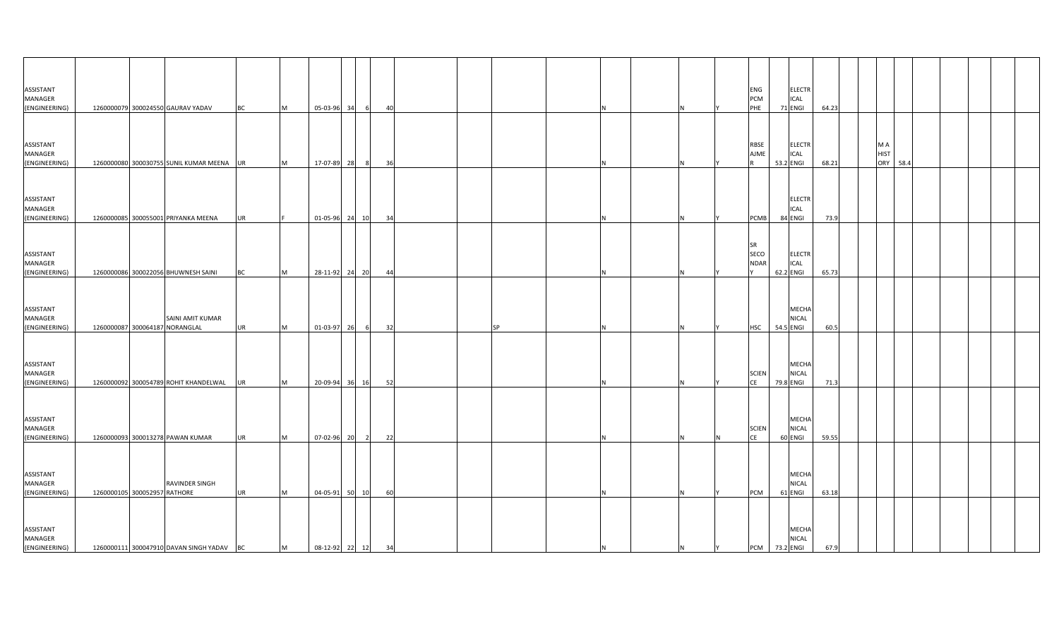| | | | | | | | | | | | | | | | | | | | | | | | | | | | |
|---|---|---|---|---|---|---|---|---|---|---|---|---|---|---|---|---|---|---|---|---|---|---|---|---|---|---|---|
| ASSISTANT MANAGER (ENGINEERING) | 1260000079 | 300024550 | GAURAV YADAV | BC | M | 05-03-96 | 34 | 6 | 40 | | | | N | N | Y | ENG PCM PHE | 71 | ELECTRICAL ENGI | 64.23 | | | | | | | | |
| ASSISTANT MANAGER (ENGINEERING) | 1260000080 | 300030755 | SUNIL KUMAR MEENA | UR | M | 17-07-89 | 28 | 8 | 36 | | | | N | N | Y | RBSE AJMER | 53.2 | ELECTRICAL ENGI | 68.21 | | M A HISTORY | 58.4 | | | | | |
| ASSISTANT MANAGER (ENGINEERING) | 1260000085 | 300055001 | PRIYANKA MEENA | UR | F | 01-05-96 | 24 | 10 | 34 | | | | N | N | Y | PCMB | 84 | ELECTRICAL ENGI | 73.9 | | | | | | | | |
| ASSISTANT MANAGER (ENGINEERING) | 1260000086 | 300022056 | BHUWNESH SAINI | BC | M | 28-11-92 | 24 | 20 | 44 | | | | N | N | Y | SR SECONDARY | 62.2 | ELECTRICAL ENGI | 65.73 | | | | | | | | |
| ASSISTANT MANAGER (ENGINEERING) | 1260000087 | 300064187 | SAINI AMIT KUMAR NORANGLAL | UR | M | 01-03-97 | 26 | 6 | 32 | | SP | | N | N | Y | HSC | 54.5 | MECHANICAL ENGI | 60.5 | | | | | | | | |
| ASSISTANT MANAGER (ENGINEERING) | 1260000092 | 300054789 | ROHIT KHANDELWAL | UR | M | 20-09-94 | 36 | 16 | 52 | | | | N | N | Y | SCIENCE | 79.8 | MECHANICAL ENGI | 71.3 | | | | | | | | |
| ASSISTANT MANAGER (ENGINEERING) | 1260000093 | 300013278 | PAWAN KUMAR | UR | M | 07-02-96 | 20 | 2 | 22 | | | | N | N | N | SCIENCE | 60 | MECHANICAL ENGI | 59.55 | | | | | | | | |
| ASSISTANT MANAGER (ENGINEERING) | 1260000105 | 300052957 | RAVINDER SINGH RATHORE | UR | M | 04-05-91 | 50 | 10 | 60 | | | | N | N | Y | PCM | 61 | MECHANICAL ENGI | 63.18 | | | | | | | | |
| ASSISTANT MANAGER (ENGINEERING) | 1260000111 | 300047910 | DAVAN SINGH YADAV | BC | M | 08-12-92 | 22 | 12 | 34 | | | | N | N | Y | PCM | 73.2 | MECHANICAL ENGI | 67.9 | | | | | | | | |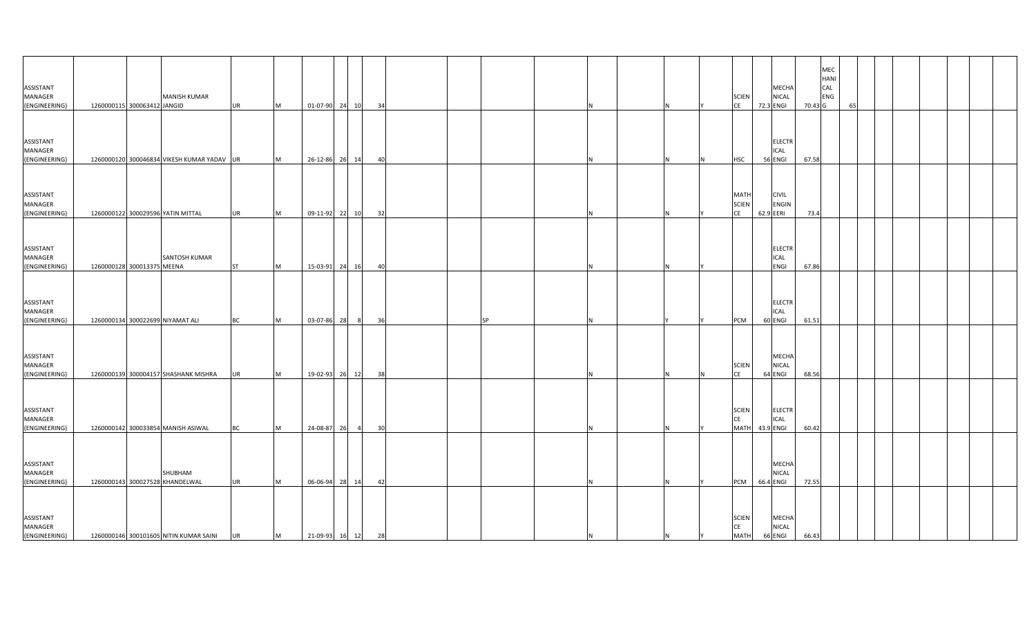| | | | | | | | | | | | | | | | | | | | | | | | | | | | | | | | | |
|---|---|---|---|---|---|---|---|---|---|---|---|---|---|---|---|---|---|---|---|---|---|---|---|---|---|---|---|---|---|---|---|---|
| ASSISTANT MANAGER (ENGINEERING) | 1260000115 | 300063412 | MANISH KUMAR JANGID | UR | M | 01-07-90 | 24 | 10 | 34 | | | | | N | | N | Y | SCIENCE | 72.3 | MECHANICAL ENGI | 70.43 | MECHANICAL ENG | 65 | | | | | | | | | |
| ASSISTANT MANAGER (ENGINEERING) | 1260000120 | 300046834 | VIKESH KUMAR YADAV | UR | M | 26-12-86 | 26 | 14 | 40 | | | | | N | | N | N | HSC | 56 | ELECTRICAL ENGI | 67.58 | | | | | | | | | | | |
| ASSISTANT MANAGER (ENGINEERING) | 1260000122 | 300029596 | YATIN MITTAL | UR | M | 09-11-92 | 22 | 10 | 32 | | | | | N | | N | Y | MATH SCIENCE | 62.9 | CIVIL ENGINEERI | 73.4 | | | | | | | | | | | |
| ASSISTANT MANAGER (ENGINEERING) | 1260000128 | 300013375 | SANTOSH KUMAR MEENA | ST | M | 15-03-91 | 24 | 16 | 40 | | | | | N | | N | Y | | | ELECTRICAL ENGI | 67.86 | | | | | | | | | | | |
| ASSISTANT MANAGER (ENGINEERING) | 1260000134 | 300022699 | NIYAMAT ALI | BC | M | 03-07-86 | 28 | 8 | 36 | | | SP | | N | | Y | Y | PCM | 60 | ELECTRICAL ENGI | 61.51 | | | | | | | | | | | |
| ASSISTANT MANAGER (ENGINEERING) | 1260000139 | 300004157 | SHASHANK MISHRA | UR | M | 19-02-93 | 26 | 12 | 38 | | | | | N | | N | N | SCIENCE | 64 | MECHANICAL ENGI | 68.56 | | | | | | | | | | | |
| ASSISTANT MANAGER (ENGINEERING) | 1260000142 | 300033854 | MANISH ASIWAL | BC | M | 24-08-87 | 26 | 4 | 30 | | | | | N | | N | Y | SCIENCE MATH | 43.9 | ELECTRICAL ENGI | 60.42 | | | | | | | | | | | |
| ASSISTANT MANAGER (ENGINEERING) | 1260000143 | 300027528 | SHUBHAM KHANDELWAL | UR | M | 06-06-94 | 28 | 14 | 42 | | | | | N | | N | Y | PCM | 66.4 | MECHANICAL ENGI | 72.55 | | | | | | | | | | | |
| ASSISTANT MANAGER (ENGINEERING) | 1260000146 | 300101605 | NITIN KUMAR SAINI | UR | M | 21-09-93 | 16 | 12 | 28 | | | | | N | | N | Y | SCIENCE MATH | 66 | MECHANICAL ENGI | 66.43 | | | | | | | | | | | |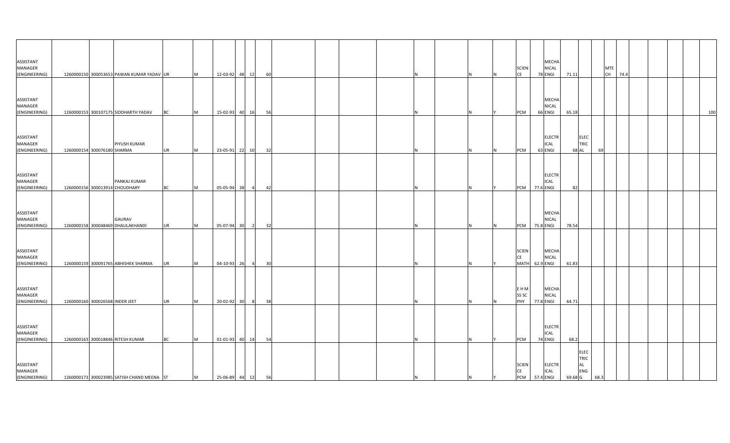| | | | | | | | | | | | | | | | | | | | | | | | | | | | | | | |
|---|---|---|---|---|---|---|---|---|---|---|---|---|---|---|---|---|---|---|---|---|---|---|---|---|---|---|---|---|---|---|
| ASSISTANT MANAGER (ENGINEERING) | 1260000150 | 300053653 | PAWAN KUMAR YADAV | UR | M | 12-03-92 | 48 | 12 | 60 | | | | | N | | N | N | SCIENCE | 78 | MECHANICAL ENGI | 71.11 | | | MTECH | 74.4 | | | | | |
| ASSISTANT MANAGER (ENGINEERING) | 1260000153 | 300107175 | SIDDHARTH YADAV | BC | M | 15-02-93 | 40 | 16 | 56 | | | | | N | | N | Y | PCM | 66 | MECHANICAL ENGI | 65.18 | | | | | | | | | 100 |
| ASSISTANT MANAGER (ENGINEERING) | 1260000154 | 300076180 | PIYUSH KUMAR SHARMA | UR | M | 23-05-91 | 22 | 10 | 32 | | | | | N | | N | N | PCM | 63 | ELECTRICAL ENGI | 68 | ELECTRICAL | 69 | | | | | | | |
| ASSISTANT MANAGER (ENGINEERING) | 1260000156 | 300013914 | PANKAJ KUMAR CHOUDHARY | BC | M | 05-05-94 | 38 | 4 | 42 | | | | | N | | N | Y | PCM | 77.6 | ELECTRICAL ENGI | 82 | | | | | | | | | |
| ASSISTANT MANAGER (ENGINEERING) | 1260000158 | 300048469 | GAURAV DHAULAKHANDI | UR | M | 05-07-94 | 30 | 2 | 32 | | | | | N | | N | N | PCM | 75.8 | MECHANICAL ENGI | 78.54 | | | | | | | | | |
| ASSISTANT MANAGER (ENGINEERING) | 1260000159 | 300091765 | ABHISHEK SHARMA | UR | M | 04-10-93 | 26 | 4 | 30 | | | | | N | | N | Y | SCIENCE MATH | 62.9 | MECHANICAL ENGI | 61.83 | | | | | | | | | |
| ASSISTANT MANAGER (ENGINEERING) | 1260000160 | 300026568 | INDER JEET | UR | M | 20-02-92 | 30 | 8 | 38 | | | | | N | | N | N | E H M SS SC PHY | 77.8 | MECHANICAL ENGI | 64.71 | | | | | | | | | |
| ASSISTANT MANAGER (ENGINEERING) | 1260000163 | 300018846 | RITESH KUMAR | BC | M | 01-01-93 | 40 | 14 | 54 | | | | | N | | N | Y | PCM | 74 | ELECTRICAL ENGI | 68.2 | | | | | | | | | |
| ASSISTANT MANAGER (ENGINEERING) | 1260000173 | 300023985 | SATISH CHAND MEENA | ST | M | 25-06-89 | 44 | 12 | 56 | | | | | N | | N | Y | SCIENCE PCM | 57.4 | ELECTRICAL ENGI | 69.68 | ELECTRICAL ENGG | 68.3 | | | | | | | |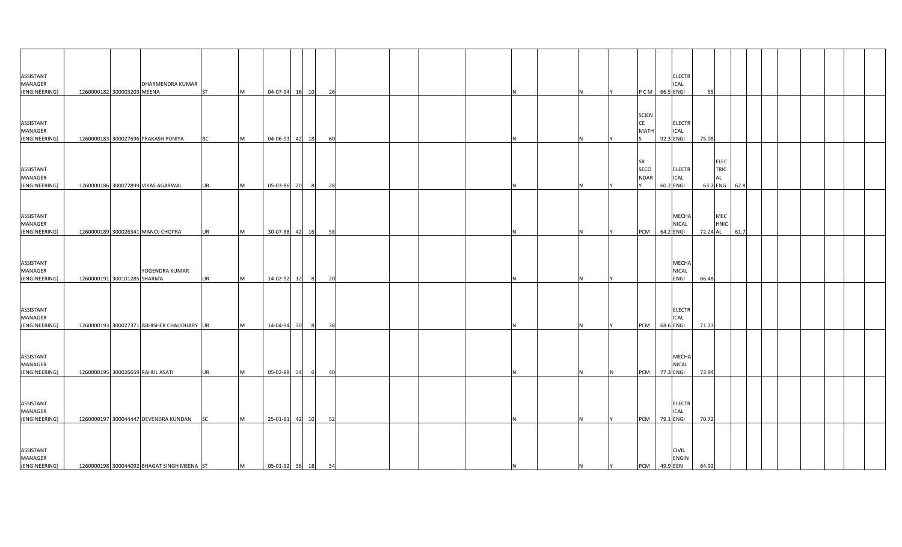| | | | | | | | | | | | | | | | | | | | | | | | | | | | | | |
|---|---|---|---|---|---|---|---|---|---|---|---|---|---|---|---|---|---|---|---|---|---|---|---|---|---|---|---|---|---|
| ASSISTANT MANAGER (ENGINEERING) | 1260000182 | 300003203 | DHARMENDRA KUMAR MEENA | ST | M | 04-07-94 | 16 | 10 | 26 | | | | | N | | N | Y | P C M | 66.5 | ELECTRICAL ENGI | 55 | | | | | | | | |
| ASSISTANT MANAGER (ENGINEERING) | 1260000183 | 300027696 | PRAKASH PUNIYA | BC | M | 04-06-93 | 42 | 18 | 60 | | | | | N | | N | Y | SCIENCE MATHS | 92.3 | ELECTRICAL ENGI | 75.08 | | | | | | | | |
| ASSISTANT MANAGER (ENGINEERING) | 1260000186 | 300072899 | VIKAS AGARWAL | UR | M | 05-03-86 | 20 | 8 | 28 | | | | | N | | N | Y | SR SECONDARY | 60.2 | ELECTRICAL ENGI | 63.7 | ELECTRICAL ENG | 62.8 | | | | | | |
| ASSISTANT MANAGER (ENGINEERING) | 1260000189 | 300026341 | MANOJ CHOPRA | UR | M | 30-07-88 | 42 | 16 | 58 | | | | | N | | N | Y | PCM | 64.2 | MECHANICAL ENGI | 72.24 | MECHNICAL | 61.7 | | | | | | |
| ASSISTANT MANAGER (ENGINEERING) | 1260000191 | 300101285 | YOGENDRA KUMAR SHARMA | UR | M | 14-02-92 | 12 | 8 | 20 | | | | | N | | N | Y | | | MECHANICAL ENGI | 66.48 | | | | | | | | |
| ASSISTANT MANAGER (ENGINEERING) | 1260000193 | 300027371 | ABHISHEK CHAUDHARY | UR | M | 14-04-94 | 30 | 8 | 38 | | | | | N | | N | Y | PCM | 68.6 | ELECTRICAL ENGI | 71.73 | | | | | | | | |
| ASSISTANT MANAGER (ENGINEERING) | 1260000195 | 300026659 | RAHUL ASATI | UR | M | 05-02-88 | 34 | 6 | 40 | | | | | N | | N | N | PCM | 77.3 | MECHANICAL ENGI | 73.94 | | | | | | | | |
| ASSISTANT MANAGER (ENGINEERING) | 1260000197 | 300044447 | DEVENDRA KUNDAN | SC | M | 25-01-91 | 42 | 10 | 52 | | | | | N | | N | Y | PCM | 79.1 | ELECTRICAL ENGI | 70.72 | | | | | | | | |
| ASSISTANT MANAGER (ENGINEERING) | 1260000198 | 300044092 | BHAGAT SINGH MEENA | ST | M | 05-01-92 | 36 | 18 | 54 | | | | | N | | N | Y | PCM | 49.9 | CIVIL ENGINEERI | 64.92 | | | | | | | | |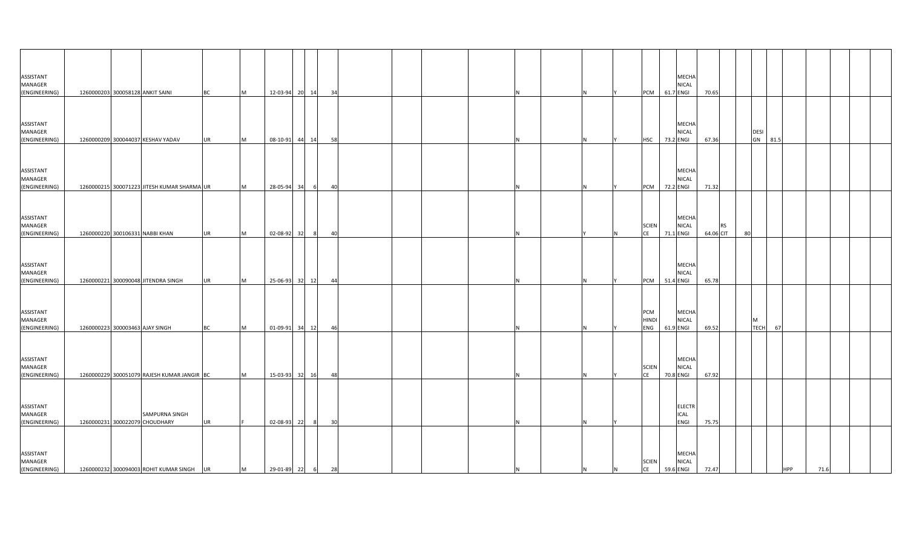| | | | | | | | | | | | | | | | | | | | | | | | | | | | | | |
|---|---|---|---|---|---|---|---|---|---|---|---|---|---|---|---|---|---|---|---|---|---|---|---|---|---|---|---|---|---|
| ASSISTANT MANAGER (ENGINEERING) | 1260000203 | 300058128 | ANKIT SAINI | BC | M | 12-03-94 | 20 | 14 | 34 | | | | N | | N | Y | PCM | 61.7 | MECHANICAL ENGI | 70.65 | | | | | | | | | |
| ASSISTANT MANAGER (ENGINEERING) | 1260000209 | 300044037 | KESHAV YADAV | UR | M | 08-10-91 | 44 | 14 | 58 | | | | N | | N | Y | HSC | 73.2 | MECHANICAL ENGI | 67.36 | | | DESIGN | 81.5 | | | | | |
| ASSISTANT MANAGER (ENGINEERING) | 1260000215 | 300071223 | JITESH KUMAR SHARMA | UR | M | 28-05-94 | 34 | 6 | 40 | | | | N | | N | Y | PCM | 72.2 | MECHANICAL ENGI | 71.32 | | | | | | | | | |
| ASSISTANT MANAGER (ENGINEERING) | 1260000220 | 300106331 | NABBI KHAN | UR | M | 02-08-92 | 32 | 8 | 40 | | | | N | | Y | N | SCIENCE | 71.1 | MECHANICAL ENGI | 64.06 | RS CIT | 80 | | | | | | | |
| ASSISTANT MANAGER (ENGINEERING) | 1260000221 | 300090048 | JITENDRA SINGH | UR | M | 25-06-93 | 32 | 12 | 44 | | | | N | | N | Y | PCM | 51.4 | MECHANICAL ENGI | 65.78 | | | | | | | | | |
| ASSISTANT MANAGER (ENGINEERING) | 1260000223 | 300003463 | AJAY SINGH | BC | M | 01-09-91 | 34 | 12 | 46 | | | | N | | N | Y | PCM HINDI ENG | 61.9 | MECHANICAL ENGI | 69.52 | | | M TECH | 67 | | | | | |
| ASSISTANT MANAGER (ENGINEERING) | 1260000229 | 300051079 | RAJESH KUMAR JANGIR | BC | M | 15-03-93 | 32 | 16 | 48 | | | | N | | N | Y | SCIENCE | 70.8 | MECHANICAL ENGI | 67.92 | | | | | | | | | |
| ASSISTANT MANAGER (ENGINEERING) | 1260000231 | 300022079 | SAMPURNA SINGH CHOUDHARY | UR | F | 02-08-93 | 22 | 8 | 30 | | | | N | | N | Y | | | ELECTRICAL ENGI | 75.75 | | | | | | | | | |
| ASSISTANT MANAGER (ENGINEERING) | 1260000232 | 300094003 | ROHIT KUMAR SINGH | UR | M | 29-01-89 | 22 | 6 | 28 | | | | N | | N | N | SCIENCE | 59.6 | MECHANICAL ENGI | 72.47 | | | | | HPP | 71.6 | | | |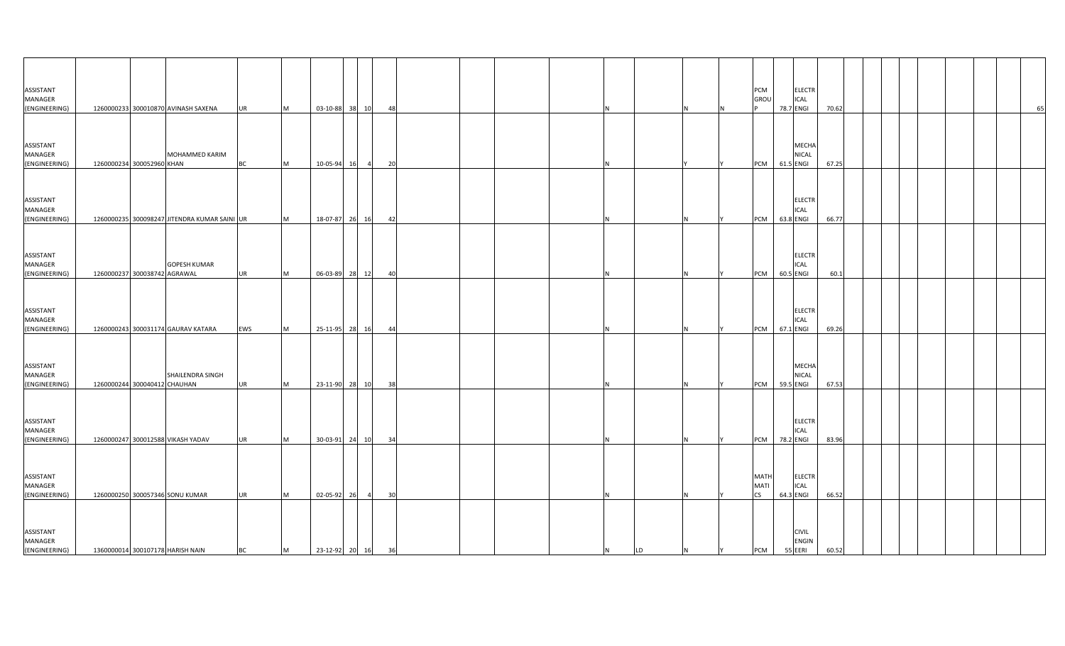| | | | | | | | | | | | | | | | | | | | | | | | | | | | | | |
|---|---|---|---|---|---|---|---|---|---|---|---|---|---|---|---|---|---|---|---|---|---|---|---|---|---|---|---|---|---|
| ASSISTANT MANAGER (ENGINEERING) | 1260000233 | 300010870 | AVINASH SAXENA | UR | M | 03-10-88 | 38 | 10 | 48 | | | | N | | N | N | PCM GROUP | 78.7 | ELECTRICAL ENGI | 70.62 | | | | | | | | | 65 |
| ASSISTANT MANAGER (ENGINEERING) | 1260000234 | 300052960 | MOHAMMED KARIM KHAN | BC | M | 10-05-94 | 16 | 4 | 20 | | | | N | | Y | Y | PCM | 61.5 | MECHANICAL ENGI | 67.25 | | | | | | | | | |
| ASSISTANT MANAGER (ENGINEERING) | 1260000235 | 300098247 | JITENDRA KUMAR SAINI | UR | M | 18-07-87 | 26 | 16 | 42 | | | | N | | N | Y | PCM | 63.8 | ELECTRICAL ENGI | 66.77 | | | | | | | | | |
| ASSISTANT MANAGER (ENGINEERING) | 1260000237 | 300038742 | GOPESH KUMAR AGRAWAL | UR | M | 06-03-89 | 28 | 12 | 40 | | | | N | | N | Y | PCM | 60.5 | ELECTRICAL ENGI | 60.1 | | | | | | | | | |
| ASSISTANT MANAGER (ENGINEERING) | 1260000243 | 300031174 | GAURAV KATARA | EWS | M | 25-11-95 | 28 | 16 | 44 | | | | N | | N | Y | PCM | 67.1 | ELECTRICAL ENGI | 69.26 | | | | | | | | | |
| ASSISTANT MANAGER (ENGINEERING) | 1260000244 | 300040412 | SHAILENDRA SINGH CHAUHAN | UR | M | 23-11-90 | 28 | 10 | 38 | | | | N | | N | Y | PCM | 59.5 | MECHANICAL ENGI | 67.53 | | | | | | | | | |
| ASSISTANT MANAGER (ENGINEERING) | 1260000247 | 300012588 | VIKASH YADAV | UR | M | 30-03-91 | 24 | 10 | 34 | | | | N | | N | Y | PCM | 78.2 | ELECTRICAL ENGI | 83.96 | | | | | | | | | |
| ASSISTANT MANAGER (ENGINEERING) | 1260000250 | 300057346 | SONU KUMAR | UR | M | 02-05-92 | 26 | 4 | 30 | | | | N | | N | Y | MATHEMATICS | 64.3 | ELECTRICAL ENGI | 66.52 | | | | | | | | | |
| ASSISTANT MANAGER (ENGINEERING) | 1360000014 | 300107178 | HARISH NAIN | BC | M | 23-12-92 | 20 | 16 | 36 | | | | N | LD | N | Y | PCM | 55 | CIVIL ENGINEERI | 60.52 | | | | | | | | | |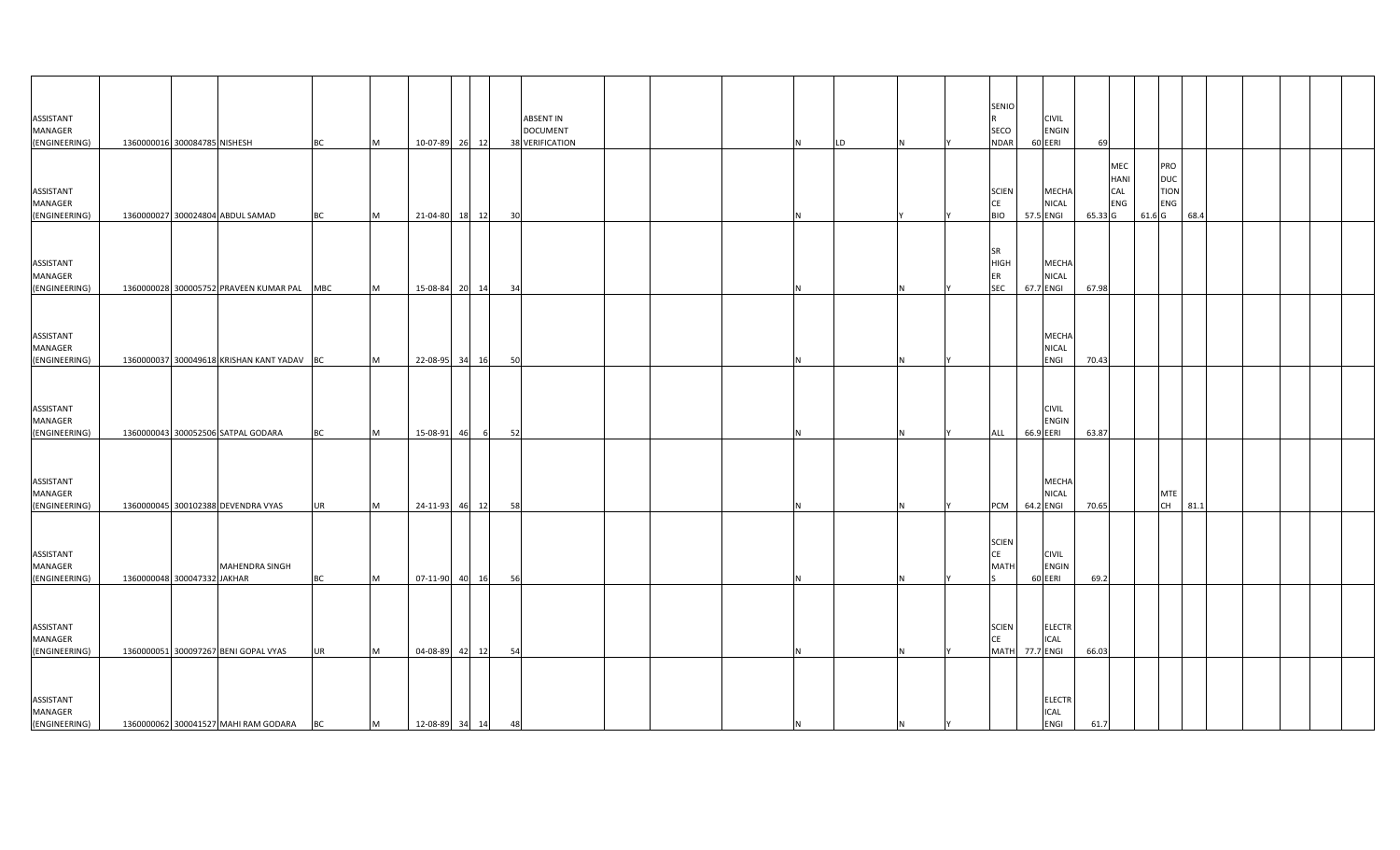| | | | | | | | | | | | | | | | | | | | | | | | | | | | | | | | | | | | |
|---|---|---|---|---|---|---|---|---|---|---|---|---|---|---|---|---|---|---|---|---|---|---|---|---|---|---|---|---|---|---|---|---|---|---|---|
| ASSISTANT MANAGER (ENGINEERING) | 1360000016 | 300084785 | NISHESH | BC | M | 10-07-89 | 26 | 12 | 38 | ABSENT IN DOCUMENT VERIFICATION | | | | N | LD | N | Y | SENIOR SECONDAR | 60 | CIVIL ENGINEERI | 69 | | | | | | | | | | | | | | |
| ASSISTANT MANAGER (ENGINEERING) | 1360000027 | 300024804 | ABDUL SAMAD | BC | M | 21-04-80 | 18 | 12 | 30 | | | | | N | | Y | Y | SCIENCE BIO | 57.5 | MECHANICAL ENGI | 65.33 | MECHANICAL ENG | 61.6 | PRODUCTION ENG | 68.4 | | | | | | | | | | |
| ASSISTANT MANAGER (ENGINEERING) | 1360000028 | 300005752 | PRAVEEN KUMAR PAL | MBC | M | 15-08-84 | 20 | 14 | 34 | | | | | N | | N | Y | SR HIGHER SEC | 67.7 | MECHANICAL ENGI | 67.98 | | | | | | | | | | | | | | |
| ASSISTANT MANAGER (ENGINEERING) | 1360000037 | 300049618 | KRISHAN KANT YADAV | BC | M | 22-08-95 | 34 | 16 | 50 | | | | | N | | N | Y | | | MECHANICAL ENGI | 70.43 | | | | | | | | | | | | | | |
| ASSISTANT MANAGER (ENGINEERING) | 1360000043 | 300052506 | SATPAL GODARA | BC | M | 15-08-91 | 46 | 6 | 52 | | | | | N | | N | Y | ALL | 66.9 | CIVIL ENGINEERI | 63.87 | | | | | | | | | | | | | | |
| ASSISTANT MANAGER (ENGINEERING) | 1360000045 | 300102388 | DEVENDRA VYAS | UR | M | 24-11-93 | 46 | 12 | 58 | | | | | N | | N | Y | PCM | 64.2 | MECHANICAL ENGI | 70.65 | | | MTECH | 81.1 | | | | | | | | | | |
| ASSISTANT MANAGER (ENGINEERING) | 1360000048 | 300047332 | MAHENDRA SINGH JAKHAR | BC | M | 07-11-90 | 40 | 16 | 56 | | | | | N | | N | Y | SCIENCE MATHS | 60 | CIVIL ENGINEERI | 69.2 | | | | | | | | | | | | | | |
| ASSISTANT MANAGER (ENGINEERING) | 1360000051 | 300097267 | BENI GOPAL VYAS | UR | M | 04-08-89 | 42 | 12 | 54 | | | | | N | | N | Y | SCIENCE MATH | 77.7 | ELECTRICAL ENGI | 66.03 | | | | | | | | | | | | | | |
| ASSISTANT MANAGER (ENGINEERING) | 1360000062 | 300041527 | MAHI RAM GODARA | BC | M | 12-08-89 | 34 | 14 | 48 | | | | | N | | N | Y | | | ELECTRICAL ENGI | 61.7 | | | | | | | | | | | | | | |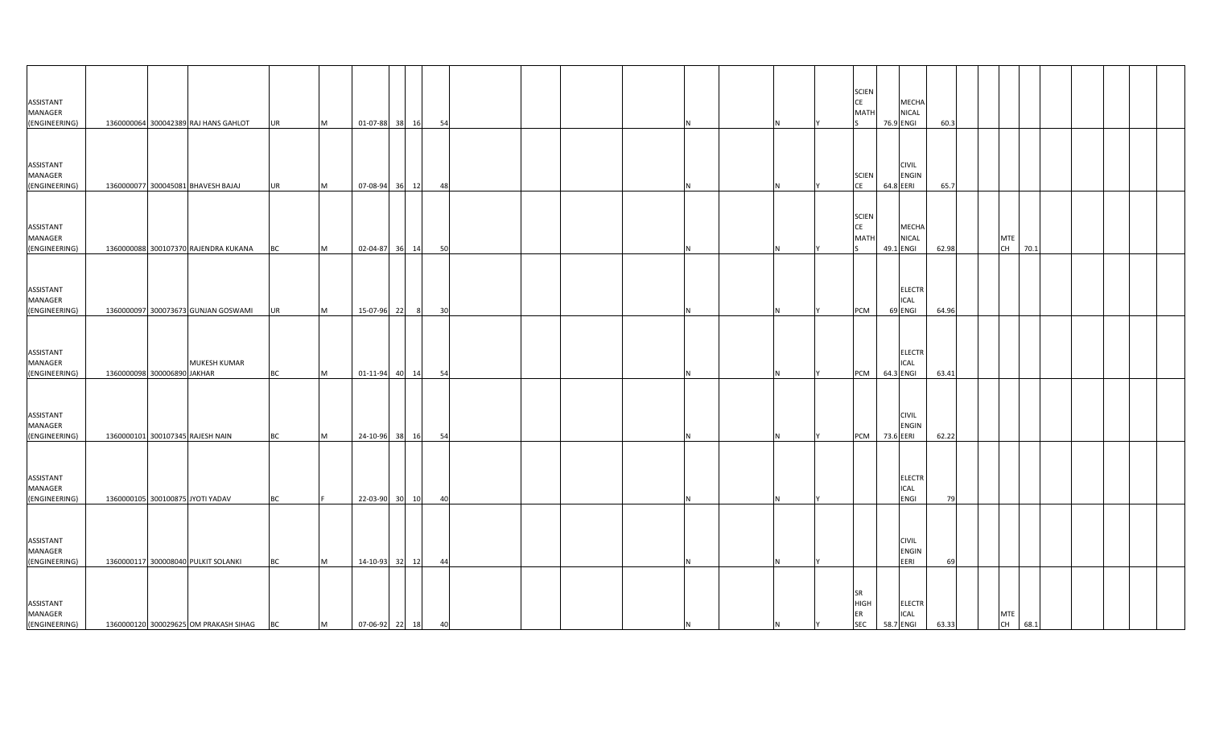| | | | | | | | | | | | | | | | | | | | | | | | | | | | | | | |
|---|---|---|---|---|---|---|---|---|---|---|---|---|---|---|---|---|---|---|---|---|---|---|---|---|---|---|---|---|---|---|
| ASSISTANT MANAGER (ENGINEERING) | 1360000064 | 300042389 | RAJ HANS GAHLOT | UR | M | 01-07-88 | 38 | 16 | 54 | | | | | N | | N | Y | SCIENCE MATHS | 76.9 | MECHANICAL ENGI | 60.3 | | | | | | | | | |
| ASSISTANT MANAGER (ENGINEERING) | 1360000077 | 300045081 | BHAVESH BAJAJ | UR | M | 07-08-94 | 36 | 12 | 48 | | | | | N | | N | Y | SCIENCE | 64.8 | CIVIL ENGINEERI | 65.7 | | | | | | | | | |
| ASSISTANT MANAGER (ENGINEERING) | 1360000088 | 300107370 | RAJENDRA KUKANA | BC | M | 02-04-87 | 36 | 14 | 50 | | | | | N | | N | Y | SCIENCE MATHS | 49.1 | MECHANICAL ENGI | 62.98 | | | MTECH | 70.1 | | | | | |
| ASSISTANT MANAGER (ENGINEERING) | 1360000097 | 300073673 | GUNJAN GOSWAMI | UR | M | 15-07-96 | 22 | 8 | 30 | | | | | N | | N | Y | PCM | 69 | ELECTRICAL ENGI | 64.96 | | | | | | | | | |
| ASSISTANT MANAGER (ENGINEERING) | 1360000098 | 300006890 | MUKESH KUMAR JAKHAR | BC | M | 01-11-94 | 40 | 14 | 54 | | | | | N | | N | Y | PCM | 64.3 | ELECTRICAL ENGI | 63.41 | | | | | | | | | |
| ASSISTANT MANAGER (ENGINEERING) | 1360000101 | 300107345 | RAJESH NAIN | BC | M | 24-10-96 | 38 | 16 | 54 | | | | | N | | N | Y | PCM | 73.6 | CIVIL ENGINEERI | 62.22 | | | | | | | | | |
| ASSISTANT MANAGER (ENGINEERING) | 1360000105 | 300100875 | JYOTI YADAV | BC | F | 22-03-90 | 30 | 10 | 40 | | | | | N | | N | Y | | | ELECTRICAL ENGI | 79 | | | | | | | | | |
| ASSISTANT MANAGER (ENGINEERING) | 1360000117 | 300008040 | PULKIT SOLANKI | BC | M | 14-10-93 | 32 | 12 | 44 | | | | | N | | N | Y | | | CIVIL ENGINEERI | 69 | | | | | | | | | |
| ASSISTANT MANAGER (ENGINEERING) | 1360000120 | 300029625 | OM PRAKASH SIHAG | BC | M | 07-06-92 | 22 | 18 | 40 | | | | | N | | N | Y | SR HIGHER SEC | 58.7 | ELECTRICAL ENGI | 63.33 | | | MTECH | 68.1 | | | | | |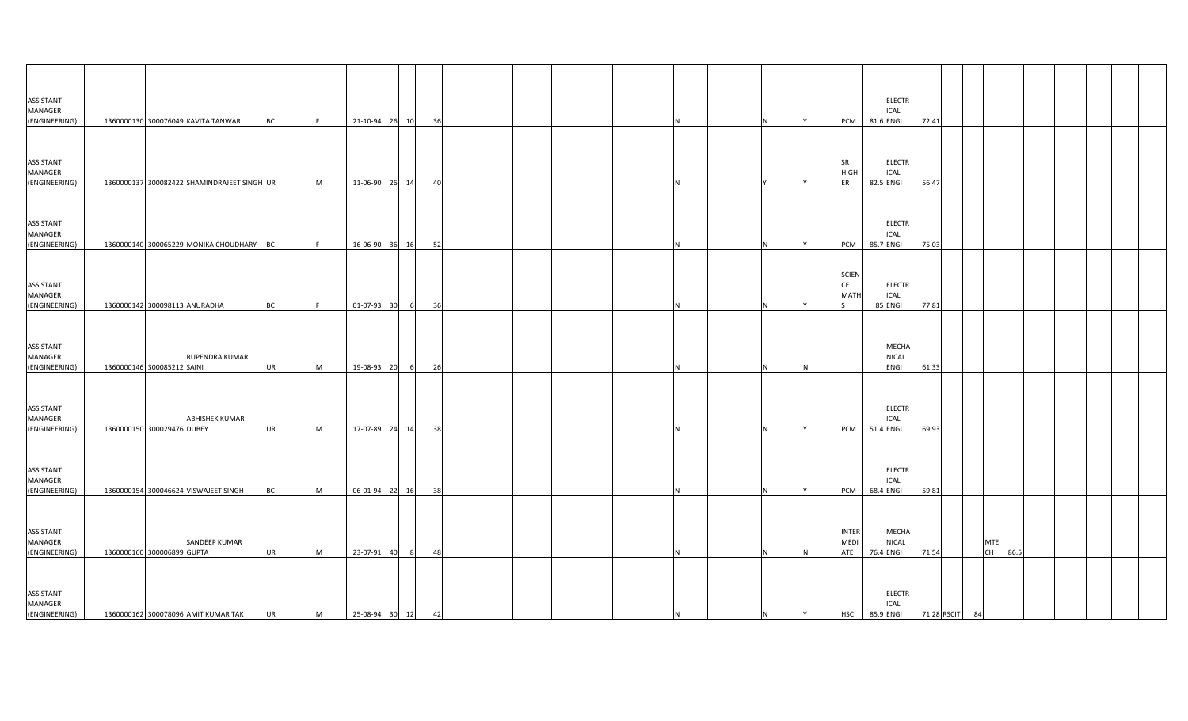| | | | | | | | | | | | | | | | | | | | | | | | | | | | | |
|---|---|---|---|---|---|---|---|---|---|---|---|---|---|---|---|---|---|---|---|---|---|---|---|---|---|---|---|---|
| ASSISTANT MANAGER (ENGINEERING) | 1360000130 | 300076049 | KAVITA TANWAR | BC | F | 21-10-94 | 26 | 10 | 36 | | | | N | | N | Y | PCM | 81.6 | ELECTRICAL ENGI | 72.41 | | | | | | | | |
| ASSISTANT MANAGER (ENGINEERING) | 1360000137 | 300082422 | SHAMINDRAJEET SINGH | UR | M | 11-06-90 | 26 | 14 | 40 | | | | N | | Y | Y | SR HIGHER | 82.5 | ELECTRICAL ENGI | 56.47 | | | | | | | | |
| ASSISTANT MANAGER (ENGINEERING) | 1360000140 | 300065229 | MONIKA CHOUDHARY | BC | F | 16-06-90 | 36 | 16 | 52 | | | | N | | N | Y | PCM | 85.7 | ELECTRICAL ENGI | 75.03 | | | | | | | | |
| ASSISTANT MANAGER (ENGINEERING) | 1360000142 | 300098113 | ANURADHA | BC | F | 01-07-93 | 30 | 6 | 36 | | | | N | | N | Y | SCIENCE MATHS | 85 | ELECTRICAL ENGI | 77.81 | | | | | | | | |
| ASSISTANT MANAGER (ENGINEERING) | 1360000146 | 300085212 | RUPENDRA KUMAR SAINI | UR | M | 19-08-93 | 20 | 6 | 26 | | | | N | | N | N | | | MECHANICAL ENGI | 61.33 | | | | | | | | |
| ASSISTANT MANAGER (ENGINEERING) | 1360000150 | 300029476 | ABHISHEK KUMAR DUBEY | UR | M | 17-07-89 | 24 | 14 | 38 | | | | N | | N | Y | PCM | 51.4 | ELECTRICAL ENGI | 69.93 | | | | | | | | |
| ASSISTANT MANAGER (ENGINEERING) | 1360000154 | 300046624 | VISWAJEET SINGH | BC | M | 06-01-94 | 22 | 16 | 38 | | | | N | | N | Y | PCM | 68.4 | ELECTRICAL ENGI | 59.81 | | | | | | | | |
| ASSISTANT MANAGER (ENGINEERING) | 1360000160 | 300006899 | SANDEEP KUMAR GUPTA | UR | M | 23-07-91 | 40 | 8 | 48 | | | | N | | N | N | INTERMEDIATE | 76.4 | MECHANICAL ENGI | 71.54 | | MTECH | 86.5 | | | | | |
| ASSISTANT MANAGER (ENGINEERING) | 1360000162 | 300078096 | AMIT KUMAR TAK | UR | M | 25-08-94 | 30 | 12 | 42 | | | | N | | N | Y | HSC | 85.9 | ELECTRICAL ENGI | 71.28 | RSCIT | 84 | | | | | | |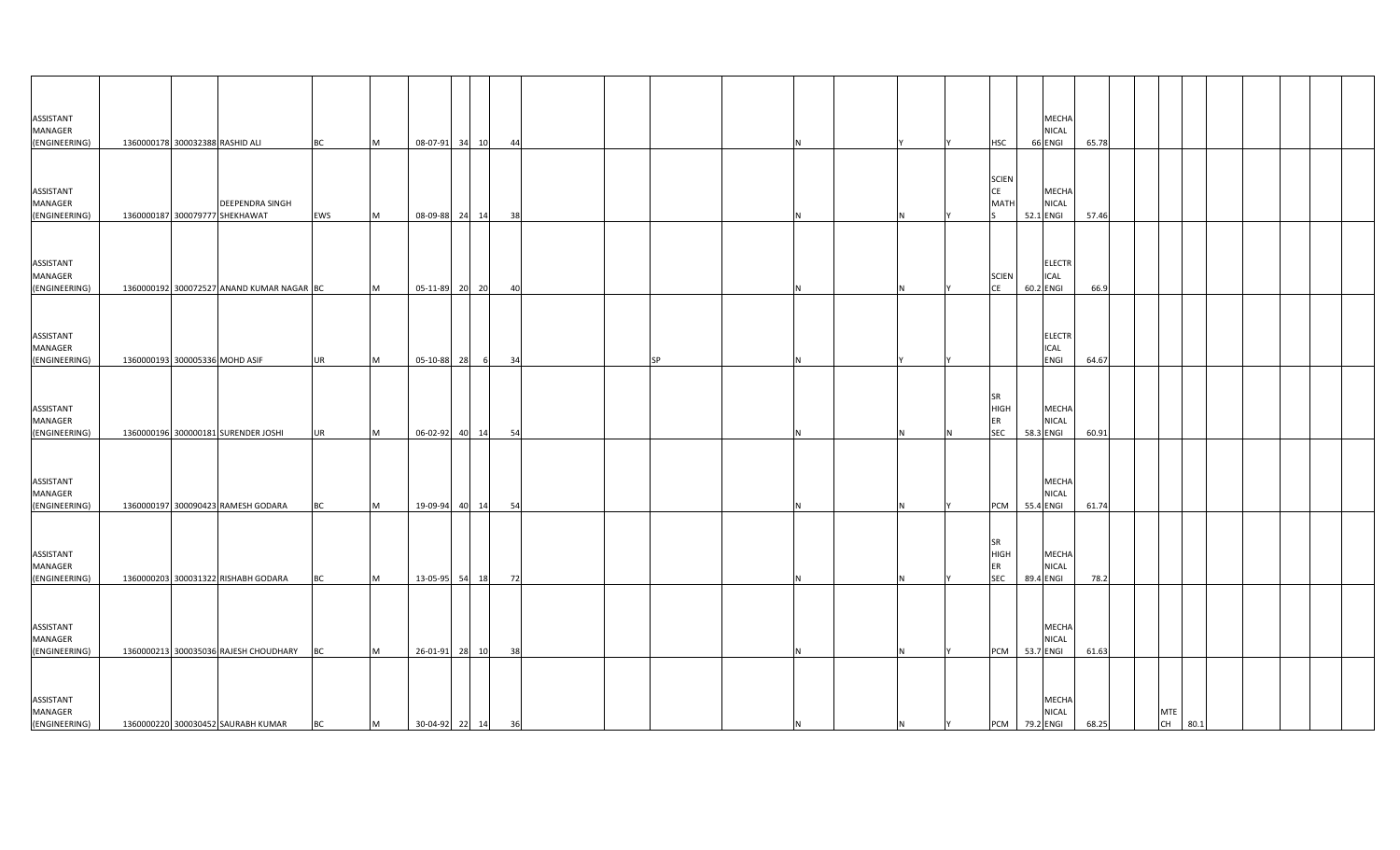| | | | | | | | | | | | | | | | | | | | | | | | | | | | | | | | |
|---|---|---|---|---|---|---|---|---|---|---|---|---|---|---|---|---|---|---|---|---|---|---|---|---|---|---|---|---|---|---|---|
| ASSISTANT MANAGER (ENGINEERING) | 1360000178 | 300032388 | RASHID ALI | BC | M | 08-07-91 | 34 | 10 | 44 | | | | | N | | Y | Y | HSC | 66 | MECHANICAL ENGI | 65.78 | | | | | | | | | | |
| ASSISTANT MANAGER (ENGINEERING) | 1360000187 | 300079777 | DEEPENDRA SINGH SHEKHAWAT | EWS | M | 08-09-88 | 24 | 14 | 38 | | | | | N | | N | Y | SCIENCE MATHS | 52.1 | MECHANICAL ENGI | 57.46 | | | | | | | | | | |
| ASSISTANT MANAGER (ENGINEERING) | 1360000192 | 300072527 | ANAND KUMAR NAGAR | BC | M | 05-11-89 | 20 | 20 | 40 | | | | | N | | N | Y | SCIENCE | 60.2 | ELECTRICAL ENGI | 66.9 | | | | | | | | | | |
| ASSISTANT MANAGER (ENGINEERING) | 1360000193 | 300005336 | MOHD ASIF | UR | M | 05-10-88 | 28 | 6 | 34 | | | SP | | N | | Y | Y | | | ELECTRICAL ENGI | 64.67 | | | | | | | | | | |
| ASSISTANT MANAGER (ENGINEERING) | 1360000196 | 300000181 | SURENDER JOSHI | UR | M | 06-02-92 | 40 | 14 | 54 | | | | | N | | N | N | SR HIGHER SEC | 58.3 | MECHANICAL ENGI | 60.91 | | | | | | | | | | |
| ASSISTANT MANAGER (ENGINEERING) | 1360000197 | 300090423 | RAMESH GODARA | BC | M | 19-09-94 | 40 | 14 | 54 | | | | | N | | N | Y | PCM | 55.4 | MECHANICAL ENGI | 61.74 | | | | | | | | | | |
| ASSISTANT MANAGER (ENGINEERING) | 1360000203 | 300031322 | RISHABH GODARA | BC | M | 13-05-95 | 54 | 18 | 72 | | | | | N | | N | Y | SR HIGHER SEC | 89.4 | MECHANICAL ENGI | 78.2 | | | | | | | | | | |
| ASSISTANT MANAGER (ENGINEERING) | 1360000213 | 300035036 | RAJESH CHOUDHARY | BC | M | 26-01-91 | 28 | 10 | 38 | | | | | N | | N | Y | PCM | 53.7 | MECHANICAL ENGI | 61.63 | | | | | | | | | | |
| ASSISTANT MANAGER (ENGINEERING) | 1360000220 | 300030452 | SAURABH KUMAR | BC | M | 30-04-92 | 22 | 14 | 36 | | | | | N | | N | Y | PCM | 79.2 | MECHANICAL ENGI | 68.25 | | | MTECH | 80.1 | | | | | | |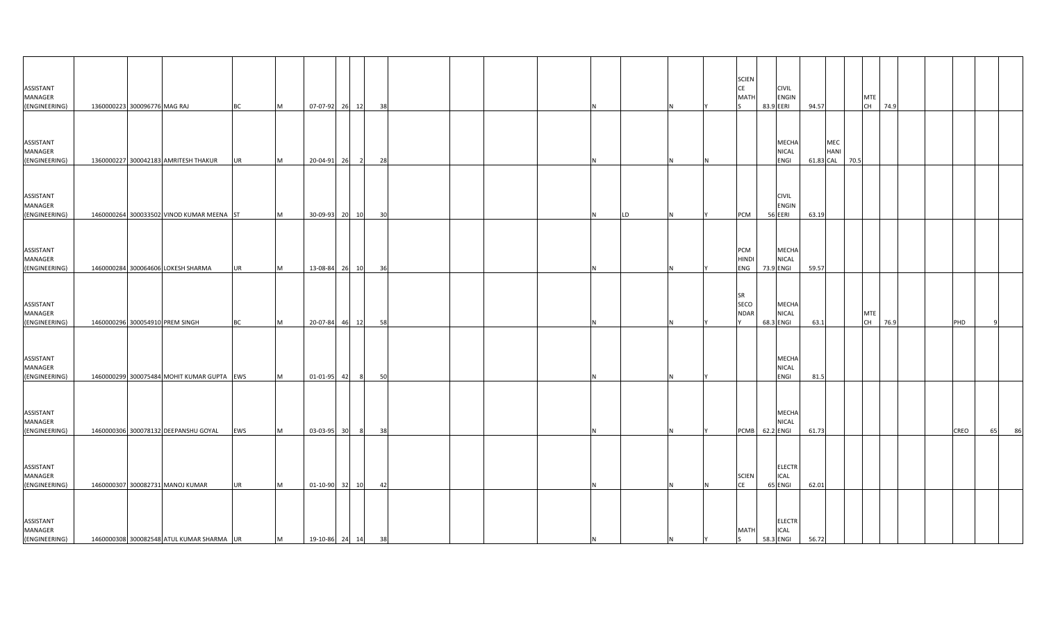| | | | | | | | | | | | | | | | | | | | | | | | | | | | | | | | |
|---|---|---|---|---|---|---|---|---|---|---|---|---|---|---|---|---|---|---|---|---|---|---|---|---|---|---|---|---|---|---|---|
| ASSISTANT MANAGER (ENGINEERING) | 1360000223 | 300096776 | MAG RAJ | BC | M | 07-07-92 | 26 | 12 | 38 | | | | | | N | | N | Y | SCIENCE MATHS | 83.9 | CIVIL ENGINEERI | 94.57 | | | MTECH | 74.9 | | | | | |
| ASSISTANT MANAGER (ENGINEERING) | 1360000227 | 300042183 | AMRITESH THAKUR | UR | M | 20-04-91 | 26 | 2 | 28 | | | | | | N | | N | N | | | MECHANICAL ENGI | 61.83 | MECHANICAL | 70.5 | | | | | | | |
| ASSISTANT MANAGER (ENGINEERING) | 1460000264 | 300033502 | VINOD KUMAR MEENA | ST | M | 30-09-93 | 20 | 10 | 30 | | | | | | N | LD | N | Y | PCM | 56 | CIVIL ENGINEERI | 63.19 | | | | | | | | | |
| ASSISTANT MANAGER (ENGINEERING) | 1460000284 | 300064606 | LOKESH SHARMA | UR | M | 13-08-84 | 26 | 10 | 36 | | | | | | N | | N | Y | PCM HINDI ENG | 73.9 | MECHANICAL ENGI | 59.57 | | | | | | | | | |
| ASSISTANT MANAGER (ENGINEERING) | 1460000296 | 300054910 | PREM SINGH | BC | M | 20-07-84 | 46 | 12 | 58 | | | | | | N | | N | Y | SR SECONDARY | 68.3 | MECHANICAL ENGI | 63.1 | | | MTECH | 76.9 | | | PHD | 9 | |
| ASSISTANT MANAGER (ENGINEERING) | 1460000299 | 300075484 | MOHIT KUMAR GUPTA | EWS | M | 01-01-95 | 42 | 8 | 50 | | | | | | N | | N | Y | | | MECHANICAL ENGI | 81.5 | | | | | | | | | |
| ASSISTANT MANAGER (ENGINEERING) | 1460000306 | 300078132 | DEEPANSHU GOYAL | EWS | M | 03-03-95 | 30 | 8 | 38 | | | | | | N | | N | Y | PCMB | 62.2 | MECHANICAL ENGI | 61.73 | | | | | | | CREO | 65 | 86 |
| ASSISTANT MANAGER (ENGINEERING) | 1460000307 | 300082731 | MANOJ KUMAR | UR | M | 01-10-90 | 32 | 10 | 42 | | | | | | N | | N | N | SCIENCE | 65 | ELECTRICAL ENGI | 62.01 | | | | | | | | | |
| ASSISTANT MANAGER (ENGINEERING) | 1460000308 | 300082548 | ATUL KUMAR SHARMA | UR | M | 19-10-86 | 24 | 14 | 38 | | | | | | N | | N | Y | MATHS | 58.3 | ELECTRICAL ENGI | 56.72 | | | | | | | | | |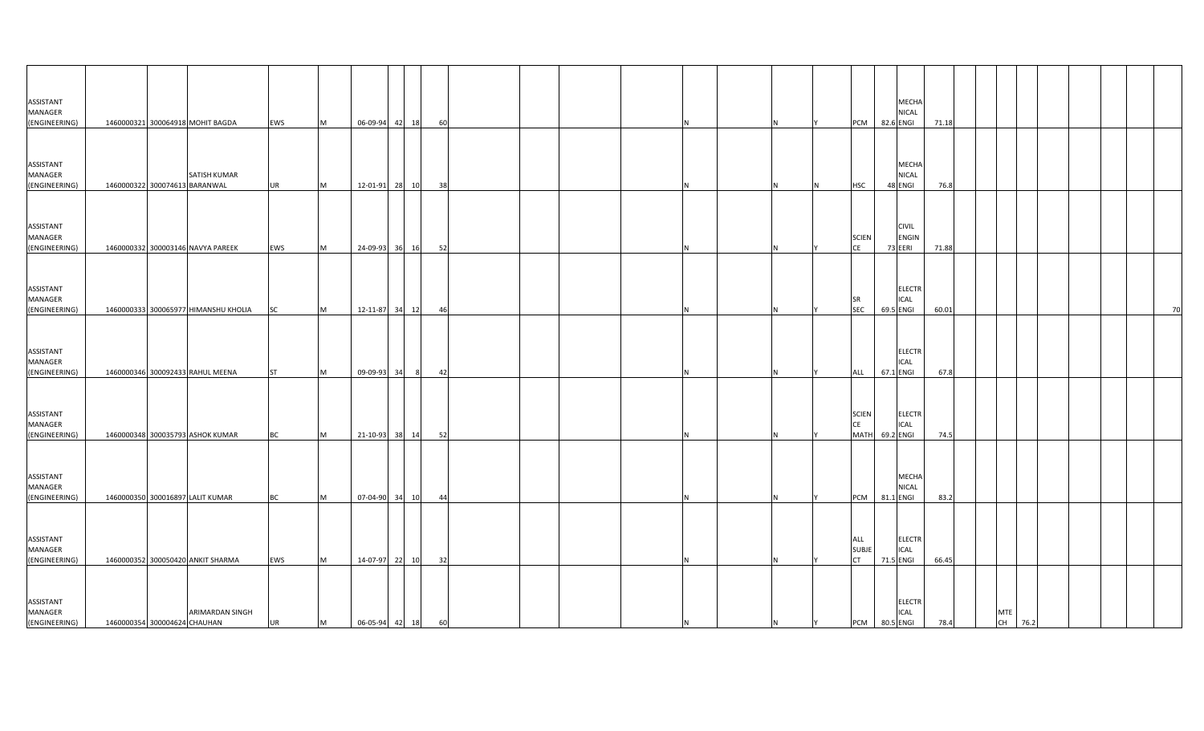| | | | | | | | | | | | | | | | | | | | | | | | | | | | | | |
|---|---|---|---|---|---|---|---|---|---|---|---|---|---|---|---|---|---|---|---|---|---|---|---|---|---|---|---|---|---|
| ASSISTANT MANAGER (ENGINEERING) | 1460000321 | 300064918 | MOHIT BAGDA | EWS | M | 06-09-94 | 42 | 18 | 60 | | | | N | | N | Y | PCM | 82.6 | MECHANICAL ENGI | 71.18 | | | | | | | | | |
| ASSISTANT MANAGER (ENGINEERING) | 1460000322 | 300074613 | SATISH KUMAR BARANWAL | UR | M | 12-01-91 | 28 | 10 | 38 | | | | N | | N | N | HSC | 48 | MECHANICAL ENGI | 76.8 | | | | | | | | | |
| ASSISTANT MANAGER (ENGINEERING) | 1460000332 | 300003146 | NAVYA PAREEK | EWS | M | 24-09-93 | 36 | 16 | 52 | | | | N | | N | Y | SCIENCE | 73 | CIVIL ENGINEERI | 71.88 | | | | | | | | | |
| ASSISTANT MANAGER (ENGINEERING) | 1460000333 | 300065977 | HIMANSHU KHOLIA | SC | M | 12-11-87 | 34 | 12 | 46 | | | | N | | N | Y | SR SEC | 69.5 | ELECTRICAL ENGI | 60.01 | | | | | | | | | 70 |
| ASSISTANT MANAGER (ENGINEERING) | 1460000346 | 300092433 | RAHUL MEENA | ST | M | 09-09-93 | 34 | 8 | 42 | | | | N | | N | Y | ALL | 67.1 | ELECTRICAL ENGI | 67.8 | | | | | | | | | |
| ASSISTANT MANAGER (ENGINEERING) | 1460000348 | 300035793 | ASHOK KUMAR | BC | M | 21-10-93 | 38 | 14 | 52 | | | | N | | N | Y | SCIENCE MATH | 69.2 | ELECTRICAL ENGI | 74.5 | | | | | | | | | |
| ASSISTANT MANAGER (ENGINEERING) | 1460000350 | 300016897 | LALIT KUMAR | BC | M | 07-04-90 | 34 | 10 | 44 | | | | N | | N | Y | PCM | 81.1 | MECHANICAL ENGI | 83.2 | | | | | | | | | |
| ASSISTANT MANAGER (ENGINEERING) | 1460000352 | 300050420 | ANKIT SHARMA | EWS | M | 14-07-97 | 22 | 10 | 32 | | | | N | | N | Y | ALL SUBJECT | 71.5 | ELECTRICAL ENGI | 66.45 | | | | | | | | | |
| ASSISTANT MANAGER (ENGINEERING) | 1460000354 | 300004624 | ARIMARDAN SINGH CHAUHAN | UR | M | 06-05-94 | 42 | 18 | 60 | | | | N | | N | Y | PCM | 80.5 | ELECTRICAL ENGI | 78.4 | | | MTECH | 76.2 | | | | | |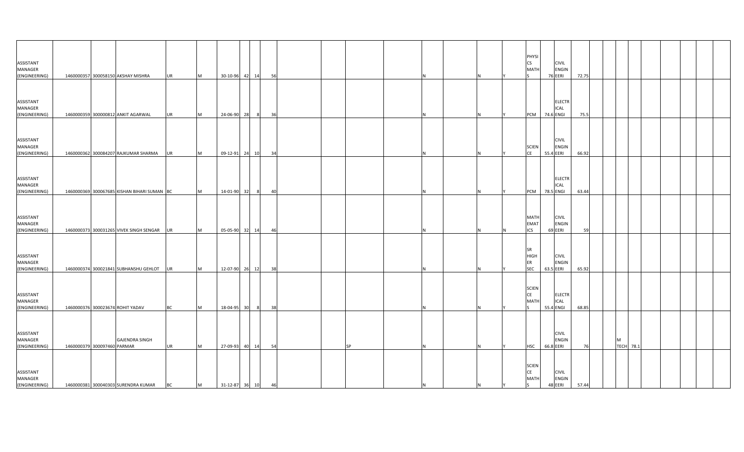| | | | | | | | | | | | | | | | | | | | | | | | | | | | | | |
|---|---|---|---|---|---|---|---|---|---|---|---|---|---|---|---|---|---|---|---|---|---|---|---|---|---|---|---|---|---|
| ASSISTANT MANAGER (ENGINEERING) | 1460000357 | 300058150 | AKSHAY MISHRA | UR | M | 30-10-96 | 42 | 14 | 56 | | | | | N | | N | Y | PHYSICS MATHS | 76 | CIVIL ENGINEERI | 72.75 | | | | | | | | |
| ASSISTANT MANAGER (ENGINEERING) | 1460000359 | 300000812 | ANKIT AGARWAL | UR | M | 24-06-90 | 28 | 8 | 36 | | | | | N | | N | Y | PCM | 74.6 | ELECTRICAL ENGI | 75.5 | | | | | | | | |
| ASSISTANT MANAGER (ENGINEERING) | 1460000362 | 300084207 | RAJKUMAR SHARMA | UR | M | 09-12-91 | 24 | 10 | 34 | | | | | N | | N | Y | SCIENCE | 55.4 | CIVIL ENGINEERI | 66.92 | | | | | | | | |
| ASSISTANT MANAGER (ENGINEERING) | 1460000369 | 300067685 | KISHAN BIHARI SUMAN | BC | M | 14-01-90 | 32 | 8 | 40 | | | | | N | | N | Y | PCM | 78.5 | ELECTRICAL ENGI | 63.44 | | | | | | | | |
| ASSISTANT MANAGER (ENGINEERING) | 1460000373 | 300031265 | VIVEK SINGH SENGAR | UR | M | 05-05-90 | 32 | 14 | 46 | | | | | N | | N | N | MATHEMATICS | 69 | CIVIL ENGINEERI | 59 | | | | | | | | |
| ASSISTANT MANAGER (ENGINEERING) | 1460000374 | 300021841 | SUBHANSHU GEHLOT | UR | M | 12-07-90 | 26 | 12 | 38 | | | | | N | | N | Y | SR HIGHER SEC | 63.5 | CIVIL ENGINEERI | 65.92 | | | | | | | | |
| ASSISTANT MANAGER (ENGINEERING) | 1460000376 | 300023674 | ROHIT YADAV | BC | M | 18-04-95 | 30 | 8 | 38 | | | | | N | | N | Y | SCIENCE MATHS | 55.4 | ELECTRICAL ENGI | 68.85 | | | | | | | | |
| ASSISTANT MANAGER (ENGINEERING) | 1460000379 | 300097460 | GAJENDRA SINGH PARMAR | UR | M | 27-09-93 | 40 | 14 | 54 | | | SP | | N | | N | Y | HSC | 66.8 | CIVIL ENGINEERI | 76 | | M TECH | 78.1 | | | | | |
| ASSISTANT MANAGER (ENGINEERING) | 1460000381 | 300040303 | SURENDRA KUMAR | BC | M | 31-12-87 | 36 | 10 | 46 | | | | | N | | N | Y | SCIENCE MATHS | 48 | CIVIL ENGINEERI | 57.44 | | | | | | | | |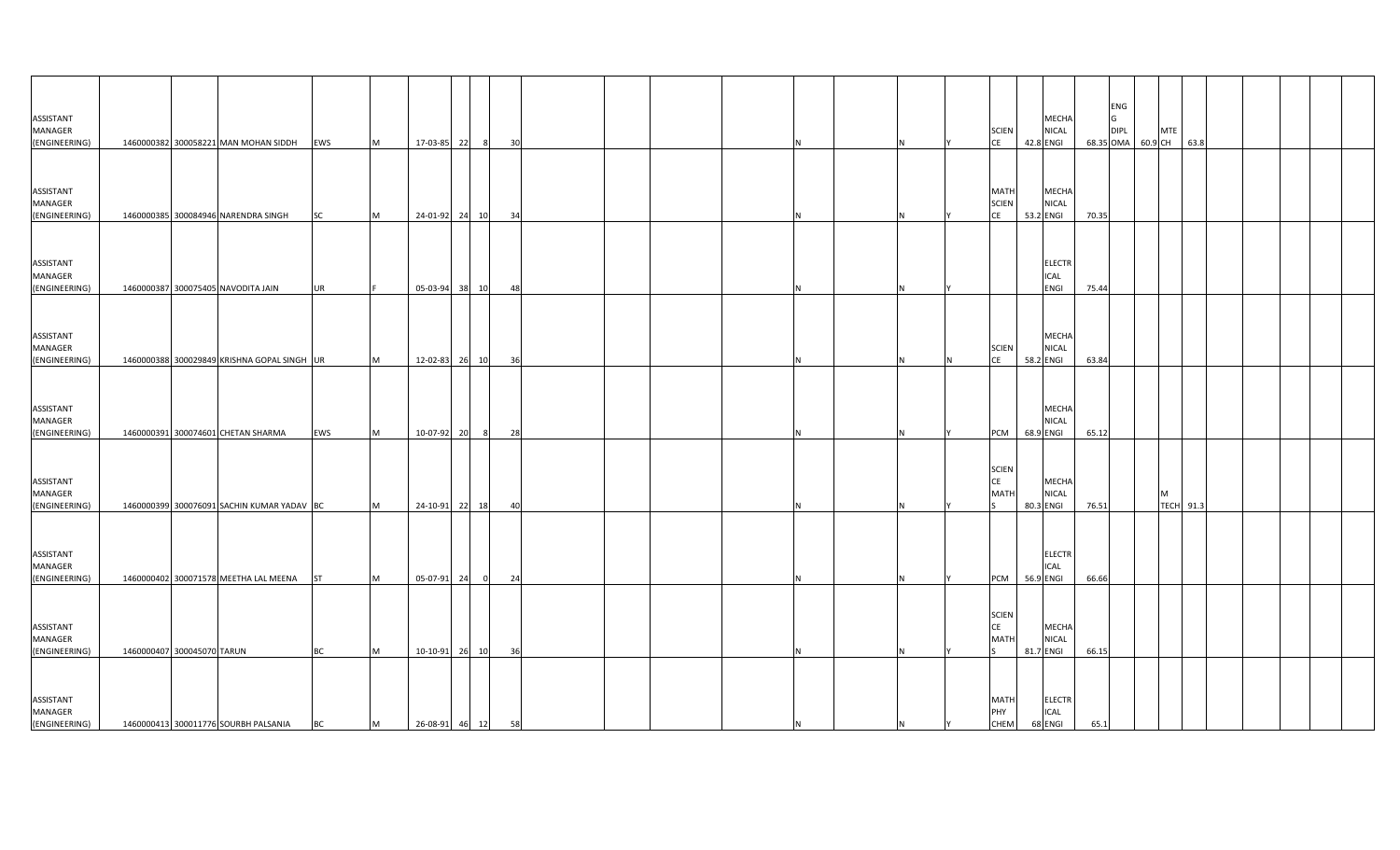| | | | | | | | | | | | | | | | | | | | | | | | | | | | | | | |
|---|---|---|---|---|---|---|---|---|---|---|---|---|---|---|---|---|---|---|---|---|---|---|---|---|---|---|---|---|---|---|
| ASSISTANT MANAGER (ENGINEERING) | 1460000382 | 300058221 | MAN MOHAN SIDDH | EWS | M | 17-03-85 | 22 | 8 | 30 | | | | | N | | N | Y | SCIENCE | 42.8 | MECHANICAL ENGI | 68.35 | ENGG DIPLOMA | 60.9 | MTECH | 63.8 | | | | | |
| ASSISTANT MANAGER (ENGINEERING) | 1460000385 | 300084946 | NARENDRA SINGH | SC | M | 24-01-92 | 24 | 10 | 34 | | | | | N | | N | Y | MATH SCIENCE | 53.2 | MECHANICAL ENGI | 70.35 | | | | | | | | | |
| ASSISTANT MANAGER (ENGINEERING) | 1460000387 | 300075405 | NAVODITA JAIN | UR | F | 05-03-94 | 38 | 10 | 48 | | | | | N | | N | Y | | | ELECTRICAL ENGI | 75.44 | | | | | | | | | |
| ASSISTANT MANAGER (ENGINEERING) | 1460000388 | 300029849 | KRISHNA GOPAL SINGH | UR | M | 12-02-83 | 26 | 10 | 36 | | | | | N | | N | N | SCIENCE | 58.2 | MECHANICAL ENGI | 63.84 | | | | | | | | | |
| ASSISTANT MANAGER (ENGINEERING) | 1460000391 | 300074601 | CHETAN SHARMA | EWS | M | 10-07-92 | 20 | 8 | 28 | | | | | N | | N | Y | PCM | 68.9 | MECHANICAL ENGI | 65.12 | | | | | | | | | |
| ASSISTANT MANAGER (ENGINEERING) | 1460000399 | 300076091 | SACHIN KUMAR YADAV | BC | M | 24-10-91 | 22 | 18 | 40 | | | | | N | | N | Y | SCIENCE MATHS | 80.3 | MECHANICAL ENGI | 76.51 | | | M TECH | 91.3 | | | | | |
| ASSISTANT MANAGER (ENGINEERING) | 1460000402 | 300071578 | MEETHA LAL MEENA | ST | M | 05-07-91 | 24 | 0 | 24 | | | | | N | | N | Y | PCM | 56.9 | ELECTRICAL ENGI | 66.66 | | | | | | | | | |
| ASSISTANT MANAGER (ENGINEERING) | 1460000407 | 300045070 | TARUN | BC | M | 10-10-91 | 26 | 10 | 36 | | | | | N | | N | Y | SCIENCE MATHS | 81.7 | MECHANICAL ENGI | 66.15 | | | | | | | | | |
| ASSISTANT MANAGER (ENGINEERING) | 1460000413 | 300011776 | SOURBH PALSANIA | BC | M | 26-08-91 | 46 | 12 | 58 | | | | | N | | N | Y | MATH PHY CHEM | 68 | ELECTRICAL ENGI | 65.1 | | | | | | | | | |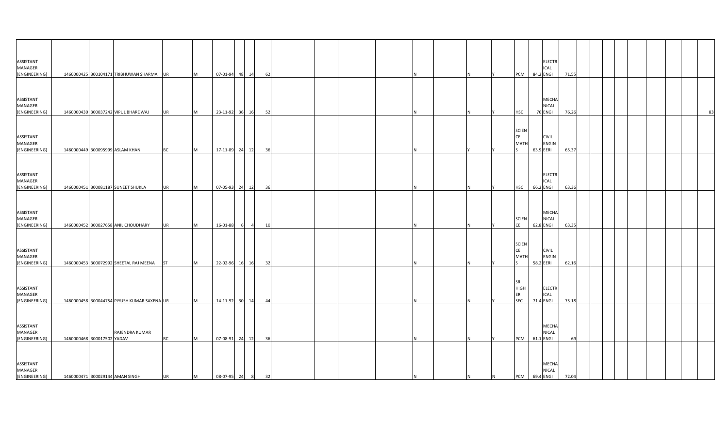| | | | | | | | | | | | | | | | | | | | | | | | | | | | | | |
|---|---|---|---|---|---|---|---|---|---|---|---|---|---|---|---|---|---|---|---|---|---|---|---|---|---|---|---|---|---|
| ASSISTANT MANAGER (ENGINEERING) | 1460000425 | 300104171 | TRIBHUWAN SHARMA | UR | M | 07-01-94 | 48 | 14 | 62 | | | | N | | N | Y | PCM | 84.2 | ELECTRICAL ENGI | 71.55 | | | | | | | | | |
| ASSISTANT MANAGER (ENGINEERING) | 1460000430 | 300037242 | VIPUL BHARDWAJ | UR | M | 23-11-92 | 36 | 16 | 52 | | | | N | | N | Y | HSC | 76 | MECHANICAL ENGI | 76.26 | | | | | | | | | 83 |
| ASSISTANT MANAGER (ENGINEERING) | 1460000449 | 300095999 | ASLAM KHAN | BC | M | 17-11-89 | 24 | 12 | 36 | | | | N | | Y | Y | SCIENCE MATHS | 63.9 | CIVIL ENGINEERI | 65.37 | | | | | | | | | |
| ASSISTANT MANAGER (ENGINEERING) | 1460000451 | 300081187 | SUNEET SHUKLA | UR | M | 07-05-93 | 24 | 12 | 36 | | | | N | | N | Y | HSC | 66.2 | ELECTRICAL ENGI | 63.36 | | | | | | | | | |
| ASSISTANT MANAGER (ENGINEERING) | 1460000452 | 300027658 | ANIL CHOUDHARY | UR | M | 16-01-88 | 6 | 4 | 10 | | | | N | | N | Y | SCIENCE | 62.8 | MECHANICAL ENGI | 63.35 | | | | | | | | | |
| ASSISTANT MANAGER (ENGINEERING) | 1460000453 | 300072992 | SHEETAL RAJ MEENA | ST | M | 22-02-96 | 16 | 16 | 32 | | | | N | | N | Y | SCIENCE MATHS | 58.2 | CIVIL ENGINEERI | 62.16 | | | | | | | | | |
| ASSISTANT MANAGER (ENGINEERING) | 1460000458 | 300044754 | PIYUSH KUMAR SAXENA | UR | M | 14-11-92 | 30 | 14 | 44 | | | | N | | N | Y | SR HIGHER SEC | 71.4 | ELECTRICAL ENGI | 75.18 | | | | | | | | | |
| ASSISTANT MANAGER (ENGINEERING) | 1460000468 | 300017502 | RAJENDRA KUMAR YADAV | BC | M | 07-08-91 | 24 | 12 | 36 | | | | N | | N | Y | PCM | 61.1 | MECHANICAL ENGI | 69 | | | | | | | | | |
| ASSISTANT MANAGER (ENGINEERING) | 1460000471 | 300029144 | AMAN SINGH | UR | M | 08-07-95 | 24 | 8 | 32 | | | | N | | N | N | PCM | 69.4 | MECHANICAL ENGI | 72.04 | | | | | | | | | |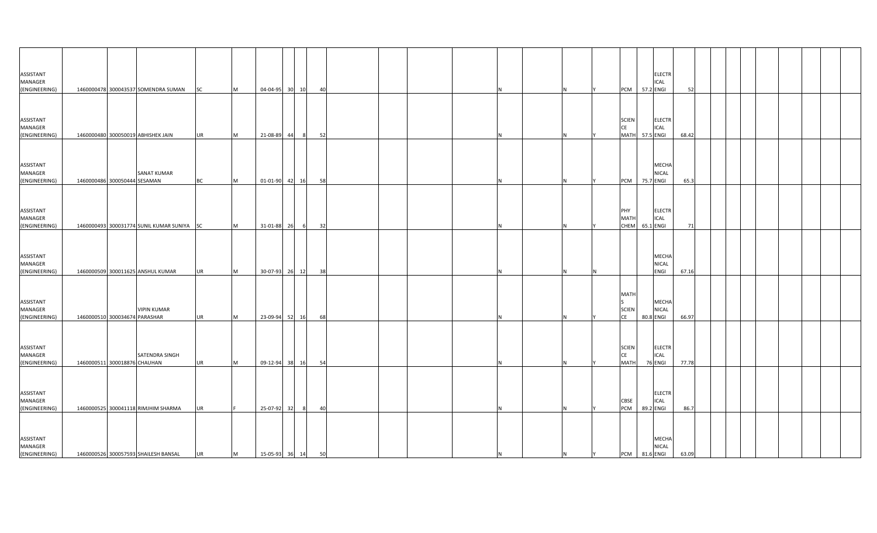| | | | | | | | | | | | | | | | | | | | | | | | | | | | | | | | | | |
|---|---|---|---|---|---|---|---|---|---|---|---|---|---|---|---|---|---|---|---|---|---|---|---|---|---|---|---|---|---|---|---|---|---|
| ASSISTANT MANAGER (ENGINEERING) | 1460000478 | 300043537 | SOMENDRA SUMAN | SC | M | 04-04-95 | 30 | 10 | 40 | | | | | N | | N | Y | PCM | 57.2 | ELECTRICAL ENGI | 52 | | | | | | | | | | | | |
| ASSISTANT MANAGER (ENGINEERING) | 1460000480 | 300050019 | ABHISHEK JAIN | UR | M | 21-08-89 | 44 | 8 | 52 | | | | | N | | N | Y | SCIENCE MATH | 57.5 | ELECTRICAL ENGI | 68.42 | | | | | | | | | | | | |
| ASSISTANT MANAGER (ENGINEERING) | 1460000486 | 300050444 | SANAT KUMAR SESAMAN | BC | M | 01-01-90 | 42 | 16 | 58 | | | | | N | | N | Y | PCM | 75.7 | MECHANICAL ENGI | 65.3 | | | | | | | | | | | | |
| ASSISTANT MANAGER (ENGINEERING) | 1460000493 | 300031774 | SUNIL KUMAR SUNIYA | SC | M | 31-01-88 | 26 | 6 | 32 | | | | | N | | N | Y | PHY MATH CHEM | 65.1 | ELECTRICAL ENGI | 71 | | | | | | | | | | | | |
| ASSISTANT MANAGER (ENGINEERING) | 1460000509 | 300011625 | ANSHUL KUMAR | UR | M | 30-07-93 | 26 | 12 | 38 | | | | | N | | N | N | | | MECHANICAL ENGI | 67.16 | | | | | | | | | | | | |
| ASSISTANT MANAGER (ENGINEERING) | 1460000510 | 300034674 | VIPIN KUMAR PARASHAR | UR | M | 23-09-94 | 52 | 16 | 68 | | | | | N | | N | Y | MATHS SCIENCE | 80.8 | MECHANICAL ENGI | 66.97 | | | | | | | | | | | | |
| ASSISTANT MANAGER (ENGINEERING) | 1460000511 | 300018876 | SATENDRA SINGH CHAUHAN | UR | M | 09-12-94 | 38 | 16 | 54 | | | | | N | | N | Y | SCIENCE MATH | 76 | ELECTRICAL ENGI | 77.78 | | | | | | | | | | | | |
| ASSISTANT MANAGER (ENGINEERING) | 1460000525 | 300041118 | RIMJHIM SHARMA | UR | F | 25-07-92 | 32 | 8 | 40 | | | | | N | | N | Y | CBSE PCM | 89.2 | ELECTRICAL ENGI | 86.7 | | | | | | | | | | | | |
| ASSISTANT MANAGER (ENGINEERING) | 1460000526 | 300057593 | SHAILESH BANSAL | UR | M | 15-05-93 | 36 | 14 | 50 | | | | | N | | N | Y | PCM | 81.6 | MECHANICAL ENGI | 63.09 | | | | | | | | | | | | |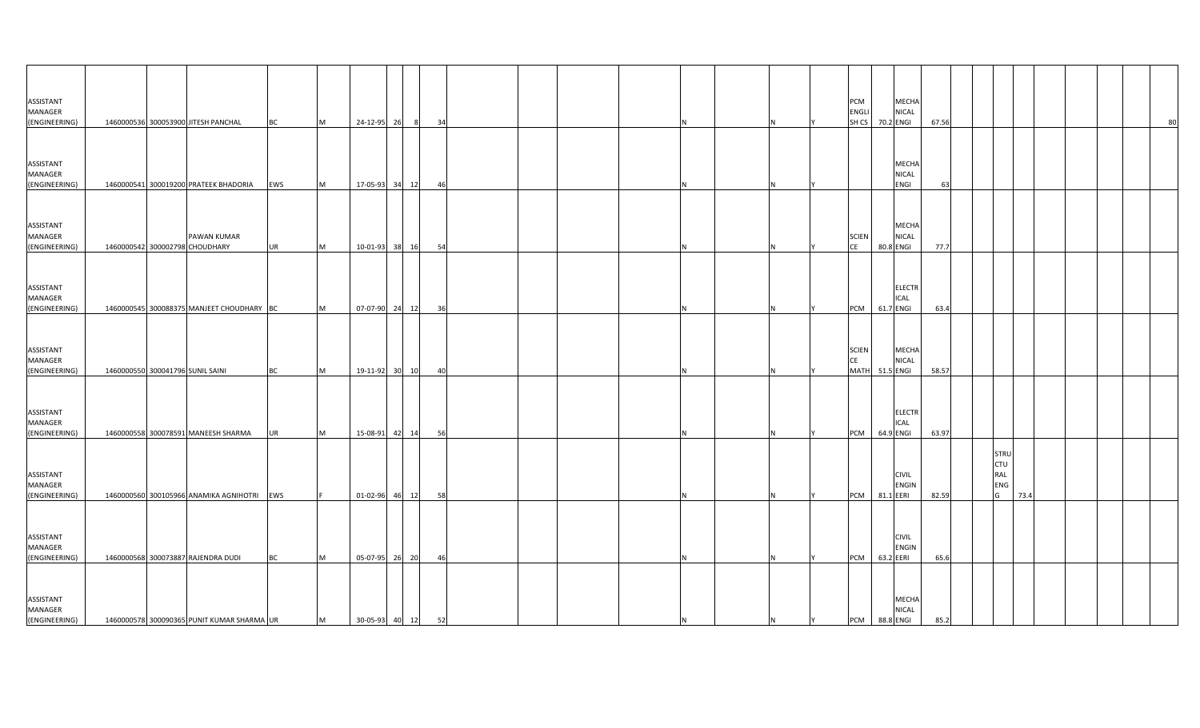| | | | | | | | | | | | | | | | | | | | | | | | | | | | | | |
|---|---|---|---|---|---|---|---|---|---|---|---|---|---|---|---|---|---|---|---|---|---|---|---|---|---|---|---|---|---|
| ASSISTANT MANAGER (ENGINEERING) | 1460000536 | 300053900 | JITESH PANCHAL | BC | M | 24-12-95 | 26 | 8 | 34 | | | | N | | N | Y | PCM ENGLISH CS | 70.2 | MECHANICAL ENGI | 67.56 | | | | | | | | | 80 |
| ASSISTANT MANAGER (ENGINEERING) | 1460000541 | 300019200 | PRATEEK BHADORIA | EWS | M | 17-05-93 | 34 | 12 | 46 | | | | N | | N | Y | | | MECHANICAL ENGI | 63 | | | | | | | | | |
| ASSISTANT MANAGER (ENGINEERING) | 1460000542 | 300002798 | PAWAN KUMAR CHOUDHARY | UR | M | 10-01-93 | 38 | 16 | 54 | | | | N | | N | Y | SCIENCE | 80.8 | MECHANICAL ENGI | 77.7 | | | | | | | | | |
| ASSISTANT MANAGER (ENGINEERING) | 1460000545 | 300088375 | MANJEET CHOUDHARY | BC | M | 07-07-90 | 24 | 12 | 36 | | | | N | | N | Y | PCM | 61.7 | ELECTRICAL ENGI | 63.4 | | | | | | | | | |
| ASSISTANT MANAGER (ENGINEERING) | 1460000550 | 300041796 | SUNIL SAINI | BC | M | 19-11-92 | 30 | 10 | 40 | | | | N | | N | Y | SCIENCE MATH | 51.5 | MECHANICAL ENGI | 58.57 | | | | | | | | | |
| ASSISTANT MANAGER (ENGINEERING) | 1460000558 | 300078591 | MANEESH SHARMA | UR | M | 15-08-91 | 42 | 14 | 56 | | | | N | | N | Y | PCM | 64.9 | ELECTRICAL ENGI | 63.97 | | | | | | | | | |
| ASSISTANT MANAGER (ENGINEERING) | 1460000560 | 300105966 | ANAMIKA AGNIHOTRI | EWS | F | 01-02-96 | 46 | 12 | 58 | | | | N | | N | Y | PCM | 81.1 | CIVIL ENGINEERI | 82.59 | | | STRUCTURAL ENGG | 73.4 | | | | | |
| ASSISTANT MANAGER (ENGINEERING) | 1460000568 | 300073887 | RAJENDRA DUDI | BC | M | 05-07-95 | 26 | 20 | 46 | | | | N | | N | Y | PCM | 63.2 | CIVIL ENGINEERI | 65.6 | | | | | | | | | |
| ASSISTANT MANAGER (ENGINEERING) | 1460000578 | 300090365 | PUNIT KUMAR SHARMA | UR | M | 30-05-93 | 40 | 12 | 52 | | | | N | | N | Y | PCM | 88.8 | MECHANICAL ENGI | 85.2 | | | | | | | | | |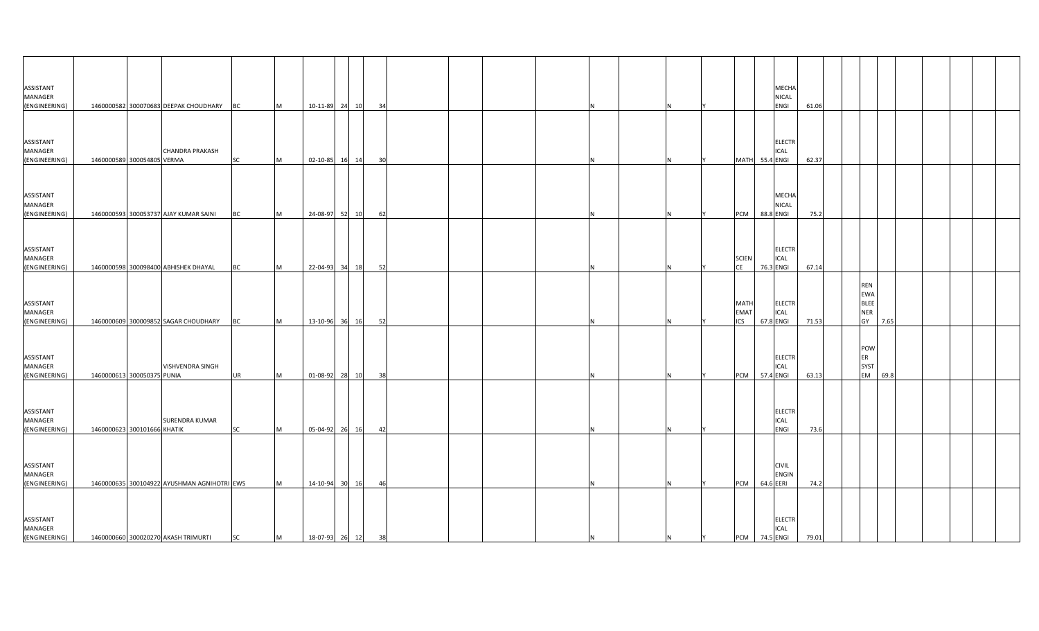| | | | | | | | | | | | | | | | | | | | | | | | | | | | | |
|---|---|---|---|---|---|---|---|---|---|---|---|---|---|---|---|---|---|---|---|---|---|---|---|---|---|---|---|---|
| ASSISTANT MANAGER (ENGINEERING) | 1460000582 | 300070683 | DEEPAK CHOUDHARY | BC | M | 10-11-89 | 24 | 10 | 34 | | | | N | | N | Y | | | MECHANICAL ENGI | 61.06 | | | | | | | | |
| ASSISTANT MANAGER (ENGINEERING) | 1460000589 | 300054805 | CHANDRA PRAKASH VERMA | SC | M | 02-10-85 | 16 | 14 | 30 | | | | N | | N | Y | MATH | 55.4 | ELECTRICAL ENGI | 62.37 | | | | | | | | |
| ASSISTANT MANAGER (ENGINEERING) | 1460000593 | 300053737 | AJAY KUMAR SAINI | BC | M | 24-08-97 | 52 | 10 | 62 | | | | N | | N | Y | PCM | 88.8 | MECHANICAL ENGI | 75.2 | | | | | | | | |
| ASSISTANT MANAGER (ENGINEERING) | 1460000598 | 300098400 | ABHISHEK DHAYAL | BC | M | 22-04-93 | 34 | 18 | 52 | | | | N | | N | Y | SCIENCE | 76.3 | ELECTRICAL ENGI | 67.14 | | | | | | | | |
| ASSISTANT MANAGER (ENGINEERING) | 1460000609 | 300009852 | SAGAR CHOUDHARY | BC | M | 13-10-96 | 36 | 16 | 52 | | | | N | | N | Y | MATHEMATICS | 67.8 | ELECTRICAL ENGI | 71.53 | | RENEWABLE NERGY | 7.65 | | | | | |
| ASSISTANT MANAGER (ENGINEERING) | 1460000613 | 300050375 | VISHVENDRA SINGH PUNIA | UR | M | 01-08-92 | 28 | 10 | 38 | | | | N | | N | Y | PCM | 57.4 | ELECTRICAL ENGI | 63.13 | | POWER SYSTEM | 69.8 | | | | | |
| ASSISTANT MANAGER (ENGINEERING) | 1460000623 | 300101666 | SURENDRA KUMAR KHATIK | SC | M | 05-04-92 | 26 | 16 | 42 | | | | N | | N | Y | | | ELECTRICAL ENGI | 73.6 | | | | | | | | |
| ASSISTANT MANAGER (ENGINEERING) | 1460000635 | 300104922 | AYUSHMAN AGNIHOTRI | EWS | M | 14-10-94 | 30 | 16 | 46 | | | | N | | N | Y | PCM | 64.6 | CIVIL ENGINEERI | 74.2 | | | | | | | | |
| ASSISTANT MANAGER (ENGINEERING) | 1460000660 | 300020270 | AKASH TRIMURTI | SC | M | 18-07-93 | 26 | 12 | 38 | | | | N | | N | Y | PCM | 74.5 | ELECTRICAL ENGI | 79.01 | | | | | | | | |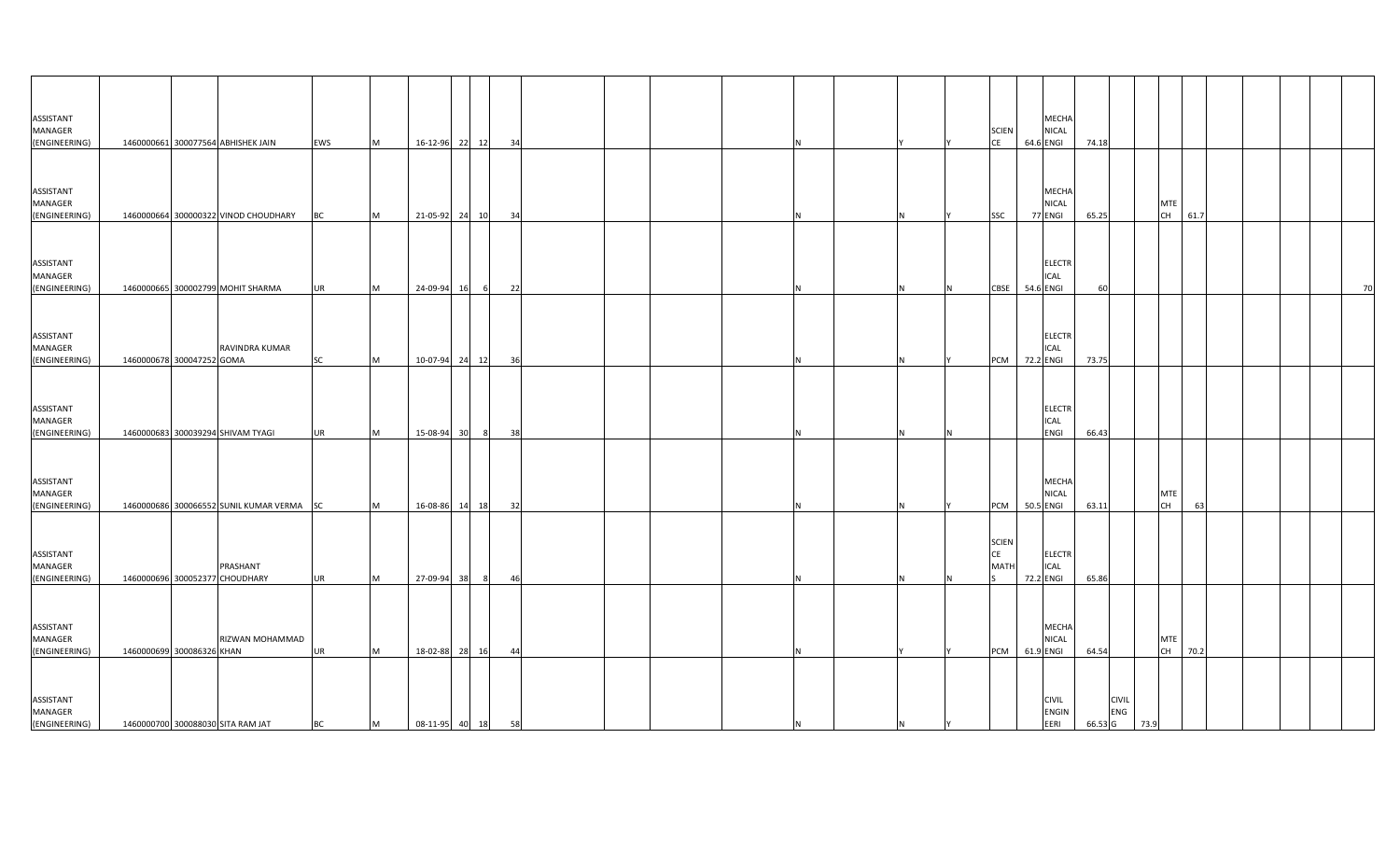| | | | | | | | | | | | | | | | | | | | | | | | | | | | | | | |
|---|---|---|---|---|---|---|---|---|---|---|---|---|---|---|---|---|---|---|---|---|---|---|---|---|---|---|---|---|---|---|
| ASSISTANT MANAGER (ENGINEERING) | 1460000661 | 300077564 | ABHISHEK JAIN | EWS | M | 16-12-96 | 22 | 12 | 34 | | | | N | Y | Y | SCIENCE | 64.6 | MECHANICAL ENGI | 74.18 | | | | | | | | | |
| ASSISTANT MANAGER (ENGINEERING) | 1460000664 | 300000322 | VINOD CHOUDHARY | BC | M | 21-05-92 | 24 | 10 | 34 | | | | N | N | Y | SSC | 77 | MECHANICAL ENGI | 65.25 | | | MTECH | 61.7 | | | | | |
| ASSISTANT MANAGER (ENGINEERING) | 1460000665 | 300002799 | MOHIT SHARMA | UR | M | 24-09-94 | 16 | 6 | 22 | | | | N | N | N | CBSE | 54.6 | ELECTRICAL ENGI | 60 | | | | | | | | | 70 |
| ASSISTANT MANAGER (ENGINEERING) | 1460000678 | 300047252 | RAVINDRA KUMAR GOMA | SC | M | 10-07-94 | 24 | 12 | 36 | | | | N | N | Y | PCM | 72.2 | ELECTRICAL ENGI | 73.75 | | | | | | | | | |
| ASSISTANT MANAGER (ENGINEERING) | 1460000683 | 300039294 | SHIVAM TYAGI | UR | M | 15-08-94 | 30 | 8 | 38 | | | | N | N | N | | | ELECTRICAL ENGI | 66.43 | | | | | | | | | |
| ASSISTANT MANAGER (ENGINEERING) | 1460000686 | 300066552 | SUNIL KUMAR VERMA | SC | M | 16-08-86 | 14 | 18 | 32 | | | | N | N | Y | PCM | 50.5 | MECHANICAL ENGI | 63.11 | | | MTECH | 63 | | | | | |
| ASSISTANT MANAGER (ENGINEERING) | 1460000696 | 300052377 | PRASHANT CHOUDHARY | UR | M | 27-09-94 | 38 | 8 | 46 | | | | N | N | N | SCIENCE MATHS | 72.2 | ELECTRICAL ENGI | 65.86 | | | | | | | | | |
| ASSISTANT MANAGER (ENGINEERING) | 1460000699 | 300086326 | RIZWAN MOHAMMAD KHAN | UR | M | 18-02-88 | 28 | 16 | 44 | | | | N | Y | Y | PCM | 61.9 | MECHANICAL ENGI | 64.54 | | | MTECH | 70.2 | | | | | |
| ASSISTANT MANAGER (ENGINEERING) | 1460000700 | 300088030 | SITA RAM JAT | BC | M | 08-11-95 | 40 | 18 | 58 | | | | N | N | Y | | | CIVIL ENGINEERI | 66.53 | CIVIL ENGG | 73.9 | | | | | | | |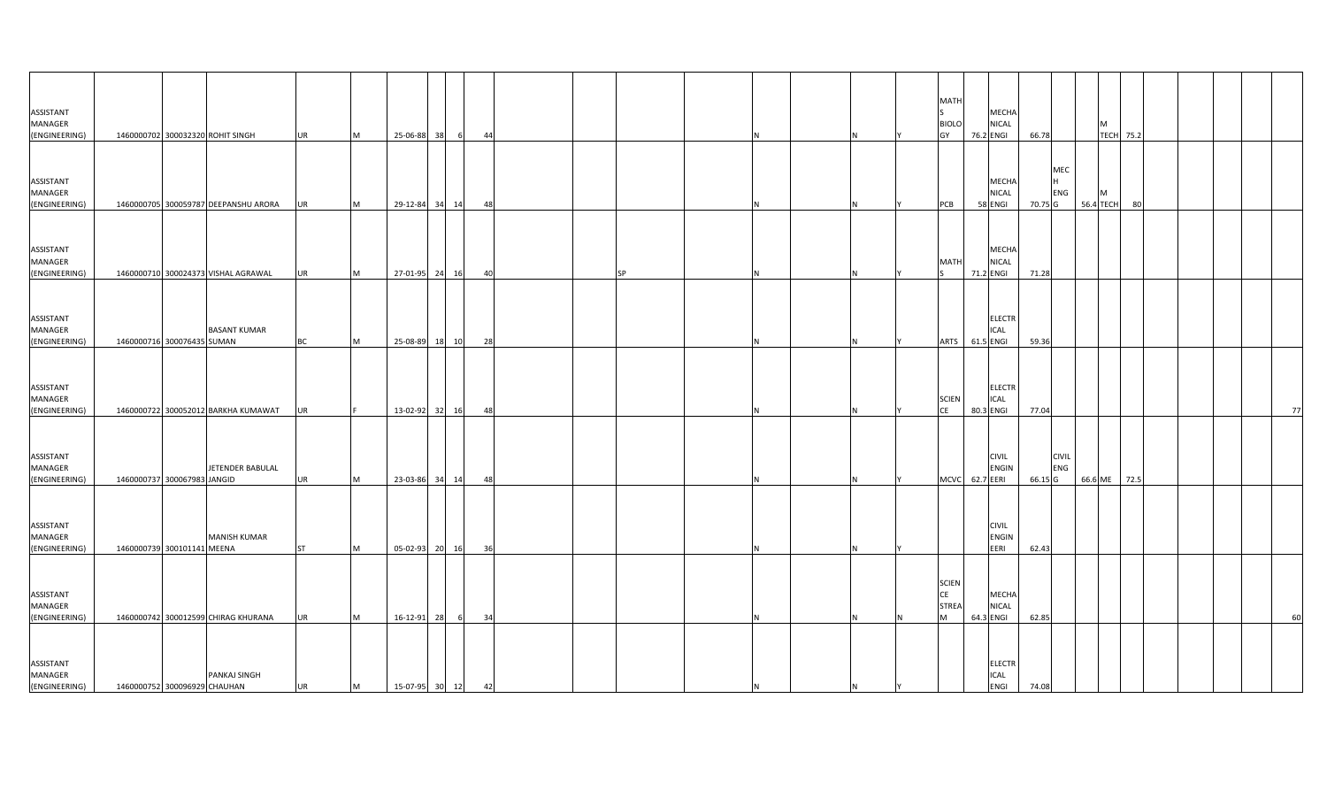| | | | | | | | | | | | | | | | | | | | | | | | | | | | | |
|---|---|---|---|---|---|---|---|---|---|---|---|---|---|---|---|---|---|---|---|---|---|---|---|---|---|---|---|---|
| ASSISTANT MANAGER (ENGINEERING) | 1460000702 | 300032320 | ROHIT SINGH | UR | M | 25-06-88 | 38 | 6 | 44 | | | | N | N | Y | MATHS BIOLOGY | 76.2 | MECHANICAL ENGI | 66.78 | | | M TECH | 75.2 | | | | | |
| ASSISTANT MANAGER (ENGINEERING) | 1460000705 | 300059787 | DEEPANSHU ARORA | UR | M | 29-12-84 | 34 | 14 | 48 | | | | N | N | Y | PCB | 58 | MECHANICAL ENGI | 70.75 | MECH ENGG | 56.4 | M TECH | 80 | | | | | |
| ASSISTANT MANAGER (ENGINEERING) | 1460000710 | 300024373 | VISHAL AGRAWAL | UR | M | 27-01-95 | 24 | 16 | 40 | | SP | | N | N | Y | MATHS | 71.2 | MECHANICAL ENGI | 71.28 | | | | | | | | | |
| ASSISTANT MANAGER (ENGINEERING) | 1460000716 | 300076435 | BASANT KUMAR SUMAN | BC | M | 25-08-89 | 18 | 10 | 28 | | | | N | N | Y | ARTS | 61.5 | ELECTRICAL ENGI | 59.36 | | | | | | | | | |
| ASSISTANT MANAGER (ENGINEERING) | 1460000722 | 300052012 | BARKHA KUMAWAT | UR | F | 13-02-92 | 32 | 16 | 48 | | | | N | N | Y | SCIENCE | 80.3 | ELECTRICAL ENGI | 77.04 | | | | | | | | | 77 |
| ASSISTANT MANAGER (ENGINEERING) | 1460000737 | 300067983 | JETENDER BABULAL JANGID | UR | M | 23-03-86 | 34 | 14 | 48 | | | | N | N | Y | MCVC | 62.7 | CIVIL ENGINEERI | 66.15 | CIVIL ENGG | 66.6 | ME | 72.5 | | | | | |
| ASSISTANT MANAGER (ENGINEERING) | 1460000739 | 300101141 | MANISH KUMAR MEENA | ST | M | 05-02-93 | 20 | 16 | 36 | | | | N | N | Y | | | CIVIL ENGINEERI | 62.43 | | | | | | | | | |
| ASSISTANT MANAGER (ENGINEERING) | 1460000742 | 300012599 | CHIRAG KHURANA | UR | M | 16-12-91 | 28 | 6 | 34 | | | | N | N | N | SCIENCE STREAM | 64.3 | MECHANICAL ENGI | 62.85 | | | | | | | | | 60 |
| ASSISTANT MANAGER (ENGINEERING) | 1460000752 | 300096929 | PANKAJ SINGH CHAUHAN | UR | M | 15-07-95 | 30 | 12 | 42 | | | | N | N | Y | | | ELECTRICAL ENGI | 74.08 | | | | | | | | | |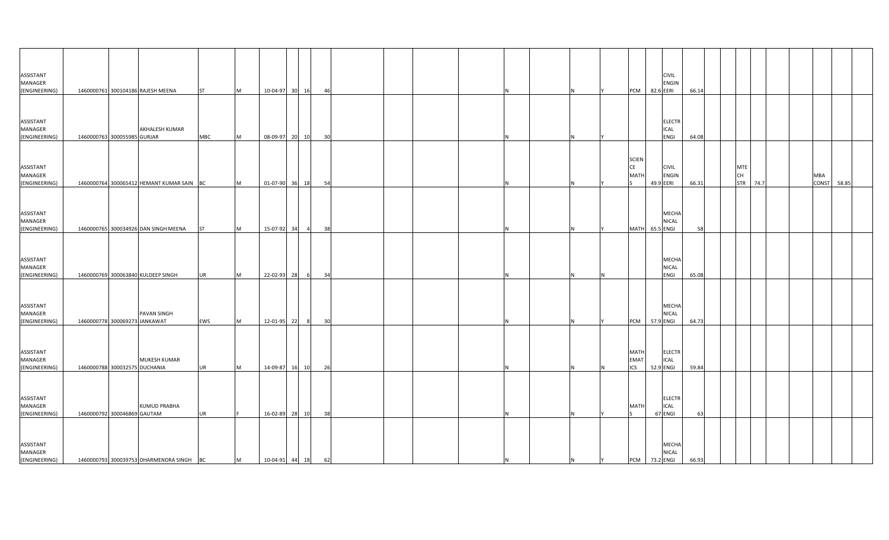| | | | | | | | | | | | | | | | | | | | | | | | | | | | | |
|---|---|---|---|---|---|---|---|---|---|---|---|---|---|---|---|---|---|---|---|---|---|---|---|---|---|---|---|---|
| ASSISTANT MANAGER (ENGINEERING) | 1460000761 | 300104186 | RAJESH MEENA | ST | M | 10-04-97 | 30 | 16 | 46 | | | | N | | N | Y | PCM | 82.6 | CIVIL ENGINEERI | 66.14 | | | | | | | | |
| ASSISTANT MANAGER (ENGINEERING) | 1460000763 | 300055985 | AKHALESH KUMAR GURJAR | MBC | M | 08-09-97 | 20 | 10 | 30 | | | | N | | N | Y | | | ELECTRICAL ENGI | 64.08 | | | | | | | | |
| ASSISTANT MANAGER (ENGINEERING) | 1460000764 | 300065412 | HEMANT KUMAR SAIN | BC | M | 01-07-90 | 36 | 18 | 54 | | | | N | | N | Y | SCIENCE MATHS | 49.9 | CIVIL ENGINEERI | 66.31 | | MTECH STR | 74.7 | | | MBA CONST | 58.85 | |
| ASSISTANT MANAGER (ENGINEERING) | 1460000765 | 300034926 | DAN SINGH MEENA | ST | M | 15-07-92 | 34 | 4 | 38 | | | | N | | N | Y | MATH | 65.5 | MECHANICAL ENGI | 58 | | | | | | | | |
| ASSISTANT MANAGER (ENGINEERING) | 1460000769 | 300063840 | KULDEEP SINGH | UR | M | 22-02-93 | 28 | 6 | 34 | | | | N | | N | N | | | MECHANICAL ENGI | 65.08 | | | | | | | | |
| ASSISTANT MANAGER (ENGINEERING) | 1460000778 | 300069273 | PAVAN SINGH JANKAWAT | EWS | M | 12-01-95 | 22 | 8 | 30 | | | | N | | N | Y | PCM | 57.9 | MECHANICAL ENGI | 64.73 | | | | | | | | |
| ASSISTANT MANAGER (ENGINEERING) | 1460000788 | 300032575 | MUKESH KUMAR DUCHANIA | UR | M | 14-09-87 | 16 | 10 | 26 | | | | N | | N | N | MATHEMATICS | 52.9 | ELECTRICAL ENGI | 59.84 | | | | | | | | |
| ASSISTANT MANAGER (ENGINEERING) | 1460000792 | 300046869 | KUMUD PRABHA GAUTAM | UR | F | 16-02-89 | 28 | 10 | 38 | | | | N | | N | Y | MATHS | 67 | ELECTRICAL ENGI | 63 | | | | | | | | |
| ASSISTANT MANAGER (ENGINEERING) | 1460000793 | 300039753 | DHARMENDRA SINGH | BC | M | 10-04-91 | 44 | 18 | 62 | | | | N | | N | Y | PCM | 73.2 | MECHANICAL ENGI | 66.93 | | | | | | | | |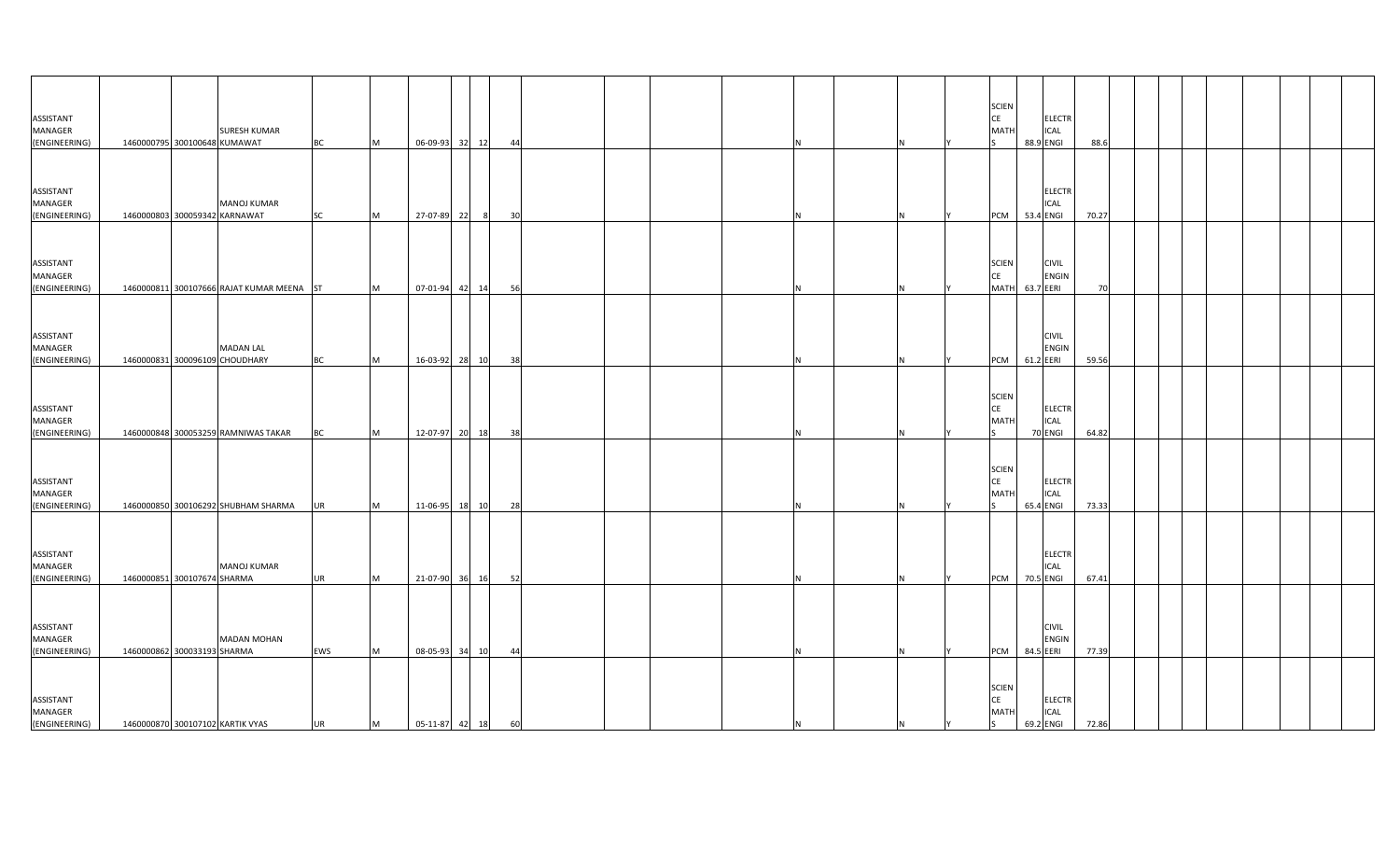| | | | | | | | | | | | | | | | | | | | | | | | | | | | | | | |
|---|---|---|---|---|---|---|---|---|---|---|---|---|---|---|---|---|---|---|---|---|---|---|---|---|---|---|---|---|---|---|
| ASSISTANT MANAGER (ENGINEERING) | 1460000795 | 300100648 | SURESH KUMAR KUMAWAT | BC | M | 06-09-93 | 32 | 12 | 44 | | | | | N | | N | Y | SCIENCE MATHS | 88.9 | ELECTRICAL ENGI | 88.6 | | | | | | | | | |
| ASSISTANT MANAGER (ENGINEERING) | 1460000803 | 300059342 | MANOJ KUMAR KARNAWAT | SC | M | 27-07-89 | 22 | 8 | 30 | | | | | N | | N | Y | PCM | 53.4 | ELECTRICAL ENGI | 70.27 | | | | | | | | | |
| ASSISTANT MANAGER (ENGINEERING) | 1460000811 | 300107666 | RAJAT KUMAR MEENA | ST | M | 07-01-94 | 42 | 14 | 56 | | | | | N | | N | Y | SCIENCE MATH | 63.7 | CIVIL ENGINEERI | 70 | | | | | | | | | |
| ASSISTANT MANAGER (ENGINEERING) | 1460000831 | 300096109 | MADAN LAL CHOUDHARY | BC | M | 16-03-92 | 28 | 10 | 38 | | | | | N | | N | Y | PCM | 61.2 | CIVIL ENGINEERI | 59.56 | | | | | | | | | |
| ASSISTANT MANAGER (ENGINEERING) | 1460000848 | 300053259 | RAMNIWAS TAKAR | BC | M | 12-07-97 | 20 | 18 | 38 | | | | | N | | N | Y | SCIENCE MATHS | 70 | ELECTRICAL ENGI | 64.82 | | | | | | | | | |
| ASSISTANT MANAGER (ENGINEERING) | 1460000850 | 300106292 | SHUBHAM SHARMA | UR | M | 11-06-95 | 18 | 10 | 28 | | | | | N | | N | Y | SCIENCE MATHS | 65.4 | ELECTRICAL ENGI | 73.33 | | | | | | | | | |
| ASSISTANT MANAGER (ENGINEERING) | 1460000851 | 300107674 | MANOJ KUMAR SHARMA | UR | M | 21-07-90 | 36 | 16 | 52 | | | | | N | | N | Y | PCM | 70.5 | ELECTRICAL ENGI | 67.41 | | | | | | | | | |
| ASSISTANT MANAGER (ENGINEERING) | 1460000862 | 300033193 | MADAN MOHAN SHARMA | EWS | M | 08-05-93 | 34 | 10 | 44 | | | | | N | | N | Y | PCM | 84.5 | CIVIL ENGINEERI | 77.39 | | | | | | | | | |
| ASSISTANT MANAGER (ENGINEERING) | 1460000870 | 300107102 | KARTIK VYAS | UR | M | 05-11-87 | 42 | 18 | 60 | | | | | N | | N | Y | SCIENCE MATHS | 69.2 | ELECTRICAL ENGI | 72.86 | | | | | | | | | |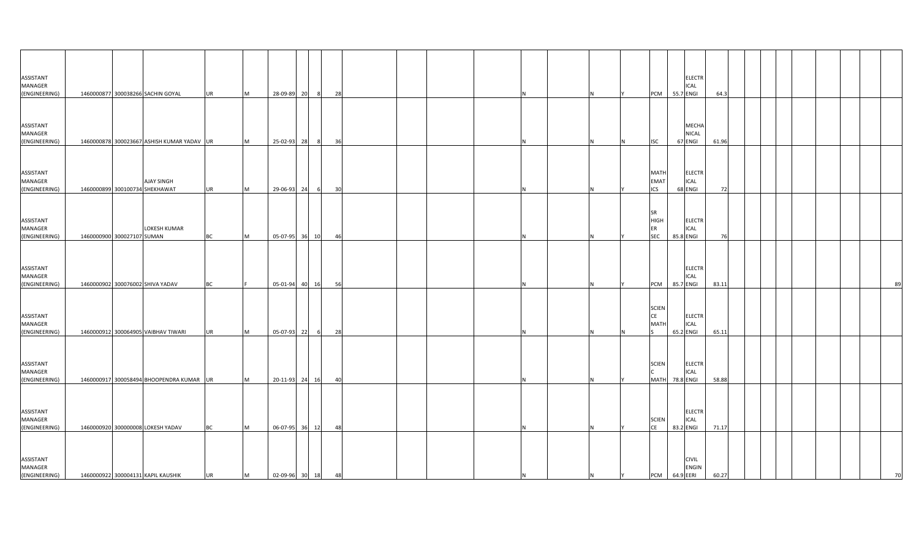| | | | | | | | | | | | | | | | | | | | | | | | | | | | | | | |
|---|---|---|---|---|---|---|---|---|---|---|---|---|---|---|---|---|---|---|---|---|---|---|---|---|---|---|---|---|---|---|
| ASSISTANT MANAGER (ENGINEERING) | 1460000877 | 300038266 | SACHIN GOYAL | UR | M | 28-09-89 | 20 | 8 | 28 | | | | N | | N | Y | PCM | 55.7 | ELECTRICAL ENGI | 64.3 | | | | | | | | | | |
| ASSISTANT MANAGER (ENGINEERING) | 1460000878 | 300023667 | ASHISH KUMAR YADAV | UR | M | 25-02-93 | 28 | 8 | 36 | | | | N | | N | N | ISC | 67 | MECHANICAL ENGI | 61.96 | | | | | | | | | | |
| ASSISTANT MANAGER (ENGINEERING) | 1460000899 | 300100734 | AJAY SINGH SHEKHAWAT | UR | M | 29-06-93 | 24 | 6 | 30 | | | | N | | N | Y | MATHEMATICS | 68 | ELECTRICAL ENGI | 72 | | | | | | | | | | |
| ASSISTANT MANAGER (ENGINEERING) | 1460000900 | 300027107 | LOKESH KUMAR SUMAN | BC | M | 05-07-95 | 36 | 10 | 46 | | | | N | | N | Y | SR HIGHER SEC | 85.8 | ELECTRICAL ENGI | 76 | | | | | | | | | | |
| ASSISTANT MANAGER (ENGINEERING) | 1460000902 | 300076002 | SHIVA YADAV | BC | F | 05-01-94 | 40 | 16 | 56 | | | | N | | N | Y | PCM | 85.7 | ELECTRICAL ENGI | 83.11 | | | | | | | | | | 89 |
| ASSISTANT MANAGER (ENGINEERING) | 1460000912 | 300064905 | VAIBHAV TIWARI | UR | M | 05-07-93 | 22 | 6 | 28 | | | | N | | N | N | SCIENCE MATHS | 65.2 | ELECTRICAL ENGI | 65.11 | | | | | | | | | | |
| ASSISTANT MANAGER (ENGINEERING) | 1460000917 | 300058494 | BHOOPENDRA KUMAR | UR | M | 20-11-93 | 24 | 16 | 40 | | | | N | | N | Y | SCIENC MATH | 78.8 | ELECTRICAL ENGI | 58.88 | | | | | | | | | | |
| ASSISTANT MANAGER (ENGINEERING) | 1460000920 | 300000008 | LOKESH YADAV | BC | M | 06-07-95 | 36 | 12 | 48 | | | | N | | N | Y | SCIENCE | 83.2 | ELECTRICAL ENGI | 71.17 | | | | | | | | | | |
| ASSISTANT MANAGER (ENGINEERING) | 1460000922 | 300004131 | KAPIL KAUSHIK | UR | M | 02-09-96 | 30 | 18 | 48 | | | | N | | N | Y | PCM | 64.9 | CIVIL ENGINEERI | 60.27 | | | | | | | | | | 70 |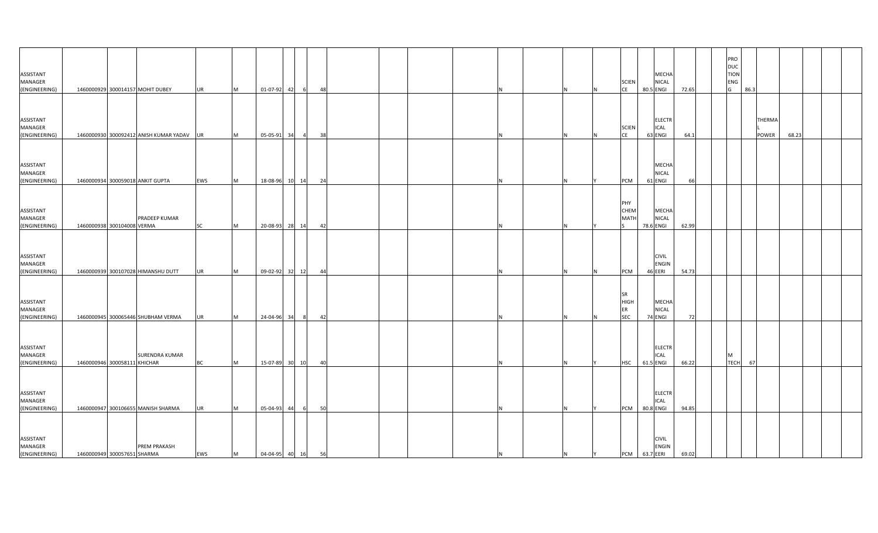| | | | | | | | | | | | | | | | | | | | | | | | | | | | | | | |
|---|---|---|---|---|---|---|---|---|---|---|---|---|---|---|---|---|---|---|---|---|---|---|---|---|---|---|---|---|---|---|
| ASSISTANT MANAGER (ENGINEERING) | 1460000929 | 300014157 | MOHIT DUBEY | UR | M | 01-07-92 | 42 | 6 | 48 | | | | | N | | N | N | SCIENCE | 80.5 | MECHANICAL ENGI | 72.65 | | | PRODUCTION ENGG | 86.3 | | | | | |
| ASSISTANT MANAGER (ENGINEERING) | 1460000930 | 300092412 | ANISH KUMAR YADAV | UR | M | 05-05-91 | 34 | 4 | 38 | | | | | N | | N | N | SCIENCE | 63 | ELECTRICAL ENGI | 64.1 | | | | | THERMAL POWER | 68.23 | | | |
| ASSISTANT MANAGER (ENGINEERING) | 1460000934 | 300059018 | ANKIT GUPTA | EWS | M | 18-08-96 | 10 | 14 | 24 | | | | | N | | N | Y | PCM | 61 | MECHANICAL ENGI | 66 | | | | | | | | | |
| ASSISTANT MANAGER (ENGINEERING) | 1460000938 | 300104008 | PRADEEP KUMAR VERMA | SC | M | 20-08-93 | 28 | 14 | 42 | | | | | N | | N | Y | PHY CHEM MATHS | 78.6 | MECHANICAL ENGI | 62.99 | | | | | | | | | |
| ASSISTANT MANAGER (ENGINEERING) | 1460000939 | 300107028 | HIMANSHU DUTT | UR | M | 09-02-92 | 32 | 12 | 44 | | | | | N | | N | N | PCM | 46 | CIVIL ENGINEERI | 54.73 | | | | | | | | | |
| ASSISTANT MANAGER (ENGINEERING) | 1460000945 | 300065446 | SHUBHAM VERMA | UR | M | 24-04-96 | 34 | 8 | 42 | | | | | N | | N | N | SR HIGHER SEC | 74 | MECHANICAL ENGI | 72 | | | | | | | | | |
| ASSISTANT MANAGER (ENGINEERING) | 1460000946 | 300058111 | SURENDRA KUMAR KHICHAR | BC | M | 15-07-89 | 30 | 10 | 40 | | | | | N | | N | Y | HSC | 61.5 | ELECTRICAL ENGI | 66.22 | | | M TECH | 67 | | | | | |
| ASSISTANT MANAGER (ENGINEERING) | 1460000947 | 300106655 | MANISH SHARMA | UR | M | 05-04-93 | 44 | 6 | 50 | | | | | N | | N | Y | PCM | 80.8 | ELECTRICAL ENGI | 94.85 | | | | | | | | | |
| ASSISTANT MANAGER (ENGINEERING) | 1460000949 | 300057651 | PREM PRAKASH SHARMA | EWS | M | 04-04-95 | 40 | 16 | 56 | | | | | N | | N | Y | PCM | 63.7 | CIVIL ENGINEERI | 69.02 | | | | | | | | | |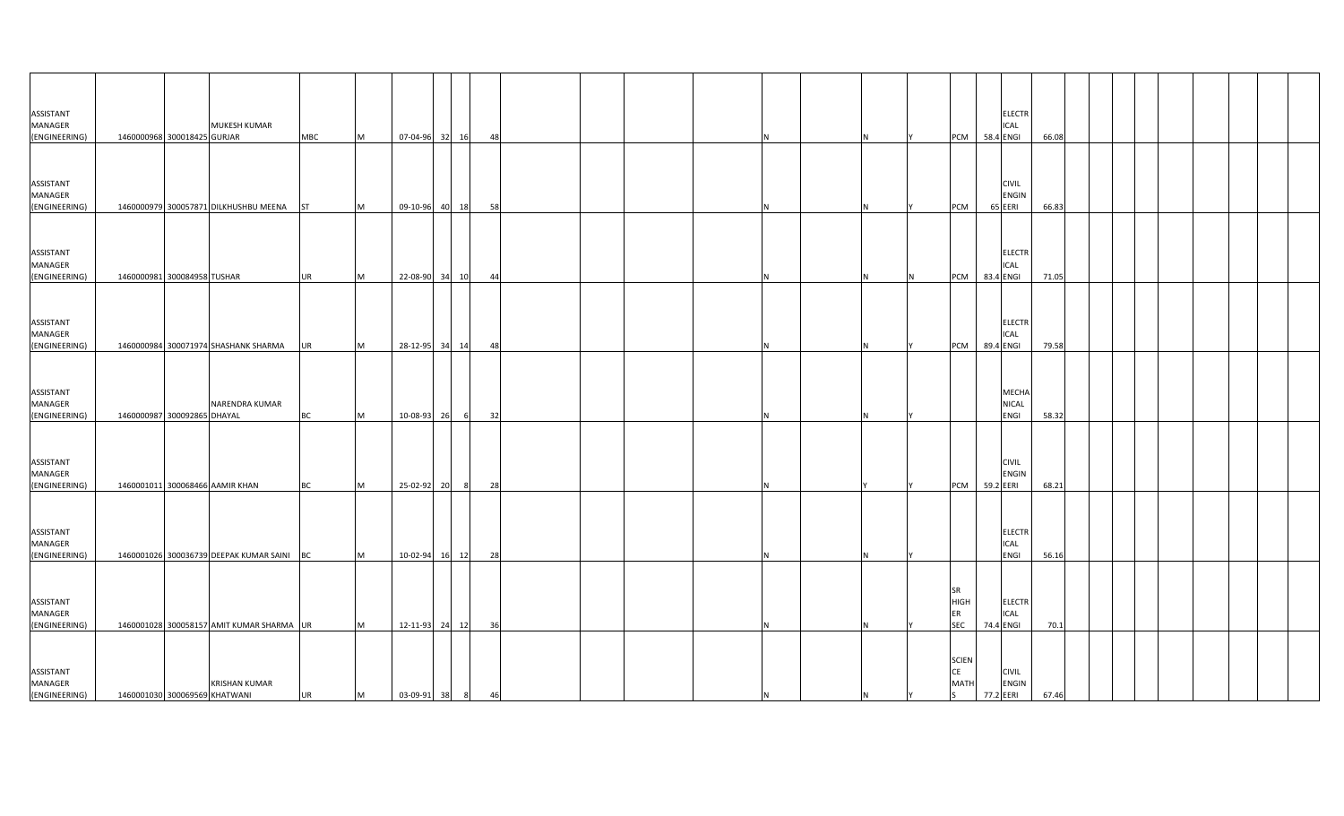| | | | | | | | | | | | | | | | | | | | | | | | | | | | | | | | |
|---|---|---|---|---|---|---|---|---|---|---|---|---|---|---|---|---|---|---|---|---|---|---|---|---|---|---|---|---|---|---|---|
| ASSISTANT MANAGER (ENGINEERING) | 1460000968 | 300018425 | MUKESH KUMAR GURJAR | MBC | M | 07-04-96 | 32 | 16 | 48 | | | | | N | | N | Y | PCM | 58.4 | ELECTRICAL ENGI | 66.08 | | | | | | | | | | |
| ASSISTANT MANAGER (ENGINEERING) | 1460000979 | 300057871 | DILKHUSHBU MEENA | ST | M | 09-10-96 | 40 | 18 | 58 | | | | | N | | N | Y | PCM | 65 | CIVIL ENGINEERI | 66.83 | | | | | | | | | | |
| ASSISTANT MANAGER (ENGINEERING) | 1460000981 | 300084958 | TUSHAR | UR | M | 22-08-90 | 34 | 10 | 44 | | | | | N | | N | N | PCM | 83.4 | ELECTRICAL ENGI | 71.05 | | | | | | | | | | |
| ASSISTANT MANAGER (ENGINEERING) | 1460000984 | 300071974 | SHASHANK SHARMA | UR | M | 28-12-95 | 34 | 14 | 48 | | | | | N | | N | Y | PCM | 89.4 | ELECTRICAL ENGI | 79.58 | | | | | | | | | | |
| ASSISTANT MANAGER (ENGINEERING) | 1460000987 | 300092865 | NARENDRA KUMAR DHAYAL | BC | M | 10-08-93 | 26 | 6 | 32 | | | | | N | | N | Y | | | MECHANICAL ENGI | 58.32 | | | | | | | | | | |
| ASSISTANT MANAGER (ENGINEERING) | 1460001011 | 300068466 | AAMIR KHAN | BC | M | 25-02-92 | 20 | 8 | 28 | | | | | N | | Y | Y | PCM | 59.2 | CIVIL ENGINEERI | 68.21 | | | | | | | | | | |
| ASSISTANT MANAGER (ENGINEERING) | 1460001026 | 300036739 | DEEPAK KUMAR SAINI | BC | M | 10-02-94 | 16 | 12 | 28 | | | | | N | | N | Y | | | ELECTRICAL ENGI | 56.16 | | | | | | | | | | |
| ASSISTANT MANAGER (ENGINEERING) | 1460001028 | 300058157 | AMIT KUMAR SHARMA | UR | M | 12-11-93 | 24 | 12 | 36 | | | | | N | | N | Y | SR HIGHER SEC | 74.4 | ELECTRICAL ENGI | 70.1 | | | | | | | | | | |
| ASSISTANT MANAGER (ENGINEERING) | 1460001030 | 300069569 | KRISHAN KUMAR KHATWANI | UR | M | 03-09-91 | 38 | 8 | 46 | | | | | N | | N | Y | SCIENCE MATHS | 77.2 | CIVIL ENGINEERI | 67.46 | | | | | | | | | | |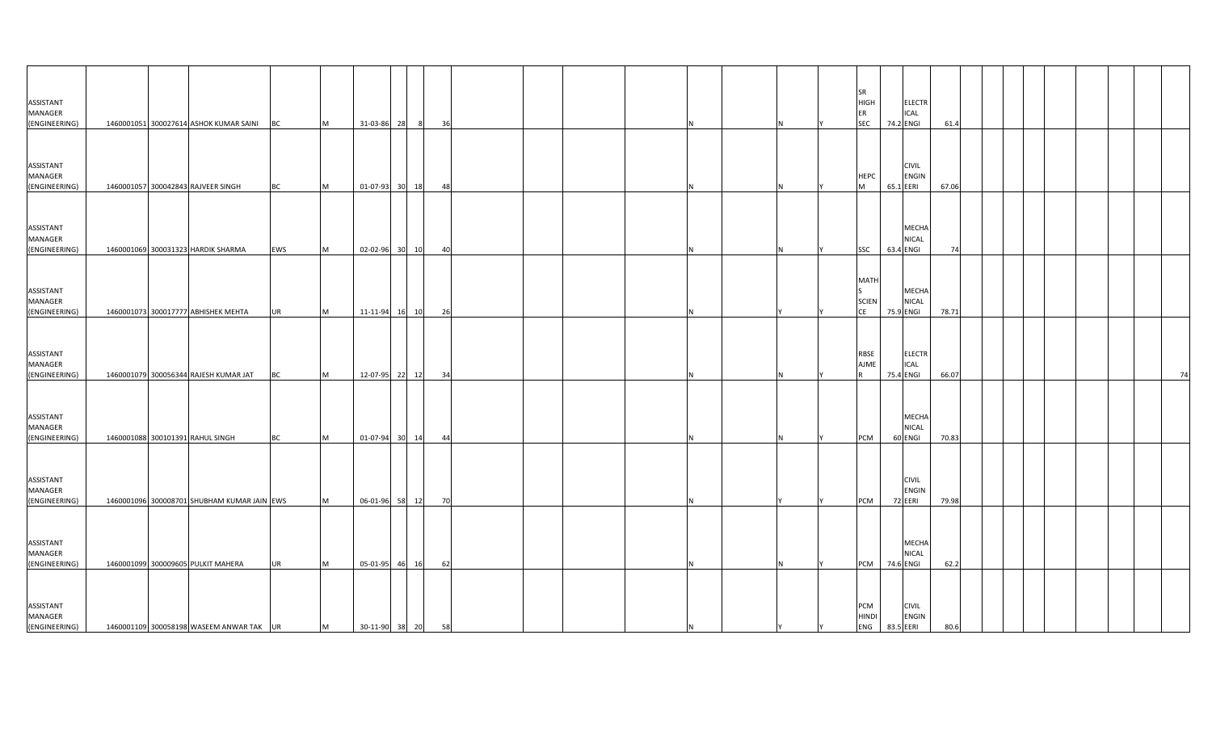| | | | | | | | | | | | | | | | | | | | | | | | | | | | | | | |
|---|---|---|---|---|---|---|---|---|---|---|---|---|---|---|---|---|---|---|---|---|---|---|---|---|---|---|---|---|---|---|
| ASSISTANT MANAGER (ENGINEERING) | 1460001051 | 300027614 | ASHOK KUMAR SAINI | BC | M | 31-03-86 | 28 | 8 | 36 | | | | | N | | N | Y | SR HIGHER SEC | 74.2 | ELECTRICAL ENGI | 61.4 | | | | | | | | | |
| ASSISTANT MANAGER (ENGINEERING) | 1460001057 | 300042843 | RAJVEER SINGH | BC | M | 01-07-93 | 30 | 18 | 48 | | | | | N | | N | Y | HEPCM | 65.1 | CIVIL ENGINEERI | 67.06 | | | | | | | | | |
| ASSISTANT MANAGER (ENGINEERING) | 1460001069 | 300031323 | HARDIK SHARMA | EWS | M | 02-02-96 | 30 | 10 | 40 | | | | | N | | N | Y | SSC | 63.4 | MECHANICAL ENGI | 74 | | | | | | | | | |
| ASSISTANT MANAGER (ENGINEERING) | 1460001073 | 300017777 | ABHISHEK MEHTA | UR | M | 11-11-94 | 16 | 10 | 26 | | | | | N | | Y | Y | MATHS SCIENCE | 75.9 | MECHANICAL ENGI | 78.71 | | | | | | | | | |
| ASSISTANT MANAGER (ENGINEERING) | 1460001079 | 300056344 | RAJESH KUMAR JAT | BC | M | 12-07-95 | 22 | 12 | 34 | | | | | N | | N | Y | RBSE AJMER | 75.4 | ELECTRICAL ENGI | 66.07 | | | | | | | | | 74 |
| ASSISTANT MANAGER (ENGINEERING) | 1460001088 | 300101391 | RAHUL SINGH | BC | M | 01-07-94 | 30 | 14 | 44 | | | | | N | | N | Y | PCM | 60 | MECHANICAL ENGI | 70.83 | | | | | | | | | |
| ASSISTANT MANAGER (ENGINEERING) | 1460001096 | 300008701 | SHUBHAM KUMAR JAIN | EWS | M | 06-01-96 | 58 | 12 | 70 | | | | | N | | Y | Y | PCM | 72 | CIVIL ENGINEERI | 79.98 | | | | | | | | | |
| ASSISTANT MANAGER (ENGINEERING) | 1460001099 | 300009605 | PULKIT MAHERA | UR | M | 05-01-95 | 46 | 16 | 62 | | | | | N | | N | Y | PCM | 74.6 | MECHANICAL ENGI | 62.2 | | | | | | | | | |
| ASSISTANT MANAGER (ENGINEERING) | 1460001109 | 300058198 | WASEEM ANWAR TAK | UR | M | 30-11-90 | 38 | 20 | 58 | | | | | N | | Y | Y | PCM HINDI ENG | 83.5 | CIVIL ENGINEERI | 80.6 | | | | | | | | | |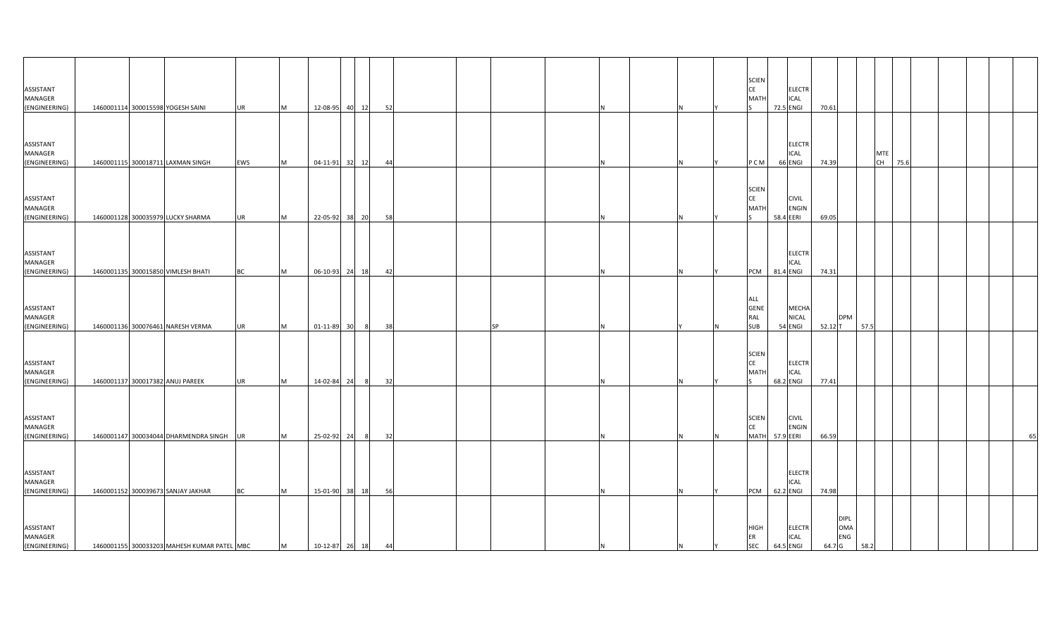| | | | | | | | | | | | | | | | | | | | | | | | | | | | | | | |
|---|---|---|---|---|---|---|---|---|---|---|---|---|---|---|---|---|---|---|---|---|---|---|---|---|---|---|---|---|---|---|
| ASSISTANT MANAGER (ENGINEERING) | 1460001114 | 300015598 | YOGESH SAINI | UR | M | 12-08-95 | 40 | 12 | 52 | | | | | N | | N | Y | SCIENCE MATHS | 72.5 | ELECTRICAL ENGI | 70.61 | | | | | | | | | |
| ASSISTANT MANAGER (ENGINEERING) | 1460001115 | 300018711 | LAXMAN SINGH | EWS | M | 04-11-91 | 32 | 12 | 44 | | | | | N | | N | Y | P C M | 66 | ELECTRICAL ENGI | 74.39 | | | MTECH | 75.6 | | | | | |
| ASSISTANT MANAGER (ENGINEERING) | 1460001128 | 300035979 | LUCKY SHARMA | UR | M | 22-05-92 | 38 | 20 | 58 | | | | | N | | N | Y | SCIENCE MATHS | 58.4 | CIVIL ENGINEERI | 69.05 | | | | | | | | | |
| ASSISTANT MANAGER (ENGINEERING) | 1460001135 | 300015850 | VIMLESH BHATI | BC | M | 06-10-93 | 24 | 18 | 42 | | | | | N | | N | Y | PCM | 81.4 | ELECTRICAL ENGI | 74.31 | | | | | | | | | |
| ASSISTANT MANAGER (ENGINEERING) | 1460001136 | 300076461 | NARESH VERMA | UR | M | 01-11-89 | 30 | 8 | 38 | | SP | | | N | | Y | N | ALL GENERAL SUB | 54 | MECHANICAL ENGI | 52.12 | DPMT | 57.5 | | | | | | | |
| ASSISTANT MANAGER (ENGINEERING) | 1460001137 | 300017382 | ANUJ PAREEK | UR | M | 14-02-84 | 24 | 8 | 32 | | | | | N | | N | Y | SCIENCE MATHS | 68.2 | ELECTRICAL ENGI | 77.41 | | | | | | | | | |
| ASSISTANT MANAGER (ENGINEERING) | 1460001147 | 300034044 | DHARMENDRA SINGH | UR | M | 25-02-92 | 24 | 8 | 32 | | | | | N | | N | N | SCIENCE MATH | 57.9 | CIVIL ENGINEERI | 66.59 | | | | | | | | | 65 |
| ASSISTANT MANAGER (ENGINEERING) | 1460001152 | 300039673 | SANJAY JAKHAR | BC | M | 15-01-90 | 38 | 18 | 56 | | | | | N | | N | Y | PCM | 62.2 | ELECTRICAL ENGI | 74.98 | | | | | | | | | |
| ASSISTANT MANAGER (ENGINEERING) | 1460001155 | 300033203 | MAHESH KUMAR PATEL | MBC | M | 10-12-87 | 26 | 18 | 44 | | | | | N | | N | Y | HIGHER SEC | 64.5 | ELECTRICAL ENGI | 64.7 | DIPLOMA ENGG | 58.2 | | | | | | | |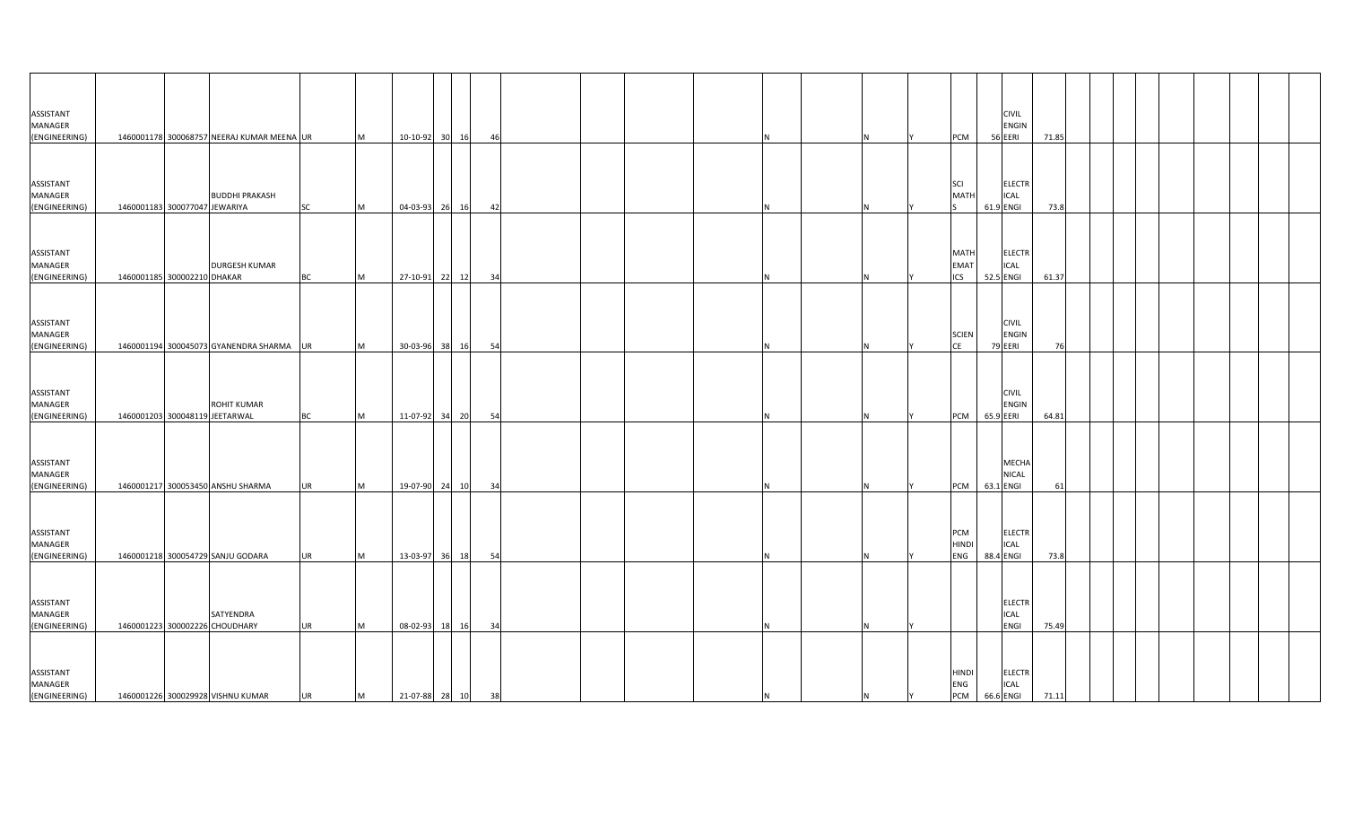| | | | | | | | | | | | | | | | | | | | | | | | | | | | | | | |
|---|---|---|---|---|---|---|---|---|---|---|---|---|---|---|---|---|---|---|---|---|---|---|---|---|---|---|---|---|---|---|
| ASSISTANT MANAGER (ENGINEERING) | 1460001178 | 300068757 | NEERAJ KUMAR MEENA | UR | M | 10-10-92 | 30 | 16 | 46 | | | | | N | | N | Y | PCM | 56 | CIVIL ENGINEERI | 71.85 | | | | | | | | | |
| ASSISTANT MANAGER (ENGINEERING) | 1460001183 | 300077047 | BUDDHI PRAKASH JEWARIYA | SC | M | 04-03-93 | 26 | 16 | 42 | | | | | N | | N | Y | SCI MATHS | 61.9 | ELECTRICAL ENGI | 73.8 | | | | | | | | | |
| ASSISTANT MANAGER (ENGINEERING) | 1460001185 | 300002210 | DURGESH KUMAR DHAKAR | BC | M | 27-10-91 | 22 | 12 | 34 | | | | | N | | N | Y | MATHEMATICS | 52.5 | ELECTRICAL ENGI | 61.37 | | | | | | | | | |
| ASSISTANT MANAGER (ENGINEERING) | 1460001194 | 300045073 | GYANENDRA SHARMA | UR | M | 30-03-96 | 38 | 16 | 54 | | | | | N | | N | Y | SCIENCE | 79 | CIVIL ENGINEERI | 76 | | | | | | | | | |
| ASSISTANT MANAGER (ENGINEERING) | 1460001203 | 300048119 | ROHIT KUMAR JEETARWAL | BC | M | 11-07-92 | 34 | 20 | 54 | | | | | N | | N | Y | PCM | 65.9 | CIVIL ENGINEERI | 64.81 | | | | | | | | | |
| ASSISTANT MANAGER (ENGINEERING) | 1460001217 | 300053450 | ANSHU SHARMA | UR | M | 19-07-90 | 24 | 10 | 34 | | | | | N | | N | Y | PCM | 63.1 | MECHANICAL ENGI | 61 | | | | | | | | | |
| ASSISTANT MANAGER (ENGINEERING) | 1460001218 | 300054729 | SANJU GODARA | UR | M | 13-03-97 | 36 | 18 | 54 | | | | | N | | N | Y | PCM HINDI ENG | 88.4 | ELECTRICAL ENGI | 73.8 | | | | | | | | | |
| ASSISTANT MANAGER (ENGINEERING) | 1460001223 | 300002226 | SATYENDRA CHOUDHARY | UR | M | 08-02-93 | 18 | 16 | 34 | | | | | N | | N | Y | | | ELECTRICAL ENGI | 75.49 | | | | | | | | | |
| ASSISTANT MANAGER (ENGINEERING) | 1460001226 | 300029928 | VISHNU KUMAR | UR | M | 21-07-88 | 28 | 10 | 38 | | | | | N | | N | Y | HINDI ENG PCM | 66.6 | ELECTRICAL ENGI | 71.11 | | | | | | | | | |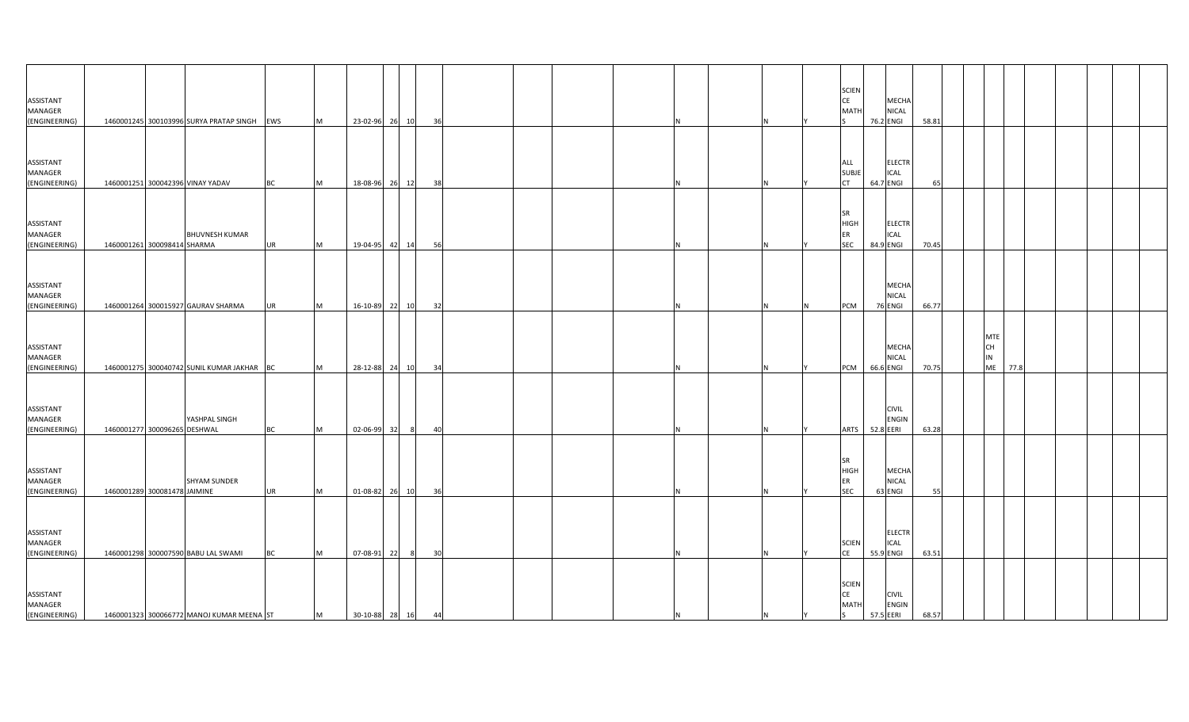| | | | | | | | | | | | | | | | | | | | | | | | | | | | | | |
|---|---|---|---|---|---|---|---|---|---|---|---|---|---|---|---|---|---|---|---|---|---|---|---|---|---|---|---|---|---|
| ASSISTANT MANAGER (ENGINEERING) | 1460001245 | 300103996 | SURYA PRATAP SINGH | EWS | M | 23-02-96 | 26 | 10 | 36 | | | | N | N | Y | SCIENCE MATHS | 76.2 | MECHANICAL ENGI | 58.81 | | | | | | | | | | |
| ASSISTANT MANAGER (ENGINEERING) | 1460001251 | 300042396 | VINAY YADAV | BC | M | 18-08-96 | 26 | 12 | 38 | | | | N | N | Y | ALL SUBJECT | 64.7 | ELECTRICAL ENGI | 65 | | | | | | | | | | |
| ASSISTANT MANAGER (ENGINEERING) | 1460001261 | 300098414 | BHUVNESH KUMAR SHARMA | UR | M | 19-04-95 | 42 | 14 | 56 | | | | N | N | Y | SR HIGHER SEC | 84.9 | ELECTRICAL ENGI | 70.45 | | | | | | | | | | |
| ASSISTANT MANAGER (ENGINEERING) | 1460001264 | 300015927 | GAURAV SHARMA | UR | M | 16-10-89 | 22 | 10 | 32 | | | | N | N | N | PCM | 76 | MECHANICAL ENGI | 66.77 | | | | | | | | | | |
| ASSISTANT MANAGER (ENGINEERING) | 1460001275 | 300040742 | SUNIL KUMAR JAKHAR | BC | M | 28-12-88 | 24 | 10 | 34 | | | | N | N | Y | PCM | 66.6 | MECHANICAL ENGI | 70.75 | | MTECH IN ME | 77.8 | | | | | | | |
| ASSISTANT MANAGER (ENGINEERING) | 1460001277 | 300096265 | YASHPAL SINGH DESHWAL | BC | M | 02-06-99 | 32 | 8 | 40 | | | | N | N | Y | ARTS | 52.8 | CIVIL ENGINEERI | 63.28 | | | | | | | | | | |
| ASSISTANT MANAGER (ENGINEERING) | 1460001289 | 300081478 | SHYAM SUNDER JAIMINE | UR | M | 01-08-82 | 26 | 10 | 36 | | | | N | N | Y | SR HIGHER SEC | 63 | MECHANICAL ENGI | 55 | | | | | | | | | | |
| ASSISTANT MANAGER (ENGINEERING) | 1460001298 | 300007590 | BABU LAL SWAMI | BC | M | 07-08-91 | 22 | 8 | 30 | | | | N | N | Y | SCIENCE | 55.9 | ELECTRICAL ENGI | 63.51 | | | | | | | | | | |
| ASSISTANT MANAGER (ENGINEERING) | 1460001323 | 300066772 | MANOJ KUMAR MEENA | ST | M | 30-10-88 | 28 | 16 | 44 | | | | N | N | Y | SCIENCE MATHS | 57.5 | CIVIL ENGINEERI | 68.57 | | | | | | | | | | |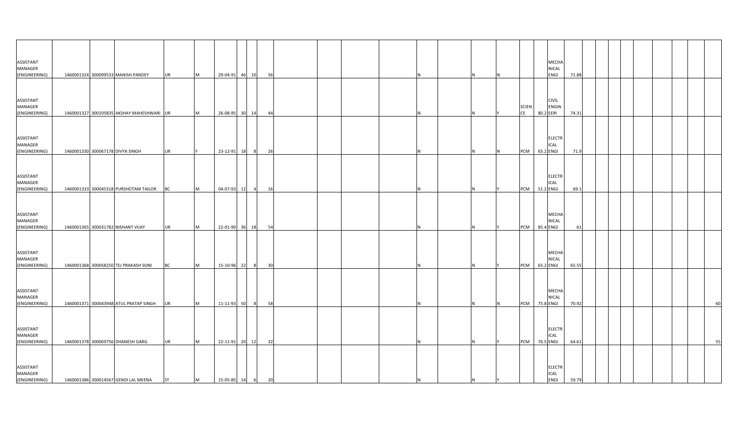| | | | | | | | | | | | | | | | | | | | | | | | | | | | | | | | |
|---|---|---|---|---|---|---|---|---|---|---|---|---|---|---|---|---|---|---|---|---|---|---|---|---|---|---|---|---|---|---|---|
| ASSISTANT MANAGER (ENGINEERING) | 1460001324 | 300099533 | MANISH PANDEY | UR | M | 29-04-91 | 46 | 10 | 56 | | | | | N | | N | N | | | MECHANICAL ENGI | 71.88 | | | | | | | | | | |
| ASSISTANT MANAGER (ENGINEERING) | 1460001327 | 300105835 | AKSHAY MAHESHWARI | UR | M | 26-08-95 | 30 | 14 | 44 | | | | | N | | N | Y | SCIENCE | 80.2 | CIVIL ENGINEERI | 74.31 | | | | | | | | | | |
| ASSISTANT MANAGER (ENGINEERING) | 1460001330 | 300067178 | DIVYA SINGH | UR | F | 23-12-91 | 18 | 8 | 26 | | | | | N | | N | N | PCM | 65.2 | ELECTRICAL ENGI | 71.9 | | | | | | | | | | |
| ASSISTANT MANAGER (ENGINEERING) | 1460001333 | 300045318 | PURSHOTAM TAILOR | BC | M | 04-07-93 | 12 | 4 | 16 | | | | | N | | N | Y | PCM | 51.2 | ELECTRICAL ENGI | 69.1 | | | | | | | | | | |
| ASSISTANT MANAGER (ENGINEERING) | 1460001365 | 300031782 | NISHANT VIJAY | UR | M | 22-01-90 | 36 | 18 | 54 | | | | | N | | N | Y | PCM | 85.4 | MECHANICAL ENGI | 61 | | | | | | | | | | |
| ASSISTANT MANAGER (ENGINEERING) | 1460001368 | 300058250 | TEJ PRAKASH SONI | BC | M | 15-10-96 | 22 | 8 | 30 | | | | | N | | N | Y | PCM | 65.2 | MECHANICAL ENGI | 65.55 | | | | | | | | | | |
| ASSISTANT MANAGER (ENGINEERING) | 1460001371 | 300043948 | ATUL PRATAP SINGH | UR | M | 11-11-93 | 50 | 8 | 58 | | | | | N | | N | N | PCM | 75.8 | MECHANICAL ENGI | 70.92 | | | | | | | | | | 60 |
| ASSISTANT MANAGER (ENGINEERING) | 1460001378 | 300069756 | DHANESH GARG | UR | M | 22-11-91 | 20 | 12 | 32 | | | | | N | | N | Y | PCM | 76.5 | ELECTRICAL ENGI | 64.61 | | | | | | | | | | 55 |
| ASSISTANT MANAGER (ENGINEERING) | 1460001386 | 300014567 | GENDI LAL MEENA | ST | M | 15-05-85 | 14 | 6 | 20 | | | | | N | | N | Y | | | ELECTRICAL ENGI | 59.79 | | | | | | | | | | |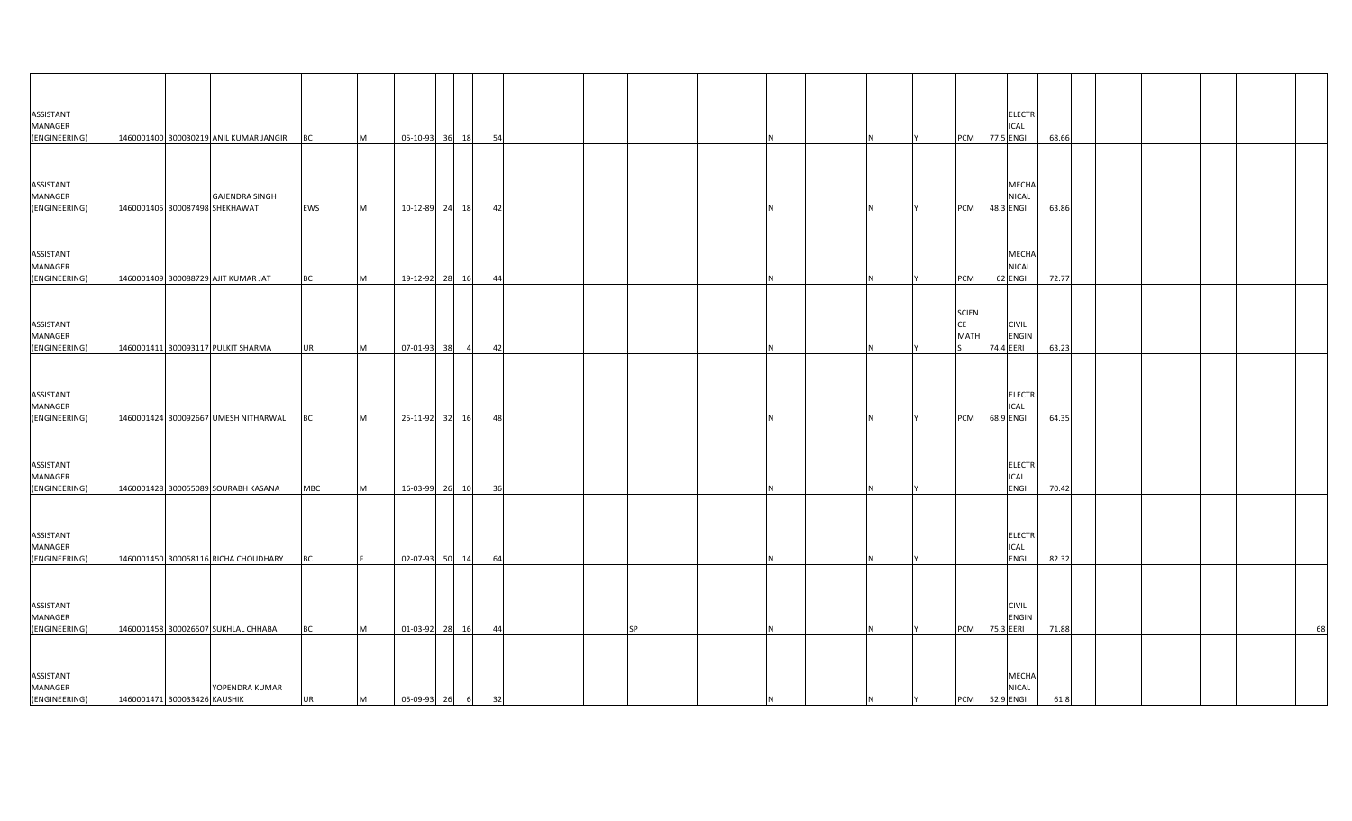| | | | | | | | | | | | | | | | | | | | | | | | | | | | | | | |
|---|---|---|---|---|---|---|---|---|---|---|---|---|---|---|---|---|---|---|---|---|---|---|---|---|---|---|---|---|---|---|
| ASSISTANT MANAGER (ENGINEERING) | 1460001400 | 300030219 | ANIL KUMAR JANGIR | BC | M | 05-10-93 | 36 | 18 | 54 | | | | | N | | N | Y | PCM | 77.5 | ELECTRICAL ENGI | 68.66 | | | | | | | | | |
| ASSISTANT MANAGER (ENGINEERING) | 1460001405 | 300087498 | GAJENDRA SINGH SHEKHAWAT | EWS | M | 10-12-89 | 24 | 18 | 42 | | | | | N | | N | Y | PCM | 48.3 | MECHANICAL ENGI | 63.86 | | | | | | | | | |
| ASSISTANT MANAGER (ENGINEERING) | 1460001409 | 300088729 | AJIT KUMAR JAT | BC | M | 19-12-92 | 28 | 16 | 44 | | | | | N | | N | Y | PCM | 62 | MECHANICAL ENGI | 72.77 | | | | | | | | | |
| ASSISTANT MANAGER (ENGINEERING) | 1460001411 | 300093117 | PULKIT SHARMA | UR | M | 07-01-93 | 38 | 4 | 42 | | | | | N | | N | Y | SCIENCE MATHS | 74.4 | CIVIL ENGINEERI | 63.23 | | | | | | | | | |
| ASSISTANT MANAGER (ENGINEERING) | 1460001424 | 300092667 | UMESH NITHARWAL | BC | M | 25-11-92 | 32 | 16 | 48 | | | | | N | | N | Y | PCM | 68.9 | ELECTRICAL ENGI | 64.35 | | | | | | | | | |
| ASSISTANT MANAGER (ENGINEERING) | 1460001428 | 300055089 | SOURABH KASANA | MBC | M | 16-03-99 | 26 | 10 | 36 | | | | | N | | N | Y | | | ELECTRICAL ENGI | 70.42 | | | | | | | | | |
| ASSISTANT MANAGER (ENGINEERING) | 1460001450 | 300058116 | RICHA CHOUDHARY | BC | F | 02-07-93 | 50 | 14 | 64 | | | | | N | | N | Y | | | ELECTRICAL ENGI | 82.32 | | | | | | | | | |
| ASSISTANT MANAGER (ENGINEERING) | 1460001458 | 300026507 | SUKHLAL CHHABA | BC | M | 01-03-92 | 28 | 16 | 44 | | SP | | | N | | N | Y | PCM | 75.3 | CIVIL ENGINEERI | 71.88 | | | | | | | | | 68 |
| ASSISTANT MANAGER (ENGINEERING) | 1460001471 | 300033426 | YOPENDRA KUMAR KAUSHIK | UR | M | 05-09-93 | 26 | 6 | 32 | | | | | N | | N | Y | PCM | 52.9 | MECHANICAL ENGI | 61.8 | | | | | | | | | |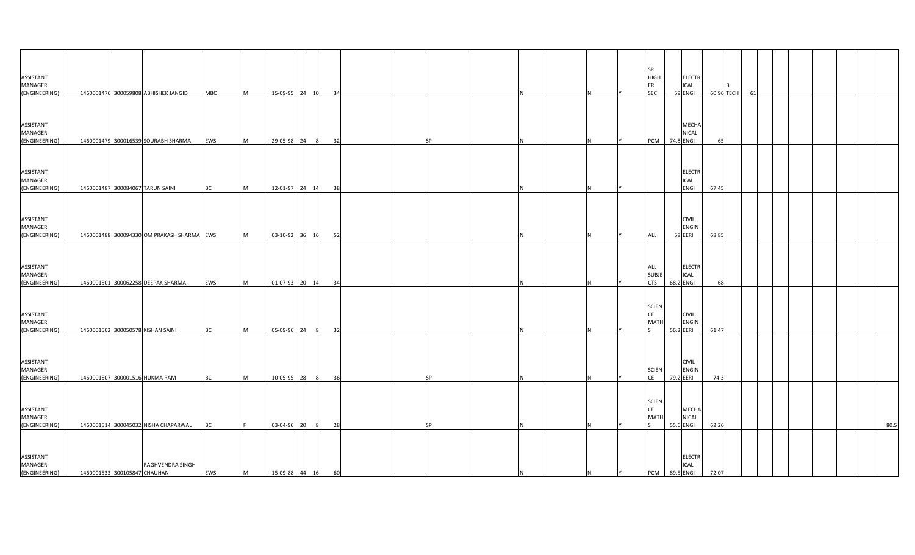| | | | | | | | | | | | | | | | | | | | | | | | | | | | | | | | |
|---|---|---|---|---|---|---|---|---|---|---|---|---|---|---|---|---|---|---|---|---|---|---|---|---|---|---|---|---|---|---|---|
| ASSISTANT MANAGER (ENGINEERING) | 1460001476 | 300059808 | ABHISHEK JANGID | MBC | M | 15-09-95 | 24 | 10 | 34 | | | | | N | | N | Y | SR HIGHER SEC | 59 | ELECTRICAL ENGI | 60.96 | B TECH | 61 | | | | | | | | |
| ASSISTANT MANAGER (ENGINEERING) | 1460001479 | 300016539 | SOURABH SHARMA | EWS | M | 29-05-98 | 24 | 8 | 32 | | | SP | | N | | N | Y | PCM | 74.8 | MECHANICAL ENGI | 65 | | | | | | | | | | |
| ASSISTANT MANAGER (ENGINEERING) | 1460001487 | 300084067 | TARUN SAINI | BC | M | 12-01-97 | 24 | 14 | 38 | | | | | N | | N | Y | | | ELECTRICAL ENGI | 67.45 | | | | | | | | | | |
| ASSISTANT MANAGER (ENGINEERING) | 1460001488 | 300094330 | OM PRAKASH SHARMA | EWS | M | 03-10-92 | 36 | 16 | 52 | | | | | N | | N | Y | ALL | 58 | CIVIL ENGINEERI | 68.85 | | | | | | | | | | |
| ASSISTANT MANAGER (ENGINEERING) | 1460001501 | 300062258 | DEEPAK SHARMA | EWS | M | 01-07-93 | 20 | 14 | 34 | | | | | N | | N | Y | ALL SUBJECTS | 68.2 | ELECTRICAL ENGI | 68 | | | | | | | | | | |
| ASSISTANT MANAGER (ENGINEERING) | 1460001502 | 300050578 | KISHAN SAINI | BC | M | 05-09-96 | 24 | 8 | 32 | | | | | N | | N | Y | SCIENCE MATHS | 56.2 | CIVIL ENGINEERI | 61.47 | | | | | | | | | | |
| ASSISTANT MANAGER (ENGINEERING) | 1460001507 | 300001516 | HUKMA RAM | BC | M | 10-05-95 | 28 | 8 | 36 | | | SP | | N | | N | Y | SCIENCE | 79.2 | CIVIL ENGINEERI | 74.3 | | | | | | | | | | |
| ASSISTANT MANAGER (ENGINEERING) | 1460001514 | 300045032 | NISHA CHAPARWAL | BC | F | 03-04-96 | 20 | 8 | 28 | | | SP | | N | | N | Y | SCIENCE MATHS | 55.6 | MECHANICAL ENGI | 62.26 | | | | | | | | | | 80.5 |
| ASSISTANT MANAGER (ENGINEERING) | 1460001533 | 300105847 | RAGHVENDRA SINGH CHAUHAN | EWS | M | 15-09-88 | 44 | 16 | 60 | | | | | N | | N | Y | PCM | 89.5 | ELECTRICAL ENGI | 72.07 | | | | | | | | | | |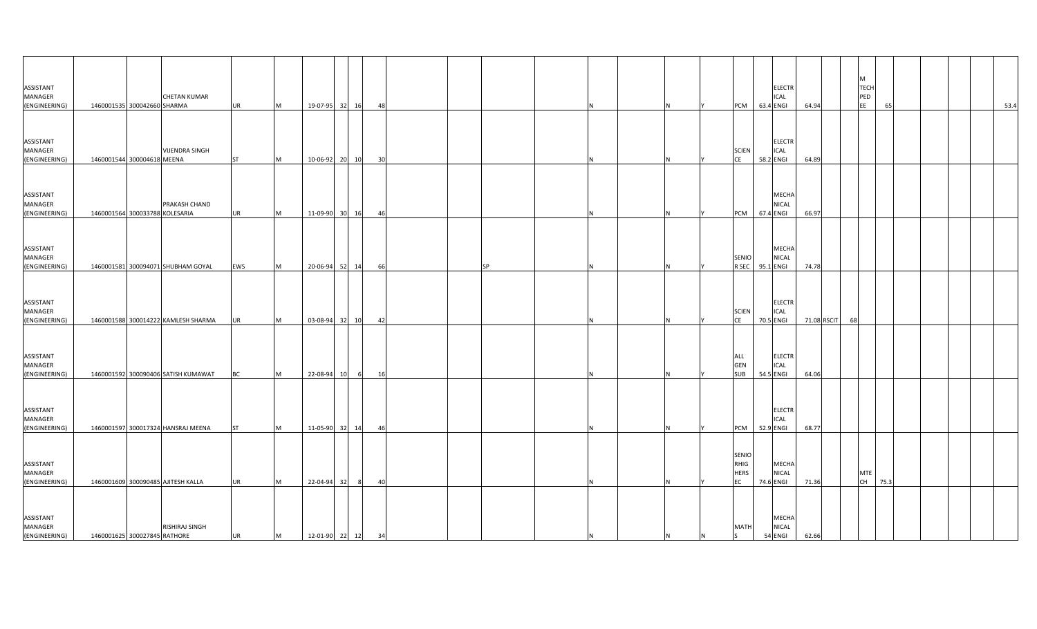| | | | | | | | | | | | | | | | | | | | | | | | | | | | | | | |
|---|---|---|---|---|---|---|---|---|---|---|---|---|---|---|---|---|---|---|---|---|---|---|---|---|---|---|---|---|---|---|
| ASSISTANT MANAGER (ENGINEERING) | 1460001535 | 300042660 | CHETAN KUMAR SHARMA | UR | M | 19-07-95 | 32 | 16 | 48 | | | | | N | | N | Y | PCM | 63.4 | ELECTRICAL ENGI | 64.94 | | | M TECH PED EE | 65 | | | | | 53.4 |
| ASSISTANT MANAGER (ENGINEERING) | 1460001544 | 300004618 | VIJENDRA SINGH MEENA | ST | M | 10-06-92 | 20 | 10 | 30 | | | | | N | | N | Y | SCIENCE | 58.2 | ELECTRICAL ENGI | 64.89 | | | | | | | | | |
| ASSISTANT MANAGER (ENGINEERING) | 1460001564 | 300033788 | PRAKASH CHAND KOLESARIA | UR | M | 11-09-90 | 30 | 16 | 46 | | | | | N | | N | Y | PCM | 67.4 | MECHANICAL ENGI | 66.97 | | | | | | | | | |
| ASSISTANT MANAGER (ENGINEERING) | 1460001581 | 300094071 | SHUBHAM GOYAL | EWS | M | 20-06-94 | 52 | 14 | 66 | | | SP | | N | | N | Y | SENIOR SEC | 95.1 | MECHANICAL ENGI | 74.78 | | | | | | | | | |
| ASSISTANT MANAGER (ENGINEERING) | 1460001588 | 300014222 | KAMLESH SHARMA | UR | M | 03-08-94 | 32 | 10 | 42 | | | | | N | | N | Y | SCIENCE | 70.5 | ELECTRICAL ENGI | 71.08 | RSCIT | 68 | | | | | | | |
| ASSISTANT MANAGER (ENGINEERING) | 1460001592 | 300090406 | SATISH KUMAWAT | BC | M | 22-08-94 | 10 | 6 | 16 | | | | | N | | N | Y | ALL GEN SUB | 54.5 | ELECTRICAL ENGI | 64.06 | | | | | | | | | |
| ASSISTANT MANAGER (ENGINEERING) | 1460001597 | 300017324 | HANSRAJ MEENA | ST | M | 11-05-90 | 32 | 14 | 46 | | | | | N | | N | Y | PCM | 52.9 | ELECTRICAL ENGI | 68.77 | | | | | | | | | |
| ASSISTANT MANAGER (ENGINEERING) | 1460001609 | 300090485 | AJITESH KALLA | UR | M | 22-04-94 | 32 | 8 | 40 | | | | | N | | N | Y | SENIOR HIGHER SEC | 74.6 | MECHANICAL ENGI | 71.36 | | | MTECH | 75.3 | | | | | |
| ASSISTANT MANAGER (ENGINEERING) | 1460001625 | 300027845 | RISHIRAJ SINGH RATHORE | UR | M | 12-01-90 | 22 | 12 | 34 | | | | | N | | N | N | MATHS | 54 | MECHANICAL ENGI | 62.66 | | | | | | | | | |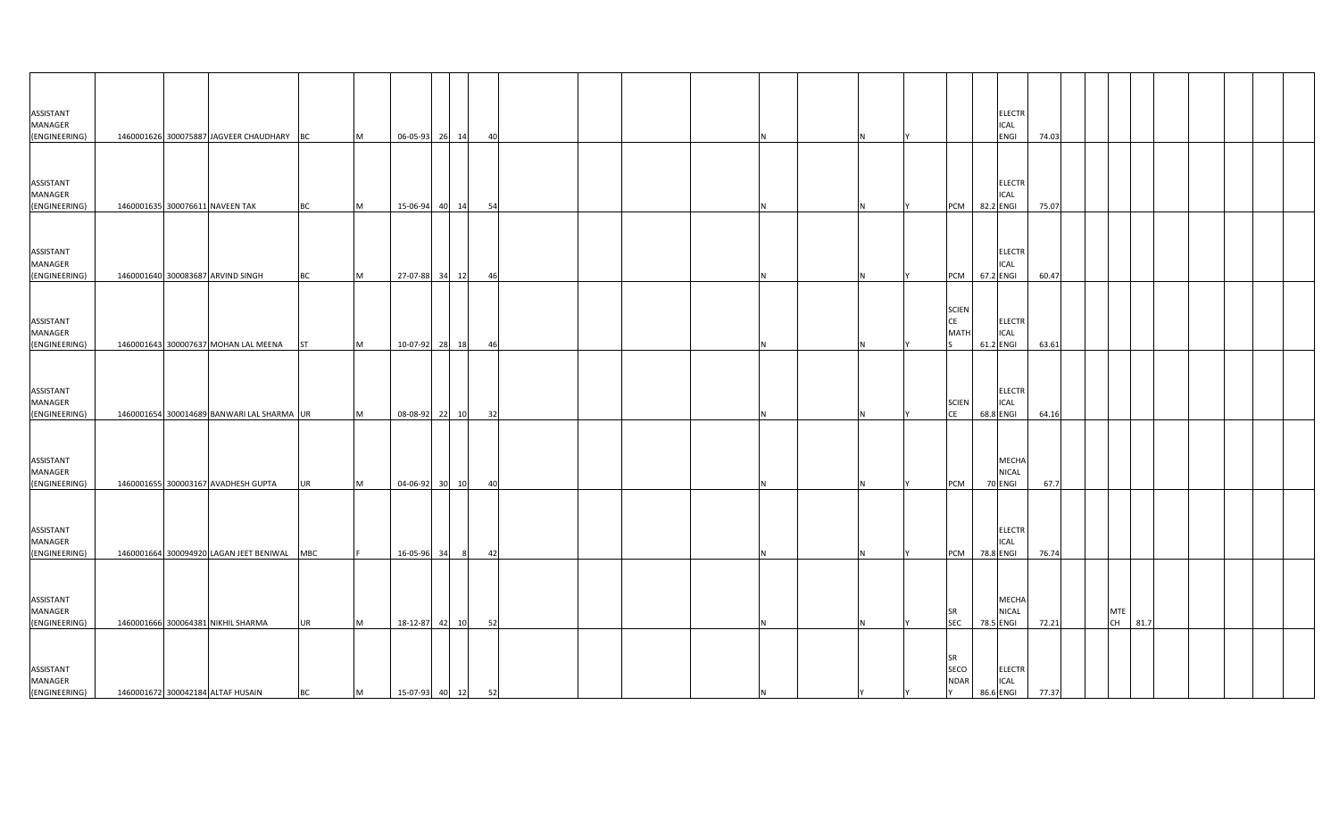| | | | | | | | | | | | | | | | | | | | | | | | | | | | | | | |
|---|---|---|---|---|---|---|---|---|---|---|---|---|---|---|---|---|---|---|---|---|---|---|---|---|---|---|---|---|---|---|
| ASSISTANT MANAGER (ENGINEERING) | 1460001626 | 300075887 | JAGVEER CHAUDHARY | BC | M | 06-05-93 | 26 | 14 | 40 | | | | | N | | N | Y | | | ELECTRICAL ENGI | 74.03 | | | | | | | | | |
| ASSISTANT MANAGER (ENGINEERING) | 1460001635 | 300076611 | NAVEEN TAK | BC | M | 15-06-94 | 40 | 14 | 54 | | | | | N | | N | Y | PCM | 82.2 | ELECTRICAL ENGI | 75.07 | | | | | | | | | |
| ASSISTANT MANAGER (ENGINEERING) | 1460001640 | 300083687 | ARVIND SINGH | BC | M | 27-07-88 | 34 | 12 | 46 | | | | | N | | N | Y | PCM | 67.2 | ELECTRICAL ENGI | 60.47 | | | | | | | | | |
| ASSISTANT MANAGER (ENGINEERING) | 1460001643 | 300007637 | MOHAN LAL MEENA | ST | M | 10-07-92 | 28 | 18 | 46 | | | | | N | | N | Y | SCIENCE MATHS | 61.2 | ELECTRICAL ENGI | 63.61 | | | | | | | | | |
| ASSISTANT MANAGER (ENGINEERING) | 1460001654 | 300014689 | BANWARI LAL SHARMA | UR | M | 08-08-92 | 22 | 10 | 32 | | | | | N | | N | Y | SCIENCE | 68.8 | ELECTRICAL ENGI | 64.16 | | | | | | | | | |
| ASSISTANT MANAGER (ENGINEERING) | 1460001655 | 300003167 | AVADHESH GUPTA | UR | M | 04-06-92 | 30 | 10 | 40 | | | | | N | | N | Y | PCM | 70 | MECHANICAL ENGI | 67.7 | | | | | | | | | |
| ASSISTANT MANAGER (ENGINEERING) | 1460001664 | 300094920 | LAGAN JEET BENIWAL | MBC | F | 16-05-96 | 34 | 8 | 42 | | | | | N | | N | Y | PCM | 78.8 | ELECTRICAL ENGI | 76.74 | | | | | | | | | |
| ASSISTANT MANAGER (ENGINEERING) | 1460001666 | 300064381 | NIKHIL SHARMA | UR | M | 18-12-87 | 42 | 10 | 52 | | | | | N | | N | Y | SR SEC | 78.5 | MECHANICAL ENGI | 72.21 | | | MTE CH | 81.7 | | | | | |
| ASSISTANT MANAGER (ENGINEERING) | 1460001672 | 300042184 | ALTAF HUSAIN | BC | M | 15-07-93 | 40 | 12 | 52 | | | | | N | | Y | Y | SR SECONDARY | 86.6 | ELECTRICAL ENGI | 77.37 | | | | | | | | | |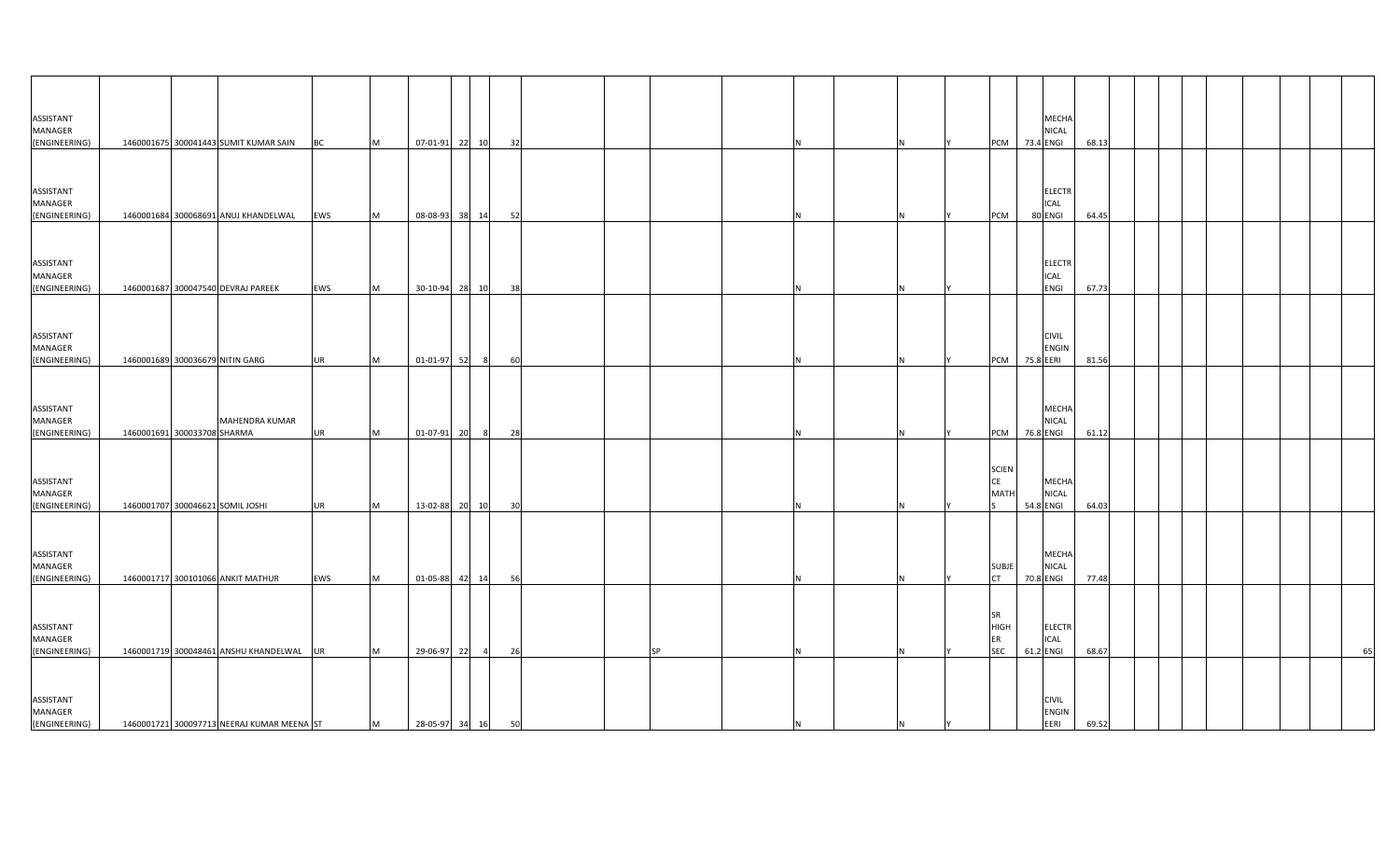| | | | | | | | | | | | | | | | | | | | | | | | | | | | | | | | | |
|---|---|---|---|---|---|---|---|---|---|---|---|---|---|---|---|---|---|---|---|---|---|---|---|---|---|---|---|---|---|---|---|---|
| ASSISTANT MANAGER (ENGINEERING) | 1460001675 | 300041443 | SUMIT KUMAR SAIN | BC | M | 07-01-91 | 22 | 10 | 32 | | | | | N | | N | Y | PCM | 73.4 | MECHANICAL ENGI | 68.13 | | | | | | | | | | | |
| ASSISTANT MANAGER (ENGINEERING) | 1460001684 | 300068691 | ANUJ KHANDELWAL | EWS | M | 08-08-93 | 38 | 14 | 52 | | | | | N | | N | Y | PCM | 80 | ELECTRICAL ENGI | 64.45 | | | | | | | | | | | |
| ASSISTANT MANAGER (ENGINEERING) | 1460001687 | 300047540 | DEVRAJ PAREEK | EWS | M | 30-10-94 | 28 | 10 | 38 | | | | | N | | N | Y | | | ELECTRICAL ENGI | 67.73 | | | | | | | | | | | |
| ASSISTANT MANAGER (ENGINEERING) | 1460001689 | 300036679 | NITIN GARG | UR | M | 01-01-97 | 52 | 8 | 60 | | | | | N | | N | Y | PCM | 75.8 | CIVIL ENGINEERI | 81.56 | | | | | | | | | | | |
| ASSISTANT MANAGER (ENGINEERING) | 1460001691 | 300033708 | MAHENDRA KUMAR SHARMA | UR | M | 01-07-91 | 20 | 8 | 28 | | | | | N | | N | Y | PCM | 76.8 | MECHANICAL ENGI | 61.12 | | | | | | | | | | | |
| ASSISTANT MANAGER (ENGINEERING) | 1460001707 | 300046621 | SOMIL JOSHI | UR | M | 13-02-88 | 20 | 10 | 30 | | | | | N | | N | Y | SCIENCE MATHS | 54.8 | MECHANICAL ENGI | 64.03 | | | | | | | | | | | |
| ASSISTANT MANAGER (ENGINEERING) | 1460001717 | 300101066 | ANKIT MATHUR | EWS | M | 01-05-88 | 42 | 14 | 56 | | | | | N | | N | Y | SUBJECT | 70.8 | MECHANICAL ENGI | 77.48 | | | | | | | | | | | |
| ASSISTANT MANAGER (ENGINEERING) | 1460001719 | 300048461 | ANSHU KHANDELWAL | UR | M | 29-06-97 | 22 | 4 | 26 | | SP | | | N | | N | Y | SR HIGHER SEC | 61.2 | ELECTRICAL ENGI | 68.67 | | | | | | | | | | | 65 |
| ASSISTANT MANAGER (ENGINEERING) | 1460001721 | 300097713 | NEERAJ KUMAR MEENA | ST | M | 28-05-97 | 34 | 16 | 50 | | | | | N | | N | Y | | | CIVIL ENGINEERI | 69.52 | | | | | | | | | | | |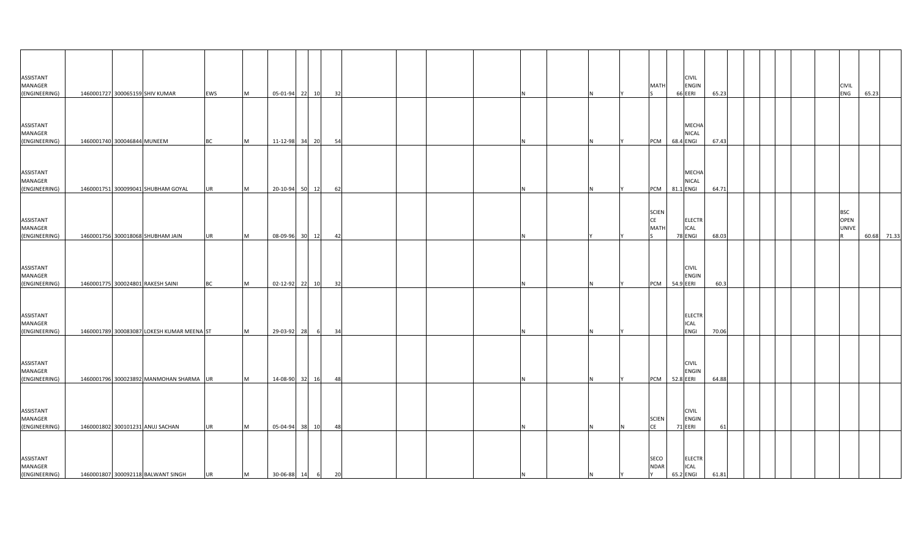| | | | | | | | | | | | | | | | | | | | | | | | | | | | | | |
|---|---|---|---|---|---|---|---|---|---|---|---|---|---|---|---|---|---|---|---|---|---|---|---|---|---|---|---|---|---|
| ASSISTANT MANAGER (ENGINEERING) | 1460001727 | 300065159 | SHIV KUMAR | EWS | M | 05-01-94 | 22 | 10 | 32 | | | | N | | N | Y | MATHS | 66 | CIVIL ENGINEERI | 65.23 | | | | | | | CIVIL ENG | 65.23 | |
| ASSISTANT MANAGER (ENGINEERING) | 1460001740 | 300046844 | MUNEEM | BC | M | 11-12-98 | 34 | 20 | 54 | | | | N | | N | Y | PCM | 68.4 | MECHANICAL ENGI | 67.43 | | | | | | | | | |
| ASSISTANT MANAGER (ENGINEERING) | 1460001751 | 300099041 | SHUBHAM GOYAL | UR | M | 20-10-94 | 50 | 12 | 62 | | | | N | | N | Y | PCM | 81.1 | MECHANICAL ENGI | 64.71 | | | | | | | | | |
| ASSISTANT MANAGER (ENGINEERING) | 1460001756 | 300018068 | SHUBHAM JAIN | UR | M | 08-09-96 | 30 | 12 | 42 | | | | N | | Y | Y | SCIENCE MATHS | 78 | ELECTRICAL ENGI | 68.03 | | | | | | | BSC OPEN UNIVER | 60.68 | 71.33 |
| ASSISTANT MANAGER (ENGINEERING) | 1460001775 | 300024801 | RAKESH SAINI | BC | M | 02-12-92 | 22 | 10 | 32 | | | | N | | N | Y | PCM | 54.9 | CIVIL ENGINEERI | 60.3 | | | | | | | | | |
| ASSISTANT MANAGER (ENGINEERING) | 1460001789 | 300083087 | LOKESH KUMAR MEENA | ST | M | 29-03-92 | 28 | 6 | 34 | | | | N | | N | Y | | | ELECTRICAL ENGI | 70.06 | | | | | | | | | |
| ASSISTANT MANAGER (ENGINEERING) | 1460001796 | 300023892 | MANMOHAN SHARMA | UR | M | 14-08-90 | 32 | 16 | 48 | | | | N | | N | Y | PCM | 52.8 | CIVIL ENGINEERI | 64.88 | | | | | | | | | |
| ASSISTANT MANAGER (ENGINEERING) | 1460001802 | 300101231 | ANUJ SACHAN | UR | M | 05-04-94 | 38 | 10 | 48 | | | | N | | N | N | SCIENCE | 71 | CIVIL ENGINEERI | 61 | | | | | | | | | |
| ASSISTANT MANAGER (ENGINEERING) | 1460001807 | 300092118 | BALWANT SINGH | UR | M | 30-06-88 | 14 | 6 | 20 | | | | N | | N | Y | SECONDARY | 65.2 | ELECTRICAL ENGI | 61.81 | | | | | | | | | |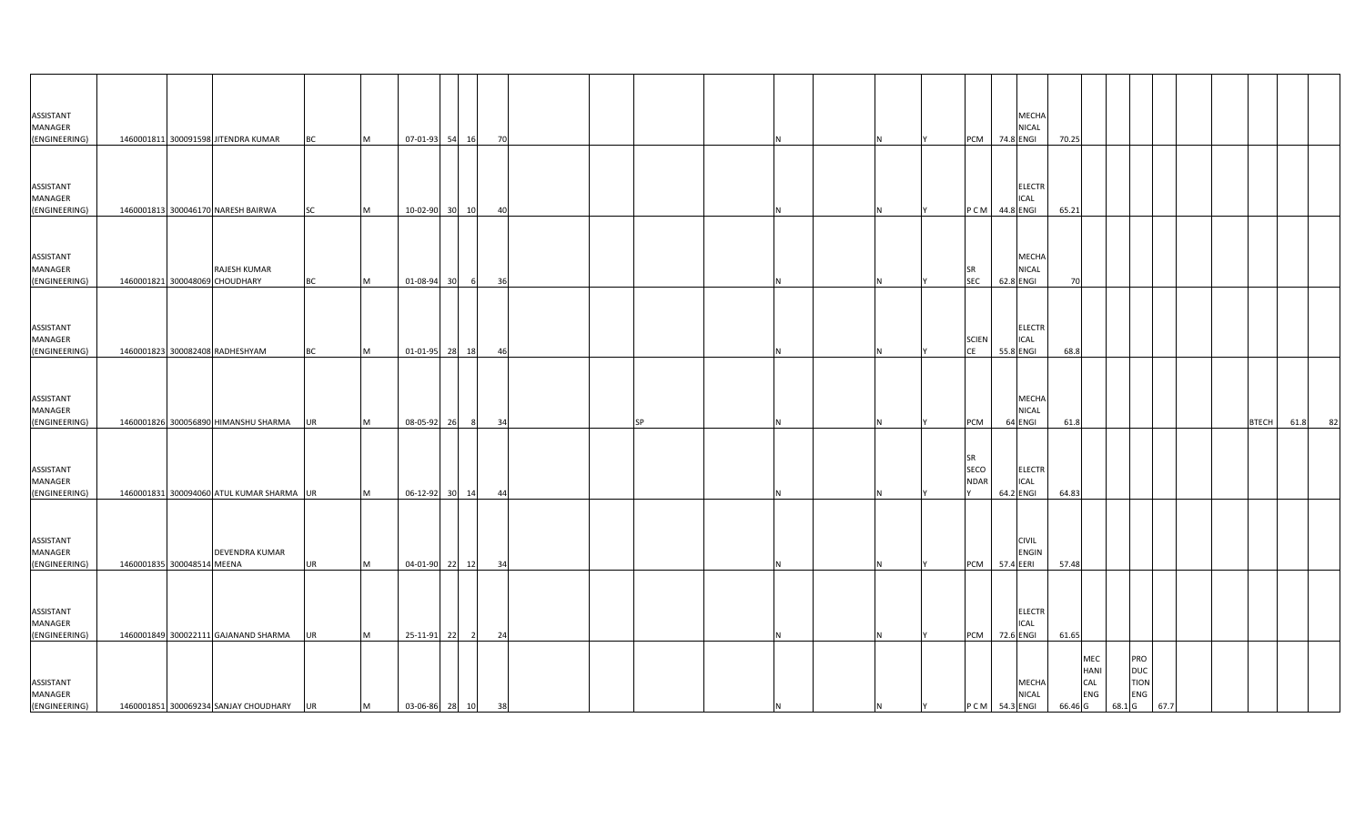| | | | | | | | | | | | | | | | | | | | | | | | | | | | | | | |
|---|---|---|---|---|---|---|---|---|---|---|---|---|---|---|---|---|---|---|---|---|---|---|---|---|---|---|---|---|---|---|
| ASSISTANT MANAGER (ENGINEERING) | 1460001811 | 300091598 | JITENDRA KUMAR | BC | M | 07-01-93 | 54 | 16 | 70 | | | | | N | | N | Y | PCM | 74.8 | MECHANICAL ENGI | 70.25 | | | | | | | | | |
| ASSISTANT MANAGER (ENGINEERING) | 1460001813 | 300046170 | NARESH BAIRWA | SC | M | 10-02-90 | 30 | 10 | 40 | | | | | N | | N | Y | P C M | 44.8 | ELECTRICAL ENGI | 65.21 | | | | | | | | | |
| ASSISTANT MANAGER (ENGINEERING) | 1460001821 | 300048069 | RAJESH KUMAR CHOUDHARY | BC | M | 01-08-94 | 30 | 6 | 36 | | | | | N | | N | Y | SR SEC | 62.8 | MECHANICAL ENGI | 70 | | | | | | | | | |
| ASSISTANT MANAGER (ENGINEERING) | 1460001823 | 300082408 | RADHESHYAM | BC | M | 01-01-95 | 28 | 18 | 46 | | | | | N | | N | Y | SCIENCE | 55.8 | ELECTRICAL ENGI | 68.8 | | | | | | | | | |
| ASSISTANT MANAGER (ENGINEERING) | 1460001826 | 300056890 | HIMANSHU SHARMA | UR | M | 08-05-92 | 26 | 8 | 34 | | | SP | | N | | N | Y | PCM | 64 | MECHANICAL ENGI | 61.8 | | | | | | | BTECH | 61.8 | 82 |
| ASSISTANT MANAGER (ENGINEERING) | 1460001831 | 300094060 | ATUL KUMAR SHARMA | UR | M | 06-12-92 | 30 | 14 | 44 | | | | | N | | N | Y | SR SECONDARY | 64.2 | ELECTRICAL ENGI | 64.83 | | | | | | | | | |
| ASSISTANT MANAGER (ENGINEERING) | 1460001835 | 300048514 | DEVENDRA KUMAR MEENA | UR | M | 04-01-90 | 22 | 12 | 34 | | | | | N | | N | Y | PCM | 57.4 | CIVIL ENGINEERI | 57.48 | | | | | | | | | |
| ASSISTANT MANAGER (ENGINEERING) | 1460001849 | 300022111 | GAJANAND SHARMA | UR | M | 25-11-91 | 22 | 2 | 24 | | | | | N | | N | Y | PCM | 72.6 | ELECTRICAL ENGI | 61.65 | | | | | | | | | |
| ASSISTANT MANAGER (ENGINEERING) | 1460001851 | 300069234 | SANJAY CHOUDHARY | UR | M | 03-06-86 | 28 | 10 | 38 | | | | | N | | N | Y | P C M | 54.3 | MECHANICAL ENGI | 66.46 | MECHANICAL ENG G | 68.1 | PRODUCTION ENG G | 67.7 | | | | | |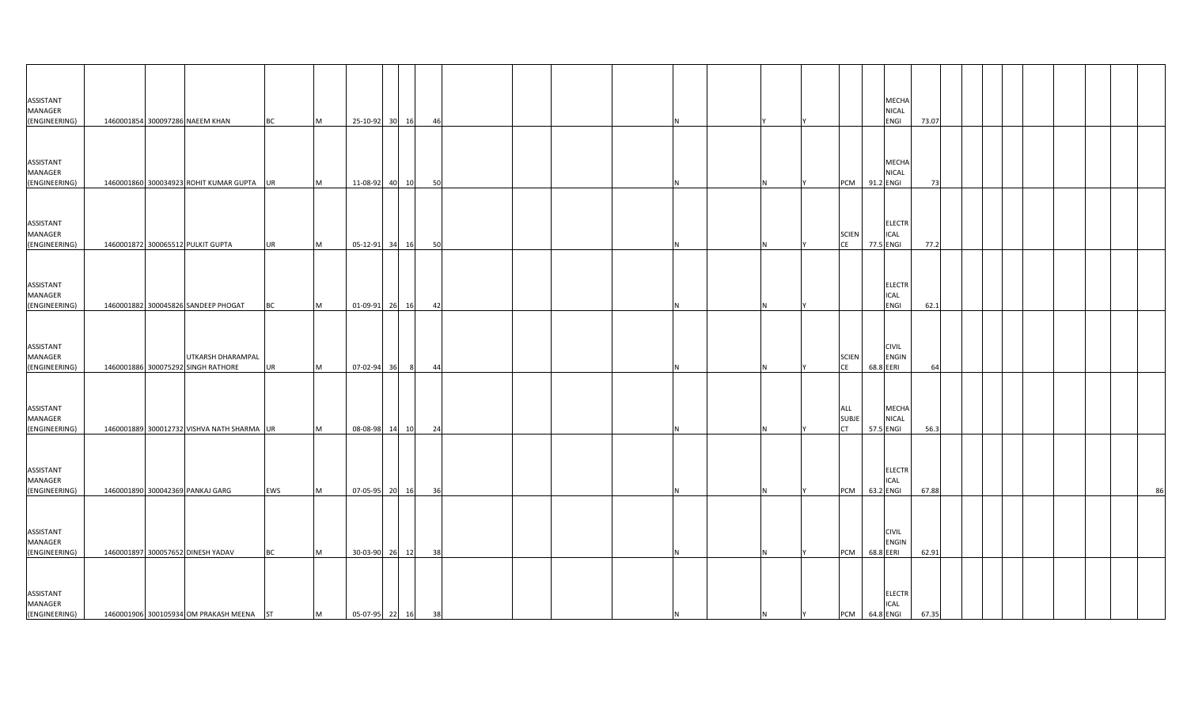| | | | | | | | | | | | | | | | | | | | | | | | | | | | | |
|---|---|---|---|---|---|---|---|---|---|---|---|---|---|---|---|---|---|---|---|---|---|---|---|---|---|---|---|---|
| ASSISTANT MANAGER (ENGINEERING) | 1460001854 | 300097286 | NAEEM KHAN | BC | M | 25-10-92 | 30 | 16 | 46 | | | | N | Y | Y | | | MECHANICAL ENGI | 73.07 | | | | | | | | | |
| ASSISTANT MANAGER (ENGINEERING) | 1460001860 | 300034923 | ROHIT KUMAR GUPTA | UR | M | 11-08-92 | 40 | 10 | 50 | | | | N | N | Y | PCM | 91.2 | MECHANICAL ENGI | 73 | | | | | | | | | |
| ASSISTANT MANAGER (ENGINEERING) | 1460001872 | 300065512 | PULKIT GUPTA | UR | M | 05-12-91 | 34 | 16 | 50 | | | | N | N | Y | SCIENCE | 77.5 | ELECTRICAL ENGI | 77.2 | | | | | | | | | |
| ASSISTANT MANAGER (ENGINEERING) | 1460001882 | 300045826 | SANDEEP PHOGAT | BC | M | 01-09-91 | 26 | 16 | 42 | | | | N | N | Y | | | ELECTRICAL ENGI | 62.1 | | | | | | | | | |
| ASSISTANT MANAGER (ENGINEERING) | 1460001886 | 300075292 | UTKARSH DHARAMPAL SINGH RATHORE | UR | M | 07-02-94 | 36 | 8 | 44 | | | | N | N | Y | SCIENCE | 68.8 | CIVIL ENGINEERI | 64 | | | | | | | | | |
| ASSISTANT MANAGER (ENGINEERING) | 1460001889 | 300012732 | VISHVA NATH SHARMA | UR | M | 08-08-98 | 14 | 10 | 24 | | | | N | N | Y | ALL SUBJECT | 57.5 | MECHANICAL ENGI | 56.3 | | | | | | | | | |
| ASSISTANT MANAGER (ENGINEERING) | 1460001890 | 300042369 | PANKAJ GARG | EWS | M | 07-05-95 | 20 | 16 | 36 | | | | N | N | Y | PCM | 63.2 | ELECTRICAL ENGI | 67.88 | | | | | | | | | 86 |
| ASSISTANT MANAGER (ENGINEERING) | 1460001897 | 300057652 | DINESH YADAV | BC | M | 30-03-90 | 26 | 12 | 38 | | | | N | N | Y | PCM | 68.8 | CIVIL ENGINEERI | 62.91 | | | | | | | | | |
| ASSISTANT MANAGER (ENGINEERING) | 1460001906 | 300105934 | OM PRAKASH MEENA | ST | M | 05-07-95 | 22 | 16 | 38 | | | | N | N | Y | PCM | 64.8 | ELECTRICAL ENGI | 67.35 | | | | | | | | | |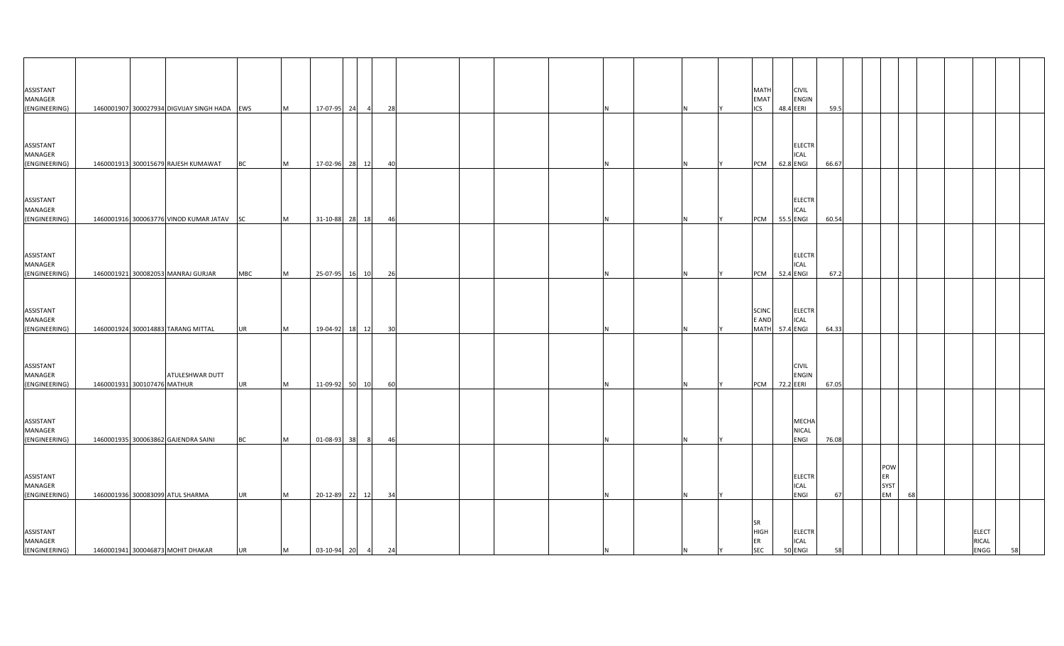| | | | | | | | | | | | | | | | | | | | | | | | | | | | | | |
|---|---|---|---|---|---|---|---|---|---|---|---|---|---|---|---|---|---|---|---|---|---|---|---|---|---|---|---|---|---|
| ASSISTANT MANAGER (ENGINEERING) | 1460001907 | 300027934 | DIGVIJAY SINGH HADA | EWS | M | 17-07-95 | 24 | 4 | 28 | | | | | N | | N | Y | MATHEMATICS | 48.4 | CIVIL ENGINEERI | 59.5 | | | | | | | | |
| ASSISTANT MANAGER (ENGINEERING) | 1460001913 | 300015679 | RAJESH KUMAWAT | BC | M | 17-02-96 | 28 | 12 | 40 | | | | | N | | N | Y | PCM | 62.8 | ELECTRICAL ENGI | 66.67 | | | | | | | | |
| ASSISTANT MANAGER (ENGINEERING) | 1460001916 | 300063776 | VINOD KUMAR JATAV | SC | M | 31-10-88 | 28 | 18 | 46 | | | | | N | | N | Y | PCM | 55.5 | ELECTRICAL ENGI | 60.54 | | | | | | | | |
| ASSISTANT MANAGER (ENGINEERING) | 1460001921 | 300082053 | MANRAJ GURJAR | MBC | M | 25-07-95 | 16 | 10 | 26 | | | | | N | | N | Y | PCM | 52.4 | ELECTRICAL ENGI | 67.2 | | | | | | | | |
| ASSISTANT MANAGER (ENGINEERING) | 1460001924 | 300014883 | TARANG MITTAL | UR | M | 19-04-92 | 18 | 12 | 30 | | | | | N | | N | Y | SCINCE AND MATH | 57.4 | ELECTRICAL ENGI | 64.33 | | | | | | | | |
| ASSISTANT MANAGER (ENGINEERING) | 1460001931 | 300107476 | ATULESHWAR DUTT MATHUR | UR | M | 11-09-92 | 50 | 10 | 60 | | | | | N | | N | Y | PCM | 72.2 | CIVIL ENGINEERI | 67.05 | | | | | | | | |
| ASSISTANT MANAGER (ENGINEERING) | 1460001935 | 300063862 | GAJENDRA SAINI | BC | M | 01-08-93 | 38 | 8 | 46 | | | | | N | | N | Y | | | MECHANICAL ENGI | 76.08 | | | | | | | | |
| ASSISTANT MANAGER (ENGINEERING) | 1460001936 | 300083099 | ATUL SHARMA | UR | M | 20-12-89 | 22 | 12 | 34 | | | | | N | | N | Y | | | ELECTRICAL ENGI | 67 | | | POWER SYSTEM | 68 | | | | |
| ASSISTANT MANAGER (ENGINEERING) | 1460001941 | 300046873 | MOHIT DHAKAR | UR | M | 03-10-94 | 20 | 4 | 24 | | | | | N | | N | Y | SR HIGHER SEC | 50 | ELECTRICAL ENGI | 58 | | | | | | | ELECTRICAL ENGG | 58 |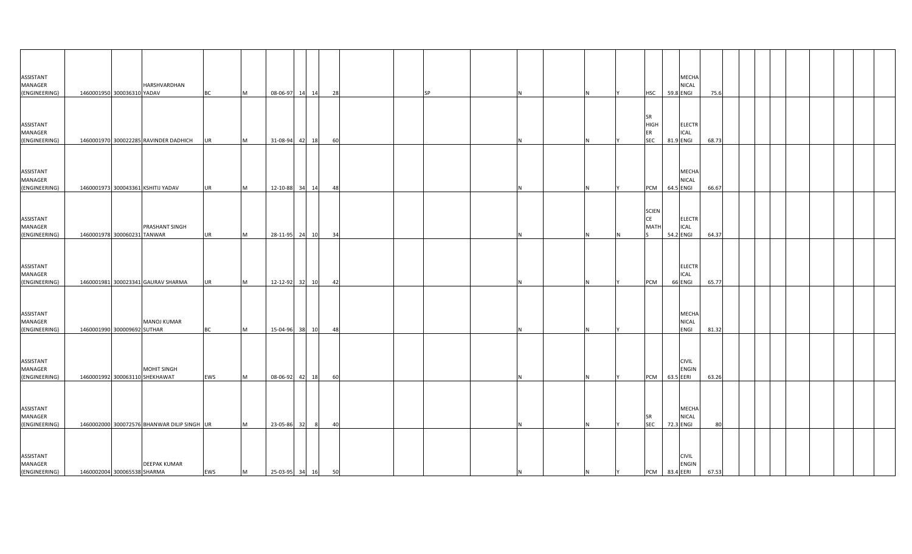| | | | | | | | | | | | | | | | | | | | | | | | | | | | | | | |
|---|---|---|---|---|---|---|---|---|---|---|---|---|---|---|---|---|---|---|---|---|---|---|---|---|---|---|---|---|---|---|
| ASSISTANT MANAGER (ENGINEERING) | 1460001950 | 300036310 | HARSHVARDHAN YADAV | BC | M | 08-06-97 | 14 | 14 | 28 | | SP | | | N | N | Y | HSC | 59.8 | MECHANICAL ENGI | 75.6 | | | | | | | | | | |
| ASSISTANT MANAGER (ENGINEERING) | 1460001970 | 300022285 | RAVINDER DADHICH | UR | M | 31-08-94 | 42 | 18 | 60 | | | | | N | N | Y | SR HIGHER SEC | 81.9 | ELECTRICAL ENGI | 68.73 | | | | | | | | | | |
| ASSISTANT MANAGER (ENGINEERING) | 1460001973 | 300043361 | KSHITIJ YADAV | UR | M | 12-10-88 | 34 | 14 | 48 | | | | | N | N | Y | PCM | 64.5 | MECHANICAL ENGI | 66.67 | | | | | | | | | | |
| ASSISTANT MANAGER (ENGINEERING) | 1460001978 | 300060231 | PRASHANT SINGH TANWAR | UR | M | 28-11-95 | 24 | 10 | 34 | | | | | N | N | N | SCIENCE MATHS | 54.2 | ELECTRICAL ENGI | 64.37 | | | | | | | | | | |
| ASSISTANT MANAGER (ENGINEERING) | 1460001981 | 300023341 | GAURAV SHARMA | UR | M | 12-12-92 | 32 | 10 | 42 | | | | | N | N | Y | PCM | 66 | ELECTRICAL ENGI | 65.77 | | | | | | | | | | |
| ASSISTANT MANAGER (ENGINEERING) | 1460001990 | 300009692 | MANOJ KUMAR SUTHAR | BC | M | 15-04-96 | 38 | 10 | 48 | | | | | N | N | Y | | | MECHANICAL ENGI | 81.32 | | | | | | | | | | |
| ASSISTANT MANAGER (ENGINEERING) | 1460001992 | 300063110 | MOHIT SINGH SHEKHAWAT | EWS | M | 08-06-92 | 42 | 18 | 60 | | | | | N | N | Y | PCM | 63.5 | CIVIL ENGINEERI | 63.26 | | | | | | | | | | |
| ASSISTANT MANAGER (ENGINEERING) | 1460002000 | 300072576 | BHANWAR DILIP SINGH | UR | M | 23-05-86 | 32 | 8 | 40 | | | | | N | N | Y | SR SEC | 72.3 | MECHANICAL ENGI | 80 | | | | | | | | | | |
| ASSISTANT MANAGER (ENGINEERING) | 1460002004 | 300065538 | DEEPAK KUMAR SHARMA | EWS | M | 25-03-95 | 34 | 16 | 50 | | | | | N | N | Y | PCM | 83.4 | CIVIL ENGINEERI | 67.53 | | | | | | | | | | |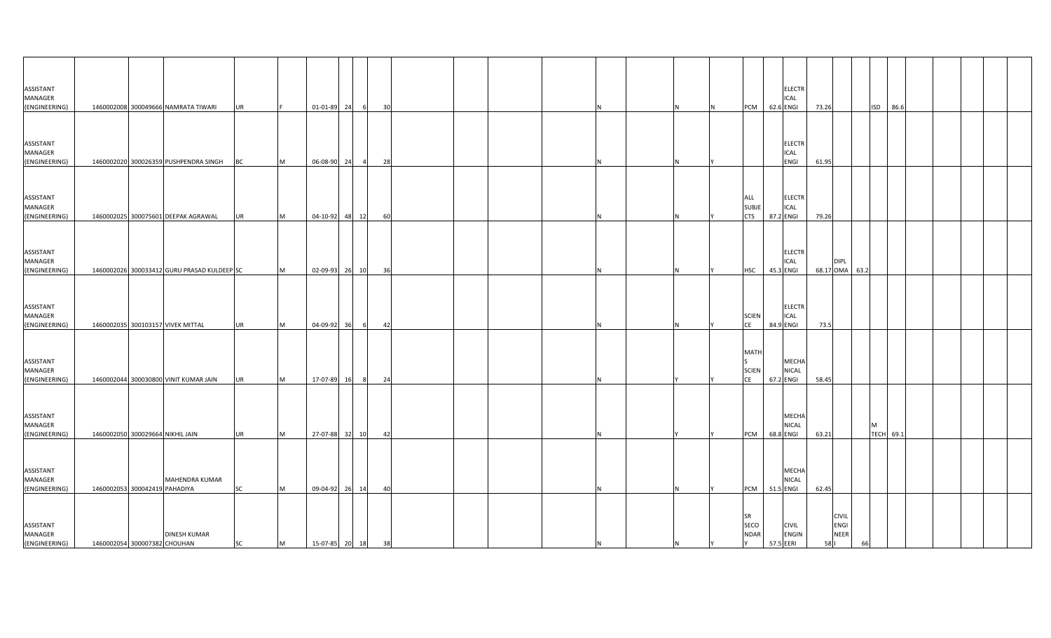| | | | | | | | | | | | | | | | | | | | | | | | | | | | | | | |
|---|---|---|---|---|---|---|---|---|---|---|---|---|---|---|---|---|---|---|---|---|---|---|---|---|---|---|---|---|---|---|
| ASSISTANT MANAGER (ENGINEERING) | 1460002008 | 300049666 | NAMRATA TIWARI | UR | F | 01-01-89 | 24 | 6 | 30 | | | | | N | | N | N | PCM | 62.6 | ELECTRICAL ENGI | 73.26 | | | ISD | 86.6 | | | | | |
| ASSISTANT MANAGER (ENGINEERING) | 1460002020 | 300026359 | PUSHPENDRA SINGH | BC | M | 06-08-90 | 24 | 4 | 28 | | | | | N | | N | Y | | | ELECTRICAL ENGI | 61.95 | | | | | | | | | |
| ASSISTANT MANAGER (ENGINEERING) | 1460002025 | 300075601 | DEEPAK AGRAWAL | UR | M | 04-10-92 | 48 | 12 | 60 | | | | | N | | N | Y | ALL SUBJECTS | 87.2 | ELECTRICAL ENGI | 79.26 | | | | | | | | | |
| ASSISTANT MANAGER (ENGINEERING) | 1460002026 | 300033412 | GURU PRASAD KULDEEP | SC | M | 02-09-93 | 26 | 10 | 36 | | | | | N | | N | Y | HSC | 45.3 | ELECTRICAL ENGI | 68.17 | DIPLOMA | 63.2 | | | | | | | |
| ASSISTANT MANAGER (ENGINEERING) | 1460002035 | 300103157 | VIVEK MITTAL | UR | M | 04-09-92 | 36 | 6 | 42 | | | | | N | | N | Y | SCIENCE | 84.9 | ELECTRICAL ENGI | 73.5 | | | | | | | | | |
| ASSISTANT MANAGER (ENGINEERING) | 1460002044 | 300030800 | VINIT KUMAR JAIN | UR | M | 17-07-89 | 16 | 8 | 24 | | | | | N | | Y | Y | MATHS SCIENCE | 67.2 | MECHANICAL ENGI | 58.45 | | | | | | | | | |
| ASSISTANT MANAGER (ENGINEERING) | 1460002050 | 300029664 | NIKHIL JAIN | UR | M | 27-07-88 | 32 | 10 | 42 | | | | | N | | Y | Y | PCM | 68.8 | MECHANICAL ENGI | 63.21 | | | M TECH | 69.1 | | | | | |
| ASSISTANT MANAGER (ENGINEERING) | 1460002053 | 300042419 | MAHENDRA KUMAR PAHADIYA | SC | M | 09-04-92 | 26 | 14 | 40 | | | | | N | | N | Y | PCM | 51.5 | MECHANICAL ENGI | 62.45 | | | | | | | | | |
| ASSISTANT MANAGER (ENGINEERING) | 1460002054 | 300007382 | DINESH KUMAR CHOUHAN | SC | M | 15-07-85 | 20 | 18 | 38 | | | | | N | | N | Y | SR SECONDARY | 57.5 | CIVIL ENGINEERI | 58 | CIVIL ENGINEERI | 66 | | | | | | | |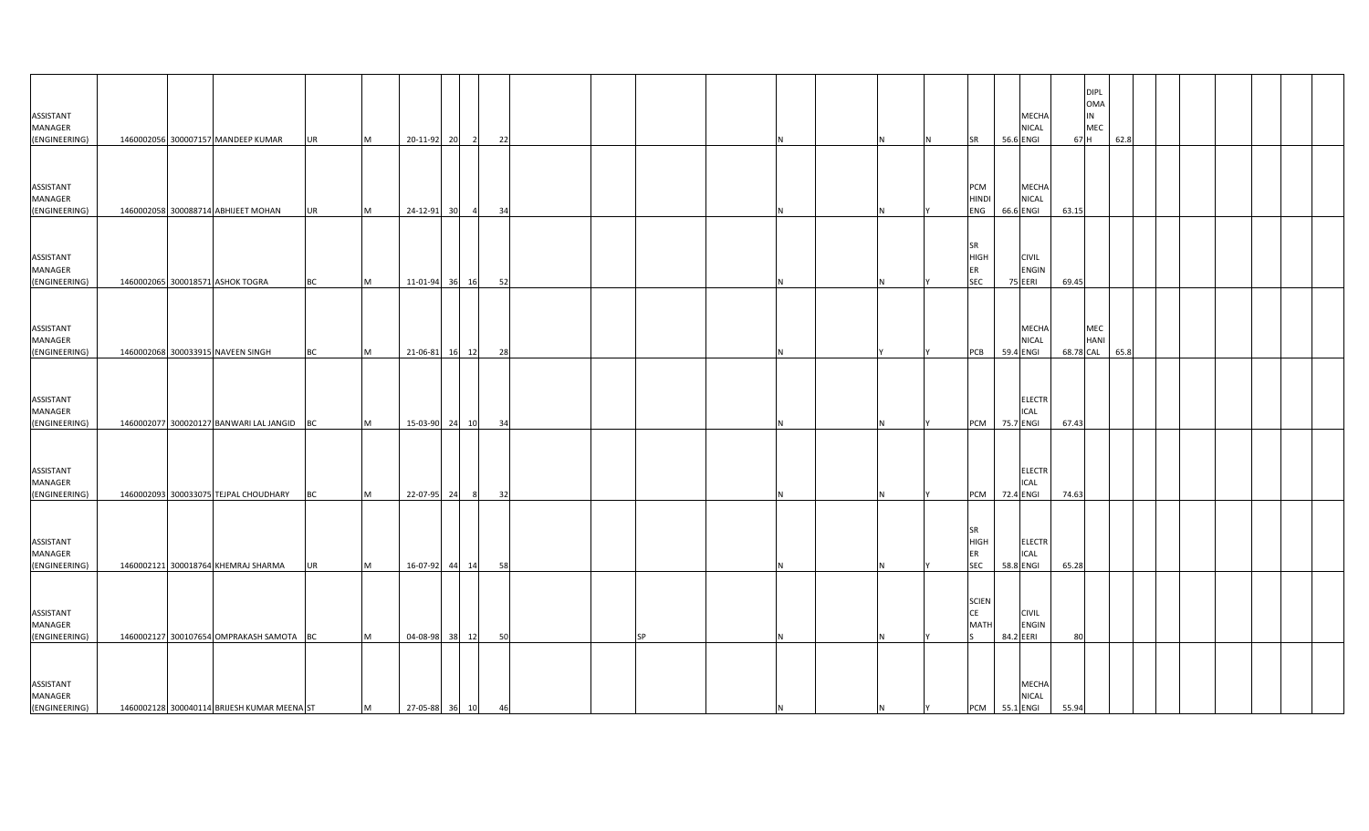| | | | | | | | | | | | | | | | | | | | | | | | | | | | | | | |
|---|---|---|---|---|---|---|---|---|---|---|---|---|---|---|---|---|---|---|---|---|---|---|---|---|---|---|---|---|---|---|
| ASSISTANT MANAGER (ENGINEERING) | 1460002056 | 300007157 | MANDEEP KUMAR | UR | M | 20-11-92 | 20 | 2 | 22 | | | | | N | | N | N | SR | 56.6 | MECHANICAL ENGI | 67 | DIPLOMA IN MECH | 62.8 | | | | | | | |
| ASSISTANT MANAGER (ENGINEERING) | 1460002058 | 300088714 | ABHIJEET MOHAN | UR | M | 24-12-91 | 30 | 4 | 34 | | | | | N | | N | Y | PCM HINDI ENG | 66.6 | MECHANICAL ENGI | 63.15 | | | | | | | | | |
| ASSISTANT MANAGER (ENGINEERING) | 1460002065 | 300018571 | ASHOK TOGRA | BC | M | 11-01-94 | 36 | 16 | 52 | | | | | N | | N | Y | SR HIGHER SEC | 75 | CIVIL ENGINEERI | 69.45 | | | | | | | | | |
| ASSISTANT MANAGER (ENGINEERING) | 1460002068 | 300033915 | NAVEEN SINGH | BC | M | 21-06-81 | 16 | 12 | 28 | | | | | N | | Y | Y | PCB | 59.4 | MECHANICAL ENGI | 68.78 | MECHANICAL | 65.8 | | | | | | | |
| ASSISTANT MANAGER (ENGINEERING) | 1460002077 | 300020127 | BANWARI LAL JANGID | BC | M | 15-03-90 | 24 | 10 | 34 | | | | | N | | N | Y | PCM | 75.7 | ELECTRICAL ENGI | 67.43 | | | | | | | | | |
| ASSISTANT MANAGER (ENGINEERING) | 1460002093 | 300033075 | TEJPAL CHOUDHARY | BC | M | 22-07-95 | 24 | 8 | 32 | | | | | N | | N | Y | PCM | 72.4 | ELECTRICAL ENGI | 74.63 | | | | | | | | | |
| ASSISTANT MANAGER (ENGINEERING) | 1460002121 | 300018764 | KHEMRAJ SHARMA | UR | M | 16-07-92 | 44 | 14 | 58 | | | | | N | | N | Y | SR HIGHER SEC | 58.8 | ELECTRICAL ENGI | 65.28 | | | | | | | | | |
| ASSISTANT MANAGER (ENGINEERING) | 1460002127 | 300107654 | OMPRAKASH SAMOTA | BC | M | 04-08-98 | 38 | 12 | 50 | | | SP | | N | | N | Y | SCIENCE MATHS | 84.2 | CIVIL ENGINEERI | 80 | | | | | | | | | |
| ASSISTANT MANAGER (ENGINEERING) | 1460002128 | 300040114 | BRIJESH KUMAR MEENA | ST | M | 27-05-88 | 36 | 10 | 46 | | | | | N | | N | Y | PCM | 55.1 | MECHANICAL ENGI | 55.94 | | | | | | | | | |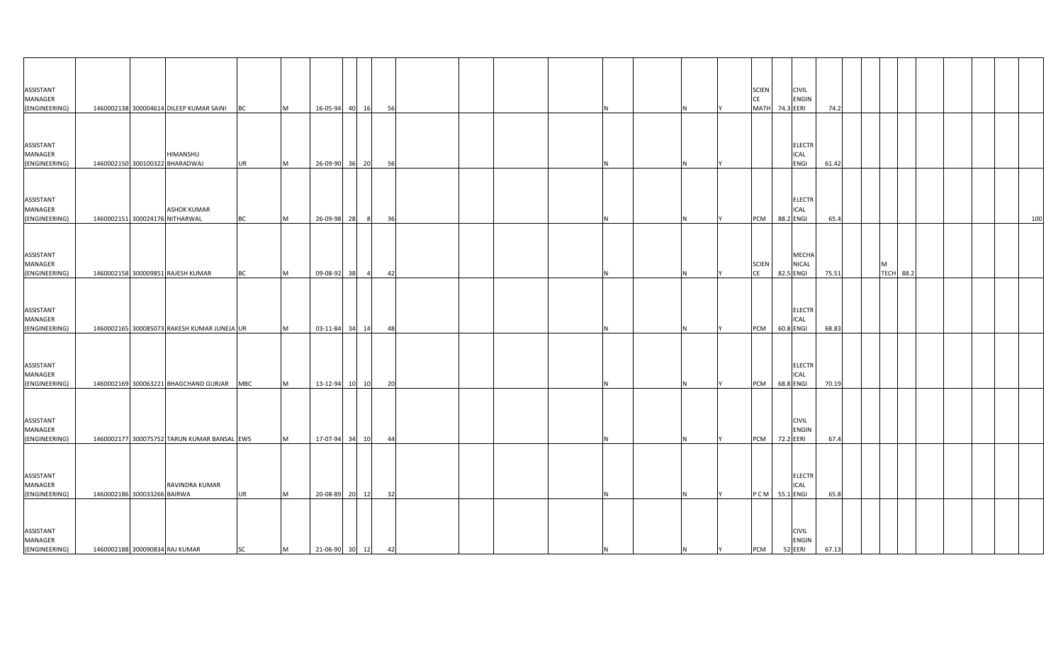| | | | | | | | | | | | | | | | | | | | | | | | | | | | | | |
|---|---|---|---|---|---|---|---|---|---|---|---|---|---|---|---|---|---|---|---|---|---|---|---|---|---|---|---|---|---|
| ASSISTANT MANAGER (ENGINEERING) | 1460002138 | 300004614 | DILEEP KUMAR SAINI | BC | M | 16-05-94 | 40 | 16 | 56 | | | | | N | | N | Y | SCIENCE MATH | 74.3 | CIVIL ENGINEERI | 74.2 | | | | | | | | |
| ASSISTANT MANAGER (ENGINEERING) | 1460002150 | 300100322 | HIMANSHU BHARADWAJ | UR | M | 26-09-90 | 36 | 20 | 56 | | | | | N | | N | Y | | | ELECTRICAL ENGI | 61.42 | | | | | | | | |
| ASSISTANT MANAGER (ENGINEERING) | 1460002151 | 300024176 | ASHOK KUMAR NITHARWAL | BC | M | 26-09-98 | 28 | 8 | 36 | | | | | N | | N | Y | PCM | 88.2 | ELECTRICAL ENGI | 65.4 | | | | | | | | 100 |
| ASSISTANT MANAGER (ENGINEERING) | 1460002158 | 300009851 | RAJESH KUMAR | BC | M | 09-08-92 | 38 | 4 | 42 | | | | | N | | N | Y | SCIENCE | 82.5 | MECHANICAL ENGI | 75.51 | | | M TECH | 88.2 | | | | |
| ASSISTANT MANAGER (ENGINEERING) | 1460002165 | 300085073 | RAKESH KUMAR JUNEJA | UR | M | 03-11-84 | 34 | 14 | 48 | | | | | N | | N | Y | PCM | 60.8 | ELECTRICAL ENGI | 68.83 | | | | | | | | |
| ASSISTANT MANAGER (ENGINEERING) | 1460002169 | 300063221 | BHAGCHAND GURJAR | MBC | M | 13-12-94 | 10 | 10 | 20 | | | | | N | | N | Y | PCM | 68.8 | ELECTRICAL ENGI | 70.19 | | | | | | | | |
| ASSISTANT MANAGER (ENGINEERING) | 1460002177 | 300075752 | TARUN KUMAR BANSAL | EWS | M | 17-07-94 | 34 | 10 | 44 | | | | | N | | N | Y | PCM | 72.2 | CIVIL ENGINEERI | 67.4 | | | | | | | | |
| ASSISTANT MANAGER (ENGINEERING) | 1460002186 | 300033266 | RAVINDRA KUMAR BAIRWA | UR | M | 20-08-89 | 20 | 12 | 32 | | | | | N | | N | Y | P C M | 55.1 | ELECTRICAL ENGI | 65.8 | | | | | | | | |
| ASSISTANT MANAGER (ENGINEERING) | 1460002188 | 300090834 | RAJ KUMAR | SC | M | 21-06-90 | 30 | 12 | 42 | | | | | N | | N | Y | PCM | 52 | CIVIL ENGINEERI | 67.13 | | | | | | | | |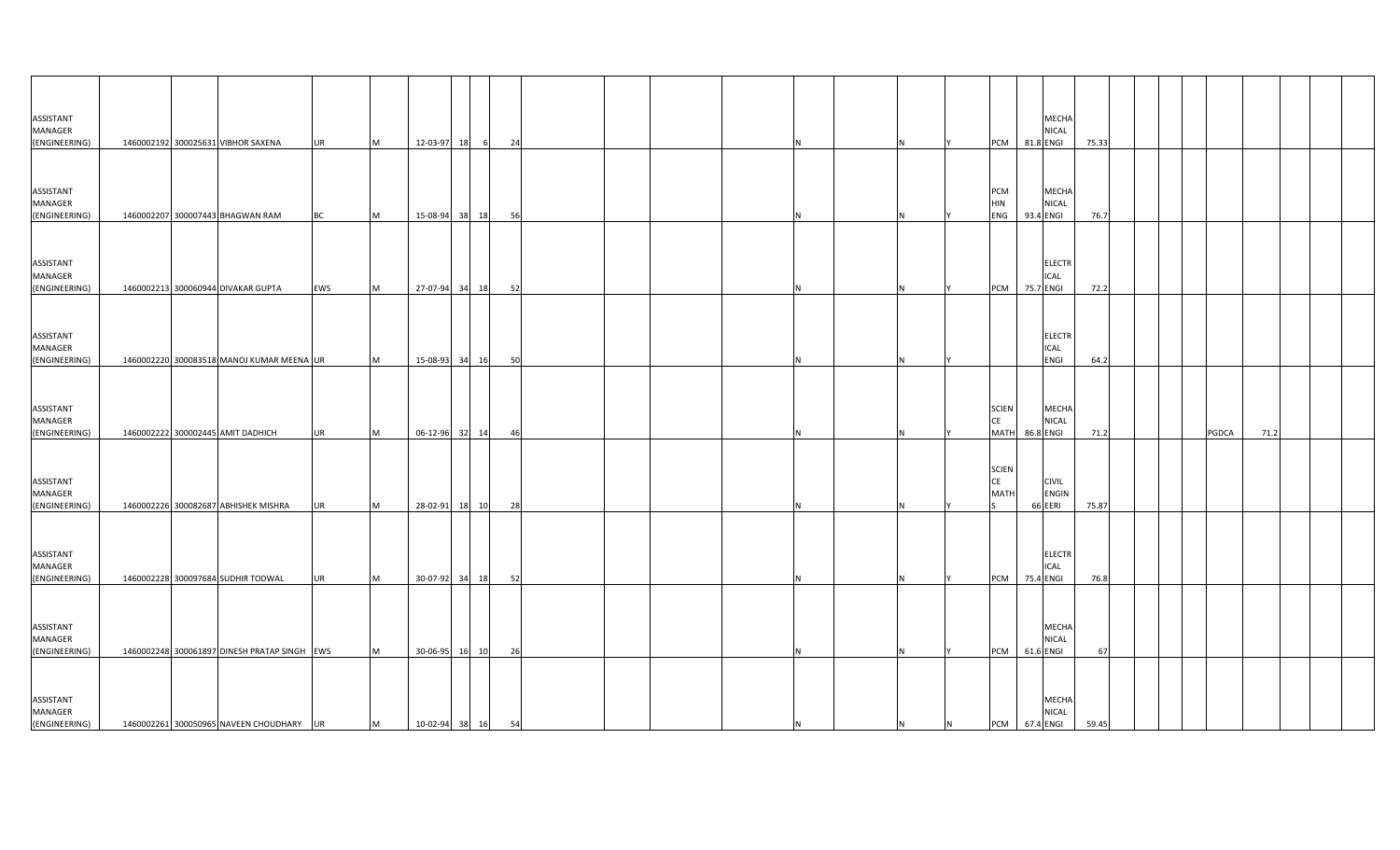| | | | | | | | | | | | | | | | | | | | | | | | | | | | | | | | |
|---|---|---|---|---|---|---|---|---|---|---|---|---|---|---|---|---|---|---|---|---|---|---|---|---|---|---|---|---|---|---|---|
| ASSISTANT MANAGER (ENGINEERING) | 1460002192 | 300025631 | VIBHOR SAXENA | UR | M | 12-03-97 | 18 | 6 | 24 | | | | | N | | N | Y | PCM | 81.8 | MECHANICAL ENGI | 75.33 | | | | | | | | | | |
| ASSISTANT MANAGER (ENGINEERING) | 1460002207 | 300007443 | BHAGWAN RAM | BC | M | 15-08-94 | 38 | 18 | 56 | | | | | N | | N | Y | PCM HIN ENG | 93.4 | MECHANICAL ENGI | 76.7 | | | | | | | | | | |
| ASSISTANT MANAGER (ENGINEERING) | 1460002213 | 300060944 | DIVAKAR GUPTA | EWS | M | 27-07-94 | 34 | 18 | 52 | | | | | N | | N | Y | PCM | 75.7 | ELECTRICAL ENGI | 72.2 | | | | | | | | | | |
| ASSISTANT MANAGER (ENGINEERING) | 1460002220 | 300083518 | MANOJ KUMAR MEENA | UR | M | 15-08-93 | 34 | 16 | 50 | | | | | N | | N | Y | | | ELECTRICAL ENGI | 64.2 | | | | | | | | | | |
| ASSISTANT MANAGER (ENGINEERING) | 1460002222 | 300002445 | AMIT DADHICH | UR | M | 06-12-96 | 32 | 14 | 46 | | | | | N | | N | Y | SCIENCE MATH | 86.8 | MECHANICAL ENGI | 71.2 | | | | | PGDCA | 71.2 | | | | |
| ASSISTANT MANAGER (ENGINEERING) | 1460002226 | 300082687 | ABHISHEK MISHRA | UR | M | 28-02-91 | 18 | 10 | 28 | | | | | N | | N | Y | SCIENCE MATHS | 66 | CIVIL ENGINEERI | 75.87 | | | | | | | | | | |
| ASSISTANT MANAGER (ENGINEERING) | 1460002228 | 300097684 | SUDHIR TODWAL | UR | M | 30-07-92 | 34 | 18 | 52 | | | | | N | | N | Y | PCM | 75.4 | ELECTRICAL ENGI | 76.8 | | | | | | | | | | |
| ASSISTANT MANAGER (ENGINEERING) | 1460002248 | 300061897 | DINESH PRATAP SINGH | EWS | M | 30-06-95 | 16 | 10 | 26 | | | | | N | | N | Y | PCM | 61.6 | MECHANICAL ENGI | 67 | | | | | | | | | | |
| ASSISTANT MANAGER (ENGINEERING) | 1460002261 | 300050965 | NAVEEN CHOUDHARY | UR | M | 10-02-94 | 38 | 16 | 54 | | | | | N | | N | N | PCM | 67.4 | MECHANICAL ENGI | 59.45 | | | | | | | | | | |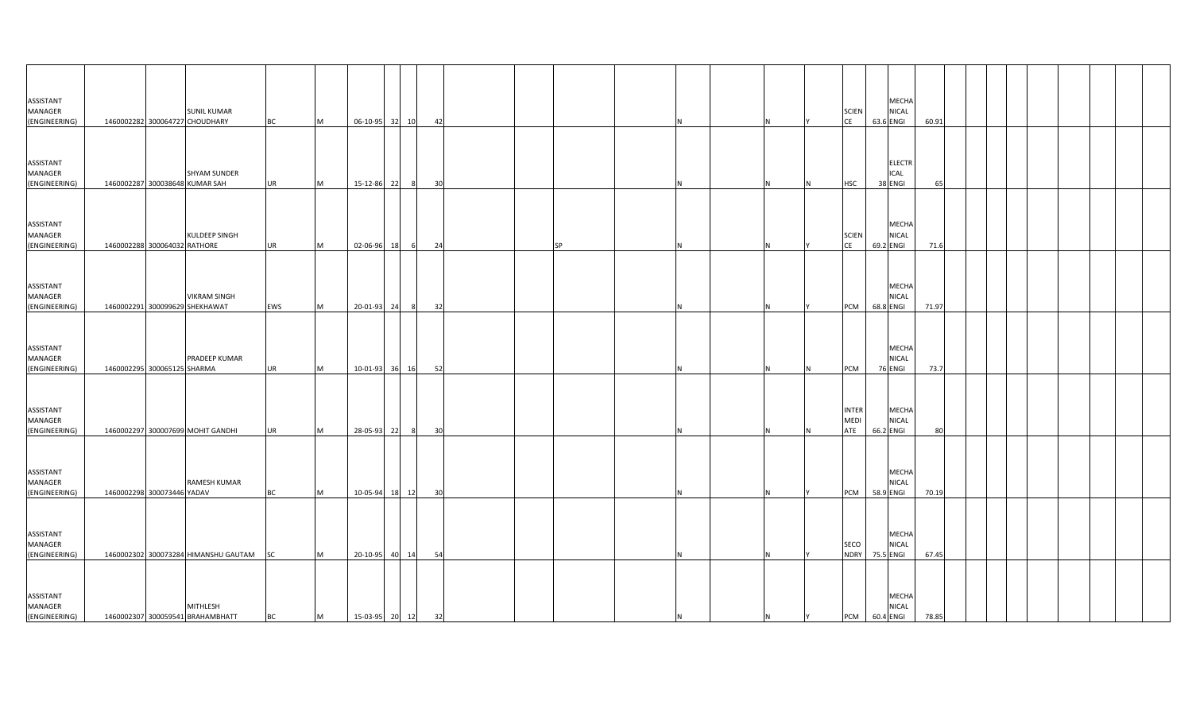| | | | | | | | | | | | | | | | | | | | | | | | | | | | | | | | | |
|---|---|---|---|---|---|---|---|---|---|---|---|---|---|---|---|---|---|---|---|---|---|---|---|---|---|---|---|---|---|---|---|---|
| ASSISTANT MANAGER (ENGINEERING) | 1460002282 | 300064727 | SUNIL KUMAR CHOUDHARY | BC | M | 06-10-95 | 32 | 10 | 42 | | | | | | N | | N | Y | SCIENCE | 63.6 | MECHANICAL ENGI | 60.91 | | | | | | | | | | |
| ASSISTANT MANAGER (ENGINEERING) | 1460002287 | 300038648 | SHYAM SUNDER KUMAR SAH | UR | M | 15-12-86 | 22 | 8 | 30 | | | | | | N | | N | N | HSC | 38 | ELECTRICAL ENGI | 65 | | | | | | | | | | |
| ASSISTANT MANAGER (ENGINEERING) | 1460002288 | 300064032 | KULDEEP SINGH RATHORE | UR | M | 02-06-96 | 18 | 6 | 24 | | | | SP | | N | | N | Y | SCIENCE | 69.2 | MECHANICAL ENGI | 71.6 | | | | | | | | | | |
| ASSISTANT MANAGER (ENGINEERING) | 1460002291 | 300099629 | VIKRAM SINGH SHEKHAWAT | EWS | M | 20-01-93 | 24 | 8 | 32 | | | | | | N | | N | Y | PCM | 68.8 | MECHANICAL ENGI | 71.97 | | | | | | | | | | |
| ASSISTANT MANAGER (ENGINEERING) | 1460002295 | 300065125 | PRADEEP KUMAR SHARMA | UR | M | 10-01-93 | 36 | 16 | 52 | | | | | | N | | N | N | PCM | 76 | MECHANICAL ENGI | 73.7 | | | | | | | | | | |
| ASSISTANT MANAGER (ENGINEERING) | 1460002297 | 300007699 | MOHIT GANDHI | UR | M | 28-05-93 | 22 | 8 | 30 | | | | | | N | | N | N | INTERMEDIATE | 66.2 | MECHANICAL ENGI | 80 | | | | | | | | | | |
| ASSISTANT MANAGER (ENGINEERING) | 1460002298 | 300073446 | RAMESH KUMAR YADAV | BC | M | 10-05-94 | 18 | 12 | 30 | | | | | | N | | N | Y | PCM | 58.9 | MECHANICAL ENGI | 70.19 | | | | | | | | | | |
| ASSISTANT MANAGER (ENGINEERING) | 1460002302 | 300073284 | HIMANSHU GAUTAM | SC | M | 20-10-95 | 40 | 14 | 54 | | | | | | N | | N | Y | SECONDRY | 75.5 | MECHANICAL ENGI | 67.45 | | | | | | | | | | |
| ASSISTANT MANAGER (ENGINEERING) | 1460002307 | 300059541 | MITHLESH BRAHAMBHATT | BC | M | 15-03-95 | 20 | 12 | 32 | | | | | | N | | N | Y | PCM | 60.4 | MECHANICAL ENGI | 78.85 | | | | | | | | | | |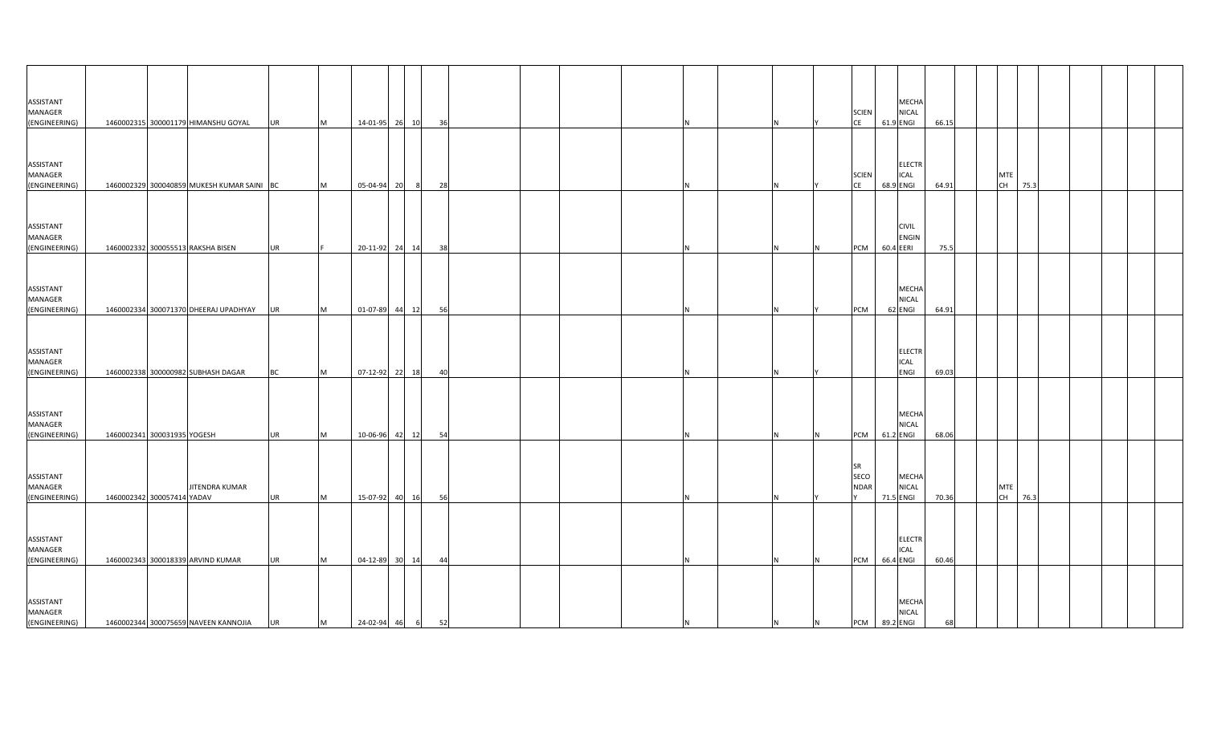| | | | | | | | | | | | | | | | | | | | | | | | | | | | | | | |
|---|---|---|---|---|---|---|---|---|---|---|---|---|---|---|---|---|---|---|---|---|---|---|---|---|---|---|---|---|---|---|
| ASSISTANT MANAGER (ENGINEERING) | 1460002315 | 300001179 | HIMANSHU GOYAL | UR | M | 14-01-95 | 26 | 10 | 36 | | | | | | N | | N | Y | SCIENCE | 61.9 | MECHANICAL ENGI | 66.15 | | | | | | | | |
| ASSISTANT MANAGER (ENGINEERING) | 1460002329 | 300040859 | MUKESH KUMAR SAINI | BC | M | 05-04-94 | 20 | 8 | 28 | | | | | | N | | N | Y | SCIENCE | 68.9 | ELECTRICAL ENGI | 64.91 | | MTECH | 75.3 | | | | | |
| ASSISTANT MANAGER (ENGINEERING) | 1460002332 | 300055513 | RAKSHA BISEN | UR | F | 20-11-92 | 24 | 14 | 38 | | | | | | N | | N | N | PCM | 60.4 | CIVIL ENGINEERI | 75.5 | | | | | | | | |
| ASSISTANT MANAGER (ENGINEERING) | 1460002334 | 300071370 | DHEERAJ UPADHYAY | UR | M | 01-07-89 | 44 | 12 | 56 | | | | | | N | | N | Y | PCM | 62 | MECHANICAL ENGI | 64.91 | | | | | | | | |
| ASSISTANT MANAGER (ENGINEERING) | 1460002338 | 300000982 | SUBHASH DAGAR | BC | M | 07-12-92 | 22 | 18 | 40 | | | | | | N | | N | Y | | | ELECTRICAL ENGI | 69.03 | | | | | | | | |
| ASSISTANT MANAGER (ENGINEERING) | 1460002341 | 300031935 | YOGESH | UR | M | 10-06-96 | 42 | 12 | 54 | | | | | | N | | N | N | PCM | 61.2 | MECHANICAL ENGI | 68.06 | | | | | | | | |
| ASSISTANT MANAGER (ENGINEERING) | 1460002342 | 300057414 | JITENDRA KUMAR YADAV | UR | M | 15-07-92 | 40 | 16 | 56 | | | | | | N | | N | Y | SR SECONDARY | 71.5 | MECHANICAL ENGI | 70.36 | | MTECH | 76.3 | | | | | |
| ASSISTANT MANAGER (ENGINEERING) | 1460002343 | 300018339 | ARVIND KUMAR | UR | M | 04-12-89 | 30 | 14 | 44 | | | | | | N | | N | N | PCM | 66.4 | ELECTRICAL ENGI | 60.46 | | | | | | | | |
| ASSISTANT MANAGER (ENGINEERING) | 1460002344 | 300075659 | NAVEEN KANNOJIA | UR | M | 24-02-94 | 46 | 6 | 52 | | | | | | N | | N | N | PCM | 89.2 | MECHANICAL ENGI | 68 | | | | | | | | |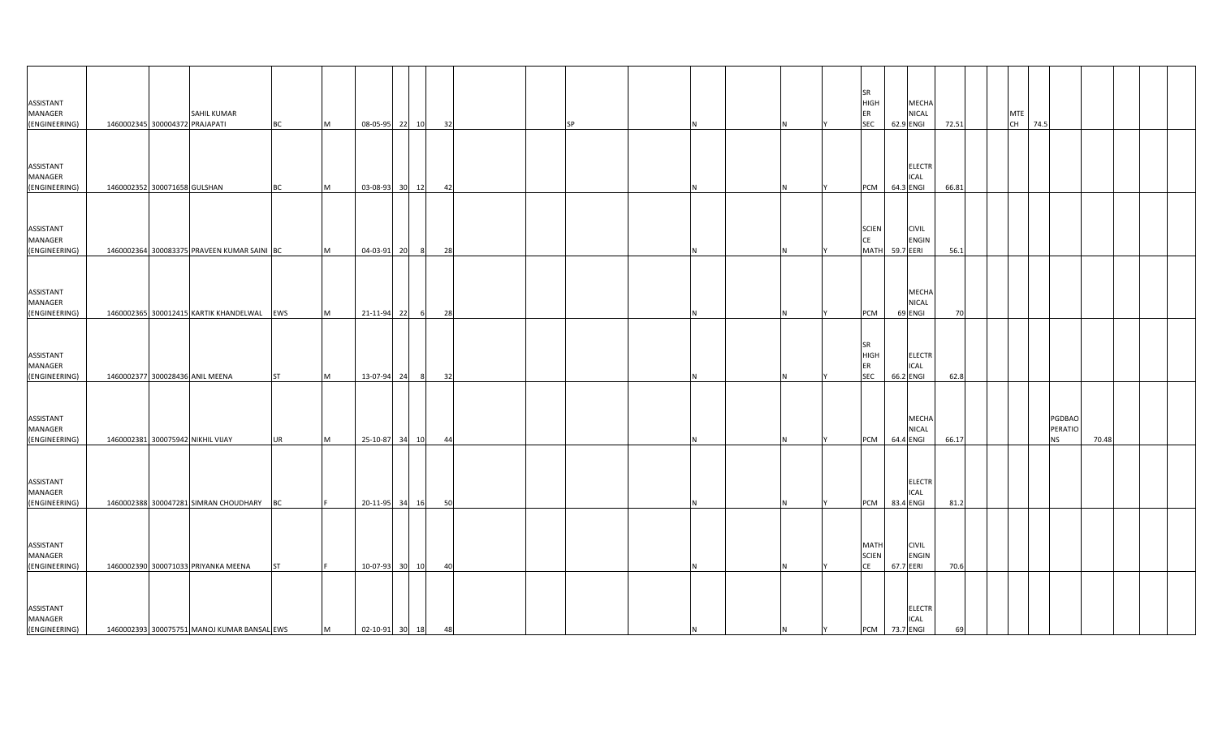| | | | | | | | | | | | | | | | | | | | | | | | | | | | | | | | |
|---|---|---|---|---|---|---|---|---|---|---|---|---|---|---|---|---|---|---|---|---|---|---|---|---|---|---|---|---|---|---|---|
| ASSISTANT MANAGER (ENGINEERING) | 1460002345 | 300004372 | SAHIL KUMAR PRAJAPATI | BC | M | 08-05-95 | 22 | 10 | 32 | | SP | | N | | N | Y | SR HIGHER SEC | 62.9 | MECHANICAL ENGI | 72.51 | | MTECH | 74.5 | | | | | | | | |
| ASSISTANT MANAGER (ENGINEERING) | 1460002352 | 300071658 | GULSHAN | BC | M | 03-08-93 | 30 | 12 | 42 | | | | N | | N | Y | PCM | 64.3 | ELECTRICAL ENGI | 66.81 | | | | | | | | | | | |
| ASSISTANT MANAGER (ENGINEERING) | 1460002364 | 300083375 | PRAVEEN KUMAR SAINI | BC | M | 04-03-91 | 20 | 8 | 28 | | | | N | | N | Y | SCIENCE MATH | 59.7 | CIVIL ENGINEERI | 56.1 | | | | | | | | | | | |
| ASSISTANT MANAGER (ENGINEERING) | 1460002365 | 300012415 | KARTIK KHANDELWAL | EWS | M | 21-11-94 | 22 | 6 | 28 | | | | N | | N | Y | PCM | 69 | MECHANICAL ENGI | 70 | | | | | | | | | | | |
| ASSISTANT MANAGER (ENGINEERING) | 1460002377 | 300028436 | ANIL MEENA | ST | M | 13-07-94 | 24 | 8 | 32 | | | | N | | N | Y | SR HIGHER SEC | 66.2 | ELECTRICAL ENGI | 62.8 | | | | | | | | | | | |
| ASSISTANT MANAGER (ENGINEERING) | 1460002381 | 300075942 | NIKHIL VIJAY | UR | M | 25-10-87 | 34 | 10 | 44 | | | | N | | N | Y | PCM | 64.4 | MECHANICAL ENGI | 66.17 | | | | PGDBAOPERATIONS | 70.48 | | | | | | |
| ASSISTANT MANAGER (ENGINEERING) | 1460002388 | 300047281 | SIMRAN CHOUDHARY | BC | F | 20-11-95 | 34 | 16 | 50 | | | | N | | N | Y | PCM | 83.4 | ELECTRICAL ENGI | 81.2 | | | | | | | | | | | |
| ASSISTANT MANAGER (ENGINEERING) | 1460002390 | 300071033 | PRIYANKA MEENA | ST | F | 10-07-93 | 30 | 10 | 40 | | | | N | | N | Y | MATH SCIENCE | 67.7 | CIVIL ENGINEERI | 70.6 | | | | | | | | | | | |
| ASSISTANT MANAGER (ENGINEERING) | 1460002393 | 300075751 | MANOJ KUMAR BANSAL | EWS | M | 02-10-91 | 30 | 18 | 48 | | | | N | | N | Y | PCM | 73.7 | ELECTRICAL ENGI | 69 | | | | | | | | | | | |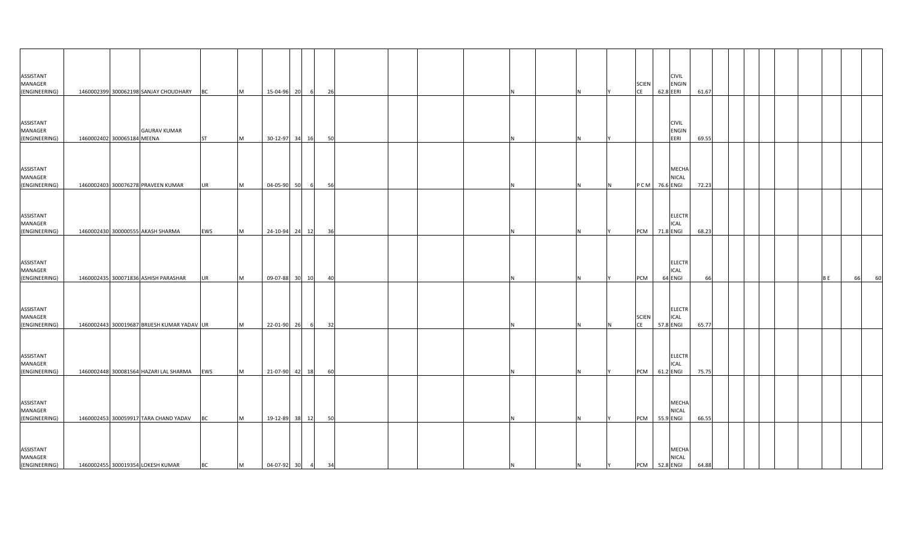| | | | | | | | | | | | | | | | | | | | | | | | | | | | | | |
|---|---|---|---|---|---|---|---|---|---|---|---|---|---|---|---|---|---|---|---|---|---|---|---|---|---|---|---|---|---|
| ASSISTANT MANAGER (ENGINEERING) | 1460002399 | 300062198 | SANJAY CHOUDHARY | BC | M | 15-04-96 | 20 | 6 | 26 | | | | N | | N | Y | SCIENCE | 62.8 | CIVIL ENGINEERI | 61.67 | | | | | | | | | |
| ASSISTANT MANAGER (ENGINEERING) | 1460002402 | 300065184 | GAURAV KUMAR MEENA | ST | M | 30-12-97 | 34 | 16 | 50 | | | | N | | N | Y | | | CIVIL ENGINEERI | 69.55 | | | | | | | | | |
| ASSISTANT MANAGER (ENGINEERING) | 1460002403 | 300076278 | PRAVEEN KUMAR | UR | M | 04-05-90 | 50 | 6 | 56 | | | | N | | N | N | P C M | 76.6 | MECHANICAL ENGI | 72.23 | | | | | | | | | |
| ASSISTANT MANAGER (ENGINEERING) | 1460002430 | 300000555 | AKASH SHARMA | EWS | M | 24-10-94 | 24 | 12 | 36 | | | | N | | N | Y | PCM | 71.8 | ELECTRICAL ENGI | 68.23 | | | | | | | | | |
| ASSISTANT MANAGER (ENGINEERING) | 1460002435 | 300071836 | ASHISH PARASHAR | UR | M | 09-07-88 | 30 | 10 | 40 | | | | N | | N | Y | PCM | 64 | ELECTRICAL ENGI | 66 | | | | | | | B E | 66 | 60 |
| ASSISTANT MANAGER (ENGINEERING) | 1460002443 | 300019687 | BRIJESH KUMAR YADAV | UR | M | 22-01-90 | 26 | 6 | 32 | | | | N | | N | N | SCIENCE | 57.8 | ELECTRICAL ENGI | 65.77 | | | | | | | | | |
| ASSISTANT MANAGER (ENGINEERING) | 1460002448 | 300081564 | HAZARI LAL SHARMA | EWS | M | 21-07-90 | 42 | 18 | 60 | | | | N | | N | Y | PCM | 61.2 | ELECTRICAL ENGI | 75.75 | | | | | | | | | |
| ASSISTANT MANAGER (ENGINEERING) | 1460002453 | 300059917 | TARA CHAND YADAV | BC | M | 19-12-89 | 38 | 12 | 50 | | | | N | | N | Y | PCM | 55.9 | MECHANICAL ENGI | 66.55 | | | | | | | | | |
| ASSISTANT MANAGER (ENGINEERING) | 1460002455 | 300019354 | LOKESH KUMAR | BC | M | 04-07-92 | 30 | 4 | 34 | | | | N | | N | Y | PCM | 52.8 | MECHANICAL ENGI | 64.88 | | | | | | | | | |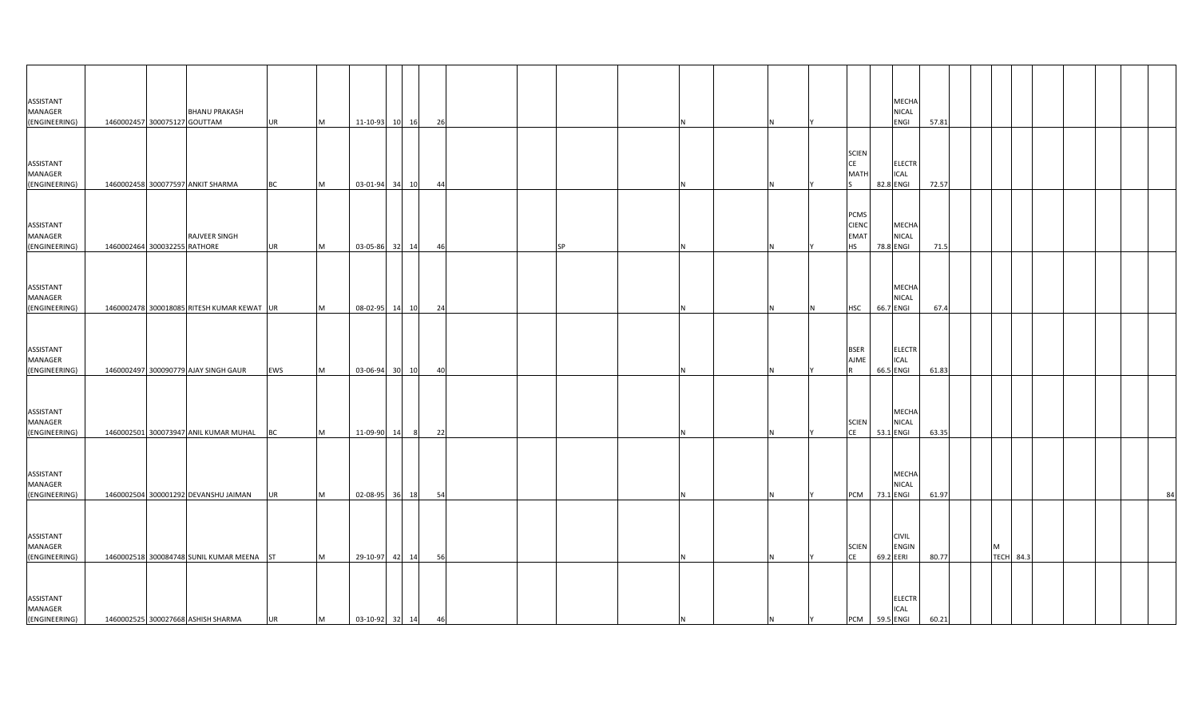| | | | | | | | | | | | | | | | | | | | | | | | | | | | | | |
|---|---|---|---|---|---|---|---|---|---|---|---|---|---|---|---|---|---|---|---|---|---|---|---|---|---|---|---|---|---|
| ASSISTANT MANAGER (ENGINEERING) | 1460002457 | 300075127 | BHANU PRAKASH GOUTTAM | UR | M | 11-10-93 | 10 | 16 | 26 | | | | | N | | N | Y | | | MECHANICAL ENGI | 57.81 | | | | | | | | |
| ASSISTANT MANAGER (ENGINEERING) | 1460002458 | 300077597 | ANKIT SHARMA | BC | M | 03-01-94 | 34 | 10 | 44 | | | | | N | | N | Y | SCIENCE MATHS | 82.8 | ELECTRICAL ENGI | 72.57 | | | | | | | | |
| ASSISTANT MANAGER (ENGINEERING) | 1460002464 | 300032255 | RAJVEER SINGH RATHORE | UR | M | 03-05-86 | 32 | 14 | 46 | | | SP | | N | | N | Y | PCMS CIENCEMATHS | 78.8 | MECHANICAL ENGI | 71.5 | | | | | | | | |
| ASSISTANT MANAGER (ENGINEERING) | 1460002478 | 300018085 | RITESH KUMAR KEWAT | UR | M | 08-02-95 | 14 | 10 | 24 | | | | | N | | N | N | HSC | 66.7 | MECHANICAL ENGI | 67.4 | | | | | | | | |
| ASSISTANT MANAGER (ENGINEERING) | 1460002497 | 300090779 | AJAY SINGH GAUR | EWS | M | 03-06-94 | 30 | 10 | 40 | | | | | N | | N | Y | BSER AJMER | 66.5 | ELECTRICAL ENGI | 61.83 | | | | | | | | |
| ASSISTANT MANAGER (ENGINEERING) | 1460002501 | 300073947 | ANIL KUMAR MUHAL | BC | M | 11-09-90 | 14 | 8 | 22 | | | | | N | | N | Y | SCIENCE | 53.1 | MECHANICAL ENGI | 63.35 | | | | | | | | |
| ASSISTANT MANAGER (ENGINEERING) | 1460002504 | 300001292 | DEVANSHU JAIMAN | UR | M | 02-08-95 | 36 | 18 | 54 | | | | | N | | N | Y | PCM | 73.1 | MECHANICAL ENGI | 61.97 | | | | | | | | 84 |
| ASSISTANT MANAGER (ENGINEERING) | 1460002518 | 300084748 | SUNIL KUMAR MEENA | ST | M | 29-10-97 | 42 | 14 | 56 | | | | | N | | N | Y | SCIENCE | 69.2 | CIVIL ENGINEERI | 80.77 | | M TECH | 84.3 | | | | | |
| ASSISTANT MANAGER (ENGINEERING) | 1460002525 | 300027668 | ASHISH SHARMA | UR | M | 03-10-92 | 32 | 14 | 46 | | | | | N | | N | Y | PCM | 59.5 | ELECTRICAL ENGI | 60.21 | | | | | | | | |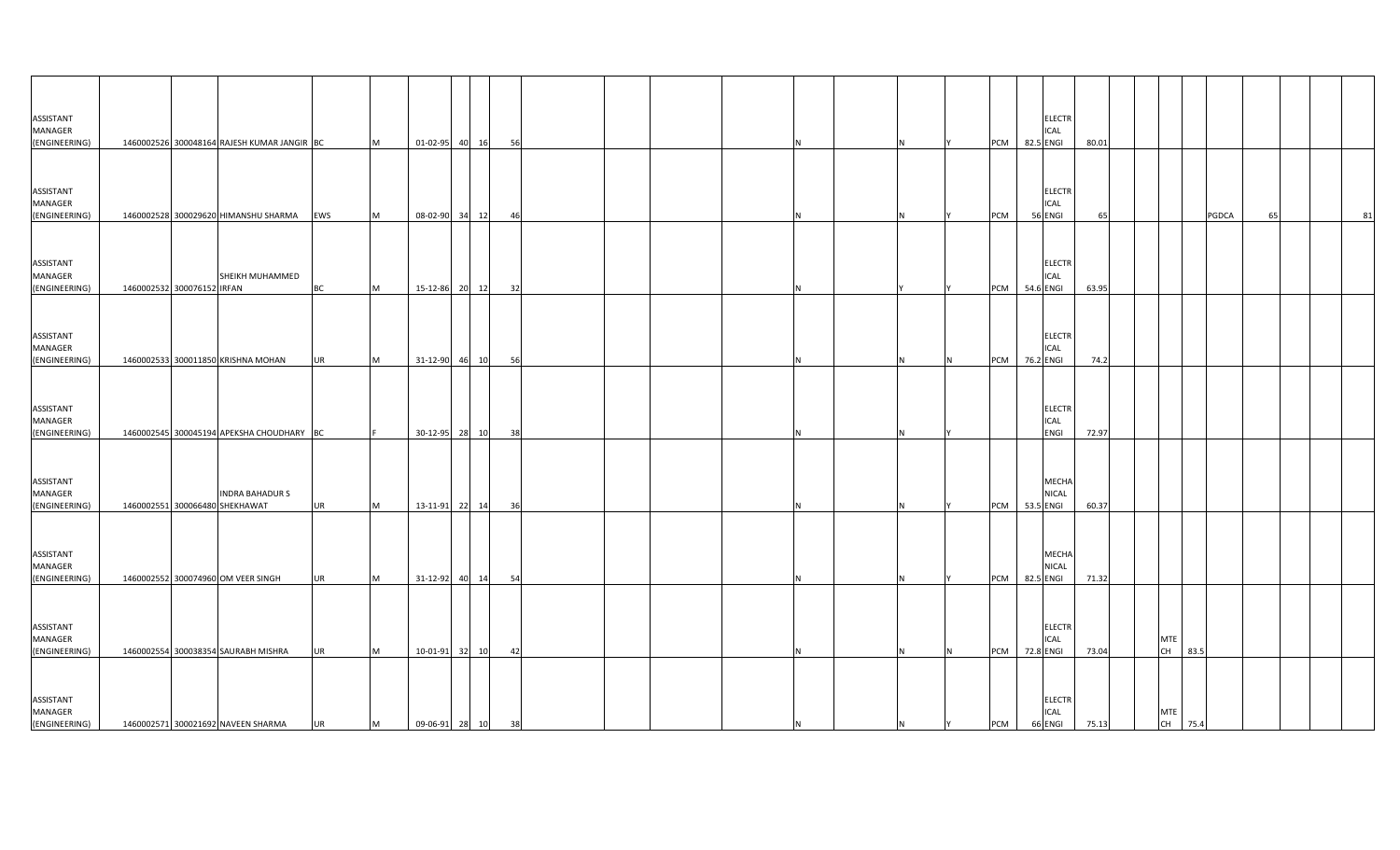| | | | | | | | | | | | | | | | | | | | | | | | | | | | | | | |
|---|---|---|---|---|---|---|---|---|---|---|---|---|---|---|---|---|---|---|---|---|---|---|---|---|---|---|---|---|---|---|
| ASSISTANT MANAGER (ENGINEERING) | 1460002526 | 300048164 | RAJESH KUMAR JANGIR | BC | M | 01-02-95 | 40 | 16 | 56 | | | | | N | | N | Y | PCM | 82.5 | ELECTRICAL ENGI | 80.01 | | | | | | | | | |
| ASSISTANT MANAGER (ENGINEERING) | 1460002528 | 300029620 | HIMANSHU SHARMA | EWS | M | 08-02-90 | 34 | 12 | 46 | | | | | N | | N | Y | PCM | 56 | ELECTRICAL ENGI | 65 | | | | | PGDCA | 65 | | | 81 |
| ASSISTANT MANAGER (ENGINEERING) | 1460002532 | 300076152 | SHEIKH MUHAMMED IRFAN | BC | M | 15-12-86 | 20 | 12 | 32 | | | | | N | | Y | Y | PCM | 54.6 | ELECTRICAL ENGI | 63.95 | | | | | | | | | |
| ASSISTANT MANAGER (ENGINEERING) | 1460002533 | 300011850 | KRISHNA MOHAN | UR | M | 31-12-90 | 46 | 10 | 56 | | | | | N | | N | N | PCM | 76.2 | ELECTRICAL ENGI | 74.2 | | | | | | | | | |
| ASSISTANT MANAGER (ENGINEERING) | 1460002545 | 300045194 | APEKSHA CHOUDHARY | BC | F | 30-12-95 | 28 | 10 | 38 | | | | | N | | N | Y | | | ELECTRICAL ENGI | 72.97 | | | | | | | | | |
| ASSISTANT MANAGER (ENGINEERING) | 1460002551 | 300066480 | INDRA BAHADUR S SHEKHAWAT | UR | M | 13-11-91 | 22 | 14 | 36 | | | | | N | | N | Y | PCM | 53.5 | MECHANICAL ENGI | 60.37 | | | | | | | | | |
| ASSISTANT MANAGER (ENGINEERING) | 1460002552 | 300074960 | OM VEER SINGH | UR | M | 31-12-92 | 40 | 14 | 54 | | | | | N | | N | Y | PCM | 82.5 | MECHANICAL ENGI | 71.32 | | | | | | | | | |
| ASSISTANT MANAGER (ENGINEERING) | 1460002554 | 300038354 | SAURABH MISHRA | UR | M | 10-01-91 | 32 | 10 | 42 | | | | | N | | N | N | PCM | 72.8 | ELECTRICAL ENGI | 73.04 | | | MTECH | 83.5 | | | | | |
| ASSISTANT MANAGER (ENGINEERING) | 1460002571 | 300021692 | NAVEEN SHARMA | UR | M | 09-06-91 | 28 | 10 | 38 | | | | | N | | N | Y | PCM | 66 | ELECTRICAL ENGI | 75.13 | | | MTECH | 75.4 | | | | | |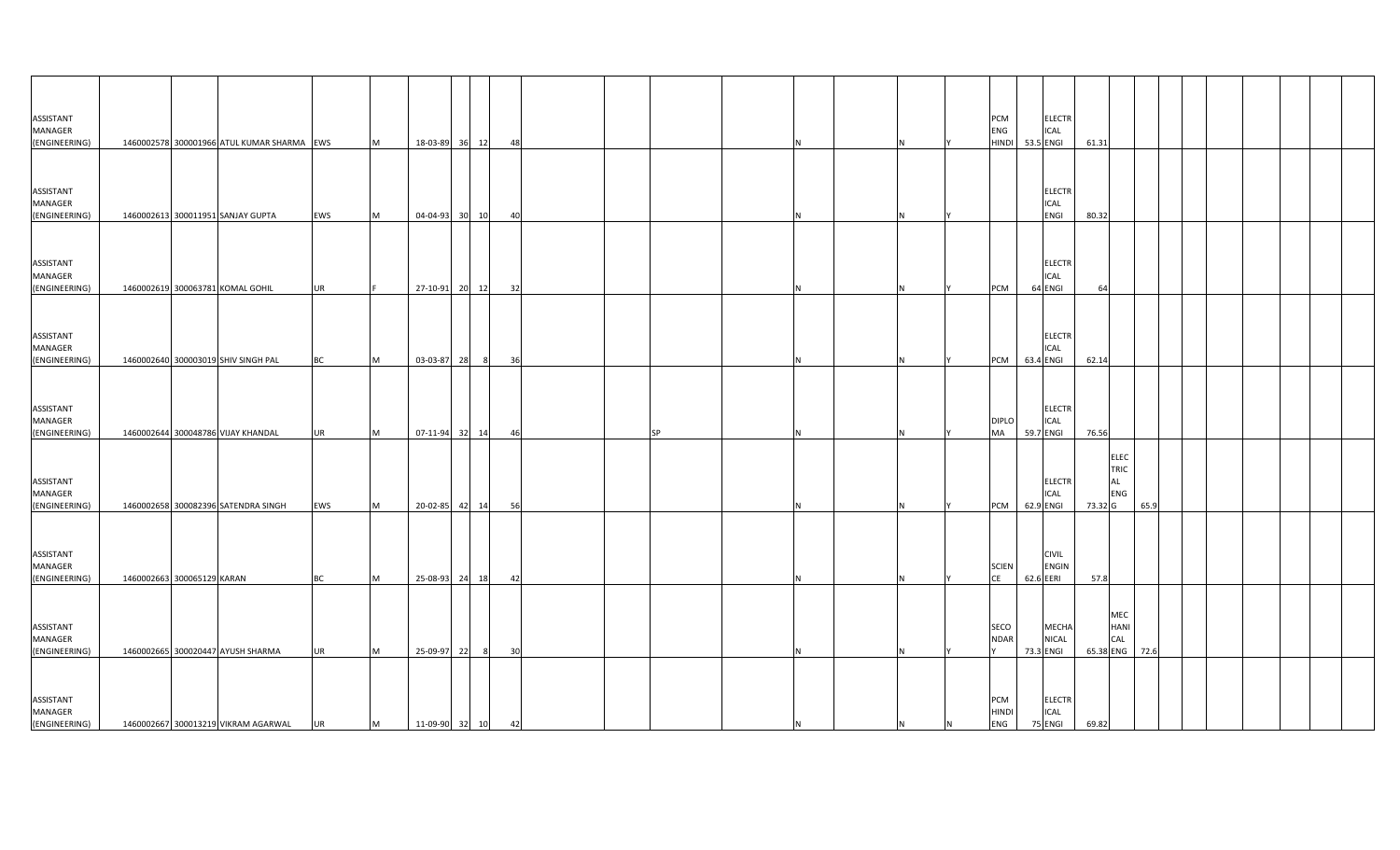| | | | | | | | | | | | | | | | | | | | | | | | | | | | | | | |
|---|---|---|---|---|---|---|---|---|---|---|---|---|---|---|---|---|---|---|---|---|---|---|---|---|---|---|---|---|---|---|
| ASSISTANT MANAGER (ENGINEERING) | 1460002578 | 300001966 | ATUL KUMAR SHARMA | EWS | M | 18-03-89 | 36 | 12 | 48 | | | | | N | | N | Y | PCM ENG HINDI | 53.5 | ELECTRICAL ENGI | 61.31 | | | | | | | | | |
| ASSISTANT MANAGER (ENGINEERING) | 1460002613 | 300011951 | SANJAY GUPTA | EWS | M | 04-04-93 | 30 | 10 | 40 | | | | | N | | N | Y | | | ELECTRICAL ENGI | 80.32 | | | | | | | | | |
| ASSISTANT MANAGER (ENGINEERING) | 1460002619 | 300063781 | KOMAL GOHIL | UR | F | 27-10-91 | 20 | 12 | 32 | | | | | N | | N | Y | PCM | 64 | ELECTRICAL ENGI | 64 | | | | | | | | | |
| ASSISTANT MANAGER (ENGINEERING) | 1460002640 | 300003019 | SHIV SINGH PAL | BC | M | 03-03-87 | 28 | 8 | 36 | | | | | N | | N | Y | PCM | 63.4 | ELECTRICAL ENGI | 62.14 | | | | | | | | | |
| ASSISTANT MANAGER (ENGINEERING) | 1460002644 | 300048786 | VIJAY KHANDAL | UR | M | 07-11-94 | 32 | 14 | 46 | | | SP | | N | | N | Y | DIPLOMA | 59.7 | ELECTRICAL ENGI | 76.56 | | | | | | | | | |
| ASSISTANT MANAGER (ENGINEERING) | 1460002658 | 300082396 | SATENDRA SINGH | EWS | M | 20-02-85 | 42 | 14 | 56 | | | | | N | | N | Y | PCM | 62.9 | ELECTRICAL ENGI | 73.32 | ELECTRICAL ENGG | 65.9 | | | | | | | |
| ASSISTANT MANAGER (ENGINEERING) | 1460002663 | 300065129 | KARAN | BC | M | 25-08-93 | 24 | 18 | 42 | | | | | N | | N | Y | SCIENCE | 62.6 | CIVIL ENGINEERI | 57.8 | | | | | | | | | |
| ASSISTANT MANAGER (ENGINEERING) | 1460002665 | 300020447 | AYUSH SHARMA | UR | M | 25-09-97 | 22 | 8 | 30 | | | | | N | | N | Y | SECONDARY | 73.3 | MECHANICAL ENGI | 65.38 | MECHANICAL ENG | 72.6 | | | | | | | |
| ASSISTANT MANAGER (ENGINEERING) | 1460002667 | 300013219 | VIKRAM AGARWAL | UR | M | 11-09-90 | 32 | 10 | 42 | | | | | N | | N | N | PCM HINDI ENG | 75 | ELECTRICAL ENGI | 69.82 | | | | | | | | | |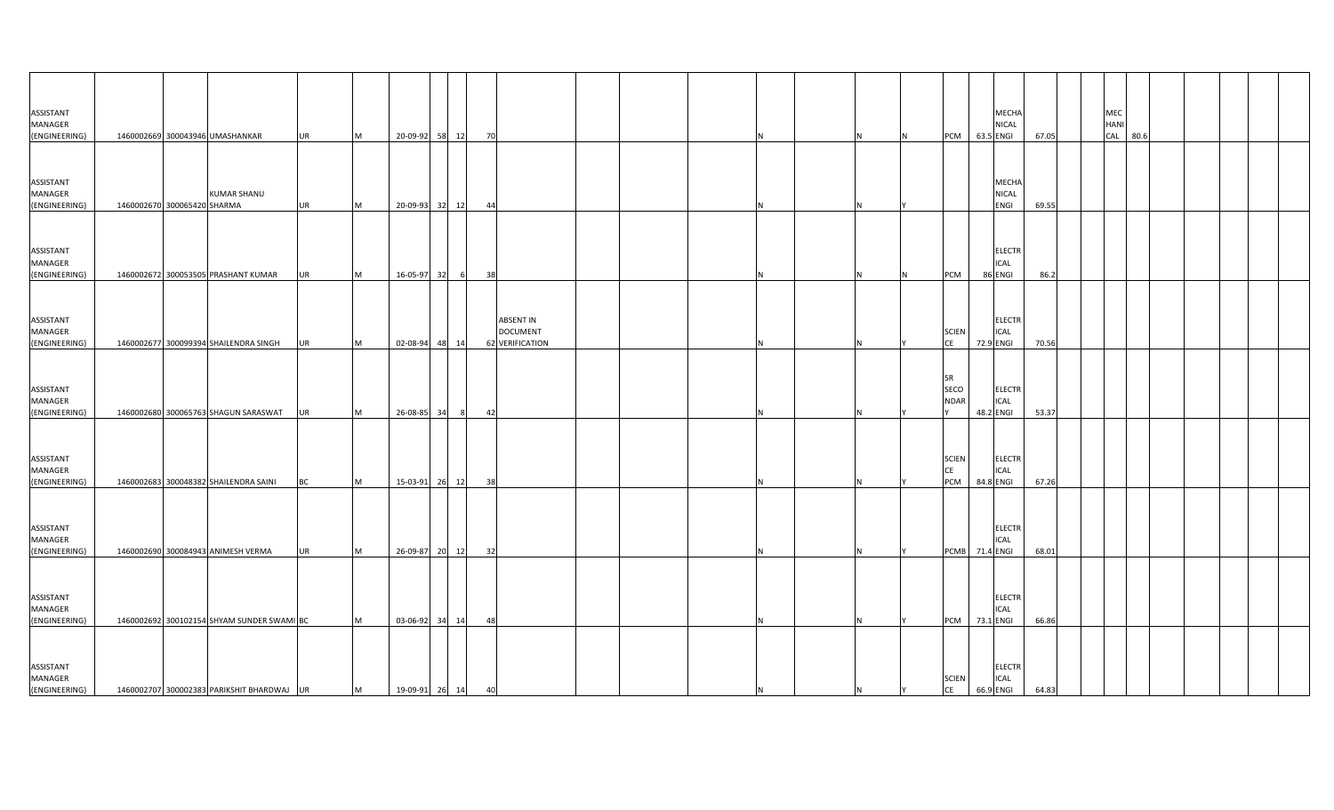| | | | | | | | | | | | | | | | | | | | | | | | | | | | | | |
|---|---|---|---|---|---|---|---|---|---|---|---|---|---|---|---|---|---|---|---|---|---|---|---|---|---|---|---|---|---|
| ASSISTANT MANAGER (ENGINEERING) | 1460002669 | 300043946 | UMASHANKAR | UR | M | 20-09-92 | 58 | 12 | 70 | | | | | N | | N | N | PCM | 63.5 | MECHANICAL ENGI | 67.05 | | MECHANICAL | 80.6 | | | | | |
| ASSISTANT MANAGER (ENGINEERING) | 1460002670 | 300065420 | KUMAR SHANU SHARMA | UR | M | 20-09-93 | 32 | 12 | 44 | | | | | N | | N | Y | | | MECHANICAL ENGI | 69.55 | | | | | | | | |
| ASSISTANT MANAGER (ENGINEERING) | 1460002672 | 300053505 | PRASHANT KUMAR | UR | M | 16-05-97 | 32 | 6 | 38 | | | | | N | | N | N | PCM | 86 | ELECTRICAL ENGI | 86.2 | | | | | | | | |
| ASSISTANT MANAGER (ENGINEERING) | 1460002677 | 300099394 | SHAILENDRA SINGH | UR | M | 02-08-94 | 48 | 14 | 62 | ABSENT IN DOCUMENT VERIFICATION | | | | N | | N | Y | SCIENCE | 72.9 | ELECTRICAL ENGI | 70.56 | | | | | | | | |
| ASSISTANT MANAGER (ENGINEERING) | 1460002680 | 300065763 | SHAGUN SARASWAT | UR | M | 26-08-85 | 34 | 8 | 42 | | | | | N | | N | Y | SR SECONDARY | 48.2 | ELECTRICAL ENGI | 53.37 | | | | | | | | |
| ASSISTANT MANAGER (ENGINEERING) | 1460002683 | 300048382 | SHAILENDRA SAINI | BC | M | 15-03-91 | 26 | 12 | 38 | | | | | N | | N | Y | SCIENCE PCM | 84.8 | ELECTRICAL ENGI | 67.26 | | | | | | | | |
| ASSISTANT MANAGER (ENGINEERING) | 1460002690 | 300084943 | ANIMESH VERMA | UR | M | 26-09-87 | 20 | 12 | 32 | | | | | N | | N | Y | PCMB | 71.4 | ELECTRICAL ENGI | 68.01 | | | | | | | | |
| ASSISTANT MANAGER (ENGINEERING) | 1460002692 | 300102154 | SHYAM SUNDER SWAMI | BC | M | 03-06-92 | 34 | 14 | 48 | | | | | N | | N | Y | PCM | 73.1 | ELECTRICAL ENGI | 66.86 | | | | | | | | |
| ASSISTANT MANAGER (ENGINEERING) | 1460002707 | 300002383 | PARIKSHIT BHARDWAJ | UR | M | 19-09-91 | 26 | 14 | 40 | | | | | N | | N | Y | SCIENCE | 66.9 | ELECTRICAL ENGI | 64.83 | | | | | | | | |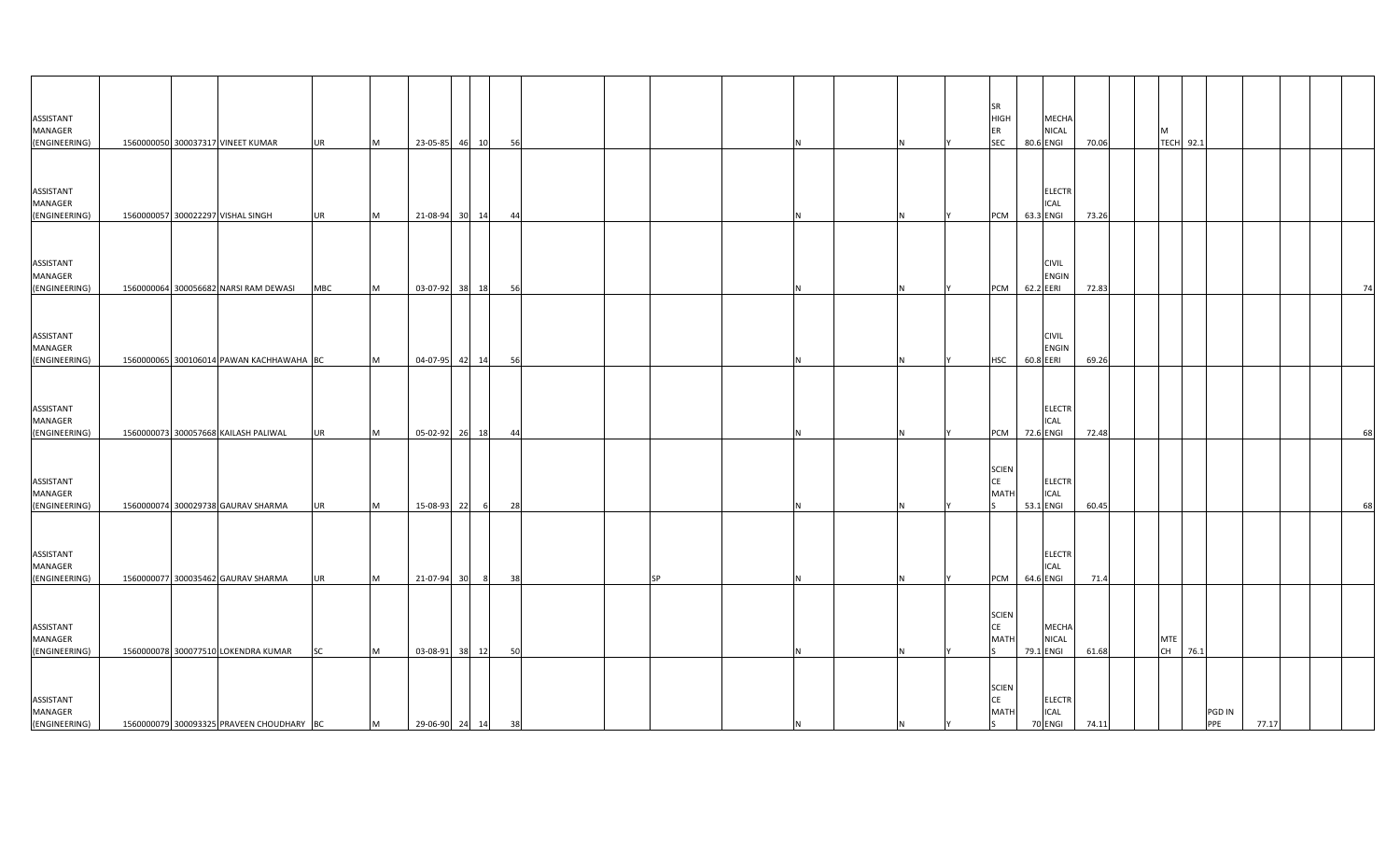| | | | | | | | | | | | | | | | | | | | | | | | | | | | | | |
|---|---|---|---|---|---|---|---|---|---|---|---|---|---|---|---|---|---|---|---|---|---|---|---|---|---|---|---|---|---|
| ASSISTANT MANAGER (ENGINEERING) | 1560000050 | 300037317 | VINEET KUMAR | UR | M | 23-05-85 | 46 | 10 | 56 | | | | N | | N | Y | SR HIGH ER SEC | 80.6 | MECHANICAL ENGI | 70.06 | | | M TECH | 92.1 | | | | | |
| ASSISTANT MANAGER (ENGINEERING) | 1560000057 | 300022297 | VISHAL SINGH | UR | M | 21-08-94 | 30 | 14 | 44 | | | | N | | N | Y | PCM | 63.3 | ELECTRICAL ENGI | 73.26 | | | | | | | | | |
| ASSISTANT MANAGER (ENGINEERING) | 1560000064 | 300056682 | NARSI RAM DEWASI | MBC | M | 03-07-92 | 38 | 18 | 56 | | | | N | | N | Y | PCM | 62.2 | CIVIL ENGINEERI | 72.83 | | | | | | | | | 74 |
| ASSISTANT MANAGER (ENGINEERING) | 1560000065 | 300106014 | PAWAN KACHHAWAHA | BC | M | 04-07-95 | 42 | 14 | 56 | | | | N | | N | Y | HSC | 60.8 | CIVIL ENGINEERI | 69.26 | | | | | | | | | |
| ASSISTANT MANAGER (ENGINEERING) | 1560000073 | 300057668 | KAILASH PALIWAL | UR | M | 05-02-92 | 26 | 18 | 44 | | | | N | | N | Y | PCM | 72.6 | ELECTRICAL ENGI | 72.48 | | | | | | | | | 68 |
| ASSISTANT MANAGER (ENGINEERING) | 1560000074 | 300029738 | GAURAV SHARMA | UR | M | 15-08-93 | 22 | 6 | 28 | | | | N | | N | Y | SCIENCE MATHS | 53.1 | ELECTRICAL ENGI | 60.45 | | | | | | | | | 68 |
| ASSISTANT MANAGER (ENGINEERING) | 1560000077 | 300035462 | GAURAV SHARMA | UR | M | 21-07-94 | 30 | 8 | 38 | | SP | | N | | N | Y | PCM | 64.6 | ELECTRICAL ENGI | 71.4 | | | | | | | | | |
| ASSISTANT MANAGER (ENGINEERING) | 1560000078 | 300077510 | LOKENDRA KUMAR | SC | M | 03-08-91 | 38 | 12 | 50 | | | | N | | N | Y | SCIENCE MATHS | 79.1 | MECHANICAL ENGI | 61.68 | | | MTECH | 76.1 | | | | | |
| ASSISTANT MANAGER (ENGINEERING) | 1560000079 | 300093325 | PRAVEEN CHOUDHARY | BC | M | 29-06-90 | 24 | 14 | 38 | | | | N | | N | Y | SCIENCE MATHS | 70 | ELECTRICAL ENGI | 74.11 | | | | | PGD IN PPE | 77.17 | | | |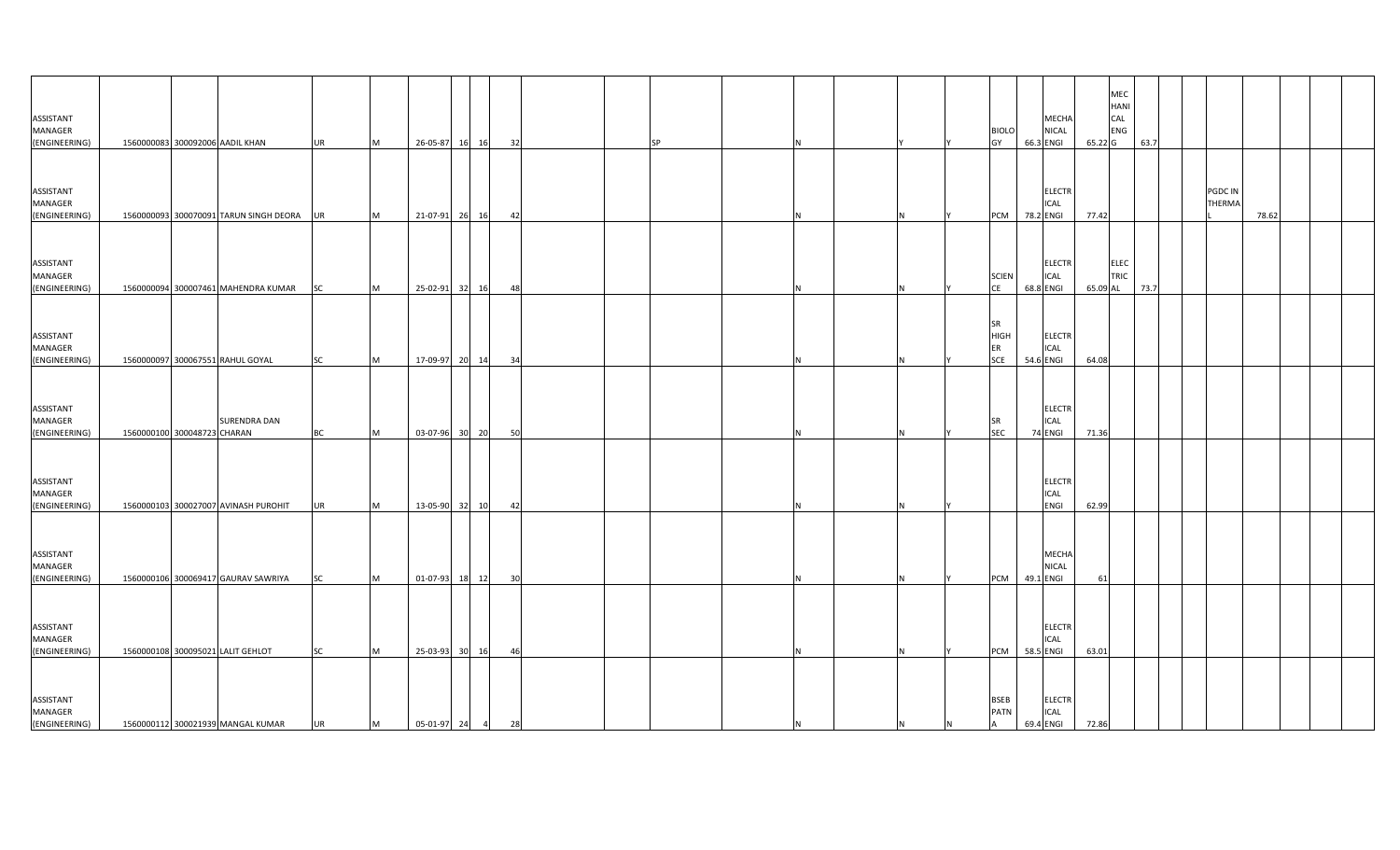| | | | | | | | | | | | | | | | | | | | | | | | | | | | | | |
|---|---|---|---|---|---|---|---|---|---|---|---|---|---|---|---|---|---|---|---|---|---|---|---|---|---|---|---|---|---|
| ASSISTANT MANAGER (ENGINEERING) | 1560000083 | 300092006 | AADIL KHAN | UR | M | 26-05-87 | 16 | 16 | 32 | | SP | | N | | Y | Y | BIOLOGY | 66.3 | MECHANICAL ENGI | 65.22 | MECHANICAL ENGG | 63.7 | | | | | | | |
| ASSISTANT MANAGER (ENGINEERING) | 1560000093 | 300070091 | TARUN SINGH DEORA | UR | M | 21-07-91 | 26 | 16 | 42 | | | | N | | N | Y | PCM | 78.2 | ELECTRICAL ENGI | 77.42 | | | | | PGDC IN THERMAL | 78.62 | | | |
| ASSISTANT MANAGER (ENGINEERING) | 1560000094 | 300007461 | MAHENDRA KUMAR | SC | M | 25-02-91 | 32 | 16 | 48 | | | | N | | N | Y | SCIENCE | 68.8 | ELECTRICAL ENGI | 65.09 | ELECTRICAL | 73.7 | | | | | | | |
| ASSISTANT MANAGER (ENGINEERING) | 1560000097 | 300067551 | RAHUL GOYAL | SC | M | 17-09-97 | 20 | 14 | 34 | | | | N | | N | Y | SR HIGHER SCE | 54.6 | ELECTRICAL ENGI | 64.08 | | | | | | | | | |
| ASSISTANT MANAGER (ENGINEERING) | 1560000100 | 300048723 | SURENDRA DAN CHARAN | BC | M | 03-07-96 | 30 | 20 | 50 | | | | N | | N | Y | SR SEC | 74 | ELECTRICAL ENGI | 71.36 | | | | | | | | | |
| ASSISTANT MANAGER (ENGINEERING) | 1560000103 | 300027007 | AVINASH PUROHIT | UR | M | 13-05-90 | 32 | 10 | 42 | | | | N | | N | Y | | | ELECTRICAL ENGI | 62.99 | | | | | | | | | |
| ASSISTANT MANAGER (ENGINEERING) | 1560000106 | 300069417 | GAURAV SAWRIYA | SC | M | 01-07-93 | 18 | 12 | 30 | | | | N | | N | Y | PCM | 49.1 | MECHANICAL ENGI | 61 | | | | | | | | | |
| ASSISTANT MANAGER (ENGINEERING) | 1560000108 | 300095021 | LALIT GEHLOT | SC | M | 25-03-93 | 30 | 16 | 46 | | | | N | | N | Y | PCM | 58.5 | ELECTRICAL ENGI | 63.01 | | | | | | | | | |
| ASSISTANT MANAGER (ENGINEERING) | 1560000112 | 300021939 | MANGAL KUMAR | UR | M | 05-01-97 | 24 | 4 | 28 | | | | N | | N | N | BSEB PATNA | 69.4 | ELECTRICAL ENGI | 72.86 | | | | | | | | | |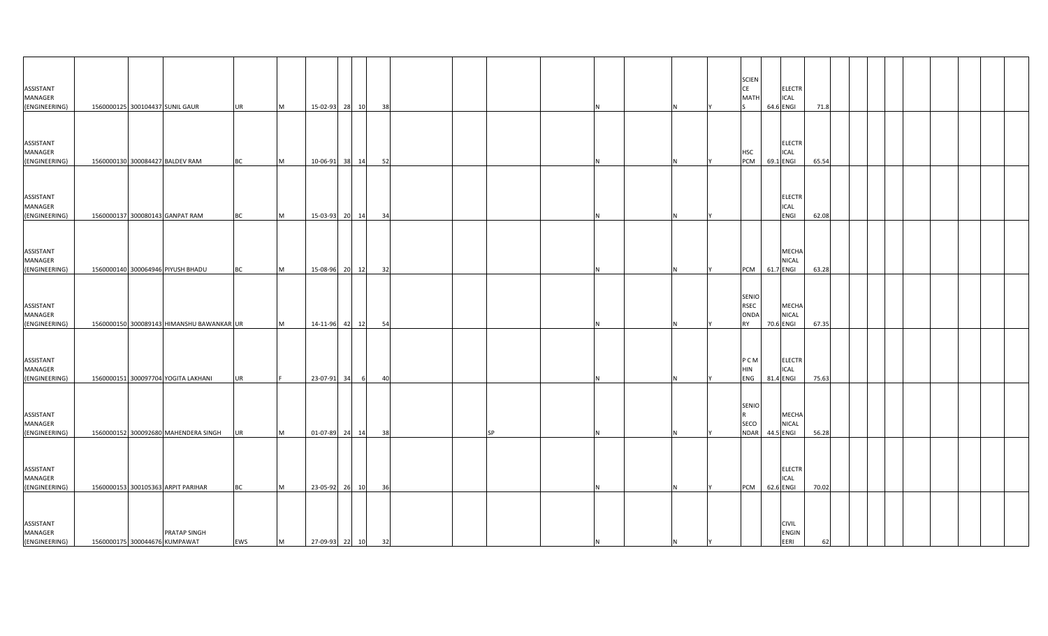| | | | | | | | | | | | | | | | | | | | | | | | | | | | | | | |
|---|---|---|---|---|---|---|---|---|---|---|---|---|---|---|---|---|---|---|---|---|---|---|---|---|---|---|---|---|---|---|
| ASSISTANT MANAGER (ENGINEERING) | 1560000125 | 300104437 | SUNIL GAUR | UR | M | 15-02-93 | 28 | 10 | 38 | | | | N | | N | Y | SCIENCE MATHS | 64.6 | ELECTRICAL ENGI | 71.8 | | | | | | | | | | |
| ASSISTANT MANAGER (ENGINEERING) | 1560000130 | 300084427 | BALDEV RAM | BC | M | 10-06-91 | 38 | 14 | 52 | | | | N | | N | Y | HSC PCM | 69.1 | ELECTRICAL ENGI | 65.54 | | | | | | | | | | |
| ASSISTANT MANAGER (ENGINEERING) | 1560000137 | 300080143 | GANPAT RAM | BC | M | 15-03-93 | 20 | 14 | 34 | | | | N | | N | Y | | | ELECTRICAL ENGI | 62.08 | | | | | | | | | | |
| ASSISTANT MANAGER (ENGINEERING) | 1560000140 | 300064946 | PIYUSH BHADU | BC | M | 15-08-96 | 20 | 12 | 32 | | | | N | | N | Y | PCM | 61.7 | MECHANICAL ENGI | 63.28 | | | | | | | | | | |
| ASSISTANT MANAGER (ENGINEERING) | 1560000150 | 300089143 | HIMANSHU BAWANKAR | UR | M | 14-11-96 | 42 | 12 | 54 | | | | N | | N | Y | SENIOR SECONDARY | 70.6 | MECHANICAL ENGI | 67.35 | | | | | | | | | | |
| ASSISTANT MANAGER (ENGINEERING) | 1560000151 | 300097704 | YOGITA LAKHANI | UR | F | 23-07-91 | 34 | 6 | 40 | | | | N | | N | Y | P C M HIN ENG | 81.4 | ELECTRICAL ENGI | 75.63 | | | | | | | | | | |
| ASSISTANT MANAGER (ENGINEERING) | 1560000152 | 300092680 | MAHENDRA SINGH | UR | M | 01-07-89 | 24 | 14 | 38 | | SP | | N | | N | Y | SENIOR SECONDAR | 44.5 | MECHANICAL ENGI | 56.28 | | | | | | | | | | |
| ASSISTANT MANAGER (ENGINEERING) | 1560000153 | 300105363 | ARPIT PARIHAR | BC | M | 23-05-92 | 26 | 10 | 36 | | | | N | | N | Y | PCM | 62.6 | ELECTRICAL ENGI | 70.02 | | | | | | | | | | |
| ASSISTANT MANAGER (ENGINEERING) | 1560000175 | 300044676 | PRATAP SINGH KUMPAWAT | EWS | M | 27-09-93 | 22 | 10 | 32 | | | | N | | N | Y | | | CIVIL ENGINEERI | 62 | | | | | | | | | | |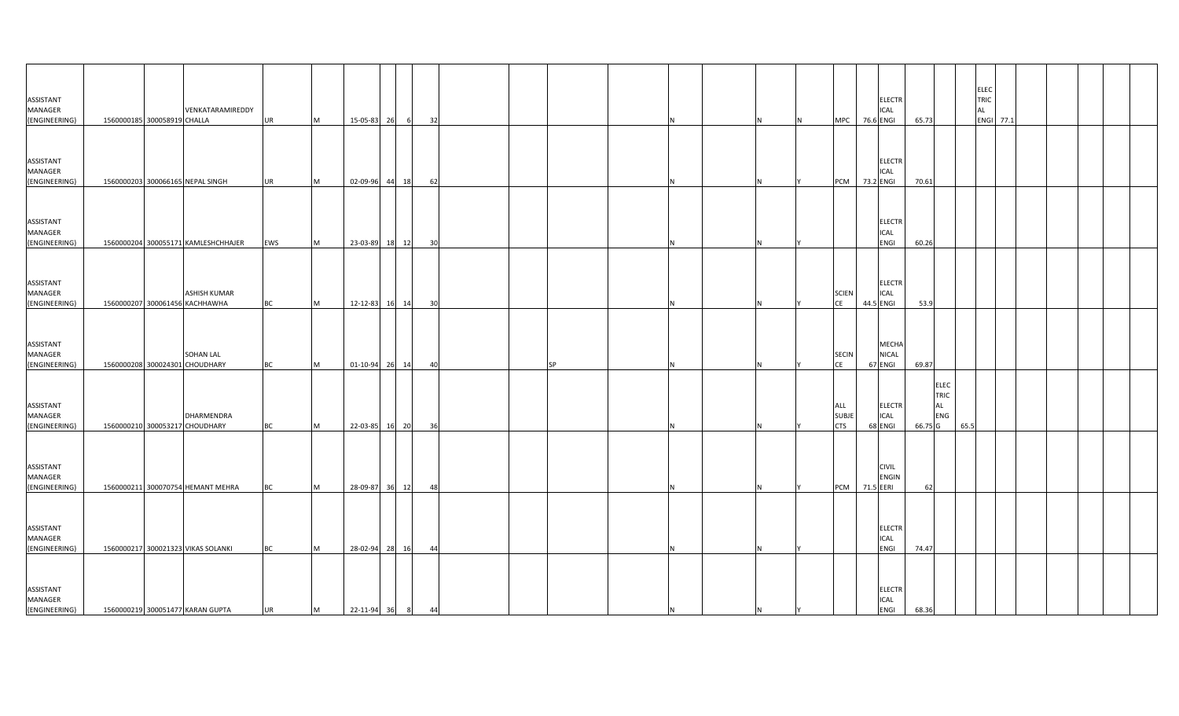| | | | | | | | | | | | | | | | | | | | | | | | | | | | | | | |
|---|---|---|---|---|---|---|---|---|---|---|---|---|---|---|---|---|---|---|---|---|---|---|---|---|---|---|---|---|---|---|
| ASSISTANT MANAGER (ENGINEERING) | 1560000185 | 300058919 | VENKATARAMIREDDY CHALLA | UR | M | 15-05-83 | 26 | 6 | 32 | | | | | N | | N | N | MPC | 76.6 | ELECTRICAL ENGI | 65.73 | | | ELECTRICAL ENGI | 77.1 | | | | | |
| ASSISTANT MANAGER (ENGINEERING) | 1560000203 | 300066165 | NEPAL SINGH | UR | M | 02-09-96 | 44 | 18 | 62 | | | | | N | | N | Y | PCM | 73.2 | ELECTRICAL ENGI | 70.61 | | | | | | | | | |
| ASSISTANT MANAGER (ENGINEERING) | 1560000204 | 300055171 | KAMLESHCHHAJER | EWS | M | 23-03-89 | 18 | 12 | 30 | | | | | N | | N | Y | | | ELECTRICAL ENGI | 60.26 | | | | | | | | | |
| ASSISTANT MANAGER (ENGINEERING) | 1560000207 | 300061456 | ASHISH KUMAR KACHHAWHA | BC | M | 12-12-83 | 16 | 14 | 30 | | | | | N | | N | Y | SCIENCE | 44.5 | ELECTRICAL ENGI | 53.9 | | | | | | | | | |
| ASSISTANT MANAGER (ENGINEERING) | 1560000208 | 300024301 | SOHAN LAL CHOUDHARY | BC | M | 01-10-94 | 26 | 14 | 40 | | | SP | | N | | N | Y | SECINCE | 67 | MECHANICAL ENGI | 69.87 | | | | | | | | | |
| ASSISTANT MANAGER (ENGINEERING) | 1560000210 | 300053217 | DHARMENDRA CHOUDHARY | BC | M | 22-03-85 | 16 | 20 | 36 | | | | | N | | N | Y | ALL SUBJECTS | 68 | ELECTRICAL ENGI | 66.75 | ELECTRICAL ENGG | 65.5 | | | | | | | |
| ASSISTANT MANAGER (ENGINEERING) | 1560000211 | 300070754 | HEMANT MEHRA | BC | M | 28-09-87 | 36 | 12 | 48 | | | | | N | | N | Y | PCM | 71.5 | CIVIL ENGINEERI | 62 | | | | | | | | | |
| ASSISTANT MANAGER (ENGINEERING) | 1560000217 | 300021323 | VIKAS SOLANKI | BC | M | 28-02-94 | 28 | 16 | 44 | | | | | N | | N | Y | | | ELECTRICAL ENGI | 74.47 | | | | | | | | | |
| ASSISTANT MANAGER (ENGINEERING) | 1560000219 | 300051477 | KARAN GUPTA | UR | M | 22-11-94 | 36 | 8 | 44 | | | | | N | | N | Y | | | ELECTRICAL ENGI | 68.36 | | | | | | | | | |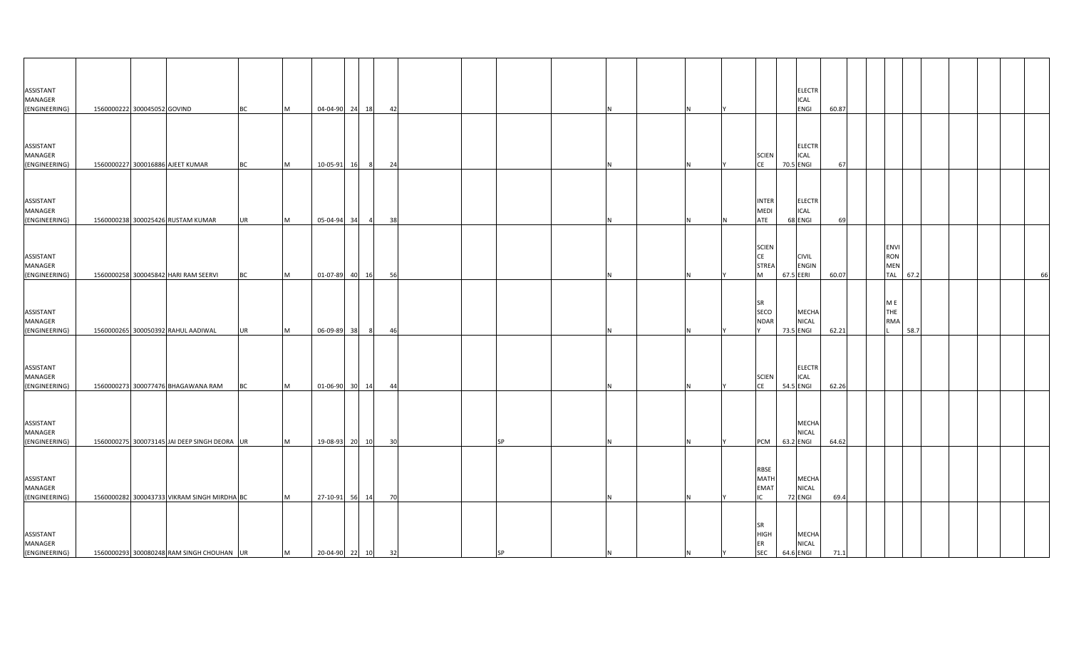| | | | | | | | | | | | | | | | | | | | | | | | | | | | | | | |
|---|---|---|---|---|---|---|---|---|---|---|---|---|---|---|---|---|---|---|---|---|---|---|---|---|---|---|---|---|---|---|
| ASSISTANT MANAGER (ENGINEERING) | 1560000222 | 300045052 | GOVIND | BC | M | 04-04-90 | 24 | 18 | 42 | | | | | N | | N | Y | | | ELECTRICAL ENGI | 60.87 | | | | | | | | | |
| ASSISTANT MANAGER (ENGINEERING) | 1560000227 | 300016886 | AJEET KUMAR | BC | M | 10-05-91 | 16 | 8 | 24 | | | | | N | | N | Y | SCIENCE | 70.5 | ELECTRICAL ENGI | 67 | | | | | | | | | |
| ASSISTANT MANAGER (ENGINEERING) | 1560000238 | 300025426 | RUSTAM KUMAR | UR | M | 05-04-94 | 34 | 4 | 38 | | | | | N | | N | N | INTERMEDIATE | 68 | ELECTRICAL ENGI | 69 | | | | | | | | | |
| ASSISTANT MANAGER (ENGINEERING) | 1560000258 | 300045842 | HARI RAM SEERVI | BC | M | 01-07-89 | 40 | 16 | 56 | | | | | N | | N | Y | SCIENCE STREAM | 67.5 | CIVIL ENGINEERI | 60.07 | | ENVIRONMENTAL | 67.2 | | | | | | 66 |
| ASSISTANT MANAGER (ENGINEERING) | 1560000265 | 300050392 | RAHUL AADIWAL | UR | M | 06-09-89 | 38 | 8 | 46 | | | | | N | | N | Y | SR SECONDARY | 73.5 | MECHANICAL ENGI | 62.21 | | M E THERMAL | 58.7 | | | | | | |
| ASSISTANT MANAGER (ENGINEERING) | 1560000273 | 300077476 | BHAGAWANA RAM | BC | M | 01-06-90 | 30 | 14 | 44 | | | | | N | | N | Y | SCIENCE | 54.5 | ELECTRICAL ENGI | 62.26 | | | | | | | | | |
| ASSISTANT MANAGER (ENGINEERING) | 1560000275 | 300073145 | JAI DEEP SINGH DEORA | UR | M | 19-08-93 | 20 | 10 | 30 | | | SP | | N | | N | Y | PCM | 63.2 | MECHANICAL ENGI | 64.62 | | | | | | | | | |
| ASSISTANT MANAGER (ENGINEERING) | 1560000282 | 300043733 | VIKRAM SINGH MIRDHA | BC | M | 27-10-91 | 56 | 14 | 70 | | | | | N | | N | Y | RBSE MATHEMATIC | 72 | MECHANICAL ENGI | 69.4 | | | | | | | | | |
| ASSISTANT MANAGER (ENGINEERING) | 1560000293 | 300080248 | RAM SINGH CHOUHAN | UR | M | 20-04-90 | 22 | 10 | 32 | | | SP | | N | | N | Y | SR HIGHER SEC | 64.6 | MECHANICAL ENGI | 71.1 | | | | | | | | | |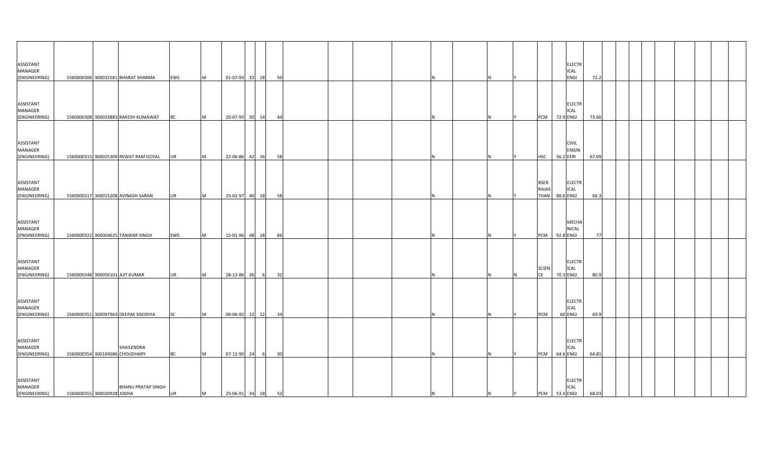| | | | | | | | | | | | | | | | | | | | | | | | | | | | | | | | | | | |
|---|---|---|---|---|---|---|---|---|---|---|---|---|---|---|---|---|---|---|---|---|---|---|---|---|---|---|---|---|---|---|---|---|---|---|
| ASSISTANT MANAGER (ENGINEERING) | 1560000306 | 300032581 | BHARAT SHARMA | EWS | M | 01-07-93 | 32 | 18 | 50 | | | | | N | | N | Y | | | ELECTRICAL ENGI | 72.2 | | | | | | | | | | | | | |
| ASSISTANT MANAGER (ENGINEERING) | 1560000308 | 300033883 | RAKESH KUMAWAT | BC | M | 20-07-93 | 30 | 14 | 44 | | | | | N | | N | Y | PCM | 72.9 | ELECTRICAL ENGI | 73.66 | | | | | | | | | | | | | |
| ASSISTANT MANAGER (ENGINEERING) | 1560000315 | 300025309 | REWAT RAM GOYAL | UR | M | 22-06-86 | 42 | 16 | 58 | | | | | N | | N | Y | HSC | 56.2 | CIVIL ENGINEERI | 67.09 | | | | | | | | | | | | | |
| ASSISTANT MANAGER (ENGINEERING) | 1560000317 | 300015208 | AVINASH SARAN | UR | M | 25-02-97 | 40 | 18 | 58 | | | | | N | | N | Y | BSER RAJASTHAN | 88.6 | ELECTRICAL ENGI | 66.3 | | | | | | | | | | | | | |
| ASSISTANT MANAGER (ENGINEERING) | 1560000322 | 300004625 | TANWAR SINGH | EWS | M | 15-01-96 | 48 | 18 | 66 | | | | | N | | N | Y | PCM | 92.8 | MECHANICAL ENGI | 77 | | | | | | | | | | | | | |
| ASSISTANT MANAGER (ENGINEERING) | 1560000348 | 300056101 | AJIT KUMAR | UR | M | 28-12-86 | 26 | 6 | 32 | | | | | N | | N | N | SCIENCE | 70.3 | ELECTRICAL ENGI | 80.9 | | | | | | | | | | | | | |
| ASSISTANT MANAGER (ENGINEERING) | 1560000351 | 300097963 | DEEPAK SISODIYA | SC | M | 08-06-92 | 22 | 12 | 34 | | | | | N | | N | Y | PCM | 60 | ELECTRICAL ENGI | 69.9 | | | | | | | | | | | | | |
| ASSISTANT MANAGER (ENGINEERING) | 1560000354 | 300104586 | SHAILENDRA CHOUDHARY | BC | M | 07-12-90 | 24 | 6 | 30 | | | | | N | | N | Y | PCM | 64.6 | ELECTRICAL ENGI | 64.81 | | | | | | | | | | | | | |
| ASSISTANT MANAGER (ENGINEERING) | 1560000355 | 300020928 | BHANU PRATAP SINGH JODHA | UR | M | 25-06-91 | 34 | 18 | 52 | | | | | N | | N | Y | PCM | 53.4 | ELECTRICAL ENGI | 68.03 | | | | | | | | | | | | | |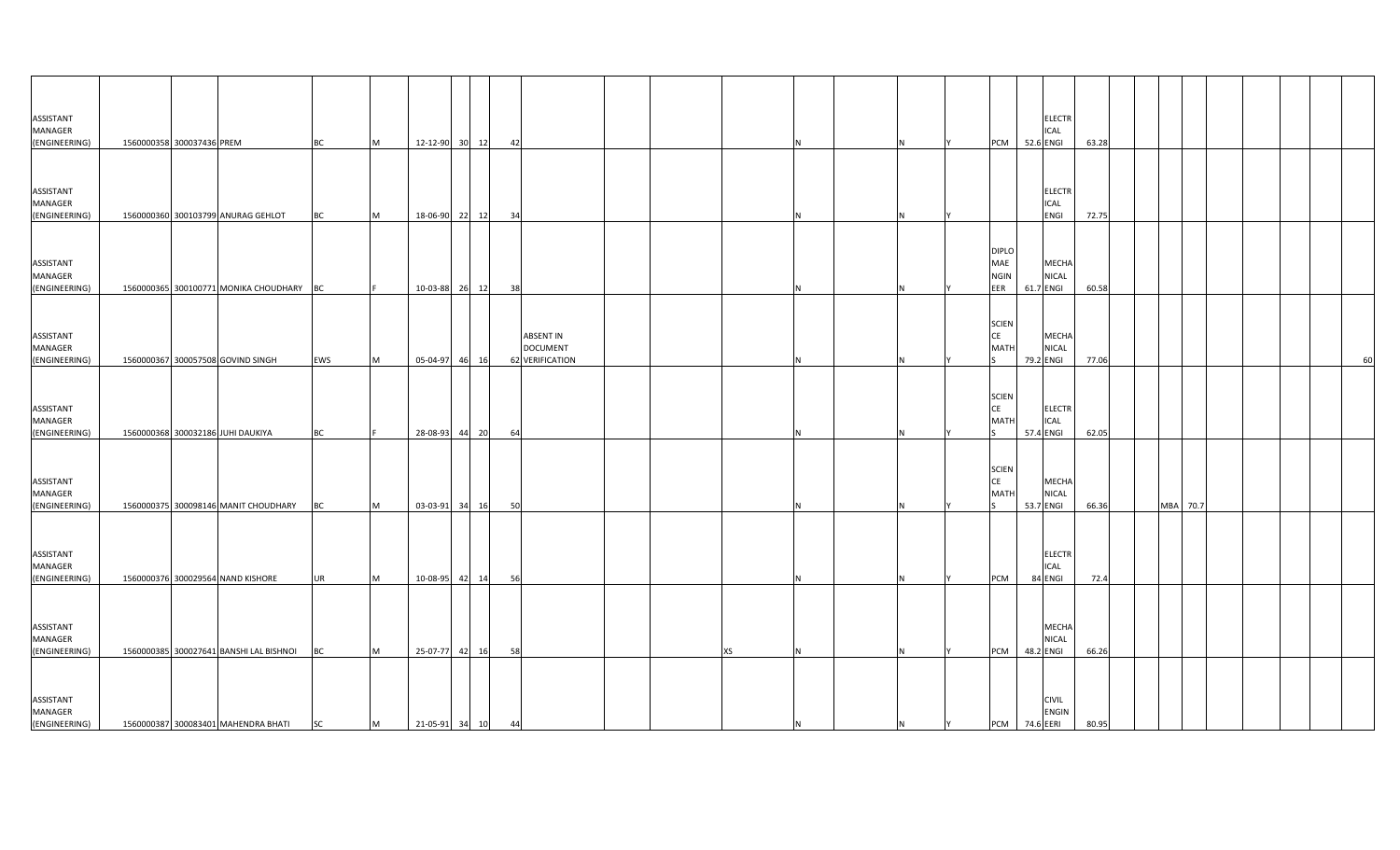| | | | | | | | | | | | | | | | | | | | | | | | | | | | | | | |
|---|---|---|---|---|---|---|---|---|---|---|---|---|---|---|---|---|---|---|---|---|---|---|---|---|---|---|---|---|---|---|
| ASSISTANT MANAGER (ENGINEERING) | 1560000358 | 300037436 | PREM | BC | M | 12-12-90 | 30 | 12 | 42 | | | | | N | | N | Y | PCM | 52.6 | ELECTRICAL ENGI | 63.28 | | | | | | | | | |
| ASSISTANT MANAGER (ENGINEERING) | 1560000360 | 300103799 | ANURAG GEHLOT | BC | M | 18-06-90 | 22 | 12 | 34 | | | | | N | | N | Y | | | ELECTRICAL ENGI | 72.75 | | | | | | | | | |
| ASSISTANT MANAGER (ENGINEERING) | 1560000365 | 300100771 | MONIKA CHOUDHARY | BC | F | 10-03-88 | 26 | 12 | 38 | | | | | N | | N | Y | DIPLOMAE NGINEER | 61.7 | MECHANICAL ENGI | 60.58 | | | | | | | | | |
| ASSISTANT MANAGER (ENGINEERING) | 1560000367 | 300057508 | GOVIND SINGH | EWS | M | 05-04-97 | 46 | 16 | 62 | ABSENT IN DOCUMENT VERIFICATION | | | | N | | N | Y | SCIENCE MATHS | 79.2 | MECHANICAL ENGI | 77.06 | | | | | | | | | 60 |
| ASSISTANT MANAGER (ENGINEERING) | 1560000368 | 300032186 | JUHI DAUKIYA | BC | F | 28-08-93 | 44 | 20 | 64 | | | | | N | | N | Y | SCIENCE MATHS | 57.4 | ELECTRICAL ENGI | 62.05 | | | | | | | | | |
| ASSISTANT MANAGER (ENGINEERING) | 1560000375 | 300098146 | MANIT CHOUDHARY | BC | M | 03-03-91 | 34 | 16 | 50 | | | | | N | | N | Y | SCIENCE MATHS | 53.7 | MECHANICAL ENGI | 66.36 | | MBA | 70.7 | | | | | | |
| ASSISTANT MANAGER (ENGINEERING) | 1560000376 | 300029564 | NAND KISHORE | UR | M | 10-08-95 | 42 | 14 | 56 | | | | | N | | N | Y | PCM | 84 | ELECTRICAL ENGI | 72.4 | | | | | | | | | |
| ASSISTANT MANAGER (ENGINEERING) | 1560000385 | 300027641 | BANSHI LAL BISHNOI | BC | M | 25-07-77 | 42 | 16 | 58 | | | | XS | N | | N | Y | PCM | 48.2 | MECHANICAL ENGI | 66.26 | | | | | | | | | |
| ASSISTANT MANAGER (ENGINEERING) | 1560000387 | 300083401 | MAHENDRA BHATI | SC | M | 21-05-91 | 34 | 10 | 44 | | | | | N | | N | Y | PCM | 74.6 | CIVIL ENGINEERI | 80.95 | | | | | | | | | |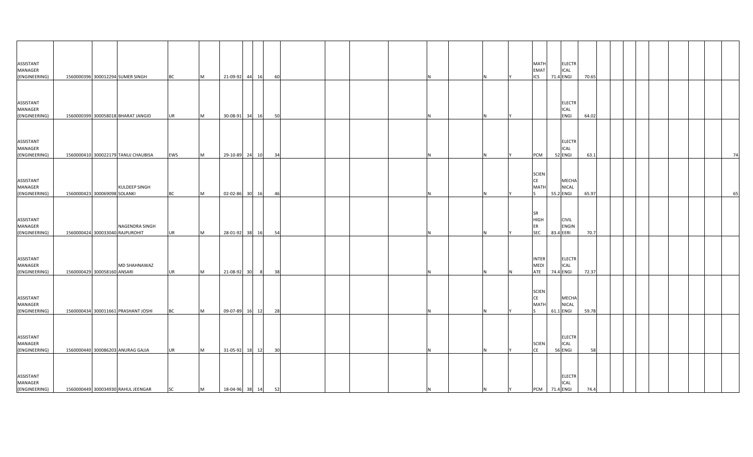| | | | | | | | | | | | | | | | | | | | | | | | | | | | | | |
|---|---|---|---|---|---|---|---|---|---|---|---|---|---|---|---|---|---|---|---|---|---|---|---|---|---|---|---|---|---|
| ASSISTANT MANAGER (ENGINEERING) | 1560000396 | 300012294 | SUMER SINGH | BC | M | 21-09-92 | 44 | 16 | 60 | | | | | N | | N | Y | MATHEMATICS | 71.4 | ELECTRICAL ENGI | 70.65 | | | | | | | | | |
| ASSISTANT MANAGER (ENGINEERING) | 1560000399 | 300058018 | BHARAT JANGID | UR | M | 30-08-91 | 34 | 16 | 50 | | | | | N | | N | Y | | | ELECTRICAL ENGI | 64.02 | | | | | | | | | |
| ASSISTANT MANAGER (ENGINEERING) | 1560000410 | 300022179 | TANUJ CHAUBISA | EWS | M | 29-10-89 | 24 | 10 | 34 | | | | | N | | N | Y | PCM | 52 | ELECTRICAL ENGI | 63.1 | | | | | | | | | 74 |
| ASSISTANT MANAGER (ENGINEERING) | 1560000423 | 300069098 | KULDEEP SINGH SOLANKI | BC | M | 02-02-86 | 30 | 16 | 46 | | | | | N | | N | Y | SCIENCE MATHS | 55.2 | MECHANICAL ENGI | 65.97 | | | | | | | | | 65 |
| ASSISTANT MANAGER (ENGINEERING) | 1560000424 | 300033040 | NAGENDRA SINGH RAJPUROHIT | UR | M | 28-01-92 | 38 | 16 | 54 | | | | | N | | N | Y | SR HIGHER SEC | 83.4 | CIVIL ENGINEERI | 70.7 | | | | | | | | | |
| ASSISTANT MANAGER (ENGINEERING) | 1560000429 | 300058160 | MD SHAHNAWAZ ANSARI | UR | M | 21-08-92 | 30 | 8 | 38 | | | | | N | | N | N | INTERMEDIATE | 74.4 | ELECTRICAL ENGI | 72.37 | | | | | | | | | |
| ASSISTANT MANAGER (ENGINEERING) | 1560000434 | 300011661 | PRASHANT JOSHI | BC | M | 09-07-89 | 16 | 12 | 28 | | | | | N | | N | Y | SCIENCE MATHS | 61.1 | MECHANICAL ENGI | 59.78 | | | | | | | | | |
| ASSISTANT MANAGER (ENGINEERING) | 1560000440 | 300086203 | ANURAG GAJJA | UR | M | 31-05-92 | 18 | 12 | 30 | | | | | N | | N | Y | SCIENCE | 56 | ELECTRICAL ENGI | 58 | | | | | | | | | |
| ASSISTANT MANAGER (ENGINEERING) | 1560000449 | 300034930 | RAHUL JEENGAR | SC | M | 18-04-96 | 38 | 14 | 52 | | | | | N | | N | Y | PCM | 71.4 | ELECTRICAL ENGI | 74.4 | | | | | | | | | |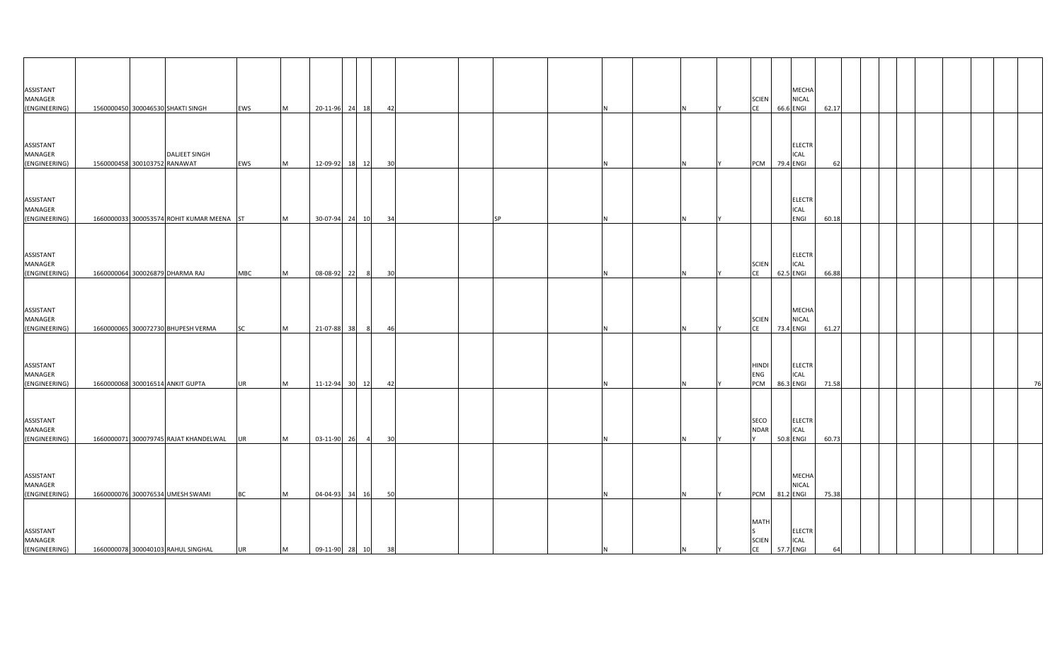| | | | | | | | | | | | | | | | | | | | | | | | | | | | | | | | | | | | |
|---|---|---|---|---|---|---|---|---|---|---|---|---|---|---|---|---|---|---|---|---|---|---|---|---|---|---|---|---|---|---|---|---|---|---|---|
| ASSISTANT MANAGER (ENGINEERING) | 1560000450 | 300046530 | SHAKTI SINGH | EWS | M | 20-11-96 | 24 | 18 | 42 | | | | | | N | | N | | Y | SCIENCE | 66.6 | MECHANICAL ENGI | 62.17 | | | | | | | | | | | | |
| ASSISTANT MANAGER (ENGINEERING) | 1560000458 | 300103752 | DALJEET SINGH RANAWAT | EWS | M | 12-09-92 | 18 | 12 | 30 | | | | | | N | | N | | Y | PCM | 79.4 | ELECTRICAL ENGI | 62 | | | | | | | | | | | | |
| ASSISTANT MANAGER (ENGINEERING) | 1660000033 | 300053574 | ROHIT KUMAR MEENA | ST | M | 30-07-94 | 24 | 10 | 34 | | | SP | | | N | | N | | Y | | | ELECTRICAL ENGI | 60.18 | | | | | | | | | | | | |
| ASSISTANT MANAGER (ENGINEERING) | 1660000064 | 300026879 | DHARMA RAJ | MBC | M | 08-08-92 | 22 | 8 | 30 | | | | | | N | | N | | Y | SCIENCE | 62.5 | ELECTRICAL ENGI | 66.88 | | | | | | | | | | | | |
| ASSISTANT MANAGER (ENGINEERING) | 1660000065 | 300072730 | BHUPESH VERMA | SC | M | 21-07-88 | 38 | 8 | 46 | | | | | | N | | N | | Y | SCIENCE | 73.4 | MECHANICAL ENGI | 61.27 | | | | | | | | | | | | |
| ASSISTANT MANAGER (ENGINEERING) | 1660000068 | 300016514 | ANKIT GUPTA | UR | M | 11-12-94 | 30 | 12 | 42 | | | | | | N | | N | | Y | HINDI ENG PCM | 86.3 | ELECTRICAL ENGI | 71.58 | | | | | | | | | | | | 76 |
| ASSISTANT MANAGER (ENGINEERING) | 1660000071 | 300079745 | RAJAT KHANDELWAL | UR | M | 03-11-90 | 26 | 4 | 30 | | | | | | N | | N | | Y | SECONDARY | 50.8 | ELECTRICAL ENGI | 60.73 | | | | | | | | | | | | |
| ASSISTANT MANAGER (ENGINEERING) | 1660000076 | 300076534 | UMESH SWAMI | BC | M | 04-04-93 | 34 | 16 | 50 | | | | | | N | | N | | Y | PCM | 81.2 | MECHANICAL ENGI | 75.38 | | | | | | | | | | | | |
| ASSISTANT MANAGER (ENGINEERING) | 1660000078 | 300040103 | RAHUL SINGHAL | UR | M | 09-11-90 | 28 | 10 | 38 | | | | | | N | | N | | Y | MATHS SCIENCE | 57.7 | ELECTRICAL ENGI | 64 | | | | | | | | | | | | |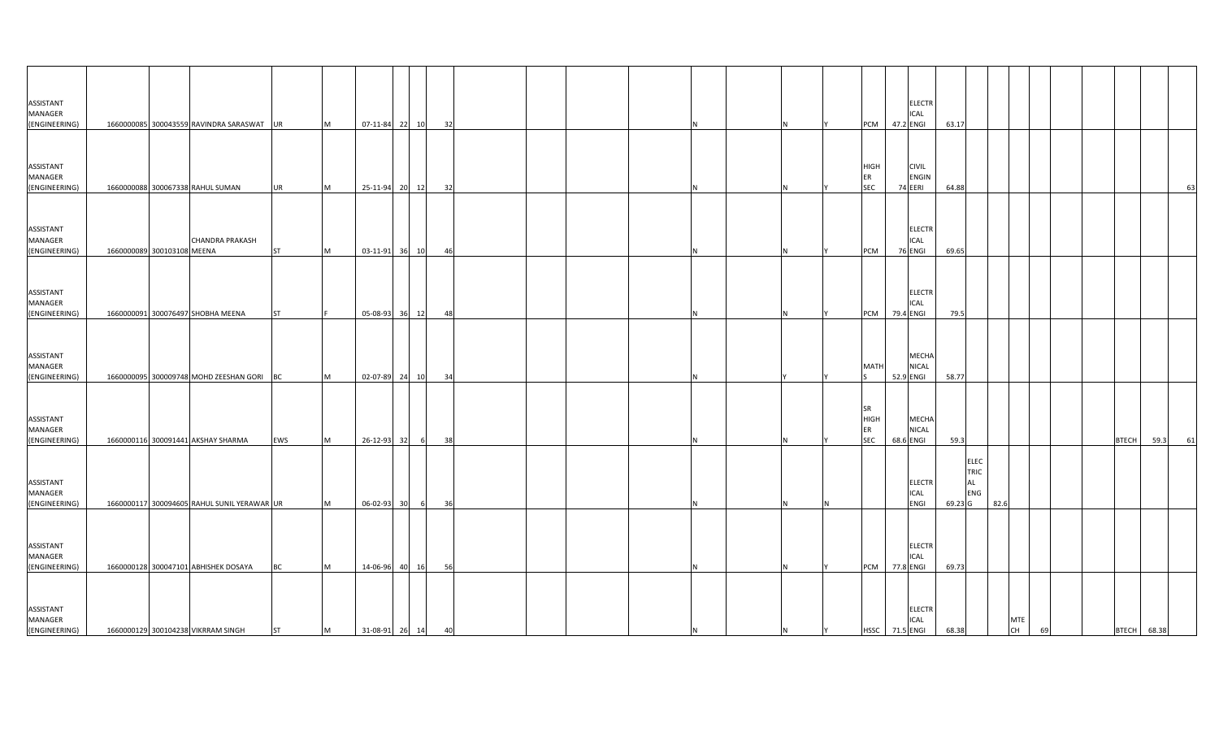| | | | | | | | | | | | | | | | | | | | | | | | | | | | | | |
|---|---|---|---|---|---|---|---|---|---|---|---|---|---|---|---|---|---|---|---|---|---|---|---|---|---|---|---|---|---|
| ASSISTANT MANAGER (ENGINEERING) | 1660000085 | 300043559 | RAVINDRA SARASWAT | UR | M | 07-11-84 | 22 | 10 | 32 | | | | N | | N | Y | PCM | 47.2 | ELECTRICAL ENGI | 63.17 | | | | | | | | | |
| ASSISTANT MANAGER (ENGINEERING) | 1660000088 | 300067338 | RAHUL SUMAN | UR | M | 25-11-94 | 20 | 12 | 32 | | | | N | | N | Y | HIGHER SEC | 74 | CIVIL ENGINEERI | 64.88 | | | | | | | | | 63 |
| ASSISTANT MANAGER (ENGINEERING) | 1660000089 | 300103108 | CHANDRA PRAKASH MEENA | ST | M | 03-11-91 | 36 | 10 | 46 | | | | N | | N | Y | PCM | 76 | ELECTRICAL ENGI | 69.65 | | | | | | | | | |
| ASSISTANT MANAGER (ENGINEERING) | 1660000091 | 300076497 | SHOBHA MEENA | ST | F | 05-08-93 | 36 | 12 | 48 | | | | N | | N | Y | PCM | 79.4 | ELECTRICAL ENGI | 79.5 | | | | | | | | | |
| ASSISTANT MANAGER (ENGINEERING) | 1660000095 | 300009748 | MOHD ZEESHAN GORI | BC | M | 02-07-89 | 24 | 10 | 34 | | | | N | | Y | Y | MATHS | 52.9 | MECHANICAL ENGI | 58.77 | | | | | | | | | |
| ASSISTANT MANAGER (ENGINEERING) | 1660000116 | 300091441 | AKSHAY SHARMA | EWS | M | 26-12-93 | 32 | 6 | 38 | | | | N | | N | Y | SR HIGHER SEC | 68.6 | MECHANICAL ENGI | 59.3 | | | | | | | BTECH | 59.3 | 61 |
| ASSISTANT MANAGER (ENGINEERING) | 1660000117 | 300094605 | RAHUL SUNIL YERAWAR | UR | M | 06-02-93 | 30 | 6 | 36 | | | | N | | N | N | | | ELECTRICAL ENGI | 69.23 | ELECTRICAL ENGG | 82.6 | | | | | | | |
| ASSISTANT MANAGER (ENGINEERING) | 1660000128 | 300047101 | ABHISHEK DOSAYA | BC | M | 14-06-96 | 40 | 16 | 56 | | | | N | | N | Y | PCM | 77.8 | ELECTRICAL ENGI | 69.73 | | | | | | | | | |
| ASSISTANT MANAGER (ENGINEERING) | 1660000129 | 300104238 | VIKRRAM SINGH | ST | M | 31-08-91 | 26 | 14 | 40 | | | | N | | N | Y | HSSC | 71.5 | ELECTRICAL ENGI | 68.38 | | | MTECH | 69 | | | BTECH | 68.38 | |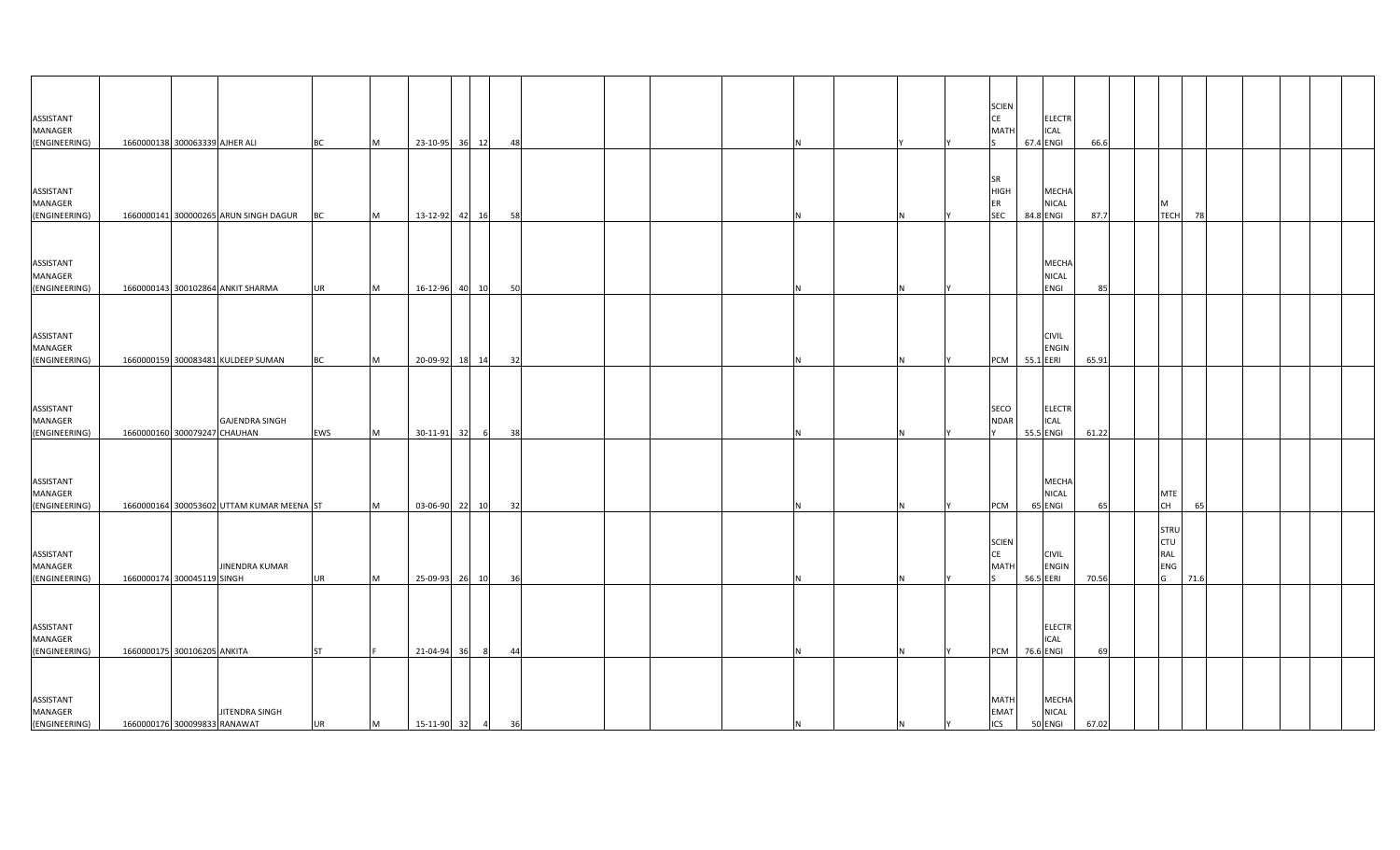| | | | | | | | | | | | | | | | | | | | | | | | | | | | | |
|---|---|---|---|---|---|---|---|---|---|---|---|---|---|---|---|---|---|---|---|---|---|---|---|---|---|---|---|---|
| ASSISTANT MANAGER (ENGINEERING) | 1660000138 | 300063339 | AJHER ALI | BC | M | 23-10-95 | 36 | 12 | 48 | | | | | N | Y | Y | SCIENCE MATHS | 67.4 | ELECTRICAL ENGI | 66.6 | | | | | | | | |
| ASSISTANT MANAGER (ENGINEERING) | 1660000141 | 300000265 | ARUN SINGH DAGUR | BC | M | 13-12-92 | 42 | 16 | 58 | | | | | N | N | Y | SR HIGHER SEC | 84.8 | MECHANICAL ENGI | 87.7 | | M TECH | 78 | | | | | |
| ASSISTANT MANAGER (ENGINEERING) | 1660000143 | 300102864 | ANKIT SHARMA | UR | M | 16-12-96 | 40 | 10 | 50 | | | | | N | N | Y | | | MECHANICAL ENGI | 85 | | | | | | | | |
| ASSISTANT MANAGER (ENGINEERING) | 1660000159 | 300083481 | KULDEEP SUMAN | BC | M | 20-09-92 | 18 | 14 | 32 | | | | | N | N | Y | PCM | 55.1 | CIVIL ENGINEERI | 65.91 | | | | | | | | |
| ASSISTANT MANAGER (ENGINEERING) | 1660000160 | 300079247 | GAJENDRA SINGH CHAUHAN | EWS | M | 30-11-91 | 32 | 6 | 38 | | | | | N | N | Y | SECONDARY | 55.5 | ELECTRICAL ENGI | 61.22 | | | | | | | | |
| ASSISTANT MANAGER (ENGINEERING) | 1660000164 | 300053602 | UTTAM KUMAR MEENA | ST | M | 03-06-90 | 22 | 10 | 32 | | | | | N | N | Y | PCM | 65 | MECHANICAL ENGI | 65 | | MTECH | 65 | | | | | |
| ASSISTANT MANAGER (ENGINEERING) | 1660000174 | 300045119 | JINENDRA KUMAR SINGH | UR | M | 25-09-93 | 26 | 10 | 36 | | | | | N | N | Y | SCIENCE MATHS | 56.5 | CIVIL ENGINEERI | 70.56 | | STRUCTURAL ENG | 71.6 | | | | | |
| ASSISTANT MANAGER (ENGINEERING) | 1660000175 | 300106205 | ANKITA | ST | F | 21-04-94 | 36 | 8 | 44 | | | | | N | N | Y | PCM | 76.6 | ELECTRICAL ENGI | 69 | | | | | | | | |
| ASSISTANT MANAGER (ENGINEERING) | 1660000176 | 300099833 | JITENDRA SINGH RANAWAT | UR | M | 15-11-90 | 32 | 4 | 36 | | | | | N | N | Y | MATHEMATICS | 50 | MECHANICAL ENGI | 67.02 | | | | | | | | |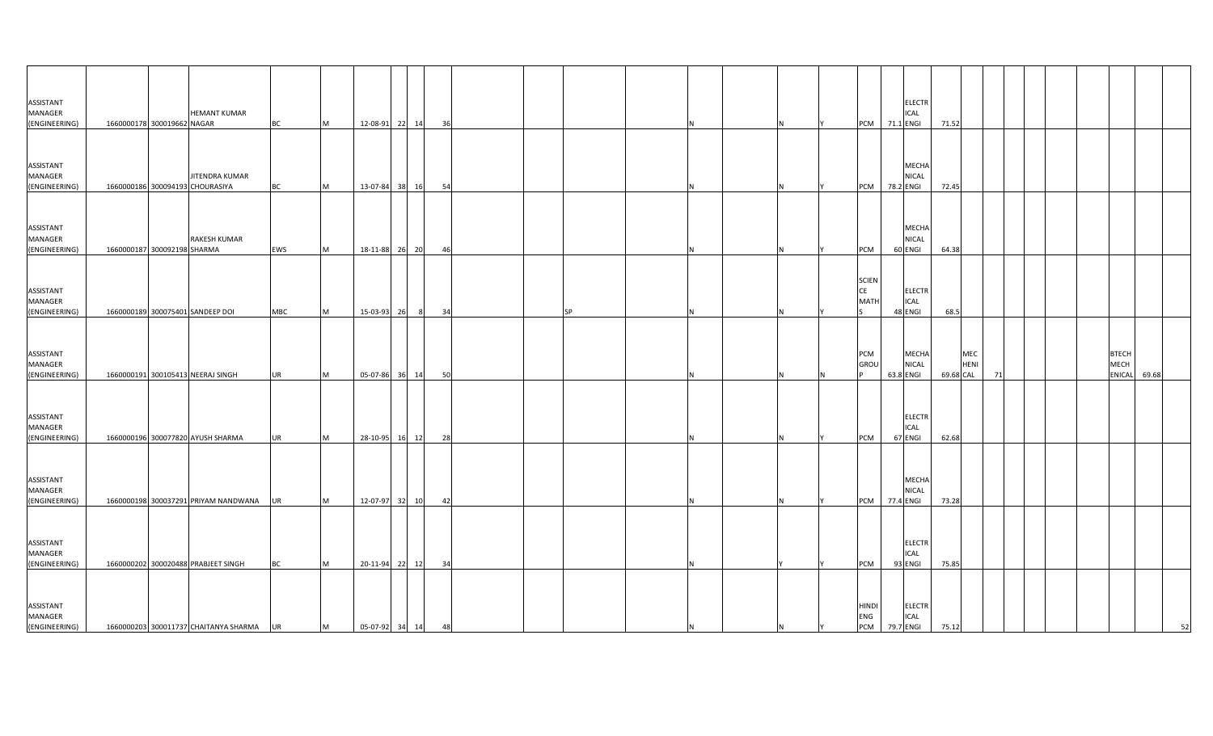| | | | | | | | | | | | | | | | | | | | | | | | | | | | | | | |
|---|---|---|---|---|---|---|---|---|---|---|---|---|---|---|---|---|---|---|---|---|---|---|---|---|---|---|---|---|---|---|
| ASSISTANT MANAGER (ENGINEERING) | 1660000178 | 300019662 | HEMANT KUMAR NAGAR | BC | M | 12-08-91 | 22 | 14 | 36 | | | | | N | | N | Y | PCM | 71.1 | ELECTRICAL ENGI | 71.52 | | | | | | | | | |
| ASSISTANT MANAGER (ENGINEERING) | 1660000186 | 300094193 | JITENDRA KUMAR CHOURASIYA | BC | M | 13-07-84 | 38 | 16 | 54 | | | | | N | | N | Y | PCM | 78.2 | MECHANICAL ENGI | 72.45 | | | | | | | | | |
| ASSISTANT MANAGER (ENGINEERING) | 1660000187 | 300092198 | RAKESH KUMAR SHARMA | EWS | M | 18-11-88 | 26 | 20 | 46 | | | | | N | | N | Y | PCM | 60 | MECHANICAL ENGI | 64.38 | | | | | | | | | |
| ASSISTANT MANAGER (ENGINEERING) | 1660000189 | 300075401 | SANDEEP DOI | MBC | M | 15-03-93 | 26 | 8 | 34 | | | SP | | N | | N | Y | SCIENCE MATHS | 48 | ELECTRICAL ENGI | 68.5 | | | | | | | | | |
| ASSISTANT MANAGER (ENGINEERING) | 1660000191 | 300105413 | NEERAJ SINGH | UR | M | 05-07-86 | 36 | 14 | 50 | | | | | N | | N | N | PCM GROUP | 63.8 | MECHANICAL ENGI | 69.68 | MECHENICAL | 71 | | | | | BTECH MECHENICAL | 69.68 | |
| ASSISTANT MANAGER (ENGINEERING) | 1660000196 | 300077820 | AYUSH SHARMA | UR | M | 28-10-95 | 16 | 12 | 28 | | | | | N | | N | Y | PCM | 67 | ELECTRICAL ENGI | 62.68 | | | | | | | | | |
| ASSISTANT MANAGER (ENGINEERING) | 1660000198 | 300037291 | PRIYAM NANDWANA | UR | M | 12-07-97 | 32 | 10 | 42 | | | | | N | | N | Y | PCM | 77.4 | MECHANICAL ENGI | 73.28 | | | | | | | | | |
| ASSISTANT MANAGER (ENGINEERING) | 1660000202 | 300020488 | PRABJEET SINGH | BC | M | 20-11-94 | 22 | 12 | 34 | | | | | N | | Y | Y | PCM | 93 | ELECTRICAL ENGI | 75.85 | | | | | | | | | |
| ASSISTANT MANAGER (ENGINEERING) | 1660000203 | 300011737 | CHAITANYA SHARMA | UR | M | 05-07-92 | 34 | 14 | 48 | | | | | N | | N | Y | HINDI ENG PCM | 79.7 | ELECTRICAL ENGI | 75.12 | | | | | | | | | 52 |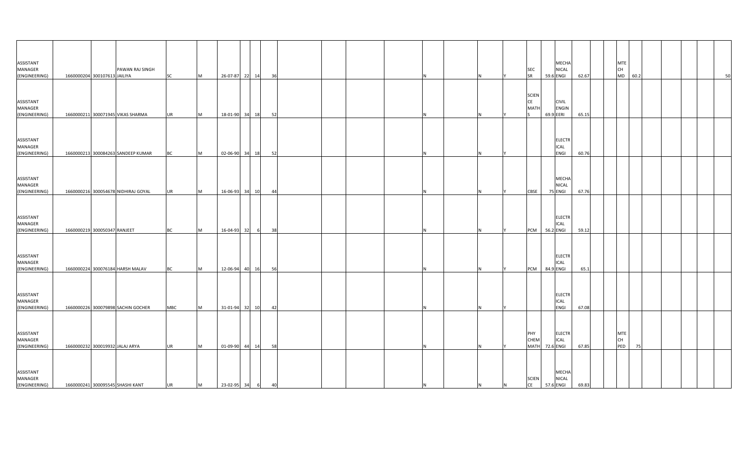| | | | | | | | | | | | | | | | | | | | | | | | | | | | | |
|---|---|---|---|---|---|---|---|---|---|---|---|---|---|---|---|---|---|---|---|---|---|---|---|---|---|---|---|---|
| ASSISTANT MANAGER (ENGINEERING) | 1660000204 | 300107613 | PAWAN RAJ SINGH JAILIYA | SC | M | 26-07-87 | 22 | 14 | 36 | | | | N | | N | Y | SEC SR | 59.6 | MECHANICAL ENGI | 62.67 | | MTECH MD | 60.2 | | | | | 50 |
| ASSISTANT MANAGER (ENGINEERING) | 1660000211 | 300071945 | VIKAS SHARMA | UR | M | 18-01-90 | 34 | 18 | 52 | | | | N | | N | Y | SCIENCE MATHS | 69.9 | CIVIL ENGINEERI | 65.15 | | | | | | | | |
| ASSISTANT MANAGER (ENGINEERING) | 1660000213 | 300084263 | SANDEEP KUMAR | BC | M | 02-06-90 | 34 | 18 | 52 | | | | N | | N | Y | | | ELECTRICAL ENGI | 60.76 | | | | | | | | |
| ASSISTANT MANAGER (ENGINEERING) | 1660000216 | 300054678 | NIDHIRAJ GOYAL | UR | M | 16-06-93 | 34 | 10 | 44 | | | | N | | N | Y | CBSE | 75 | MECHANICAL ENGI | 67.76 | | | | | | | | |
| ASSISTANT MANAGER (ENGINEERING) | 1660000219 | 300050347 | RANJEET | BC | M | 16-04-93 | 32 | 6 | 38 | | | | N | | N | Y | PCM | 56.2 | ELECTRICAL ENGI | 59.12 | | | | | | | | |
| ASSISTANT MANAGER (ENGINEERING) | 1660000224 | 300076184 | HARSH MALAV | BC | M | 12-06-94 | 40 | 16 | 56 | | | | N | | N | Y | PCM | 84.9 | ELECTRICAL ENGI | 65.1 | | | | | | | | |
| ASSISTANT MANAGER (ENGINEERING) | 1660000226 | 300079898 | SACHIN GOCHER | MBC | M | 31-01-94 | 32 | 10 | 42 | | | | N | | N | Y | | | ELECTRICAL ENGI | 67.08 | | | | | | | | |
| ASSISTANT MANAGER (ENGINEERING) | 1660000232 | 300019932 | JALAJ ARYA | UR | M | 01-09-90 | 44 | 14 | 58 | | | | N | | N | Y | PHY CHEM MATH | 72.6 | ELECTRICAL ENGI | 67.85 | | MTECH PED | 75 | | | | | |
| ASSISTANT MANAGER (ENGINEERING) | 1660000241 | 300095545 | SHASHI KANT | UR | M | 23-02-95 | 34 | 6 | 40 | | | | N | | N | N | SCIENCE | 57.6 | MECHANICAL ENGI | 69.83 | | | | | | | | |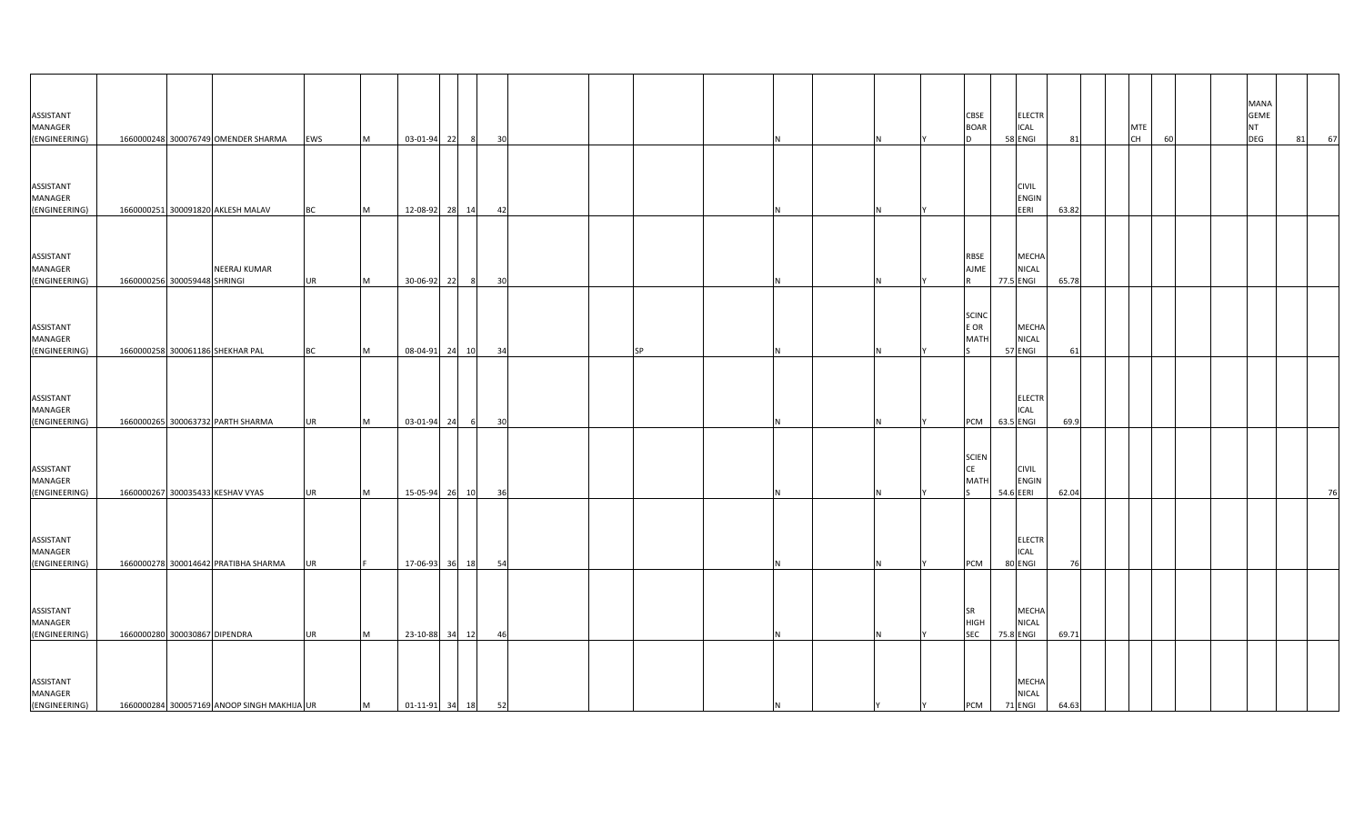| | | | | | | | | | | | | | | | | | | | | | | | | | | | | | | | | |
|---|---|---|---|---|---|---|---|---|---|---|---|---|---|---|---|---|---|---|---|---|---|---|---|---|---|---|---|---|---|---|---|---|
| ASSISTANT MANAGER (ENGINEERING) | 1660000248 | 300076749 | OMENDER SHARMA | EWS | M | 03-01-94 | 22 | 8 | 30 | | | | | N | | N | Y | | CBSE BOARD | 58 | ELECTRICAL ENGI | 81 | | | MTECH | 60 | | | | MANAGEMENT DEG | 81 | 67 |
| ASSISTANT MANAGER (ENGINEERING) | 1660000251 | 300091820 | AKLESH MALAV | BC | M | 12-08-92 | 28 | 14 | 42 | | | | | N | | N | Y | | | | CIVIL ENGINEERI | 63.82 | | | | | | | | | | |
| ASSISTANT MANAGER (ENGINEERING) | 1660000256 | 300059448 | NEERAJ KUMAR SHRINGI | UR | M | 30-06-92 | 22 | 8 | 30 | | | | | N | | N | Y | | RBSE AJMER | 77.5 | MECHANICAL ENGI | 65.78 | | | | | | | | | | |
| ASSISTANT MANAGER (ENGINEERING) | 1660000258 | 300061186 | SHEKHAR PAL | BC | M | 08-04-91 | 24 | 10 | 34 | | | SP | | N | | N | Y | | SCINCE OR MATHS | 57 | MECHANICAL ENGI | 61 | | | | | | | | | | |
| ASSISTANT MANAGER (ENGINEERING) | 1660000265 | 300063732 | PARTH SHARMA | UR | M | 03-01-94 | 24 | 6 | 30 | | | | | N | | N | Y | | PCM | 63.5 | ELECTRICAL ENGI | 69.9 | | | | | | | | | | |
| ASSISTANT MANAGER (ENGINEERING) | 1660000267 | 300035433 | KESHAV VYAS | UR | M | 15-05-94 | 26 | 10 | 36 | | | | | N | | N | Y | | SCIENCE MATHS | 54.6 | CIVIL ENGINEERI | 62.04 | | | | | | | | | | 76 |
| ASSISTANT MANAGER (ENGINEERING) | 1660000278 | 300014642 | PRATIBHA SHARMA | UR | F | 17-06-93 | 36 | 18 | 54 | | | | | N | | N | Y | | PCM | 80 | ELECTRICAL ENGI | 76 | | | | | | | | | | |
| ASSISTANT MANAGER (ENGINEERING) | 1660000280 | 300030867 | DIPENDRA | UR | M | 23-10-88 | 34 | 12 | 46 | | | | | N | | N | Y | | SR HIGH SEC | 75.8 | MECHANICAL ENGI | 69.71 | | | | | | | | | | |
| ASSISTANT MANAGER (ENGINEERING) | 1660000284 | 300057169 | ANOOP SINGH MAKHIJA | UR | M | 01-11-91 | 34 | 18 | 52 | | | | | N | | Y | Y | | PCM | 71 | MECHANICAL ENGI | 64.63 | | | | | | | | | | |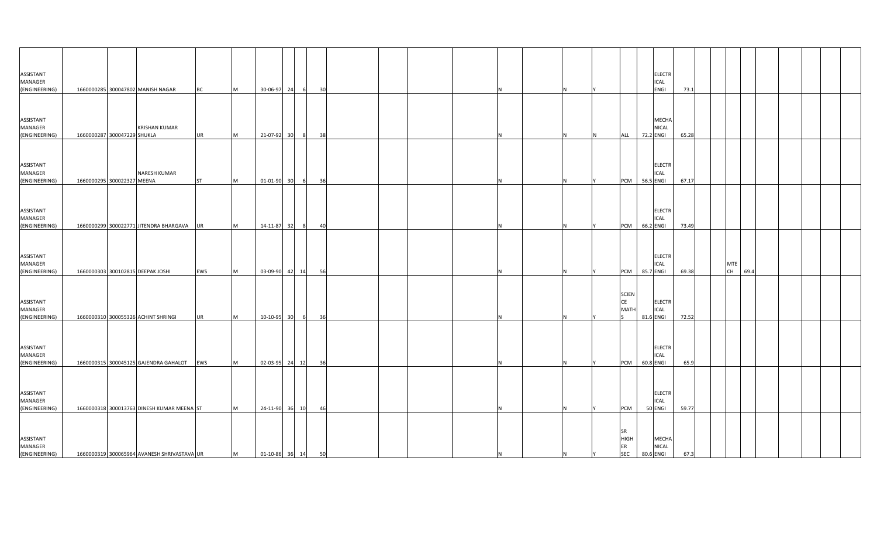| | | | | | | | | | | | | | | | | | | | | | | | | | | | | | | |
|---|---|---|---|---|---|---|---|---|---|---|---|---|---|---|---|---|---|---|---|---|---|---|---|---|---|---|---|---|---|---|
| ASSISTANT MANAGER (ENGINEERING) | 1660000285 | 300047802 | MANISH NAGAR | BC | M | 30-06-97 | 24 | 6 | 30 | | | | | N | | N | Y | | | ELECTRICAL ENGI | 73.1 | | | | | | | | | |
| ASSISTANT MANAGER (ENGINEERING) | 1660000287 | 300047229 | KRISHAN KUMAR SHUKLA | UR | M | 21-07-92 | 30 | 8 | 38 | | | | | N | | N | N | ALL | 72.2 | MECHANICAL ENGI | 65.28 | | | | | | | | | |
| ASSISTANT MANAGER (ENGINEERING) | 1660000295 | 300022327 | NARESH KUMAR MEENA | ST | M | 01-01-90 | 30 | 6 | 36 | | | | | N | | N | Y | PCM | 56.5 | ELECTRICAL ENGI | 67.17 | | | | | | | | | |
| ASSISTANT MANAGER (ENGINEERING) | 1660000299 | 300022771 | JITENDRA BHARGAVA | UR | M | 14-11-87 | 32 | 8 | 40 | | | | | N | | N | Y | PCM | 66.2 | ELECTRICAL ENGI | 73.49 | | | | | | | | | |
| ASSISTANT MANAGER (ENGINEERING) | 1660000303 | 300102815 | DEEPAK JOSHI | EWS | M | 03-09-90 | 42 | 14 | 56 | | | | | N | | N | Y | PCM | 85.7 | ELECTRICAL ENGI | 69.38 | | | MTECH | 69.4 | | | | | |
| ASSISTANT MANAGER (ENGINEERING) | 1660000310 | 300055326 | ACHINT SHRINGI | UR | M | 10-10-95 | 30 | 6 | 36 | | | | | N | | N | Y | SCIENCE MATHS | 81.6 | ELECTRICAL ENGI | 72.52 | | | | | | | | | |
| ASSISTANT MANAGER (ENGINEERING) | 1660000315 | 300045125 | GAJENDRA GAHALOT | EWS | M | 02-03-95 | 24 | 12 | 36 | | | | | N | | N | Y | PCM | 60.8 | ELECTRICAL ENGI | 65.9 | | | | | | | | | |
| ASSISTANT MANAGER (ENGINEERING) | 1660000318 | 300013763 | DINESH KUMAR MEENA | ST | M | 24-11-90 | 36 | 10 | 46 | | | | | N | | N | Y | PCM | 50 | ELECTRICAL ENGI | 59.77 | | | | | | | | | |
| ASSISTANT MANAGER (ENGINEERING) | 1660000319 | 300065964 | AVANESH SHRIVASTAVA | UR | M | 01-10-86 | 36 | 14 | 50 | | | | | N | | N | Y | SR HIGHER SEC | 80.6 | MECHANICAL ENGI | 67.3 | | | | | | | | | |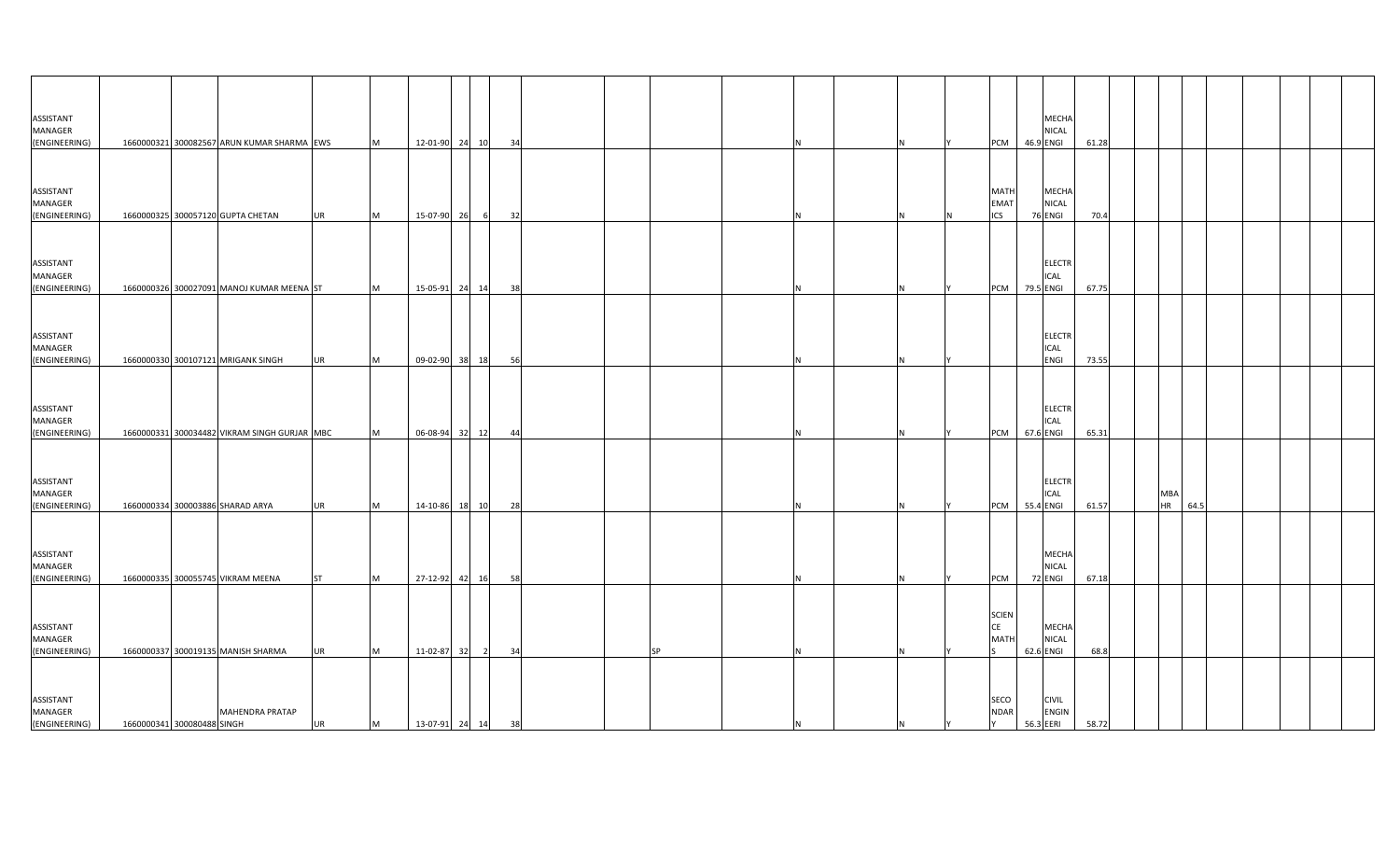| | | | | | | | | | | | | | | | | | | | | | | | | | | | | |
|---|---|---|---|---|---|---|---|---|---|---|---|---|---|---|---|---|---|---|---|---|---|---|---|---|---|---|---|---|
| ASSISTANT MANAGER (ENGINEERING) | 1660000321 | 300082567 | ARUN KUMAR SHARMA | EWS | M | 12-01-90 | 24 | 10 | 34 | | | | | N | | N | Y | PCM | 46.9 | MECHANICAL ENGI | 61.28 | | | | | | | |
| ASSISTANT MANAGER (ENGINEERING) | 1660000325 | 300057120 | GUPTA CHETAN | UR | M | 15-07-90 | 26 | 6 | 32 | | | | | N | | N | N | MATHEMATICS | 76 | MECHANICAL ENGI | 70.4 | | | | | | | |
| ASSISTANT MANAGER (ENGINEERING) | 1660000326 | 300027091 | MANOJ KUMAR MEENA | ST | M | 15-05-91 | 24 | 14 | 38 | | | | | N | | N | Y | PCM | 79.5 | ELECTRICAL ENGI | 67.75 | | | | | | | |
| ASSISTANT MANAGER (ENGINEERING) | 1660000330 | 300107121 | MRIGANK SINGH | UR | M | 09-02-90 | 38 | 18 | 56 | | | | | N | | N | Y | | | ELECTRICAL ENGI | 73.55 | | | | | | | |
| ASSISTANT MANAGER (ENGINEERING) | 1660000331 | 300034482 | VIKRAM SINGH GURJAR | MBC | M | 06-08-94 | 32 | 12 | 44 | | | | | N | | N | Y | PCM | 67.6 | ELECTRICAL ENGI | 65.31 | | | | | | | |
| ASSISTANT MANAGER (ENGINEERING) | 1660000334 | 300003886 | SHARAD ARYA | UR | M | 14-10-86 | 18 | 10 | 28 | | | | | N | | N | Y | PCM | 55.4 | ELECTRICAL ENGI | 61.57 | | MBA HR | 64.5 | | | | |
| ASSISTANT MANAGER (ENGINEERING) | 1660000335 | 300055745 | VIKRAM MEENA | ST | M | 27-12-92 | 42 | 16 | 58 | | | | | N | | N | Y | PCM | 72 | MECHANICAL ENGI | 67.18 | | | | | | | |
| ASSISTANT MANAGER (ENGINEERING) | 1660000337 | 300019135 | MANISH SHARMA | UR | M | 11-02-87 | 32 | 2 | 34 | | | SP | | N | | N | Y | SCIENCE MATHS | 62.6 | MECHANICAL ENGI | 68.8 | | | | | | | |
| ASSISTANT MANAGER (ENGINEERING) | 1660000341 | 300080488 | MAHENDRA PRATAP SINGH | UR | M | 13-07-91 | 24 | 14 | 38 | | | | | N | | N | Y | SECONDARY | 56.3 | CIVIL ENGINEERI | 58.72 | | | | | | | |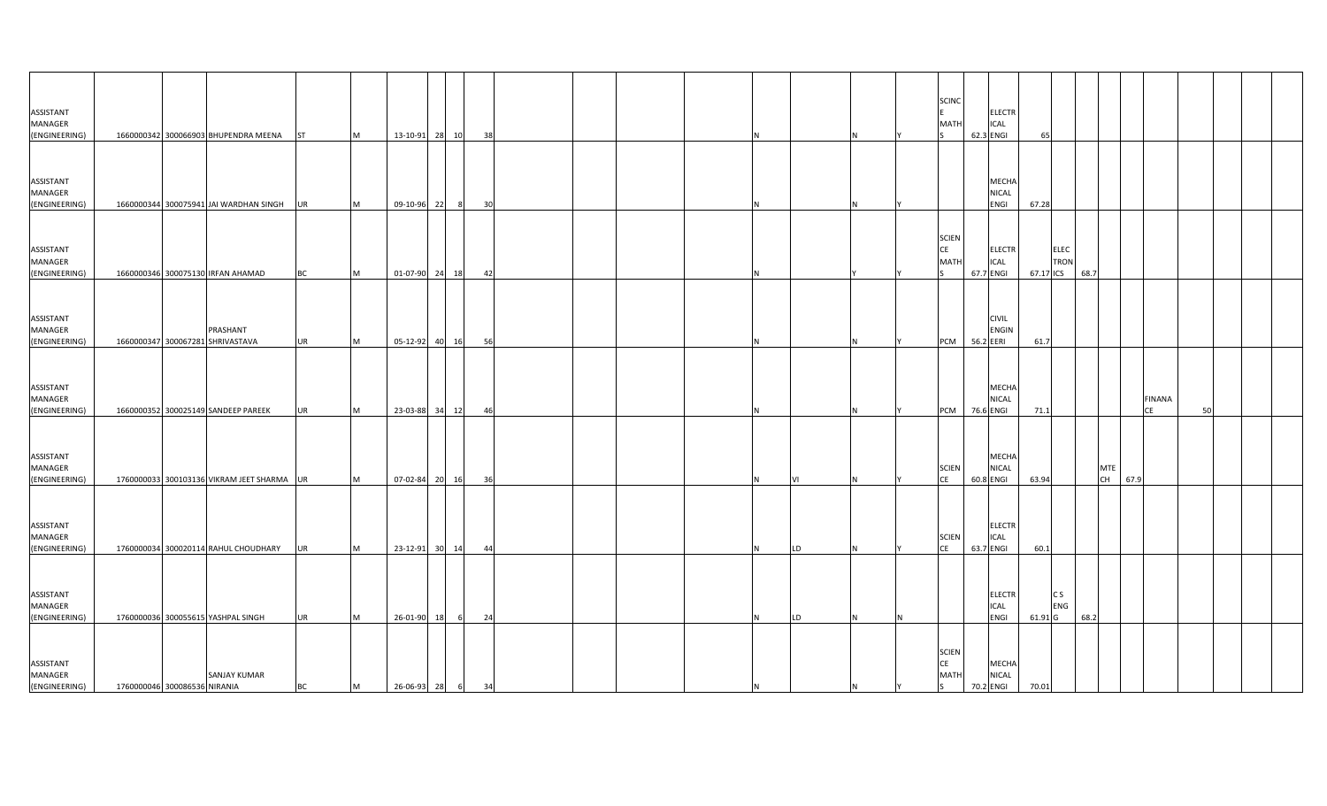| | | | | | | | | | | | | | | | | | | | | | | | | | | | | | | |
|---|---|---|---|---|---|---|---|---|---|---|---|---|---|---|---|---|---|---|---|---|---|---|---|---|---|---|---|---|---|---|
| ASSISTANT MANAGER (ENGINEERING) | 1660000342 | 300066903 | BHUPENDRA MEENA | ST | M | 13-10-91 | 28 | 10 | 38 | | | | | N | | N | Y | SCINCE MATHS | 62.3 | ELECTRICAL ENGI | 65 | | | | | | | | | |
| ASSISTANT MANAGER (ENGINEERING) | 1660000344 | 300075941 | JAI WARDHAN SINGH | UR | M | 09-10-96 | 22 | 8 | 30 | | | | | N | | N | Y | | | MECHANICAL ENGI | 67.28 | | | | | | | | | |
| ASSISTANT MANAGER (ENGINEERING) | 1660000346 | 300075130 | IRFAN AHAMAD | BC | M | 01-07-90 | 24 | 18 | 42 | | | | | N | | Y | Y | SCIENCE MATHS | 67.7 | ELECTRICAL ENGI | 67.17 | ELECTRONICS | 68.7 | | | | | | | |
| ASSISTANT MANAGER (ENGINEERING) | 1660000347 | 300067281 | PRASHANT SHRIVASTAVA | UR | M | 05-12-92 | 40 | 16 | 56 | | | | | N | | N | Y | PCM | 56.2 | CIVIL ENGINEERI | 61.7 | | | | | | | | | |
| ASSISTANT MANAGER (ENGINEERING) | 1660000352 | 300025149 | SANDEEP PAREEK | UR | M | 23-03-88 | 34 | 12 | 46 | | | | | N | | N | Y | PCM | 76.6 | MECHANICAL ENGI | 71.1 | | | | | FINANACE | 50 | | | |
| ASSISTANT MANAGER (ENGINEERING) | 1760000033 | 300103136 | VIKRAM JEET SHARMA | UR | M | 07-02-84 | 20 | 16 | 36 | | | | | N | VI | N | Y | SCIENCE | 60.8 | MECHANICAL ENGI | 63.94 | | | MTECH | 67.9 | | | | | |
| ASSISTANT MANAGER (ENGINEERING) | 1760000034 | 300020114 | RAHUL CHOUDHARY | UR | M | 23-12-91 | 30 | 14 | 44 | | | | | N | LD | N | Y | SCIENCE | 63.7 | ELECTRICAL ENGI | 60.1 | | | | | | | | | |
| ASSISTANT MANAGER (ENGINEERING) | 1760000036 | 300055615 | YASHPAL SINGH | UR | M | 26-01-90 | 18 | 6 | 24 | | | | | N | LD | N | N | | | ELECTRICAL ENGI | 61.91 | C S ENGG | 68.2 | | | | | | | |
| ASSISTANT MANAGER (ENGINEERING) | 1760000046 | 300086536 | SANJAY KUMAR NIRANIA | BC | M | 26-06-93 | 28 | 6 | 34 | | | | | N | | N | Y | SCIENCE MATHS | 70.2 | MECHANICAL ENGI | 70.01 | | | | | | | | | |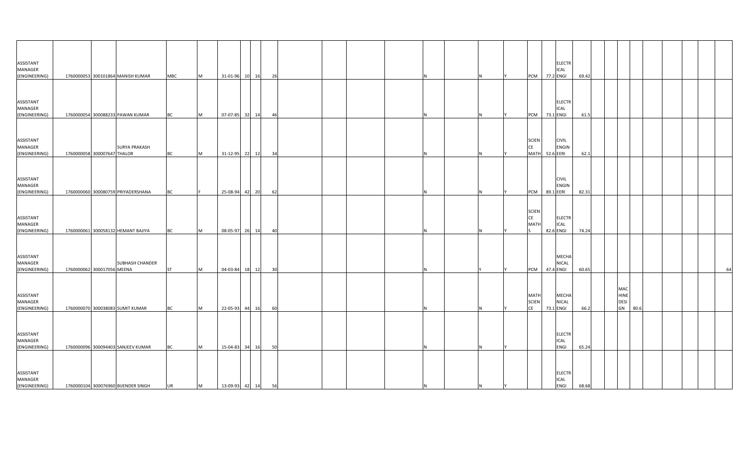| | | | | | | | | | | | | | | | | | | | | | | | | | | | | | |
|---|---|---|---|---|---|---|---|---|---|---|---|---|---|---|---|---|---|---|---|---|---|---|---|---|---|---|---|---|---|
| ASSISTANT MANAGER (ENGINEERING) | 1760000053 | 300101864 | MANISH KUMAR | MBC | M | 31-01-96 | 10 | 16 | 26 | | | | N | | N | Y | PCM | 77.2 | ELECTRICAL ENGI | 69.42 | | | | | | | | | |
| ASSISTANT MANAGER (ENGINEERING) | 1760000054 | 300088233 | PAWAN KUMAR | BC | M | 07-07-85 | 32 | 14 | 46 | | | | N | | N | Y | PCM | 73.1 | ELECTRICAL ENGI | 61.5 | | | | | | | | | |
| ASSISTANT MANAGER (ENGINEERING) | 1760000058 | 300007647 | SURYA PRAKASH THALOR | BC | M | 31-12-95 | 22 | 12 | 34 | | | | N | | N | Y | SCIENCE MATH | 52.6 | CIVIL ENGINEERI | 62.1 | | | | | | | | | |
| ASSISTANT MANAGER (ENGINEERING) | 1760000060 | 300080759 | PRIYADERSHANA | BC | F | 25-08-94 | 42 | 20 | 62 | | | | N | | N | Y | PCM | 89.1 | CIVIL ENGINEERI | 82.31 | | | | | | | | | |
| ASSISTANT MANAGER (ENGINEERING) | 1760000061 | 300058132 | HEMANT BAJIYA | BC | M | 08-05-97 | 26 | 14 | 40 | | | | N | | N | Y | SCIENCE MATHS | 82.6 | ELECTRICAL ENGI | 74.24 | | | | | | | | | |
| ASSISTANT MANAGER (ENGINEERING) | 1760000062 | 300017056 | SUBHASH CHANDER MEENA | ST | M | 04-03-84 | 18 | 12 | 30 | | | | N | | Y | Y | PCM | 47.4 | MECHANICAL ENGI | 60.65 | | | | | | | | | 64 |
| ASSISTANT MANAGER (ENGINEERING) | 1760000070 | 300038083 | SUMIT KUMAR | BC | M | 22-05-93 | 44 | 16 | 60 | | | | N | | N | Y | MATH SCIENCE | 73.1 | MECHANICAL ENGI | 66.2 | | | MACHINE DESIGN | 80.6 | | | | | |
| ASSISTANT MANAGER (ENGINEERING) | 1760000096 | 300094403 | SANJEEV KUMAR | BC | M | 15-04-83 | 34 | 16 | 50 | | | | N | | N | Y | | | ELECTRICAL ENGI | 65.24 | | | | | | | | | |
| ASSISTANT MANAGER (ENGINEERING) | 1760000104 | 300076960 | BIJENDER SINGH | UR | M | 13-09-93 | 42 | 14 | 56 | | | | N | | N | Y | | | ELECTRICAL ENGI | 68.68 | | | | | | | | | |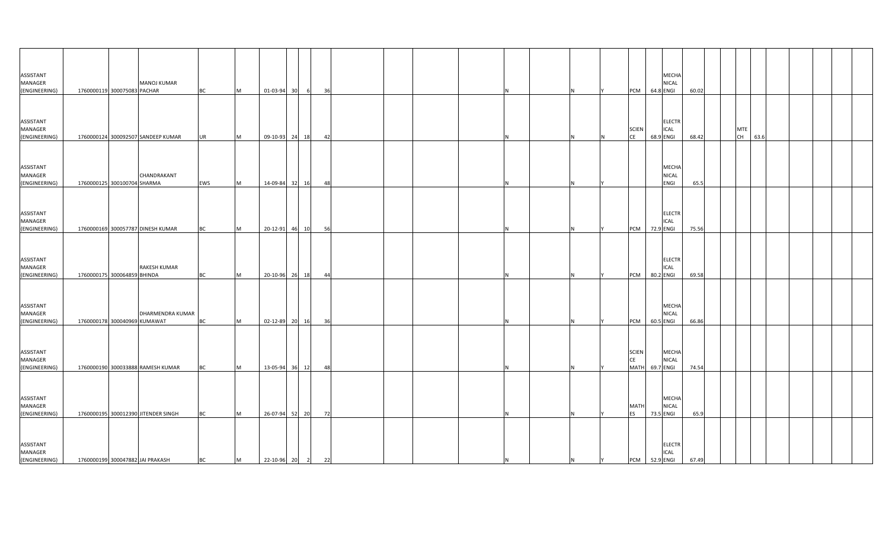| | | | | | | | | | | | | | | | | | | | | | | | | | | | | | |
|---|---|---|---|---|---|---|---|---|---|---|---|---|---|---|---|---|---|---|---|---|---|---|---|---|---|---|---|---|---|
| ASSISTANT MANAGER (ENGINEERING) | 1760000119 | 300075083 | MANOJ KUMAR PACHAR | BC | M | 01-03-94 | 30 | 6 | 36 | | | | | N | | N | Y | PCM | 64.8 | MECHANICAL ENGI | 60.02 | | | | | | | | |
| ASSISTANT MANAGER (ENGINEERING) | 1760000124 | 300092507 | SANDEEP KUMAR | UR | M | 09-10-93 | 24 | 18 | 42 | | | | | N | | N | N | SCIENCE | 68.9 | ELECTRICAL ENGI | 68.42 | | MTECH | 63.6 | | | | | |
| ASSISTANT MANAGER (ENGINEERING) | 1760000125 | 300100704 | CHANDRAKANT SHARMA | EWS | M | 14-09-84 | 32 | 16 | 48 | | | | | N | | N | Y | | | MECHANICAL ENGI | 65.5 | | | | | | | | |
| ASSISTANT MANAGER (ENGINEERING) | 1760000169 | 300057787 | DINESH KUMAR | BC | M | 20-12-91 | 46 | 10 | 56 | | | | | N | | N | Y | PCM | 72.9 | ELECTRICAL ENGI | 75.56 | | | | | | | | |
| ASSISTANT MANAGER (ENGINEERING) | 1760000175 | 300064859 | RAKESH KUMAR BHINDA | BC | M | 20-10-96 | 26 | 18 | 44 | | | | | N | | N | Y | PCM | 80.2 | ELECTRICAL ENGI | 69.58 | | | | | | | | |
| ASSISTANT MANAGER (ENGINEERING) | 1760000178 | 300040969 | DHARMENDRA KUMAR KUMAWAT | BC | M | 02-12-89 | 20 | 16 | 36 | | | | | N | | N | Y | PCM | 60.5 | MECHANICAL ENGI | 66.86 | | | | | | | | |
| ASSISTANT MANAGER (ENGINEERING) | 1760000190 | 300033888 | RAMESH KUMAR | BC | M | 13-05-94 | 36 | 12 | 48 | | | | | N | | N | Y | SCIENCE MATH | 69.7 | MECHANICAL ENGI | 74.54 | | | | | | | | |
| ASSISTANT MANAGER (ENGINEERING) | 1760000195 | 300012390 | JITENDER SINGH | BC | M | 26-07-94 | 52 | 20 | 72 | | | | | N | | N | Y | MATHES | 73.5 | MECHANICAL ENGI | 65.9 | | | | | | | | |
| ASSISTANT MANAGER (ENGINEERING) | 1760000199 | 300047882 | JAI PRAKASH | BC | M | 22-10-96 | 20 | 2 | 22 | | | | | N | | N | Y | PCM | 52.9 | ELECTRICAL ENGI | 67.49 | | | | | | | | |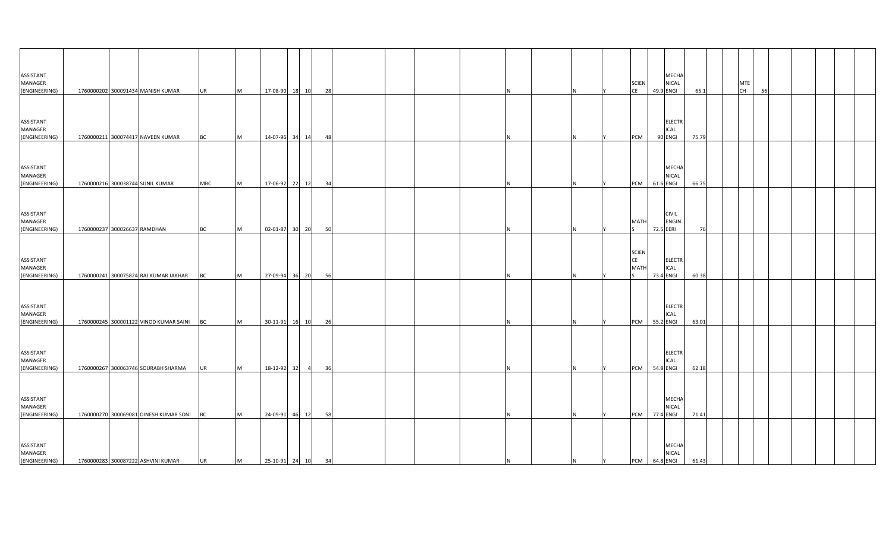| | | | | | | | | | | | | | | | | | | | | | | | | | | | | | | |
|---|---|---|---|---|---|---|---|---|---|---|---|---|---|---|---|---|---|---|---|---|---|---|---|---|---|---|---|---|---|---|
| ASSISTANT MANAGER (ENGINEERING) | 1760000202 | 300091434 | MANISH KUMAR | UR | M | 17-08-90 | 18 | 10 | 28 | | | | | | N | | N | Y | SCIENCE | 49.9 | MECHANICAL ENGI | 65.1 | | MTECH | 56 | | | | | |
| ASSISTANT MANAGER (ENGINEERING) | 1760000211 | 300074417 | NAVEEN KUMAR | BC | M | 14-07-96 | 34 | 14 | 48 | | | | | | N | | N | Y | PCM | 90 | ELECTRICAL ENGI | 75.79 | | | | | | | | |
| ASSISTANT MANAGER (ENGINEERING) | 1760000216 | 300038744 | SUNIL KUMAR | MBC | M | 17-06-92 | 22 | 12 | 34 | | | | | | N | | N | Y | PCM | 61.6 | MECHANICAL ENGI | 66.75 | | | | | | | | |
| ASSISTANT MANAGER (ENGINEERING) | 1760000237 | 300026637 | RAMDHAN | BC | M | 02-01-87 | 30 | 20 | 50 | | | | | | N | | N | Y | MATHS | 72.5 | CIVIL ENGINEERI | 76 | | | | | | | | |
| ASSISTANT MANAGER (ENGINEERING) | 1760000241 | 300075824 | RAJ KUMAR JAKHAR | BC | M | 27-09-94 | 36 | 20 | 56 | | | | | | N | | N | Y | SCIENCE MATHS | 73.4 | ELECTRICAL ENGI | 60.38 | | | | | | | | |
| ASSISTANT MANAGER (ENGINEERING) | 1760000245 | 300001122 | VINOD KUMAR SAINI | BC | M | 30-11-91 | 16 | 10 | 26 | | | | | | N | | N | Y | PCM | 55.2 | ELECTRICAL ENGI | 63.01 | | | | | | | | |
| ASSISTANT MANAGER (ENGINEERING) | 1760000267 | 300063746 | SOURABH SHARMA | UR | M | 18-12-92 | 32 | 4 | 36 | | | | | | N | | N | Y | PCM | 54.8 | ELECTRICAL ENGI | 62.18 | | | | | | | | |
| ASSISTANT MANAGER (ENGINEERING) | 1760000270 | 300069081 | DINESH KUMAR SONI | BC | M | 24-09-91 | 46 | 12 | 58 | | | | | | N | | N | Y | PCM | 77.4 | MECHANICAL ENGI | 71.41 | | | | | | | | |
| ASSISTANT MANAGER (ENGINEERING) | 1760000283 | 300087222 | ASHVINI KUMAR | UR | M | 25-10-91 | 24 | 10 | 34 | | | | | | N | | N | Y | PCM | 64.8 | MECHANICAL ENGI | 61.43 | | | | | | | | |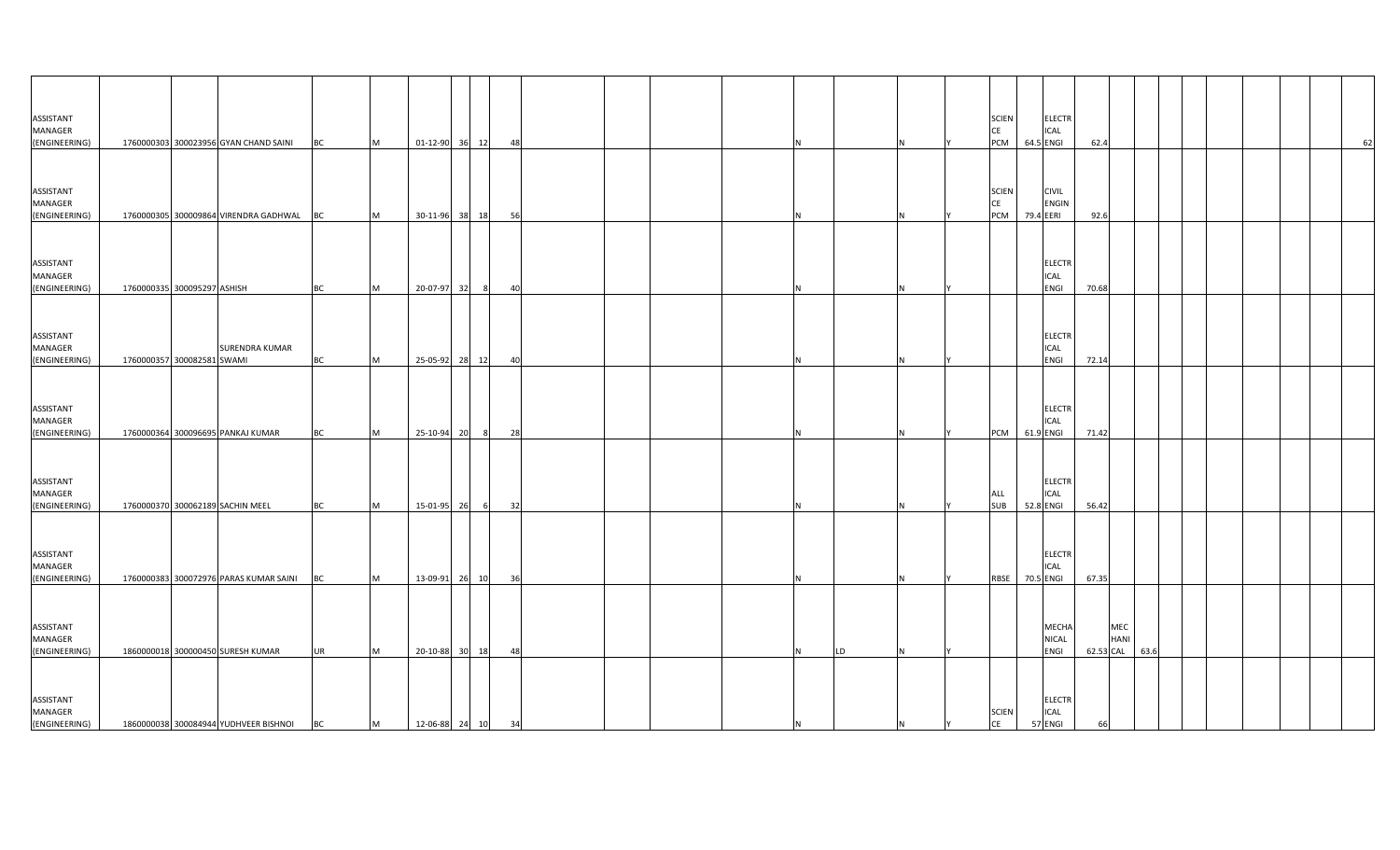| | | | | | | | | | | | | | | | | | | | | | | | | | | | | | | | | | | | |
|---|---|---|---|---|---|---|---|---|---|---|---|---|---|---|---|---|---|---|---|---|---|---|---|---|---|---|---|---|---|---|---|---|---|---|---|
| ASSISTANT MANAGER (ENGINEERING) | 1760000303 | 300023956 | GYAN CHAND SAINI | BC | M | 01-12-90 | 36 | 12 | 48 | | | | | | N | | N | Y | SCIENCE PCM | 64.5 | ELECTRICAL ENGI | 62.4 | | | | | | | | | | | | | 62 |
| ASSISTANT MANAGER (ENGINEERING) | 1760000305 | 300009864 | VIRENDRA GADHWAL | BC | M | 30-11-96 | 38 | 18 | 56 | | | | | | N | | N | Y | SCIENCE PCM | 79.4 | CIVIL ENGINEERI | 92.6 | | | | | | | | | | | | | |
| ASSISTANT MANAGER (ENGINEERING) | 1760000335 | 300095297 | ASHISH | BC | M | 20-07-97 | 32 | 8 | 40 | | | | | | N | | N | Y | | | ELECTRICAL ENGI | 70.68 | | | | | | | | | | | | | |
| ASSISTANT MANAGER (ENGINEERING) | 1760000357 | 300082581 | SURENDRA KUMAR SWAMI | BC | M | 25-05-92 | 28 | 12 | 40 | | | | | | N | | N | Y | | | ELECTRICAL ENGI | 72.14 | | | | | | | | | | | | | |
| ASSISTANT MANAGER (ENGINEERING) | 1760000364 | 300096695 | PANKAJ KUMAR | BC | M | 25-10-94 | 20 | 8 | 28 | | | | | | N | | N | Y | PCM | 61.9 | ELECTRICAL ENGI | 71.42 | | | | | | | | | | | | | |
| ASSISTANT MANAGER (ENGINEERING) | 1760000370 | 300062189 | SACHIN MEEL | BC | M | 15-01-95 | 26 | 6 | 32 | | | | | | N | | N | Y | ALL SUB | 52.8 | ELECTRICAL ENGI | 56.42 | | | | | | | | | | | | | |
| ASSISTANT MANAGER (ENGINEERING) | 1760000383 | 300072976 | PARAS KUMAR SAINI | BC | M | 13-09-91 | 26 | 10 | 36 | | | | | | N | | N | Y | RBSE | 70.5 | ELECTRICAL ENGI | 67.35 | | | | | | | | | | | | | |
| ASSISTANT MANAGER (ENGINEERING) | 1860000018 | 300000450 | SURESH KUMAR | UR | M | 20-10-88 | 30 | 18 | 48 | | | | | | N | LD | N | Y | | | MECHANICAL ENGI | 62.53 | MECHANICAL | 63.6 | | | | | | | | | | | |
| ASSISTANT MANAGER (ENGINEERING) | 1860000038 | 300084944 | YUDHVEER BISHNOI | BC | M | 12-06-88 | 24 | 10 | 34 | | | | | | N | | N | Y | SCIENCE | 57 | ELECTRICAL ENGI | 66 | | | | | | | | | | | | | |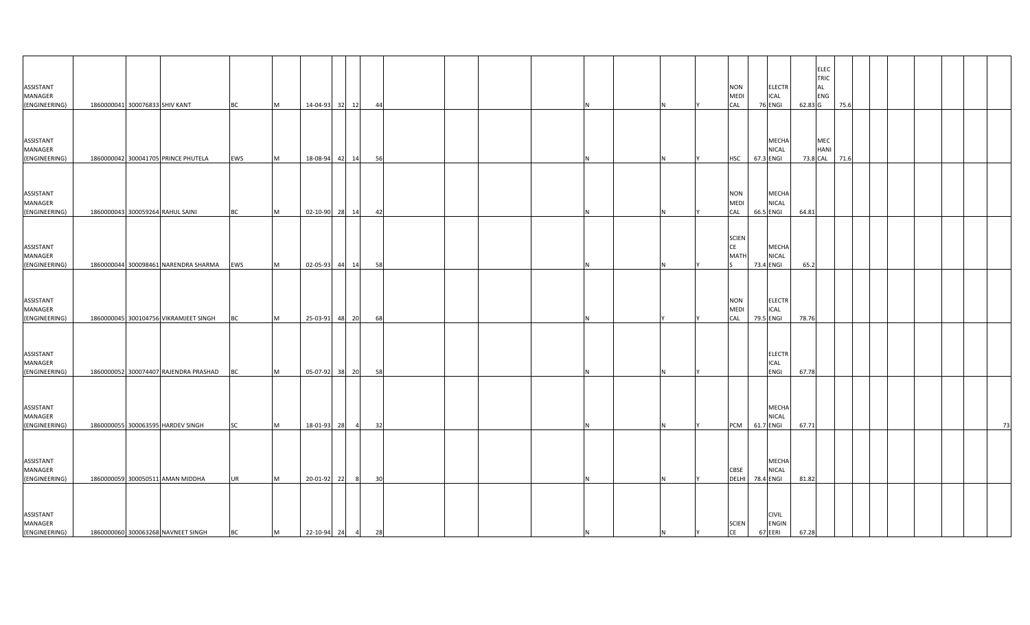| | | | | | | | | | | | | | | | | | | | | | | | | | | | | | | | | |
|---|---|---|---|---|---|---|---|---|---|---|---|---|---|---|---|---|---|---|---|---|---|---|---|---|---|---|---|---|---|---|---|---|
| ASSISTANT MANAGER (ENGINEERING) | 1860000041 | 300076833 | SHIV KANT | BC | M | 14-04-93 | 32 | 12 | 44 | | | | | | N | | N | Y | NON MEDICAL | 76 | ELECTRICAL ENGI | 62.83 | ELECTRICAL ENG | 75.6 | | | | | | | | |
| ASSISTANT MANAGER (ENGINEERING) | 1860000042 | 300041705 | PRINCE PHUTELA | EWS | M | 18-08-94 | 42 | 14 | 56 | | | | | | N | | N | Y | HSC | 67.3 | MECHANICAL ENGI | 73.8 | MECHANICAL | 71.6 | | | | | | | | |
| ASSISTANT MANAGER (ENGINEERING) | 1860000043 | 300059264 | RAHUL SAINI | BC | M | 02-10-90 | 28 | 14 | 42 | | | | | | N | | N | Y | NON MEDICAL | 66.5 | MECHANICAL ENGI | 64.81 | | | | | | | | | | |
| ASSISTANT MANAGER (ENGINEERING) | 1860000044 | 300098461 | NARENDRA SHARMA | EWS | M | 02-05-93 | 44 | 14 | 58 | | | | | | N | | N | Y | SCIENCE MATHS | 73.4 | MECHANICAL ENGI | 65.2 | | | | | | | | | | |
| ASSISTANT MANAGER (ENGINEERING) | 1860000045 | 300104756 | VIKRAMJEET SINGH | BC | M | 25-03-91 | 48 | 20 | 68 | | | | | | N | | Y | Y | NON MEDICAL | 79.5 | ELECTRICAL ENGI | 78.76 | | | | | | | | | | |
| ASSISTANT MANAGER (ENGINEERING) | 1860000052 | 300074407 | RAJENDRA PRASHAD | BC | M | 05-07-92 | 38 | 20 | 58 | | | | | | N | | N | Y | | | ELECTRICAL ENGI | 67.78 | | | | | | | | | | |
| ASSISTANT MANAGER (ENGINEERING) | 1860000055 | 300063595 | HARDEV SINGH | SC | M | 18-01-93 | 28 | 4 | 32 | | | | | | N | | N | Y | PCM | 61.7 | MECHANICAL ENGI | 67.71 | | | | | | | | | | 73 |
| ASSISTANT MANAGER (ENGINEERING) | 1860000059 | 300050511 | AMAN MIDDHA | UR | M | 20-01-92 | 22 | 8 | 30 | | | | | | N | | N | Y | CBSE DELHI | 78.4 | MECHANICAL ENGI | 81.82 | | | | | | | | | | |
| ASSISTANT MANAGER (ENGINEERING) | 1860000060 | 300063268 | NAVNEET SINGH | BC | M | 22-10-94 | 24 | 4 | 28 | | | | | | N | | N | Y | SCIENCE | 67 | CIVIL ENGINEERI | 67.28 | | | | | | | | | | |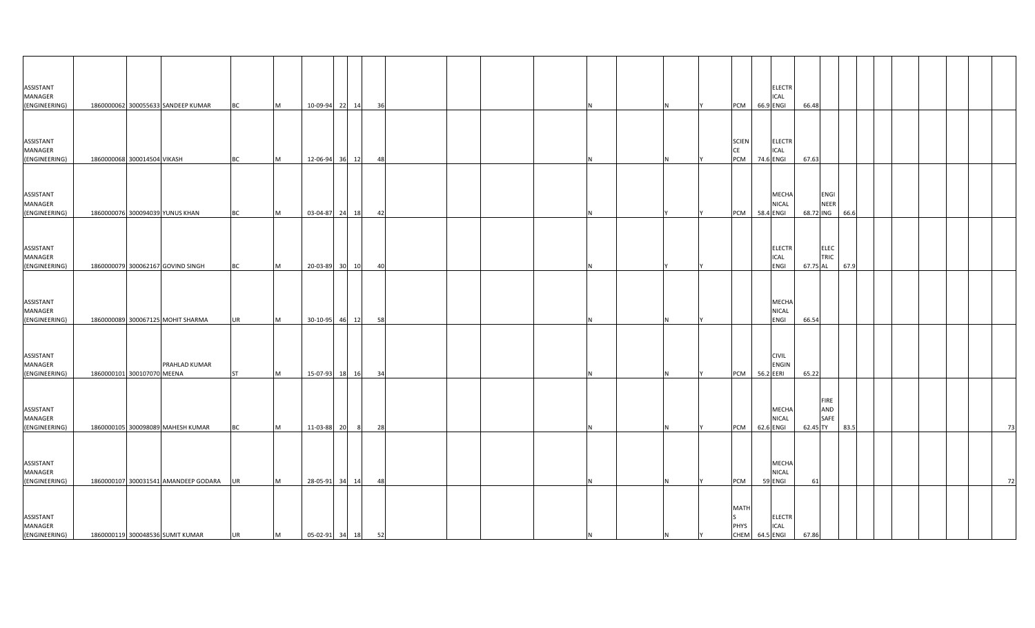| | | | | | | | | | | | | | | | | | | | | | | | | | | | | | | | |
|---|---|---|---|---|---|---|---|---|---|---|---|---|---|---|---|---|---|---|---|---|---|---|---|---|---|---|---|---|---|---|---|
| ASSISTANT MANAGER (ENGINEERING) | 1860000062 | 300055633 | SANDEEP KUMAR | BC | M | 10-09-94 | 22 | 14 | 36 | | | | | N | | N | Y | PCM | 66.9 | ELECTRICAL ENGI | 66.48 | | | | | | | | | | |
| ASSISTANT MANAGER (ENGINEERING) | 1860000068 | 300014504 | VIKASH | BC | M | 12-06-94 | 36 | 12 | 48 | | | | | N | | N | Y | SCIENCE PCM | 74.6 | ELECTRICAL ENGI | 67.63 | | | | | | | | | | |
| ASSISTANT MANAGER (ENGINEERING) | 1860000076 | 300094039 | YUNUS KHAN | BC | M | 03-04-87 | 24 | 18 | 42 | | | | | N | | Y | Y | PCM | 58.4 | MECHANICAL ENGI | 68.72 | ENGINEERING | 66.6 | | | | | | | | |
| ASSISTANT MANAGER (ENGINEERING) | 1860000079 | 300062167 | GOVIND SINGH | BC | M | 20-03-89 | 30 | 10 | 40 | | | | | N | | Y | Y | | | ELECTRICAL ENGI | 67.75 | ELECTRICAL | 67.9 | | | | | | | | |
| ASSISTANT MANAGER (ENGINEERING) | 1860000089 | 300067125 | MOHIT SHARMA | UR | M | 30-10-95 | 46 | 12 | 58 | | | | | N | | N | Y | | | MECHANICAL ENGI | 66.54 | | | | | | | | | | |
| ASSISTANT MANAGER (ENGINEERING) | 1860000101 | 300107070 | PRAHLAD KUMAR MEENA | ST | M | 15-07-93 | 18 | 16 | 34 | | | | | N | | N | Y | PCM | 56.2 | CIVIL ENGINEERI | 65.22 | | | | | | | | | | |
| ASSISTANT MANAGER (ENGINEERING) | 1860000105 | 300098089 | MAHESH KUMAR | BC | M | 11-03-88 | 20 | 8 | 28 | | | | | N | | N | Y | PCM | 62.6 | MECHANICAL ENGI | 62.45 | FIRE AND SAFETY | 83.5 | | | | | | | | 73 |
| ASSISTANT MANAGER (ENGINEERING) | 1860000107 | 300031541 | AMANDEEP GODARA | UR | M | 28-05-91 | 34 | 14 | 48 | | | | | N | | N | Y | PCM | 59 | MECHANICAL ENGI | 61 | | | | | | | | | | 72 |
| ASSISTANT MANAGER (ENGINEERING) | 1860000119 | 300048536 | SUMIT KUMAR | UR | M | 05-02-91 | 34 | 18 | 52 | | | | | N | | N | Y | MATHS PHYS CHEM | 64.5 | ELECTRICAL ENGI | 67.86 | | | | | | | | | | |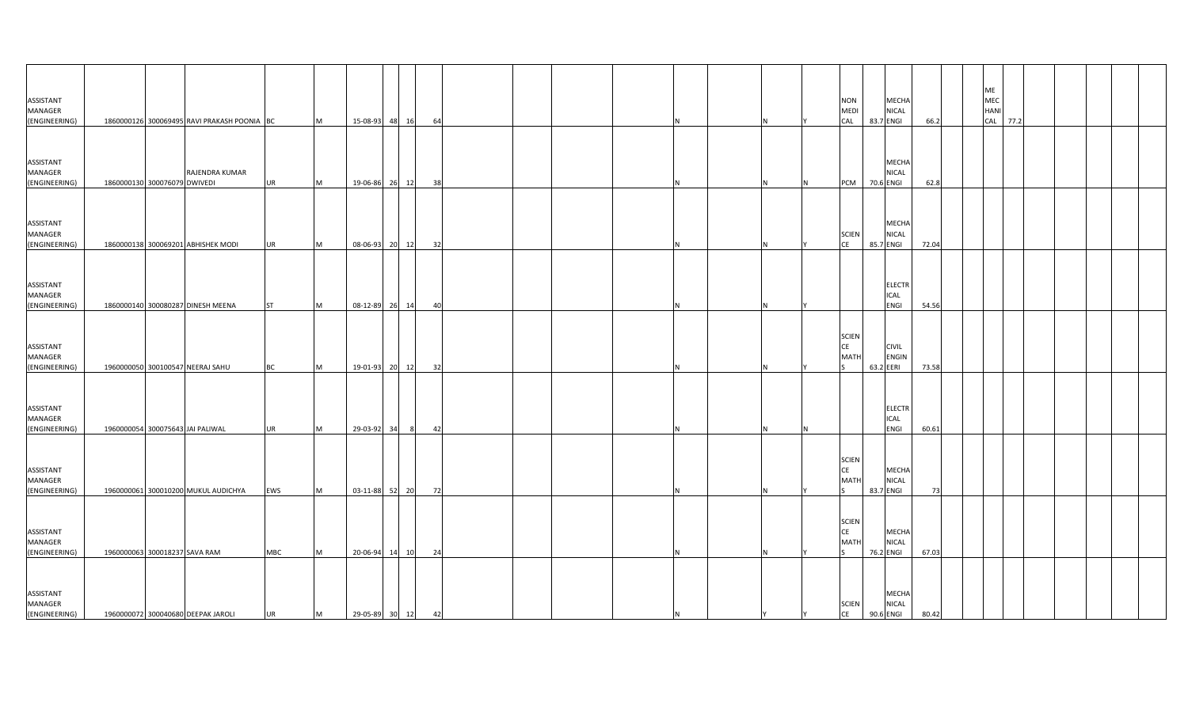| | | | | | | | | | | | | | | | | | | | | | | | | | | | | | | |
|---|---|---|---|---|---|---|---|---|---|---|---|---|---|---|---|---|---|---|---|---|---|---|---|---|---|---|---|---|---|---|
| ASSISTANT MANAGER (ENGINEERING) | 1860000126 | 300069495 | RAVI PRAKASH POONIA | BC | M | 15-08-93 | 48 | 16 | 64 | | | | | N | | N | Y | NON MEDICAL | 83.7 | MECHANICAL ENGI | 66.2 | | | ME MECHANICAL | 77.2 | | | | | |
| ASSISTANT MANAGER (ENGINEERING) | 1860000130 | 300076079 | RAJENDRA KUMAR DWIVEDI | UR | M | 19-06-86 | 26 | 12 | 38 | | | | | N | | N | N | PCM | 70.6 | MECHANICAL ENGI | 62.8 | | | | | | | | | |
| ASSISTANT MANAGER (ENGINEERING) | 1860000138 | 300069201 | ABHISHEK MODI | UR | M | 08-06-93 | 20 | 12 | 32 | | | | | N | | N | Y | SCIENCE | 85.7 | MECHANICAL ENGI | 72.04 | | | | | | | | | |
| ASSISTANT MANAGER (ENGINEERING) | 1860000140 | 300080287 | DINESH MEENA | ST | M | 08-12-89 | 26 | 14 | 40 | | | | | N | | N | Y | | | ELECTRICAL ENGI | 54.56 | | | | | | | | | |
| ASSISTANT MANAGER (ENGINEERING) | 1960000050 | 300100547 | NEERAJ SAHU | BC | M | 19-01-93 | 20 | 12 | 32 | | | | | N | | N | Y | SCIENCE MATHS | 63.2 | CIVIL ENGINEERI | 73.58 | | | | | | | | | |
| ASSISTANT MANAGER (ENGINEERING) | 1960000054 | 300075643 | JAI PALIWAL | UR | M | 29-03-92 | 34 | 8 | 42 | | | | | N | | N | N | | | ELECTRICAL ENGI | 60.61 | | | | | | | | | |
| ASSISTANT MANAGER (ENGINEERING) | 1960000061 | 300010200 | MUKUL AUDICHYA | EWS | M | 03-11-88 | 52 | 20 | 72 | | | | | N | | N | Y | SCIENCE MATHS | 83.7 | MECHANICAL ENGI | 73 | | | | | | | | | |
| ASSISTANT MANAGER (ENGINEERING) | 1960000063 | 300018237 | SAVA RAM | MBC | M | 20-06-94 | 14 | 10 | 24 | | | | | N | | N | Y | SCIENCE MATHS | 76.2 | MECHANICAL ENGI | 67.03 | | | | | | | | | |
| ASSISTANT MANAGER (ENGINEERING) | 1960000072 | 300040680 | DEEPAK JAROLI | UR | M | 29-05-89 | 30 | 12 | 42 | | | | | N | | Y | Y | SCIENCE | 90.6 | MECHANICAL ENGI | 80.42 | | | | | | | | | |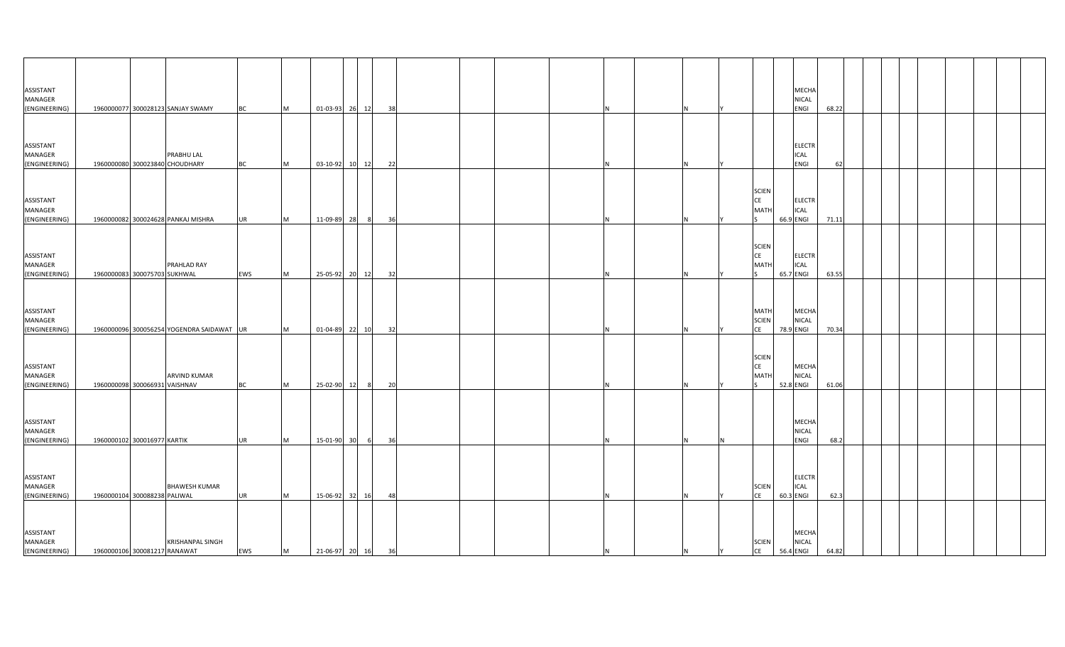| | | | | | | | | | | | | | | | | | | | | | | | | | | | | | | |
|---|---|---|---|---|---|---|---|---|---|---|---|---|---|---|---|---|---|---|---|---|---|---|---|---|---|---|---|---|---|---|
| ASSISTANT MANAGER (ENGINEERING) | 1960000077 | 300028123 | SANJAY SWAMY | BC | M | 01-03-93 | 26 | 12 | 38 | | | | | N | | N | Y | | | MECHANICAL ENGI | 68.22 | | | | | | | | | |
| ASSISTANT MANAGER (ENGINEERING) | 1960000080 | 300023840 | PRABHU LAL CHOUDHARY | BC | M | 03-10-92 | 10 | 12 | 22 | | | | | N | | N | Y | | | ELECTRICAL ENGI | 62 | | | | | | | | | |
| ASSISTANT MANAGER (ENGINEERING) | 1960000082 | 300024628 | PANKAJ MISHRA | UR | M | 11-09-89 | 28 | 8 | 36 | | | | | N | | N | Y | SCIENCE MATHS | 66.9 | ELECTRICAL ENGI | 71.11 | | | | | | | | | |
| ASSISTANT MANAGER (ENGINEERING) | 1960000083 | 300075703 | PRAHLAD RAY SUKHWAL | EWS | M | 25-05-92 | 20 | 12 | 32 | | | | | N | | N | Y | SCIENCE MATHS | 65.7 | ELECTRICAL ENGI | 63.55 | | | | | | | | | |
| ASSISTANT MANAGER (ENGINEERING) | 1960000096 | 300056254 | YOGENDRA SAIDAWAT | UR | M | 01-04-89 | 22 | 10 | 32 | | | | | N | | N | Y | MATH SCIENCE | 78.9 | MECHANICAL ENGI | 70.34 | | | | | | | | | |
| ASSISTANT MANAGER (ENGINEERING) | 1960000098 | 300066931 | ARVIND KUMAR VAISHNAV | BC | M | 25-02-90 | 12 | 8 | 20 | | | | | N | | N | Y | SCIENCE MATHS | 52.8 | MECHANICAL ENGI | 61.06 | | | | | | | | | |
| ASSISTANT MANAGER (ENGINEERING) | 1960000102 | 300016977 | KARTIK | UR | M | 15-01-90 | 30 | 6 | 36 | | | | | N | | N | N | | | MECHANICAL ENGI | 68.2 | | | | | | | | | |
| ASSISTANT MANAGER (ENGINEERING) | 1960000104 | 300088238 | BHAWESH KUMAR PALIWAL | UR | M | 15-06-92 | 32 | 16 | 48 | | | | | N | | N | Y | SCIENCE | 60.3 | ELECTRICAL ENGI | 62.3 | | | | | | | | | |
| ASSISTANT MANAGER (ENGINEERING) | 1960000106 | 300081217 | KRISHANPAL SINGH RANAWAT | EWS | M | 21-06-97 | 20 | 16 | 36 | | | | | N | | N | Y | SCIENCE | 56.4 | MECHANICAL ENGI | 64.82 | | | | | | | | | |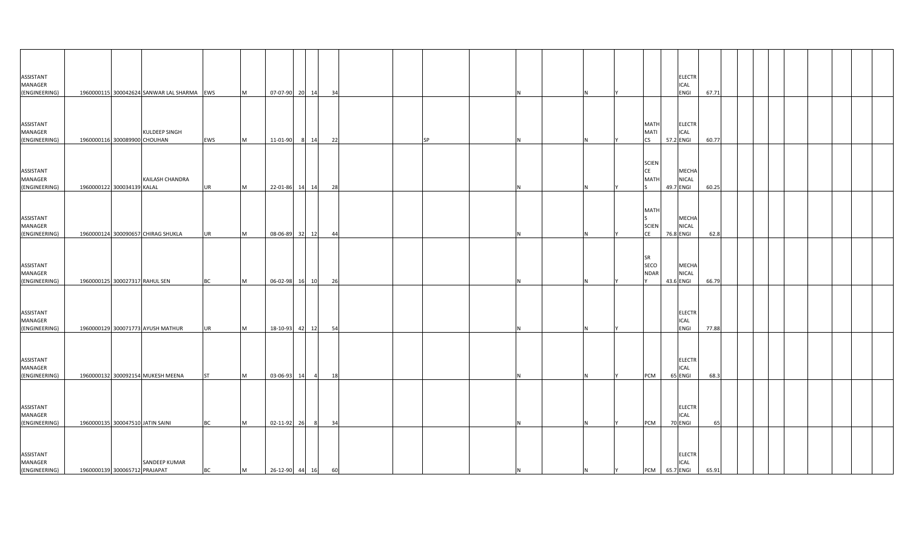| | | | | | | | | | | | | | | | | | | | | | | | | | | | | | | | | |
|---|---|---|---|---|---|---|---|---|---|---|---|---|---|---|---|---|---|---|---|---|---|---|---|---|---|---|---|---|---|---|---|---|
| ASSISTANT MANAGER (ENGINEERING) | 1960000115 | 300042624 | SANWAR LAL SHARMA | EWS | M | 07-07-90 | 20 | 14 | 34 | | | | | | N | | N | Y | | | ELECTRICAL ENGI | 67.71 | | | | | | | | | | |
| ASSISTANT MANAGER (ENGINEERING) | 1960000116 | 300089900 | KULDEEP SINGH CHOUHAN | EWS | M | 11-01-90 | 8 | 14 | 22 | | | SP | | | N | | N | Y | MATHEMATICS | 57.2 | ELECTRICAL ENGI | 60.77 | | | | | | | | | | |
| ASSISTANT MANAGER (ENGINEERING) | 1960000122 | 300034139 | KAILASH CHANDRA KALAL | UR | M | 22-01-86 | 14 | 14 | 28 | | | | | | N | | N | Y | SCIENCE MATHS | 49.7 | MECHANICAL ENGI | 60.25 | | | | | | | | | | |
| ASSISTANT MANAGER (ENGINEERING) | 1960000124 | 300090657 | CHIRAG SHUKLA | UR | M | 08-06-89 | 32 | 12 | 44 | | | | | | N | | N | Y | MATHS SCIENCE | 76.8 | MECHANICAL ENGI | 62.8 | | | | | | | | | | |
| ASSISTANT MANAGER (ENGINEERING) | 1960000125 | 300027317 | RAHUL SEN | BC | M | 06-02-98 | 16 | 10 | 26 | | | | | | N | | N | Y | SR SECONDARY | 43.6 | MECHANICAL ENGI | 66.79 | | | | | | | | | | |
| ASSISTANT MANAGER (ENGINEERING) | 1960000129 | 300071773 | AYUSH MATHUR | UR | M | 18-10-93 | 42 | 12 | 54 | | | | | | N | | N | Y | | | ELECTRICAL ENGI | 77.88 | | | | | | | | | | |
| ASSISTANT MANAGER (ENGINEERING) | 1960000132 | 300092154 | MUKESH MEENA | ST | M | 03-06-93 | 14 | 4 | 18 | | | | | | N | | N | Y | PCM | 65 | ELECTRICAL ENGI | 68.3 | | | | | | | | | | |
| ASSISTANT MANAGER (ENGINEERING) | 1960000135 | 300047510 | JATIN SAINI | BC | M | 02-11-92 | 26 | 8 | 34 | | | | | | N | | N | Y | PCM | 70 | ELECTRICAL ENGI | 65 | | | | | | | | | | |
| ASSISTANT MANAGER (ENGINEERING) | 1960000139 | 300065712 | SANDEEP KUMAR PRAJAPAT | BC | M | 26-12-90 | 44 | 16 | 60 | | | | | | N | | N | Y | PCM | 65.7 | ELECTRICAL ENGI | 65.91 | | | | | | | | | | |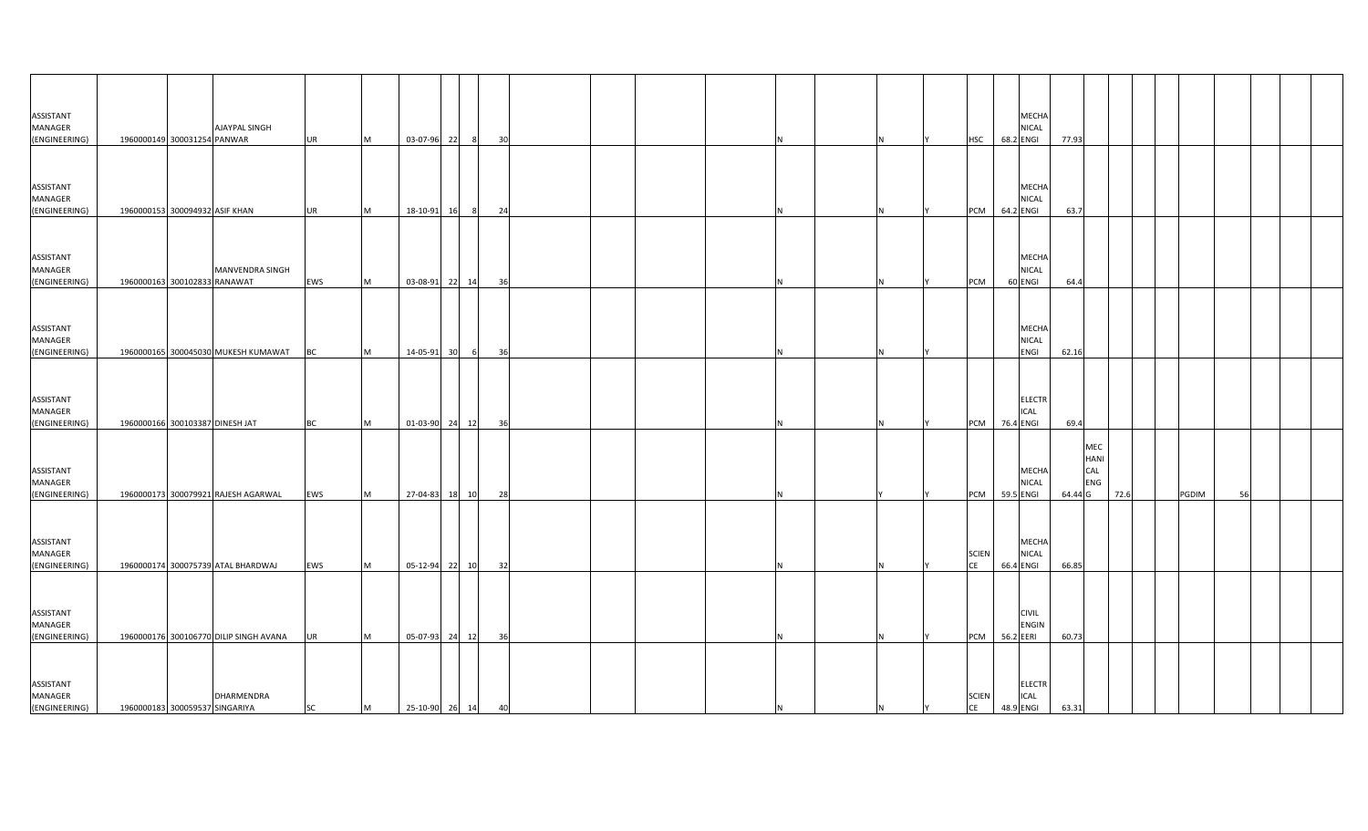| | | | | | | | | | | | | | | | | | | | | | | | | | | | | | |
|---|---|---|---|---|---|---|---|---|---|---|---|---|---|---|---|---|---|---|---|---|---|---|---|---|---|---|---|---|---|
| ASSISTANT MANAGER (ENGINEERING) | 1960000149 | 300031254 | AJAYPAL SINGH PANWAR | UR | M | 03-07-96 | 22 | 8 | 30 | | | | N | | N | Y | HSC | 68.2 | MECHANICAL ENGI | 77.93 | | | | | | | | | |
| ASSISTANT MANAGER (ENGINEERING) | 1960000153 | 300094932 | ASIF KHAN | UR | M | 18-10-91 | 16 | 8 | 24 | | | | N | | N | Y | PCM | 64.2 | MECHANICAL ENGI | 63.7 | | | | | | | | | |
| ASSISTANT MANAGER (ENGINEERING) | 1960000163 | 300102833 | MANVENDRA SINGH RANAWAT | EWS | M | 03-08-91 | 22 | 14 | 36 | | | | N | | N | Y | PCM | 60 | MECHANICAL ENGI | 64.4 | | | | | | | | | |
| ASSISTANT MANAGER (ENGINEERING) | 1960000165 | 300045030 | MUKESH KUMAWAT | BC | M | 14-05-91 | 30 | 6 | 36 | | | | N | | N | Y | | | MECHANICAL ENGI | 62.16 | | | | | | | | | |
| ASSISTANT MANAGER (ENGINEERING) | 1960000166 | 300103387 | DINESH JAT | BC | M | 01-03-90 | 24 | 12 | 36 | | | | N | | N | Y | PCM | 76.4 | ELECTRICAL ENGI | 69.4 | | | | | | | | | |
| ASSISTANT MANAGER (ENGINEERING) | 1960000173 | 300079921 | RAJESH AGARWAL | EWS | M | 27-04-83 | 18 | 10 | 28 | | | | N | | Y | Y | PCM | 59.5 | MECHANICAL ENGI | 64.44 | G MECHANICAL ENG | 72.6 | | | PGDIM | 56 | | | |
| ASSISTANT MANAGER (ENGINEERING) | 1960000174 | 300075739 | ATAL BHARDWAJ | EWS | M | 05-12-94 | 22 | 10 | 32 | | | | N | | N | Y | SCIENCE | 66.4 | MECHANICAL ENGI | 66.85 | | | | | | | | | |
| ASSISTANT MANAGER (ENGINEERING) | 1960000176 | 300106770 | DILIP SINGH AVANA | UR | M | 05-07-93 | 24 | 12 | 36 | | | | N | | N | Y | PCM | 56.2 | CIVIL ENGINEERI | 60.73 | | | | | | | | | |
| ASSISTANT MANAGER (ENGINEERING) | 1960000183 | 300059537 | DHARMENDRA SINGARIYA | SC | M | 25-10-90 | 26 | 14 | 40 | | | | N | | N | Y | SCIENCE | 48.9 | ELECTRICAL ENGI | 63.31 | | | | | | | | | |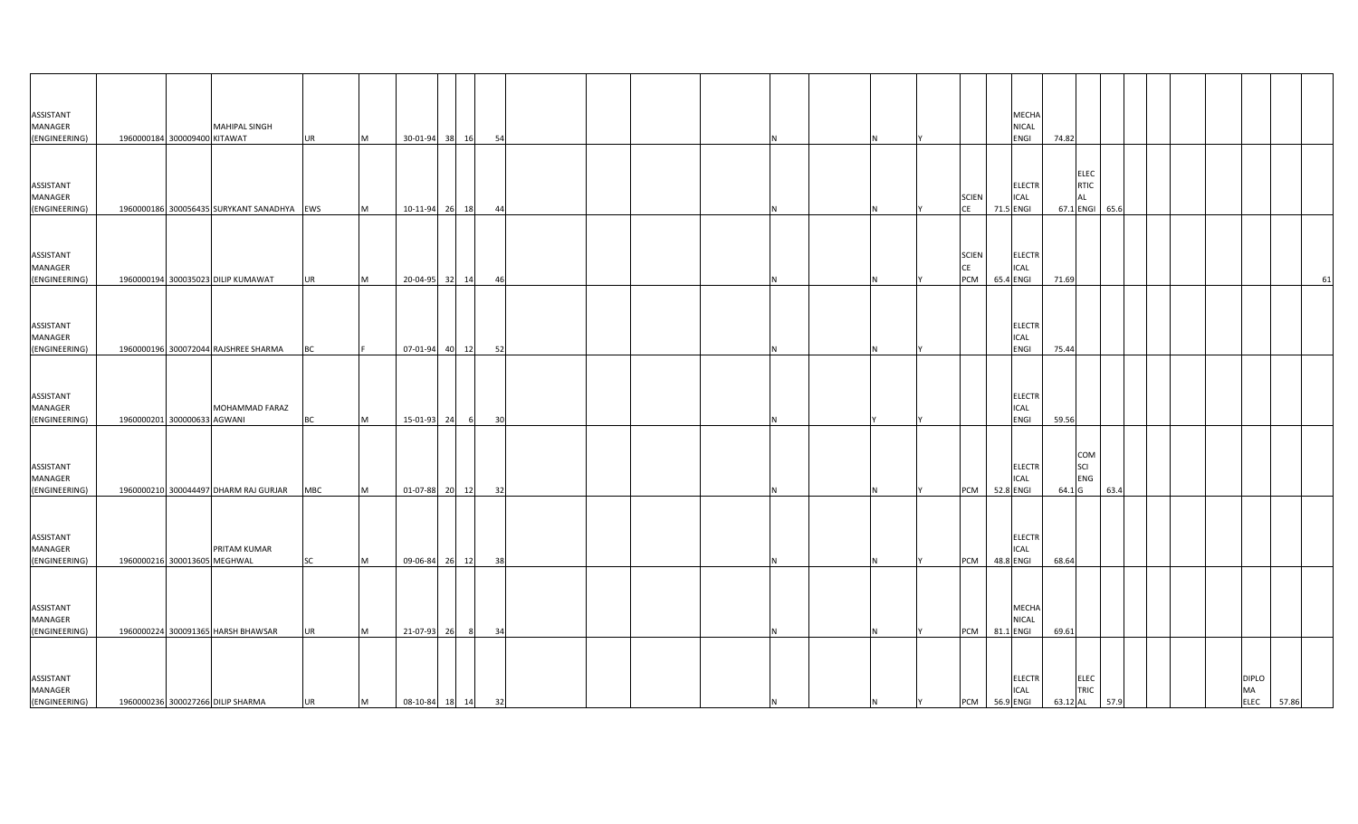| | | | | | | | | | | | | | | | | | | | | | | | | | | | | |
|---|---|---|---|---|---|---|---|---|---|---|---|---|---|---|---|---|---|---|---|---|---|---|---|---|---|---|---|---|
| ASSISTANT MANAGER (ENGINEERING) | 1960000184 | 300009400 | MAHIPAL SINGH KITAWAT | UR | M | 30-01-94 | 38 | 16 | 54 | | | | N | | N | Y | | | MECHANICAL ENGI | 74.82 | | | | | | | | |
| ASSISTANT MANAGER (ENGINEERING) | 1960000186 | 300056435 | SURYKANT SANADHYA | EWS | M | 10-11-94 | 26 | 18 | 44 | | | | N | | N | Y | SCIENCE | 71.5 | ELECTRICAL ENGI | 67.1 | ELECTRICAL ENGI | 65.6 | | | | | | |
| ASSISTANT MANAGER (ENGINEERING) | 1960000194 | 300035023 | DILIP KUMAWAT | UR | M | 20-04-95 | 32 | 14 | 46 | | | | N | | N | Y | SCIENCE PCM | 65.4 | ELECTRICAL ENGI | 71.69 | | | | | | | | 61 |
| ASSISTANT MANAGER (ENGINEERING) | 1960000196 | 300072044 | RAJSHREE SHARMA | BC | F | 07-01-94 | 40 | 12 | 52 | | | | N | | N | Y | | | ELECTRICAL ENGI | 75.44 | | | | | | | | |
| ASSISTANT MANAGER (ENGINEERING) | 1960000201 | 300000633 | MOHAMMAD FARAZ AGWANI | BC | M | 15-01-93 | 24 | 6 | 30 | | | | N | | Y | Y | | | ELECTRICAL ENGI | 59.56 | | | | | | | | |
| ASSISTANT MANAGER (ENGINEERING) | 1960000210 | 300044497 | DHARM RAJ GURJAR | MBC | M | 01-07-88 | 20 | 12 | 32 | | | | N | | N | Y | PCM | 52.8 | ELECTRICAL ENGI | 64.1 | COM SCI ENG G | 63.4 | | | | | | |
| ASSISTANT MANAGER (ENGINEERING) | 1960000216 | 300013605 | PRITAM KUMAR MEGHWAL | SC | M | 09-06-84 | 26 | 12 | 38 | | | | N | | N | Y | PCM | 48.8 | ELECTRICAL ENGI | 68.64 | | | | | | | | |
| ASSISTANT MANAGER (ENGINEERING) | 1960000224 | 300091365 | HARSH BHAWSAR | UR | M | 21-07-93 | 26 | 8 | 34 | | | | N | | N | Y | PCM | 81.1 | MECHANICAL ENGI | 69.61 | | | | | | | | |
| ASSISTANT MANAGER (ENGINEERING) | 1960000236 | 300027266 | DILIP SHARMA | UR | M | 08-10-84 | 18 | 14 | 32 | | | | N | | N | Y | PCM | 56.9 | ELECTRICAL ENGI | 63.12 | ELEC TRIC AL | 57.9 | | | | DIPLOMA ELEC | 57.86 | |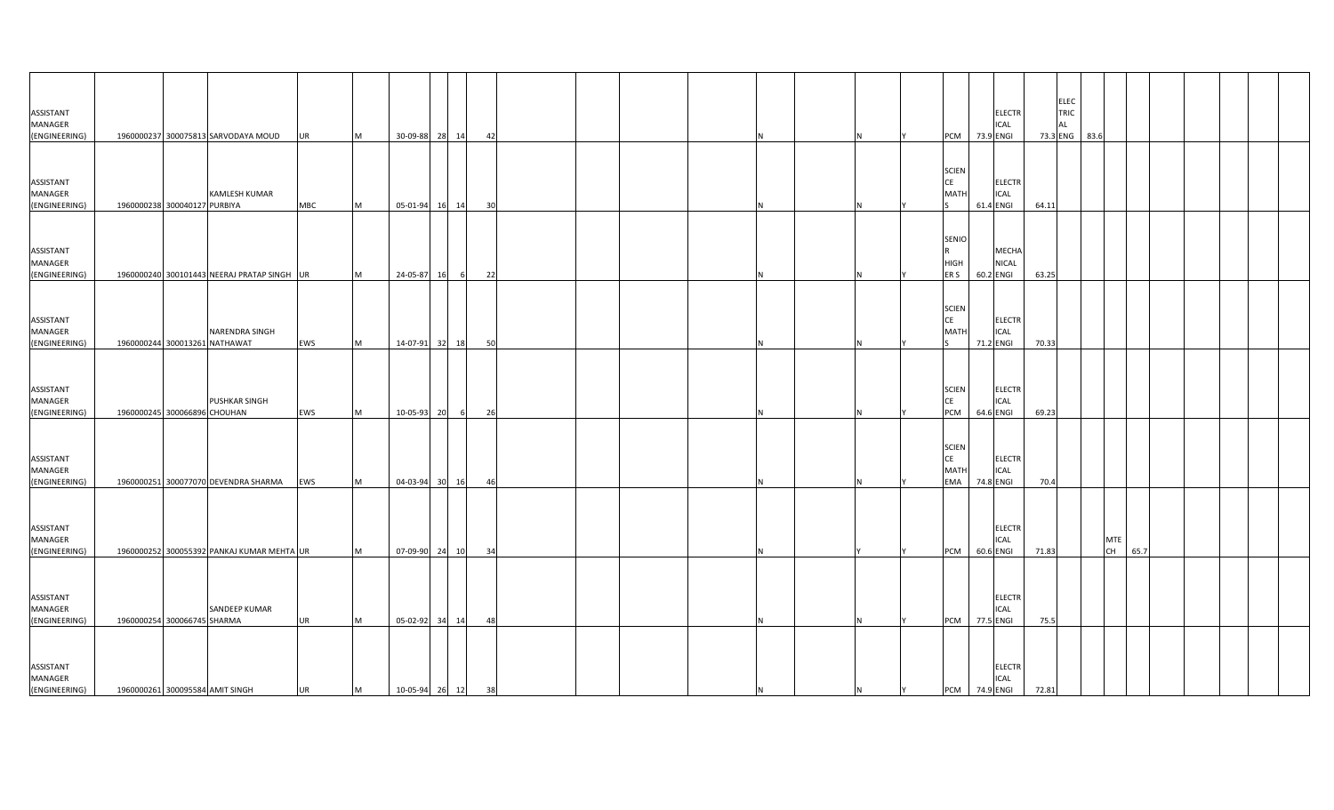| | | | | | | | | | | | | | | | | | | | | | | | | | | | | | | |
|---|---|---|---|---|---|---|---|---|---|---|---|---|---|---|---|---|---|---|---|---|---|---|---|---|---|---|---|---|---|---|
| ASSISTANT MANAGER (ENGINEERING) | 1960000237 | 300075813 | SARVODAYA MOUD | UR | M | 30-09-88 | 28 | 14 | 42 | | | | | N | | N | Y | PCM | 73.9 | ELECTRICAL ENGI | 73.3 | ELECTRICAL ENG | 83.6 | | | | | | | |
| ASSISTANT MANAGER (ENGINEERING) | 1960000238 | 300040127 | KAMLESH KUMAR PURBIYA | MBC | M | 05-01-94 | 16 | 14 | 30 | | | | | N | | N | Y | SCIENCE MATHS | 61.4 | ELECTRICAL ENGI | 64.11 | | | | | | | | | |
| ASSISTANT MANAGER (ENGINEERING) | 1960000240 | 300101443 | NEERAJ PRATAP SINGH | UR | M | 24-05-87 | 16 | 6 | 22 | | | | | N | | N | Y | SENIOR HIGHER S | 60.2 | MECHANICAL ENGI | 63.25 | | | | | | | | | |
| ASSISTANT MANAGER (ENGINEERING) | 1960000244 | 300013261 | NARENDRA SINGH NATHAWAT | EWS | M | 14-07-91 | 32 | 18 | 50 | | | | | N | | N | Y | SCIENCE MATHS | 71.2 | ELECTRICAL ENGI | 70.33 | | | | | | | | | |
| ASSISTANT MANAGER (ENGINEERING) | 1960000245 | 300066896 | PUSHKAR SINGH CHOUHAN | EWS | M | 10-05-93 | 20 | 6 | 26 | | | | | N | | N | Y | SCIENCE PCM | 64.6 | ELECTRICAL ENGI | 69.23 | | | | | | | | | |
| ASSISTANT MANAGER (ENGINEERING) | 1960000251 | 300077070 | DEVENDRA SHARMA | EWS | M | 04-03-94 | 30 | 16 | 46 | | | | | N | | N | Y | SCIENCE MATHEMA | 74.8 | ELECTRICAL ENGI | 70.4 | | | | | | | | | |
| ASSISTANT MANAGER (ENGINEERING) | 1960000252 | 300055392 | PANKAJ KUMAR MEHTA | UR | M | 07-09-90 | 24 | 10 | 34 | | | | | N | | Y | Y | PCM | 60.6 | ELECTRICAL ENGI | 71.83 | | | MTECH | 65.7 | | | | | |
| ASSISTANT MANAGER (ENGINEERING) | 1960000254 | 300066745 | SANDEEP KUMAR SHARMA | UR | M | 05-02-92 | 34 | 14 | 48 | | | | | N | | N | Y | PCM | 77.5 | ELECTRICAL ENGI | 75.5 | | | | | | | | | |
| ASSISTANT MANAGER (ENGINEERING) | 1960000261 | 300095584 | AMIT SINGH | UR | M | 10-05-94 | 26 | 12 | 38 | | | | | N | | N | Y | PCM | 74.9 | ELECTRICAL ENGI | 72.81 | | | | | | | | | |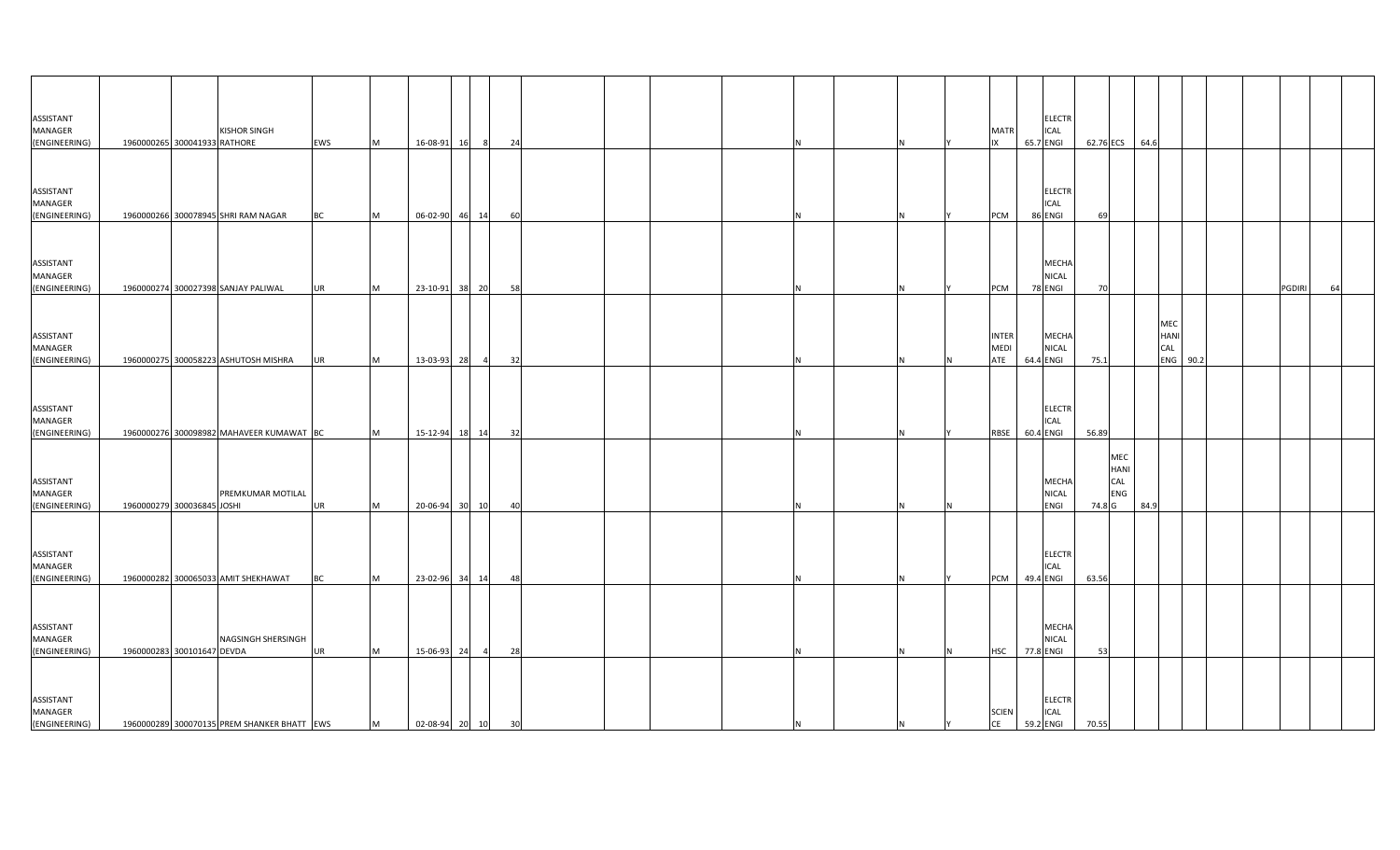| | | | | | | | | | | | | | | | | | | | | | | | | | | | | | | | |
|---|---|---|---|---|---|---|---|---|---|---|---|---|---|---|---|---|---|---|---|---|---|---|---|---|---|---|---|---|---|---|---|
| ASSISTANT MANAGER (ENGINEERING) | 1960000265 | 300041933 | KISHOR SINGH RATHORE | EWS | M | 16-08-91 | 16 | 8 | 24 | | | | | N | | N | Y | MATRIX | 65.7 | ELECTRICAL ENGI | 62.76 | ECS | 64.6 | | | | | | | | |
| ASSISTANT MANAGER (ENGINEERING) | 1960000266 | 300078945 | SHRI RAM NAGAR | BC | M | 06-02-90 | 46 | 14 | 60 | | | | | N | | N | Y | PCM | 86 | ELECTRICAL ENGI | 69 | | | | | | | | | | |
| ASSISTANT MANAGER (ENGINEERING) | 1960000274 | 300027398 | SANJAY PALIWAL | UR | M | 23-10-91 | 38 | 20 | 58 | | | | | N | | N | Y | PCM | 78 | MECHANICAL ENGI | 70 | | | | | | | | PGDIRI | 64 | |
| ASSISTANT MANAGER (ENGINEERING) | 1960000275 | 300058223 | ASHUTOSH MISHRA | UR | M | 13-03-93 | 28 | 4 | 32 | | | | | N | | N | N | INTERMEDIATE | 64.4 | MECHANICAL ENGI | 75.1 | | | MECHANICAL ENG | 90.2 | | | | | | |
| ASSISTANT MANAGER (ENGINEERING) | 1960000276 | 300098982 | MAHAVEER KUMAWAT | BC | M | 15-12-94 | 18 | 14 | 32 | | | | | N | | N | Y | RBSE | 60.4 | ELECTRICAL ENGI | 56.89 | | | | | | | | | | |
| ASSISTANT MANAGER (ENGINEERING) | 1960000279 | 300036845 | PREMKUMAR MOTILAL JOSHI | UR | M | 20-06-94 | 30 | 10 | 40 | | | | | N | | N | N | | | MECHANICAL ENGI | 74.8 | MECHANICAL ENGG | 84.9 | | | | | | | | |
| ASSISTANT MANAGER (ENGINEERING) | 1960000282 | 300065033 | AMIT SHEKHAWAT | BC | M | 23-02-96 | 34 | 14 | 48 | | | | | N | | N | Y | PCM | 49.4 | ELECTRICAL ENGI | 63.56 | | | | | | | | | | |
| ASSISTANT MANAGER (ENGINEERING) | 1960000283 | 300101647 | NAGSINGH SHERSINGH DEVDA | UR | M | 15-06-93 | 24 | 4 | 28 | | | | | N | | N | N | HSC | 77.8 | MECHANICAL ENGI | 53 | | | | | | | | | | |
| ASSISTANT MANAGER (ENGINEERING) | 1960000289 | 300070135 | PREM SHANKER BHATT | EWS | M | 02-08-94 | 20 | 10 | 30 | | | | | N | | N | Y | SCIENCE | 59.2 | ELECTRICAL ENGI | 70.55 | | | | | | | | | | |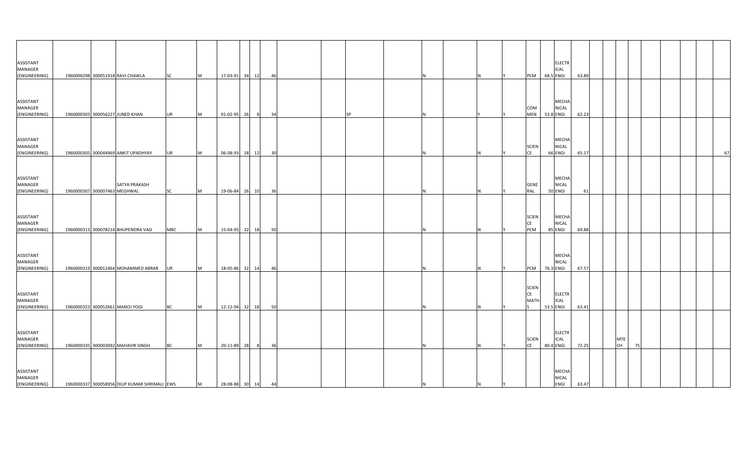| | | | | | | | | | | | | | | | | | | | | | | | | | | | | | | |
|---|---|---|---|---|---|---|---|---|---|---|---|---|---|---|---|---|---|---|---|---|---|---|---|---|---|---|---|---|---|---|
| ASSISTANT MANAGER (ENGINEERING) | 1960000298 | 300051918 | RAVI CHAWLA | SC | M | 17-03-91 | 34 | 12 | 46 | | | | | N | | N | Y | PCM | 68.5 | ELECTRICAL ENGI | 63.89 | | | | | | | | | |
| ASSISTANT MANAGER (ENGINEERING) | 1960000303 | 300056227 | JUNED KHAN | UR | M | 01-02-95 | 26 | 8 | 34 | | | SP | | N | | Y | Y | COMMEN | 53.8 | MECHANICAL ENGI | 62.23 | | | | | | | | | |
| ASSISTANT MANAGER (ENGINEERING) | 1960000305 | 300044969 | ANKIT UPADHYAY | UR | M | 06-08-93 | 18 | 12 | 30 | | | | | N | | N | Y | SCIENCE | 66 | MECHANICAL ENGI | 65.17 | | | | | | | | | 67 |
| ASSISTANT MANAGER (ENGINEERING) | 1960000307 | 300007463 | SATYA PRAKASH MEGHWAL | SC | M | 19-06-84 | 26 | 10 | 36 | | | | | N | | N | Y | GENERAL | 50 | MECHANICAL ENGI | 61 | | | | | | | | | |
| ASSISTANT MANAGER (ENGINEERING) | 1960000313 | 300078214 | BHUPENDRA VASI | MBC | M | 15-04-93 | 32 | 18 | 50 | | | | | N | | N | Y | SCIENCE PCM | 85 | MECHANICAL ENGI | 69.88 | | | | | | | | | |
| ASSISTANT MANAGER (ENGINEERING) | 1960000319 | 300012464 | MOHAMMED ABRAR | UR | M | 18-05-86 | 32 | 14 | 46 | | | | | N | | N | Y | PCM | 76.3 | MECHANICAL ENGI | 67.57 | | | | | | | | | |
| ASSISTANT MANAGER (ENGINEERING) | 1960000323 | 300052661 | MANOJ YOGI | BC | M | 12-12-94 | 32 | 18 | 50 | | | | | N | | N | Y | SCIENCE MATHS | 53.5 | ELECTRICAL ENGI | 63.41 | | | | | | | | | |
| ASSISTANT MANAGER (ENGINEERING) | 1960000335 | 300003092 | MAHAVIR SINGH | BC | M | 20-11-89 | 28 | 8 | 36 | | | | | N | | N | Y | SCIENCE | 80.4 | ELECTRICAL ENGI | 72.25 | | | MTECH | 75 | | | | | |
| ASSISTANT MANAGER (ENGINEERING) | 1960000337 | 300058956 | DILIP KUMAR SHRIMALI | EWS | M | 28-08-88 | 30 | 14 | 44 | | | | | N | | N | Y | | | MECHANICAL ENGI | 63.47 | | | | | | | | | |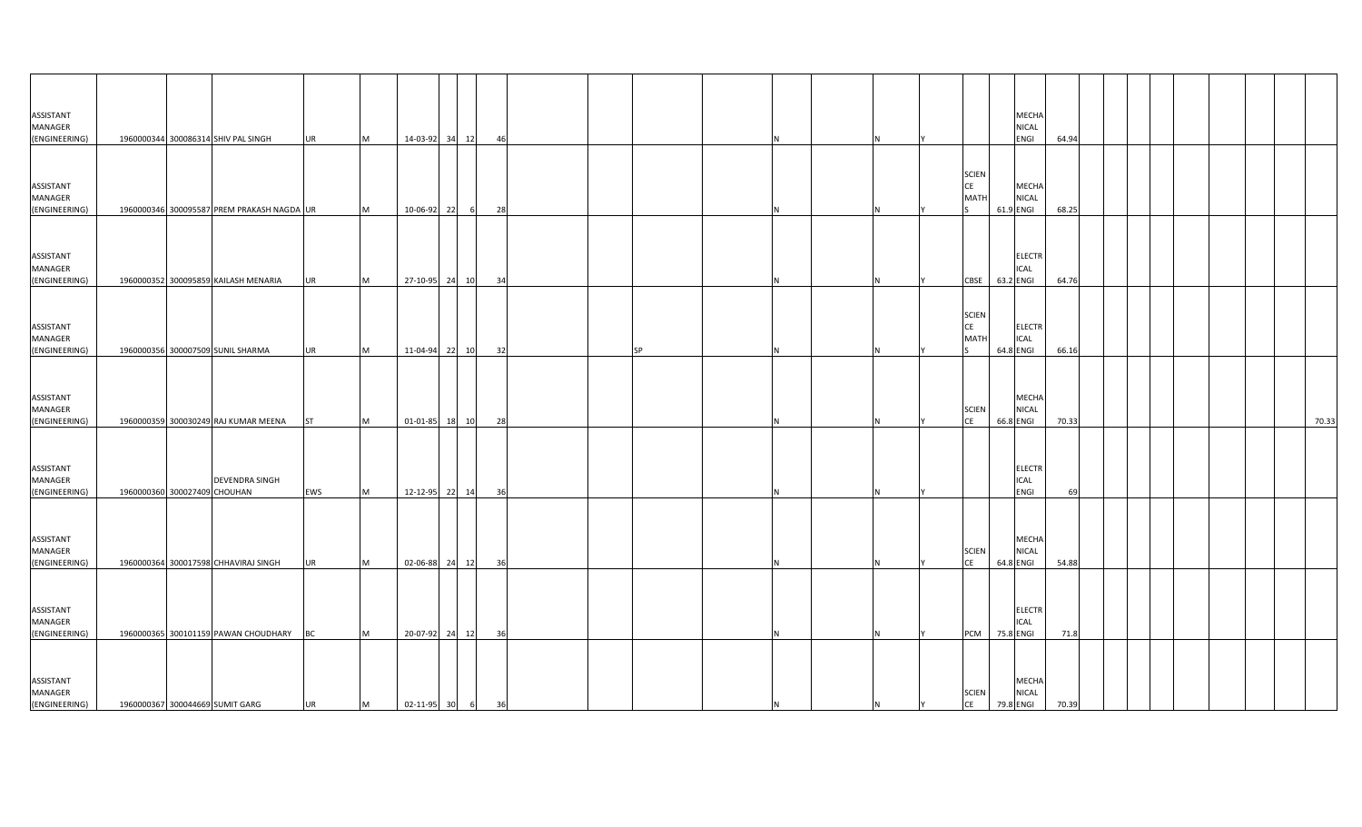| | | | | | | | | | | | | | | | | | | | | | | | | | | | | | | |
|---|---|---|---|---|---|---|---|---|---|---|---|---|---|---|---|---|---|---|---|---|---|---|---|---|---|---|---|---|---|---|
| ASSISTANT MANAGER (ENGINEERING) | 1960000344 | 300086314 | SHIV PAL SINGH | UR | M | 14-03-92 | 34 | 12 | 46 | | | | | N | | N | Y | | | MECHANICAL ENGI | 64.94 | | | | | | | | | |
| ASSISTANT MANAGER (ENGINEERING) | 1960000346 | 300095587 | PREM PRAKASH NAGDA | UR | M | 10-06-92 | 22 | 6 | 28 | | | | | N | | N | Y | SCIENCE MATHS | 61.9 | MECHANICAL ENGI | 68.25 | | | | | | | | | |
| ASSISTANT MANAGER (ENGINEERING) | 1960000352 | 300095859 | KAILASH MENARIA | UR | M | 27-10-95 | 24 | 10 | 34 | | | | | N | | N | Y | CBSE | 63.2 | ELECTRICAL ENGI | 64.76 | | | | | | | | | |
| ASSISTANT MANAGER (ENGINEERING) | 1960000356 | 300007509 | SUNIL SHARMA | UR | M | 11-04-94 | 22 | 10 | 32 | | | SP | | N | | N | Y | SCIENCE MATHS | 64.8 | ELECTRICAL ENGI | 66.16 | | | | | | | | | |
| ASSISTANT MANAGER (ENGINEERING) | 1960000359 | 300030249 | RAJ KUMAR MEENA | ST | M | 01-01-85 | 18 | 10 | 28 | | | | | N | | N | Y | SCIENCE | 66.8 | MECHANICAL ENGI | 70.33 | | | | | | | | | 70.33 |
| ASSISTANT MANAGER (ENGINEERING) | 1960000360 | 300027409 | DEVENDRA SINGH CHOUHAN | EWS | M | 12-12-95 | 22 | 14 | 36 | | | | | N | | N | Y | | | ELECTRICAL ENGI | 69 | | | | | | | | | |
| ASSISTANT MANAGER (ENGINEERING) | 1960000364 | 300017598 | CHHAVIRAJ SINGH | UR | M | 02-06-88 | 24 | 12 | 36 | | | | | N | | N | Y | SCIENCE | 64.8 | MECHANICAL ENGI | 54.88 | | | | | | | | | |
| ASSISTANT MANAGER (ENGINEERING) | 1960000365 | 300101159 | PAWAN CHOUDHARY | BC | M | 20-07-92 | 24 | 12 | 36 | | | | | N | | N | Y | PCM | 75.8 | ELECTRICAL ENGI | 71.8 | | | | | | | | | |
| ASSISTANT MANAGER (ENGINEERING) | 1960000367 | 300044669 | SUMIT GARG | UR | M | 02-11-95 | 30 | 6 | 36 | | | | | N | | N | Y | SCIENCE | 79.8 | MECHANICAL ENGI | 70.39 | | | | | | | | | |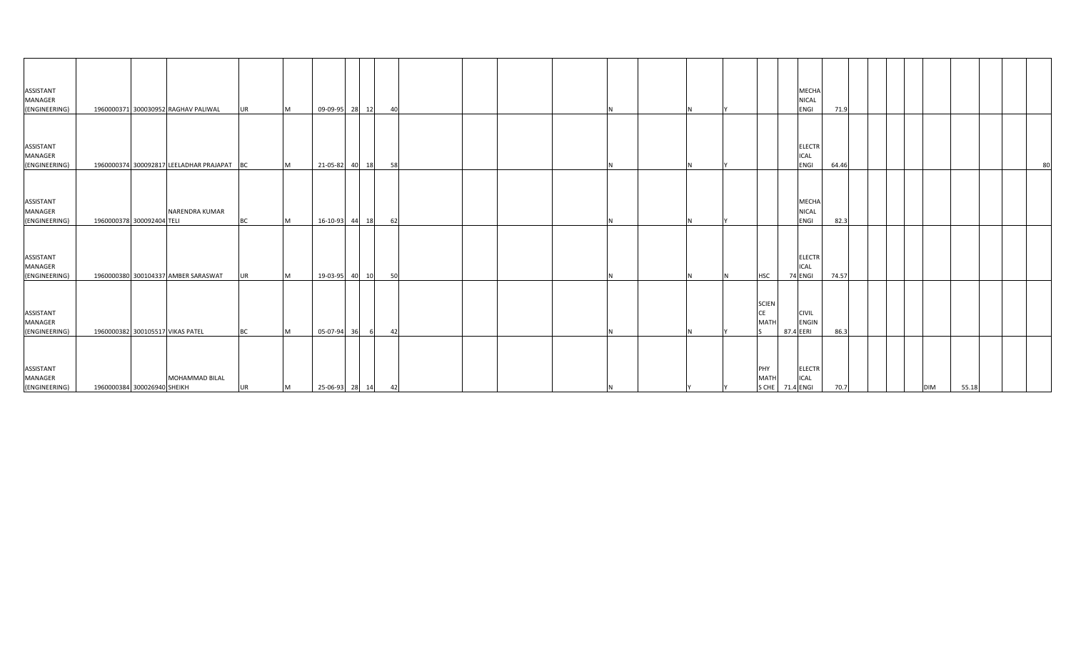| | | | | | | | | | | | | | | | | | | | | | | | | | | | | | | |
|---|---|---|---|---|---|---|---|---|---|---|---|---|---|---|---|---|---|---|---|---|---|---|---|---|---|---|---|---|---|---|
| ASSISTANT MANAGER (ENGINEERING) | 1960000371 | 300030952 | RAGHAV PALIWAL | UR | M | 09-09-95 | 28 | 12 | 40 | | | | | N | | N | Y | | | MECHANICAL ENGI | 71.9 | | | | | | | | | |
| ASSISTANT MANAGER (ENGINEERING) | 1960000374 | 300092817 | LEELADHAR PRAJAPAT | BC | M | 21-05-82 | 40 | 18 | 58 | | | | | N | | N | Y | | | ELECTRICAL ENGI | 64.46 | | | | | | | | | 80 |
| ASSISTANT MANAGER (ENGINEERING) | 1960000378 | 300092404 | NARENDRA KUMAR TELI | BC | M | 16-10-93 | 44 | 18 | 62 | | | | | N | | N | Y | | | MECHANICAL ENGI | 82.3 | | | | | | | | | |
| ASSISTANT MANAGER (ENGINEERING) | 1960000380 | 300104337 | AMBER SARASWAT | UR | M | 19-03-95 | 40 | 10 | 50 | | | | | N | | N | N | HSC | 74 | ELECTRICAL ENGI | 74.57 | | | | | | | | | |
| ASSISTANT MANAGER (ENGINEERING) | 1960000382 | 300105517 | VIKAS PATEL | BC | M | 05-07-94 | 36 | 6 | 42 | | | | | N | | N | Y | SCIENCE MATHS | 87.4 | CIVIL ENGINEERI | 86.3 | | | | | | | | | |
| ASSISTANT MANAGER (ENGINEERING) | 1960000384 | 300026940 | MOHAMMAD BILAL SHEIKH | UR | M | 25-06-93 | 28 | 14 | 42 | | | | | N | | Y | Y | PHY MATHS CHE | 71.4 | ELECTRICAL ENGI | 70.7 | | | | | DIM | 55.18 | | | |